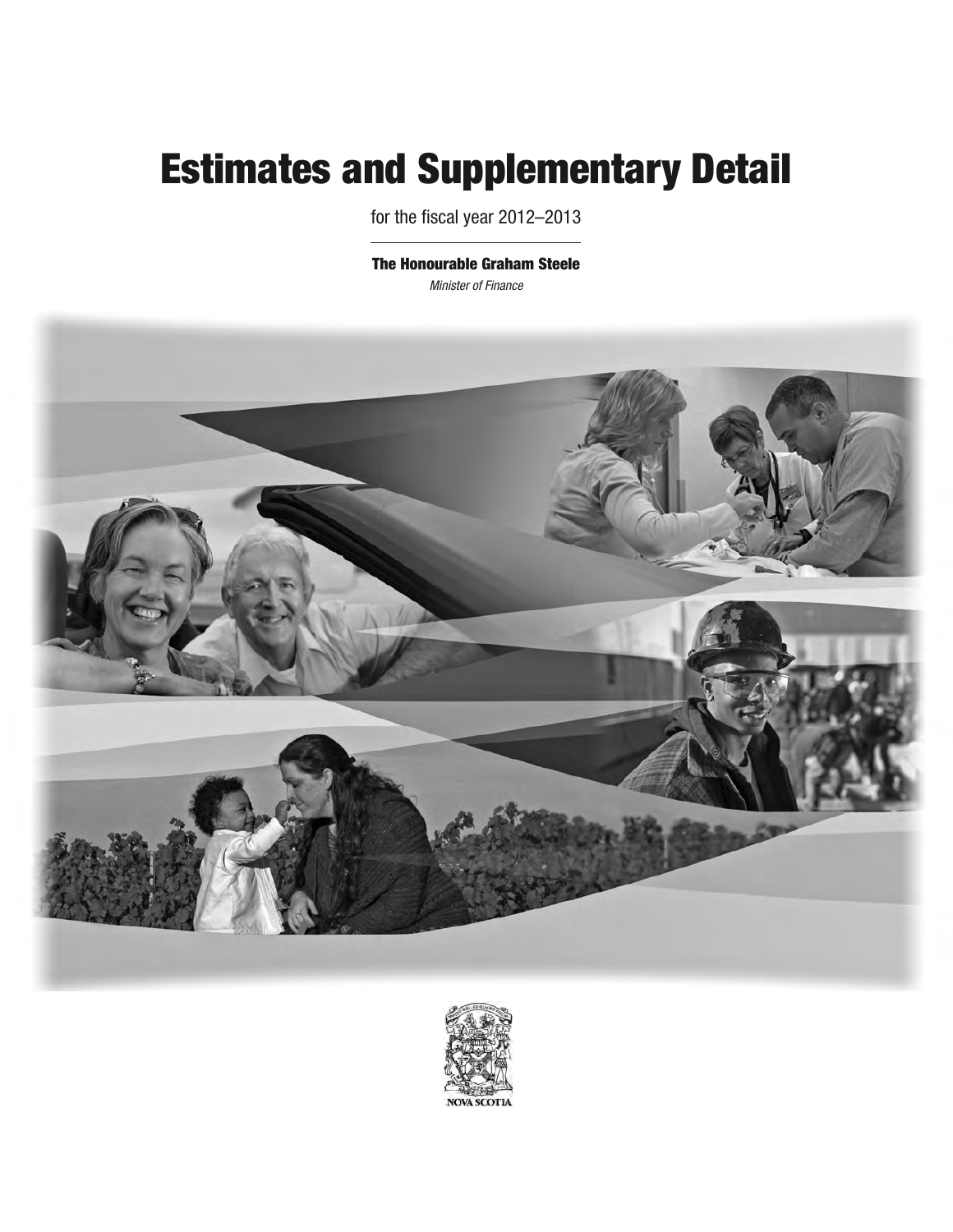# Estimates and Supplementary Detail

for the fiscal year 2012–2013

**The Honourable Graham Steele**

*Minister of Finance*

NOVA SCOTIA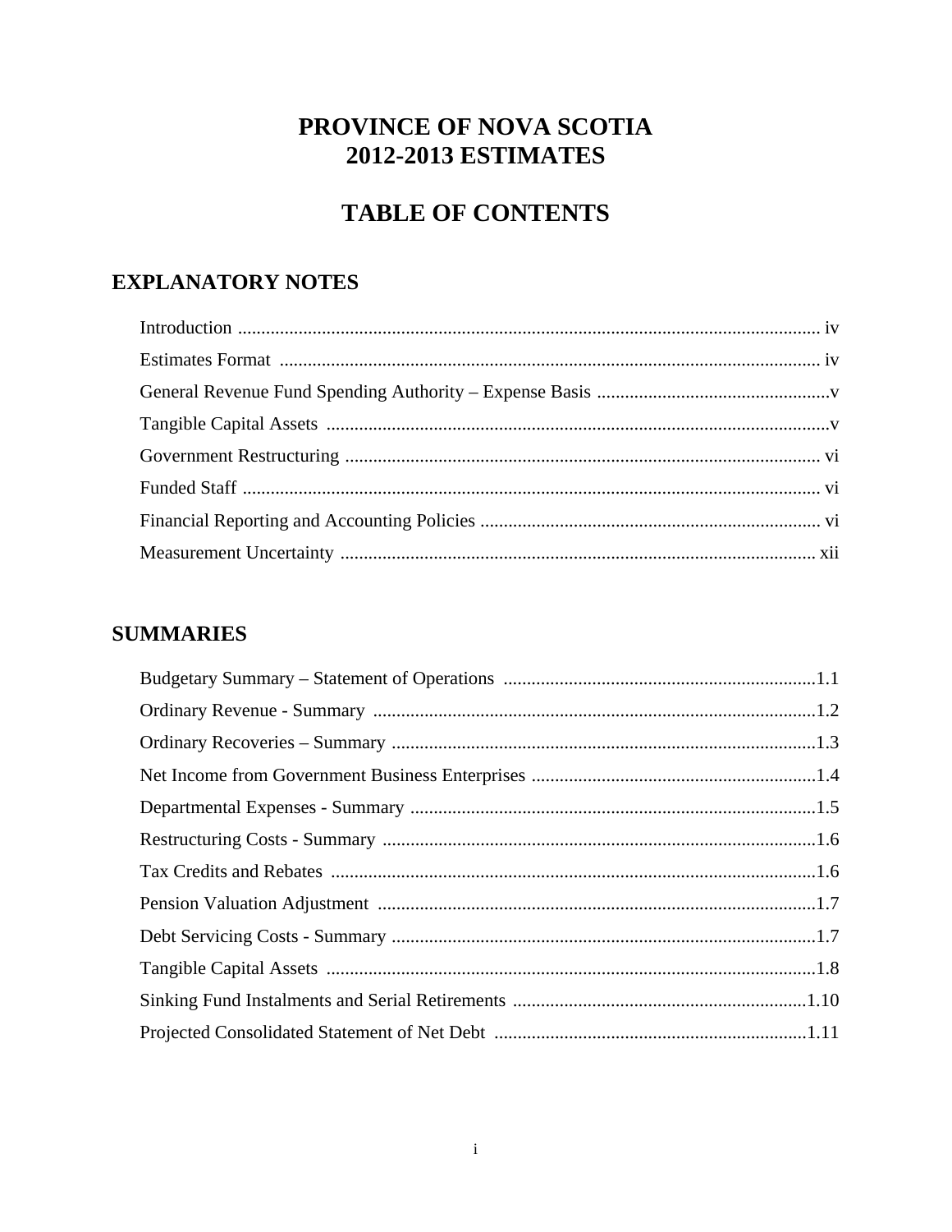# PROVINCE OF NOVA SCOTIA
# 2012-2013 ESTIMATES

# TABLE OF CONTENTS

## EXPLANATORY NOTES

| | |
|---|---|
| Introduction | iv |
| Estimates Format | iv |
| General Revenue Fund Spending Authority – Expense Basis | v |
| Tangible Capital Assets | v |
| Government Restructuring | vi |
| Funded Staff | vi |
| Financial Reporting and Accounting Policies | vi |
| Measurement Uncertainty | xii |

## SUMMARIES

| | |
|---|---|
| Budgetary Summary – Statement of Operations | 1.1 |
| Ordinary Revenue - Summary | 1.2 |
| Ordinary Recoveries – Summary | 1.3 |
| Net Income from Government Business Enterprises | 1.4 |
| Departmental Expenses - Summary | 1.5 |
| Restructuring Costs - Summary | 1.6 |
| Tax Credits and Rebates | 1.6 |
| Pension Valuation Adjustment | 1.7 |
| Debt Servicing Costs - Summary | 1.7 |
| Tangible Capital Assets | 1.8 |
| Sinking Fund Instalments and Serial Retirements | 1.10 |
| Projected Consolidated Statement of Net Debt | 1.11 |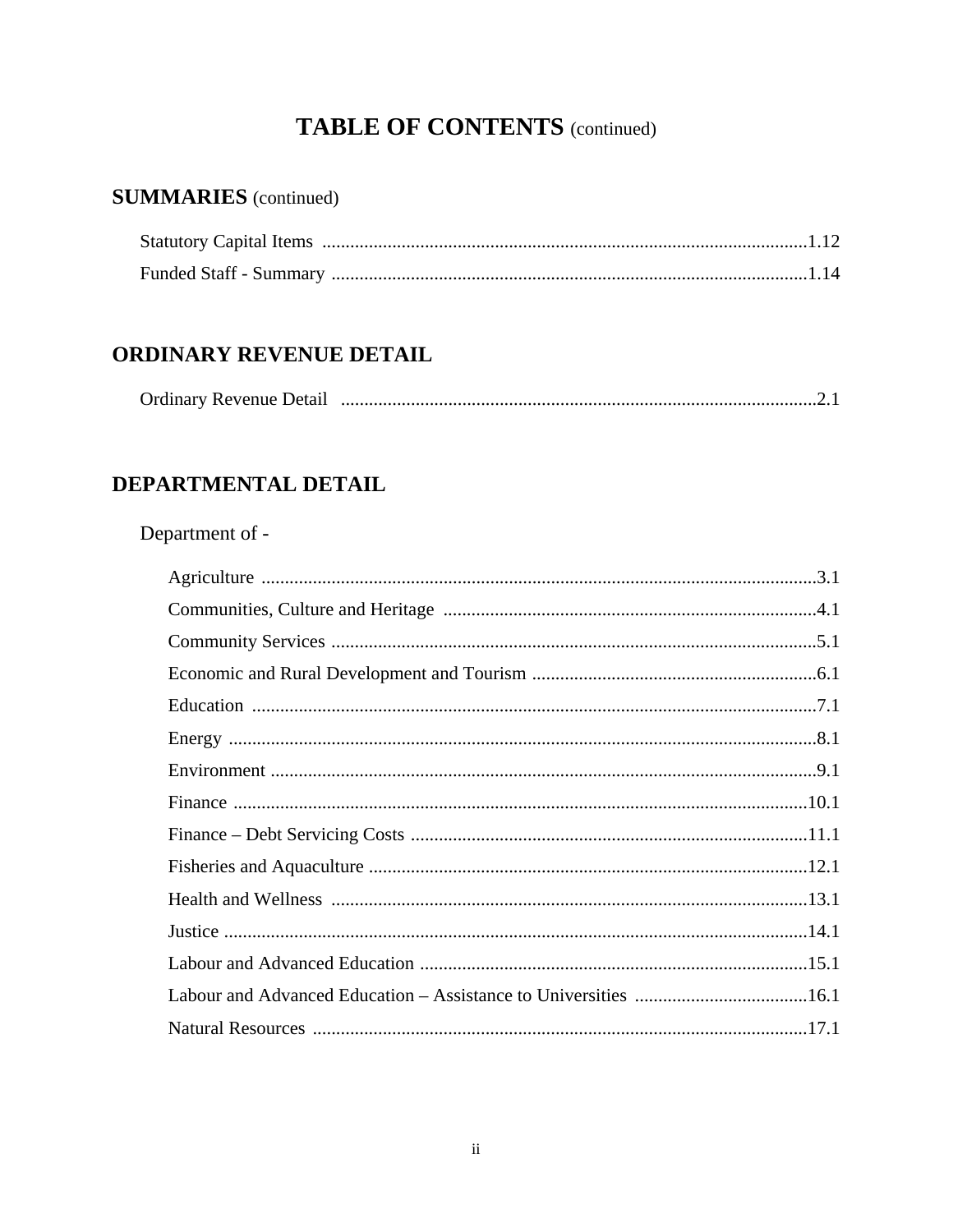# TABLE OF CONTENTS (continued)

## SUMMARIES (continued)

Statistory Capital Items ........................................................................................................1.12

Funded Staff - Summary ......................................................................................................1.14

## ORDINARY REVENUE DETAIL

Ordinary Revenue Detail .....................................................................................................2.1

## DEPARTMENTAL DETAIL

Department of -

Agriculture .......................................................................................................................3.1

Communities, Culture and Heritage ................................................................................4.1

Community Services ........................................................................................................5.1

Economic and Rural Development and Tourism ..............................................................6.1

Education ..........................................................................................................................7.1

Energy ..............................................................................................................................8.1

Environment .....................................................................................................................9.1

Finance ............................................................................................................................10.1

Finance – Debt Servicing Costs ......................................................................................11.1

Fisheries and Aquaculture ...............................................................................................12.1

Health and Wellness .......................................................................................................13.1

Justice .............................................................................................................................14.1

Labour and Advanced Education ....................................................................................15.1

Labour and Advanced Education – Assistance to Universities ......................................16.1

Natural Resources ...........................................................................................................17.1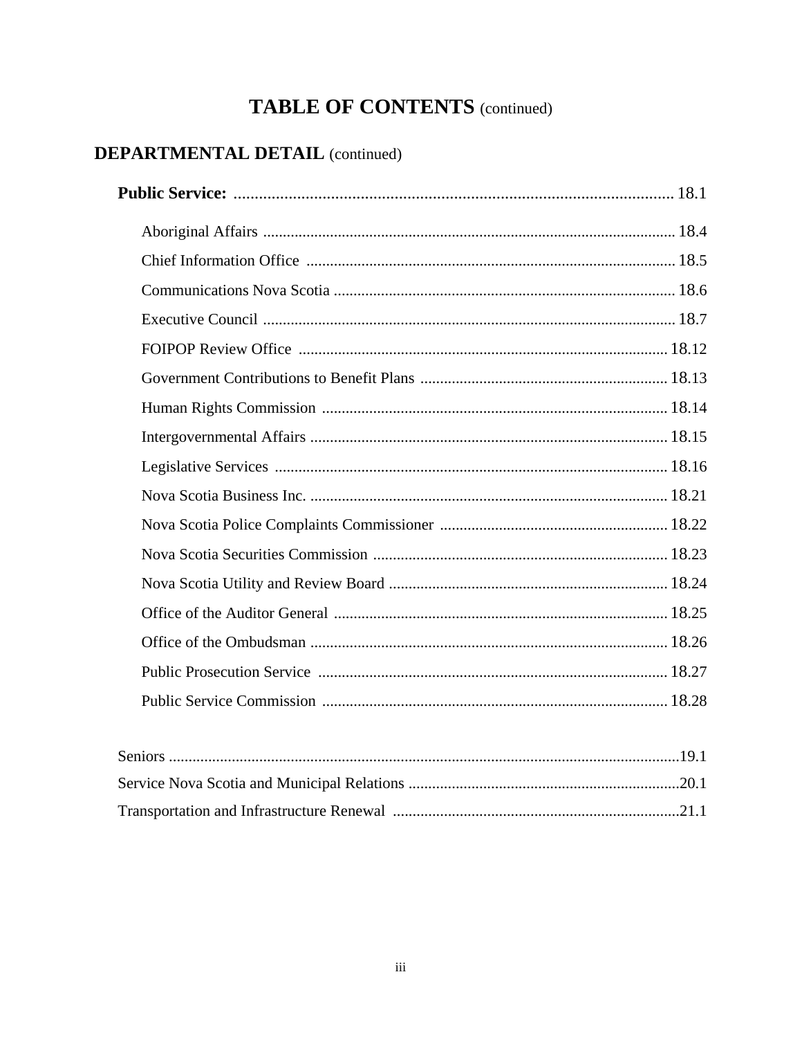# TABLE OF CONTENTS (continued)

## DEPARTMENTAL DETAIL (continued)

**Public Service:** .......... 18.1

- Aboriginal Affairs .......... 18.4
- Chief Information Office .......... 18.5
- Communications Nova Scotia .......... 18.6
- Executive Council .......... 18.7
- FOIPOP Review Office .......... 18.12
- Government Contributions to Benefit Plans .......... 18.13
- Human Rights Commission .......... 18.14
- Intergovernmental Affairs .......... 18.15
- Legislative Services .......... 18.16
- Nova Scotia Business Inc. .......... 18.21
- Nova Scotia Police Complaints Commissioner .......... 18.22
- Nova Scotia Securities Commission .......... 18.23
- Nova Scotia Utility and Review Board .......... 18.24
- Office of the Auditor General .......... 18.25
- Office of the Ombudsman .......... 18.26
- Public Prosecution Service .......... 18.27
- Public Service Commission .......... 18.28

Seniors .......... 19.1

Service Nova Scotia and Municipal Relations .......... 20.1

Transportation and Infrastructure Renewal .......... 21.1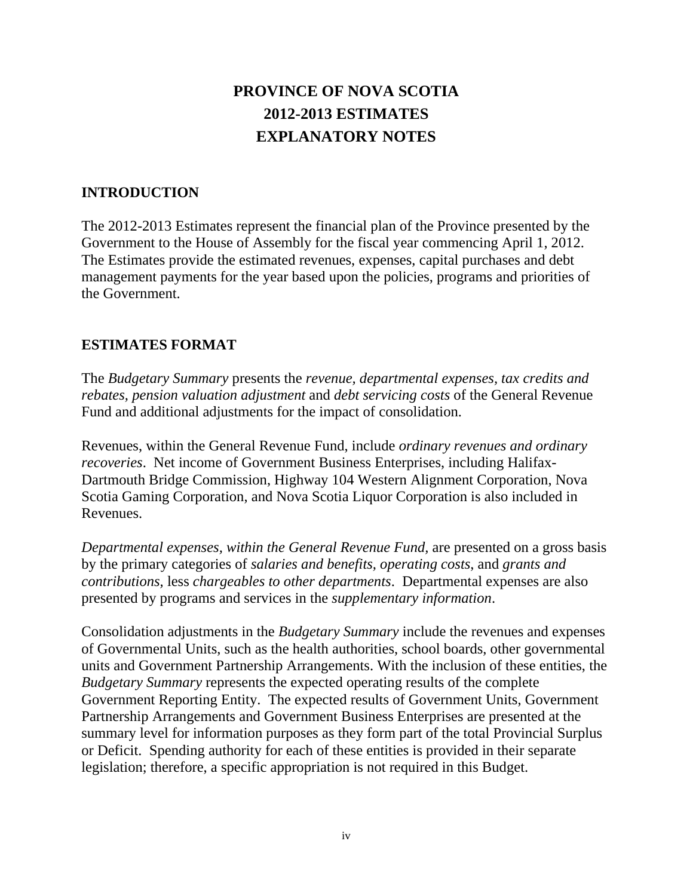# PROVINCE OF NOVA SCOTIA
# 2012-2013 ESTIMATES
# EXPLANATORY NOTES

## INTRODUCTION

The 2012-2013 Estimates represent the financial plan of the Province presented by the Government to the House of Assembly for the fiscal year commencing April 1, 2012. The Estimates provide the estimated revenues, expenses, capital purchases and debt management payments for the year based upon the policies, programs and priorities of the Government.

## ESTIMATES FORMAT

The *Budgetary Summary* presents the *revenue, departmental expenses, tax credits and rebates, pension valuation adjustment* and *debt servicing costs* of the General Revenue Fund and additional adjustments for the impact of consolidation.

Revenues, within the General Revenue Fund, include *ordinary revenues and ordinary recoveries*. Net income of Government Business Enterprises, including Halifax-Dartmouth Bridge Commission, Highway 104 Western Alignment Corporation, Nova Scotia Gaming Corporation, and Nova Scotia Liquor Corporation is also included in Revenues.

*Departmental expenses, within the General Revenue Fund,* are presented on a gross basis by the primary categories of *salaries and benefits, operating costs*, and *grants and contributions,* less *chargeables to other departments*. Departmental expenses are also presented by programs and services in the *supplementary information*.

Consolidation adjustments in the *Budgetary Summary* include the revenues and expenses of Governmental Units, such as the health authorities, school boards, other governmental units and Government Partnership Arrangements. With the inclusion of these entities, the *Budgetary Summary* represents the expected operating results of the complete Government Reporting Entity. The expected results of Government Units, Government Partnership Arrangements and Government Business Enterprises are presented at the summary level for information purposes as they form part of the total Provincial Surplus or Deficit. Spending authority for each of these entities is provided in their separate legislation; therefore, a specific appropriation is not required in this Budget.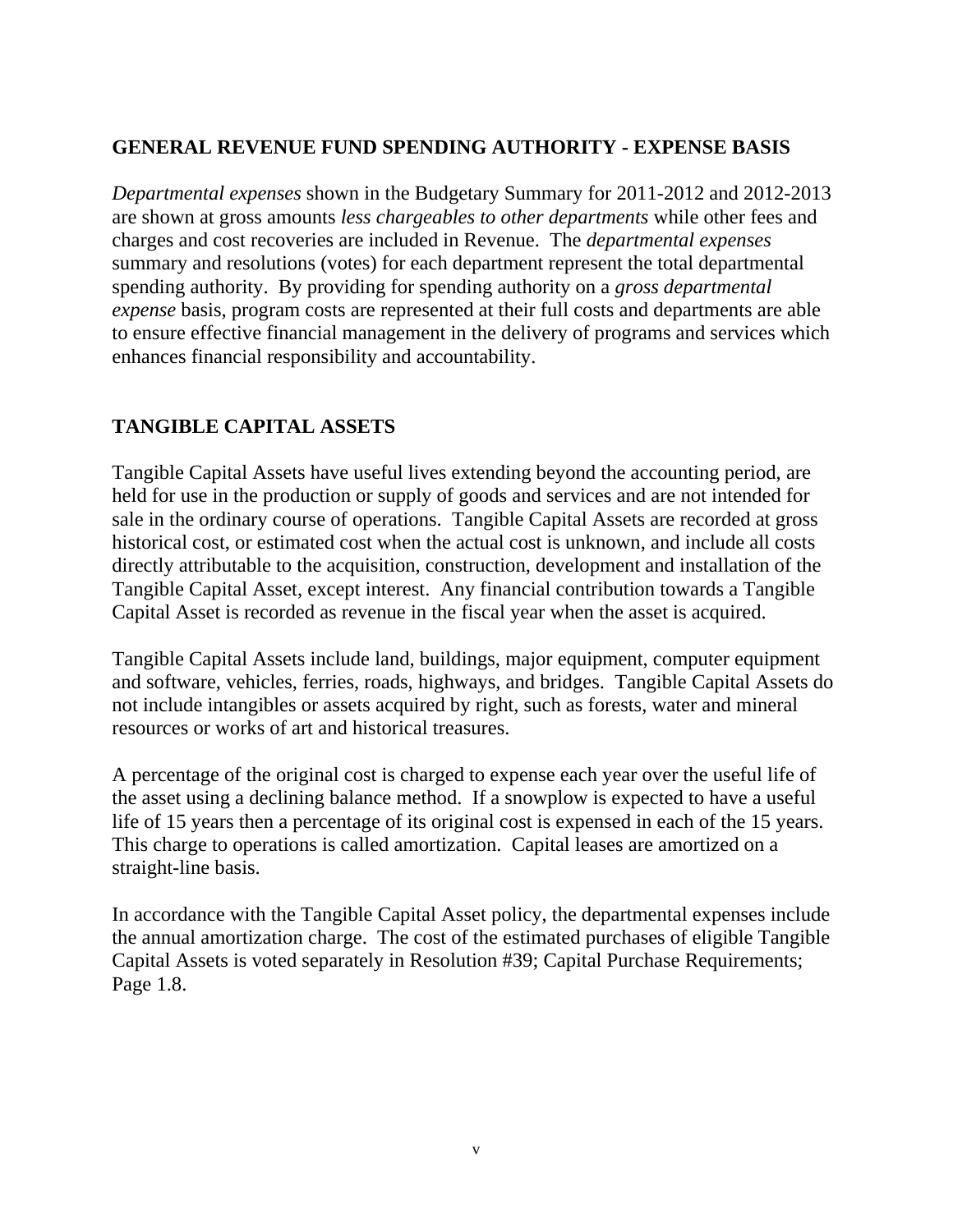## GENERAL REVENUE FUND SPENDING AUTHORITY - EXPENSE BASIS

*Departmental expenses* shown in the Budgetary Summary for 2011-2012 and 2012-2013 are shown at gross amounts *less chargeables to other departments* while other fees and charges and cost recoveries are included in Revenue. The *departmental expenses* summary and resolutions (votes) for each department represent the total departmental spending authority. By providing for spending authority on a *gross departmental expense* basis, program costs are represented at their full costs and departments are able to ensure effective financial management in the delivery of programs and services which enhances financial responsibility and accountability.

## TANGIBLE CAPITAL ASSETS

Tangible Capital Assets have useful lives extending beyond the accounting period, are held for use in the production or supply of goods and services and are not intended for sale in the ordinary course of operations. Tangible Capital Assets are recorded at gross historical cost, or estimated cost when the actual cost is unknown, and include all costs directly attributable to the acquisition, construction, development and installation of the Tangible Capital Asset, except interest. Any financial contribution towards a Tangible Capital Asset is recorded as revenue in the fiscal year when the asset is acquired.

Tangible Capital Assets include land, buildings, major equipment, computer equipment and software, vehicles, ferries, roads, highways, and bridges. Tangible Capital Assets do not include intangibles or assets acquired by right, such as forests, water and mineral resources or works of art and historical treasures.

A percentage of the original cost is charged to expense each year over the useful life of the asset using a declining balance method. If a snowplow is expected to have a useful life of 15 years then a percentage of its original cost is expensed in each of the 15 years. This charge to operations is called amortization. Capital leases are amortized on a straight-line basis.

In accordance with the Tangible Capital Asset policy, the departmental expenses include the annual amortization charge. The cost of the estimated purchases of eligible Tangible Capital Assets is voted separately in Resolution #39; Capital Purchase Requirements; Page 1.8.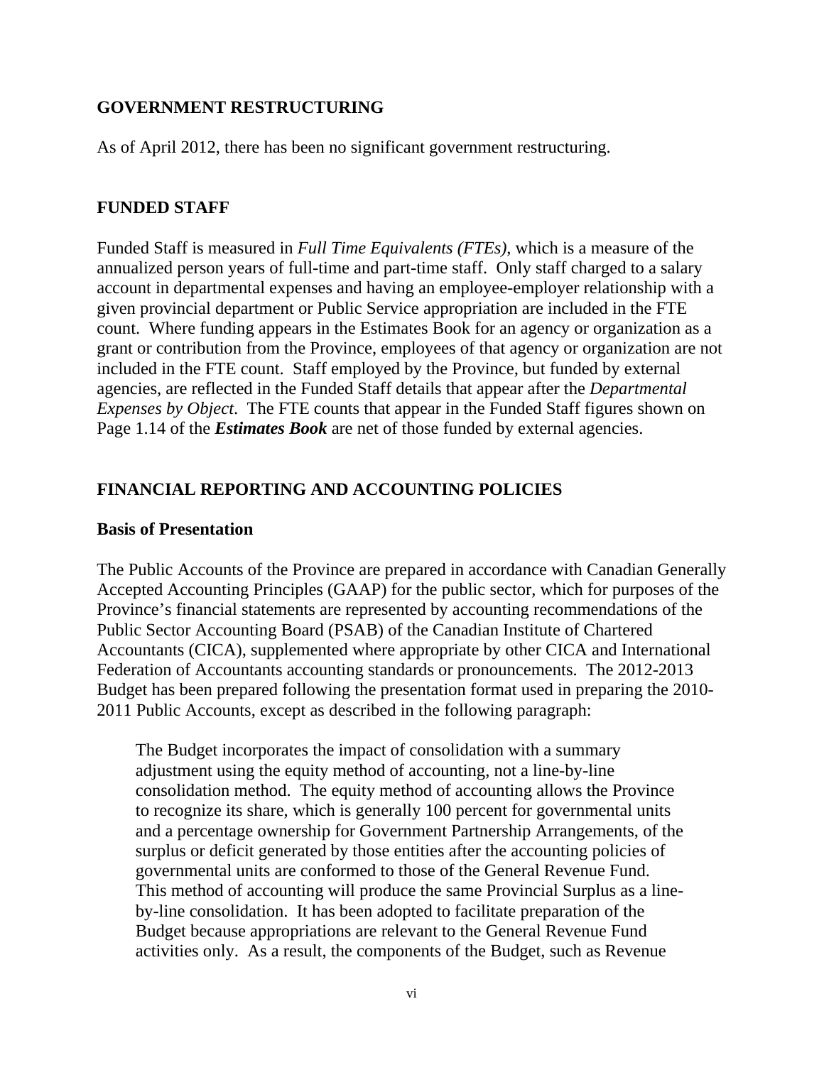## GOVERNMENT RESTRUCTURING

As of April 2012, there has been no significant government restructuring.

## FUNDED STAFF

Funded Staff is measured in *Full Time Equivalents (FTEs)*, which is a measure of the annualized person years of full-time and part-time staff. Only staff charged to a salary account in departmental expenses and having an employee-employer relationship with a given provincial department or Public Service appropriation are included in the FTE count. Where funding appears in the Estimates Book for an agency or organization as a grant or contribution from the Province, employees of that agency or organization are not included in the FTE count. Staff employed by the Province, but funded by external agencies, are reflected in the Funded Staff details that appear after the *Departmental Expenses by Object*. The FTE counts that appear in the Funded Staff figures shown on Page 1.14 of the ***Estimates Book*** are net of those funded by external agencies.

## FINANCIAL REPORTING AND ACCOUNTING POLICIES

### Basis of Presentation

The Public Accounts of the Province are prepared in accordance with Canadian Generally Accepted Accounting Principles (GAAP) for the public sector, which for purposes of the Province's financial statements are represented by accounting recommendations of the Public Sector Accounting Board (PSAB) of the Canadian Institute of Chartered Accountants (CICA), supplemented where appropriate by other CICA and International Federation of Accountants accounting standards or pronouncements. The 2012-2013 Budget has been prepared following the presentation format used in preparing the 2010-2011 Public Accounts, except as described in the following paragraph:

> The Budget incorporates the impact of consolidation with a summary adjustment using the equity method of accounting, not a line-by-line consolidation method. The equity method of accounting allows the Province to recognize its share, which is generally 100 percent for governmental units and a percentage ownership for Government Partnership Arrangements, of the surplus or deficit generated by those entities after the accounting policies of governmental units are conformed to those of the General Revenue Fund. This method of accounting will produce the same Provincial Surplus as a line-by-line consolidation. It has been adopted to facilitate preparation of the Budget because appropriations are relevant to the General Revenue Fund activities only. As a result, the components of the Budget, such as Revenue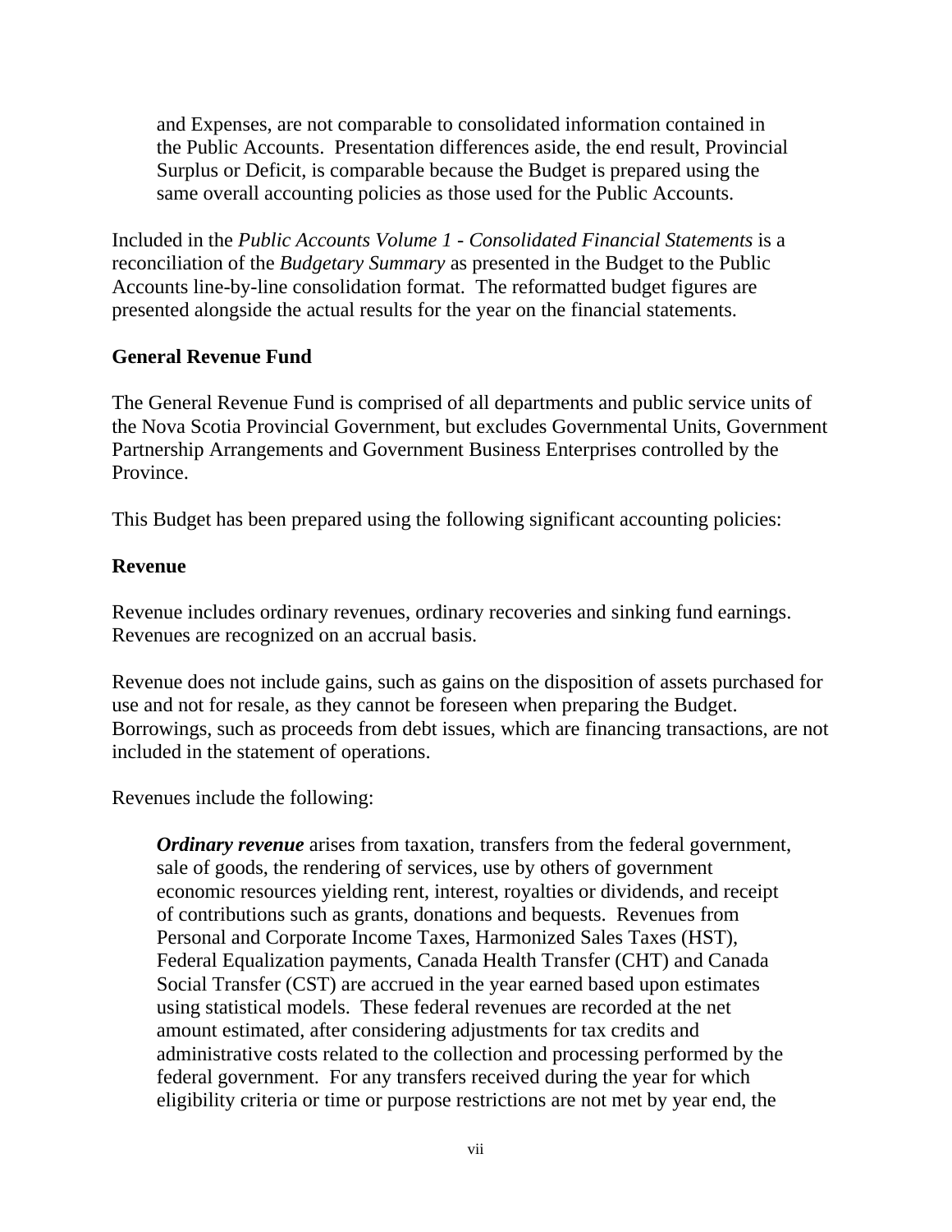and Expenses, are not comparable to consolidated information contained in the Public Accounts. Presentation differences aside, the end result, Provincial Surplus or Deficit, is comparable because the Budget is prepared using the same overall accounting policies as those used for the Public Accounts.

Included in the *Public Accounts Volume 1 - Consolidated Financial Statements* is a reconciliation of the *Budgetary Summary* as presented in the Budget to the Public Accounts line-by-line consolidation format. The reformatted budget figures are presented alongside the actual results for the year on the financial statements.

**General Revenue Fund**

The General Revenue Fund is comprised of all departments and public service units of the Nova Scotia Provincial Government, but excludes Governmental Units, Government Partnership Arrangements and Government Business Enterprises controlled by the Province.

This Budget has been prepared using the following significant accounting policies:

**Revenue**

Revenue includes ordinary revenues, ordinary recoveries and sinking fund earnings. Revenues are recognized on an accrual basis.

Revenue does not include gains, such as gains on the disposition of assets purchased for use and not for resale, as they cannot be foreseen when preparing the Budget. Borrowings, such as proceeds from debt issues, which are financing transactions, are not included in the statement of operations.

Revenues include the following:

> ***Ordinary revenue*** arises from taxation, transfers from the federal government, sale of goods, the rendering of services, use by others of government economic resources yielding rent, interest, royalties or dividends, and receipt of contributions such as grants, donations and bequests. Revenues from Personal and Corporate Income Taxes, Harmonized Sales Taxes (HST), Federal Equalization payments, Canada Health Transfer (CHT) and Canada Social Transfer (CST) are accrued in the year earned based upon estimates using statistical models. These federal revenues are recorded at the net amount estimated, after considering adjustments for tax credits and administrative costs related to the collection and processing performed by the federal government. For any transfers received during the year for which eligibility criteria or time or purpose restrictions are not met by year end, the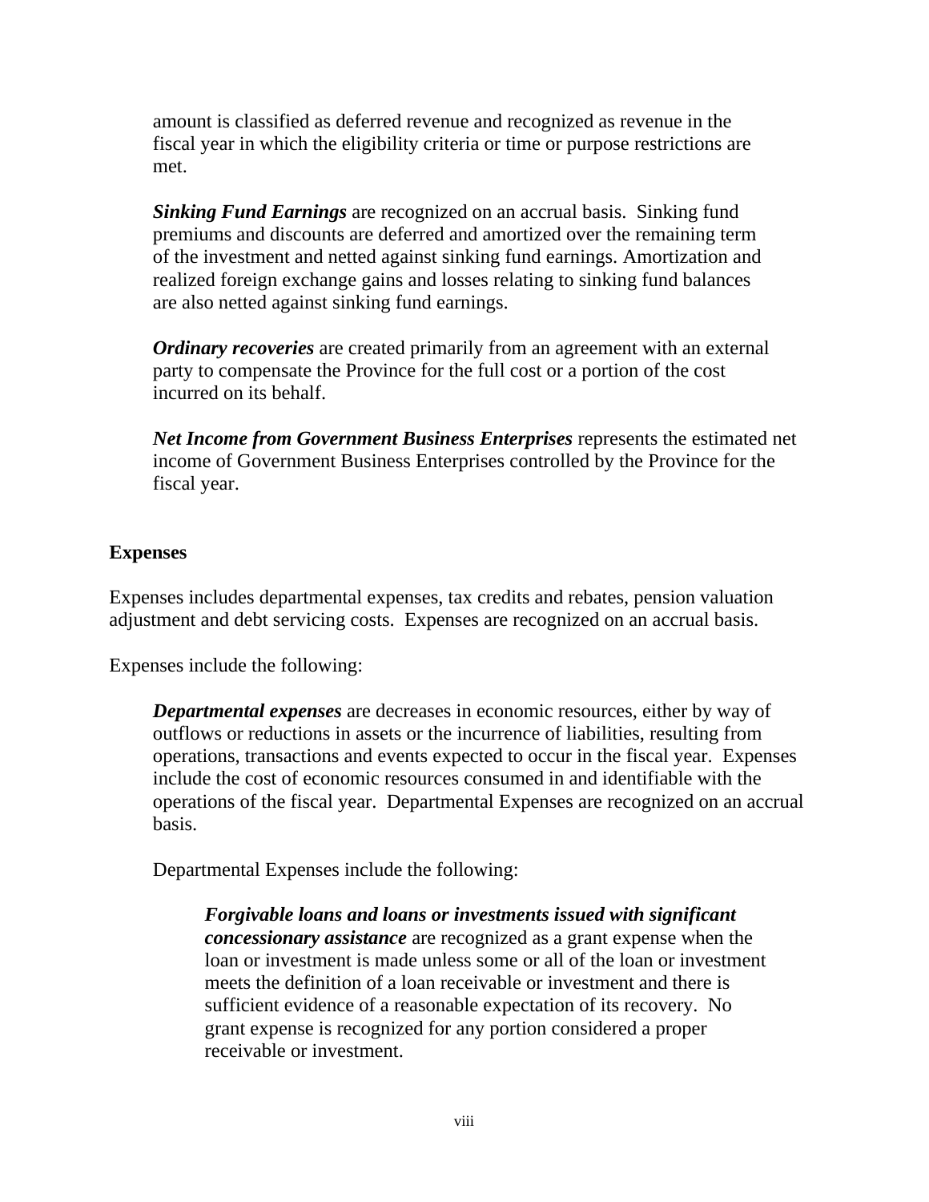amount is classified as deferred revenue and recognized as revenue in the fiscal year in which the eligibility criteria or time or purpose restrictions are met.

***Sinking Fund Earnings*** are recognized on an accrual basis. Sinking fund premiums and discounts are deferred and amortized over the remaining term of the investment and netted against sinking fund earnings. Amortization and realized foreign exchange gains and losses relating to sinking fund balances are also netted against sinking fund earnings.

***Ordinary recoveries*** are created primarily from an agreement with an external party to compensate the Province for the full cost or a portion of the cost incurred on its behalf.

***Net Income from Government Business Enterprises*** represents the estimated net income of Government Business Enterprises controlled by the Province for the fiscal year.

**Expenses**

Expenses includes departmental expenses, tax credits and rebates, pension valuation adjustment and debt servicing costs. Expenses are recognized on an accrual basis.

Expenses include the following:

***Departmental expenses*** are decreases in economic resources, either by way of outflows or reductions in assets or the incurrence of liabilities, resulting from operations, transactions and events expected to occur in the fiscal year. Expenses include the cost of economic resources consumed in and identifiable with the operations of the fiscal year. Departmental Expenses are recognized on an accrual basis.

Departmental Expenses include the following:

***Forgivable loans and loans or investments issued with significant concessionary assistance*** are recognized as a grant expense when the loan or investment is made unless some or all of the loan or investment meets the definition of a loan receivable or investment and there is sufficient evidence of a reasonable expectation of its recovery. No grant expense is recognized for any portion considered a proper receivable or investment.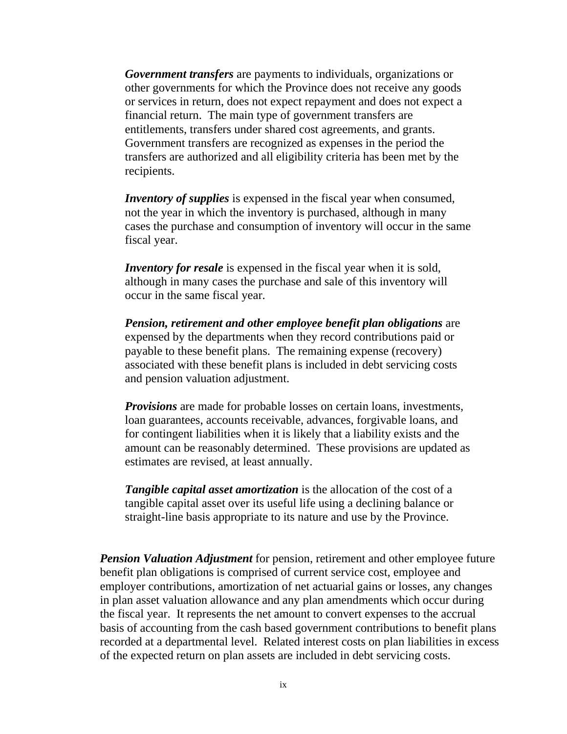***Government transfers*** are payments to individuals, organizations or other governments for which the Province does not receive any goods or services in return, does not expect repayment and does not expect a financial return. The main type of government transfers are entitlements, transfers under shared cost agreements, and grants. Government transfers are recognized as expenses in the period the transfers are authorized and all eligibility criteria has been met by the recipients.

***Inventory of supplies*** is expensed in the fiscal year when consumed, not the year in which the inventory is purchased, although in many cases the purchase and consumption of inventory will occur in the same fiscal year.

***Inventory for resale*** is expensed in the fiscal year when it is sold, although in many cases the purchase and sale of this inventory will occur in the same fiscal year.

***Pension, retirement and other employee benefit plan obligations*** are expensed by the departments when they record contributions paid or payable to these benefit plans. The remaining expense (recovery) associated with these benefit plans is included in debt servicing costs and pension valuation adjustment.

***Provisions*** are made for probable losses on certain loans, investments, loan guarantees, accounts receivable, advances, forgivable loans, and for contingent liabilities when it is likely that a liability exists and the amount can be reasonably determined. These provisions are updated as estimates are revised, at least annually.

***Tangible capital asset amortization*** is the allocation of the cost of a tangible capital asset over its useful life using a declining balance or straight-line basis appropriate to its nature and use by the Province.

***Pension Valuation Adjustment*** for pension, retirement and other employee future benefit plan obligations is comprised of current service cost, employee and employer contributions, amortization of net actuarial gains or losses, any changes in plan asset valuation allowance and any plan amendments which occur during the fiscal year. It represents the net amount to convert expenses to the accrual basis of accounting from the cash based government contributions to benefit plans recorded at a departmental level. Related interest costs on plan liabilities in excess of the expected return on plan assets are included in debt servicing costs.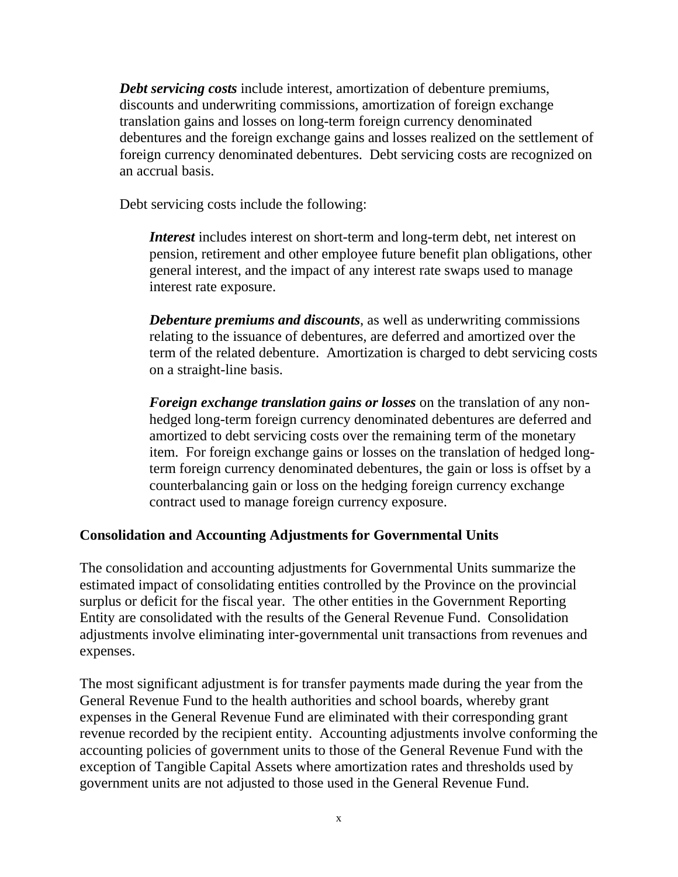***Debt servicing costs*** include interest, amortization of debenture premiums, discounts and underwriting commissions, amortization of foreign exchange translation gains and losses on long-term foreign currency denominated debentures and the foreign exchange gains and losses realized on the settlement of foreign currency denominated debentures. Debt servicing costs are recognized on an accrual basis.

Debt servicing costs include the following:

***Interest*** includes interest on short-term and long-term debt, net interest on pension, retirement and other employee future benefit plan obligations, other general interest, and the impact of any interest rate swaps used to manage interest rate exposure.

***Debenture premiums and discounts***, as well as underwriting commissions relating to the issuance of debentures, are deferred and amortized over the term of the related debenture. Amortization is charged to debt servicing costs on a straight-line basis.

***Foreign exchange translation gains or losses*** on the translation of any non-hedged long-term foreign currency denominated debentures are deferred and amortized to debt servicing costs over the remaining term of the monetary item. For foreign exchange gains or losses on the translation of hedged long-term foreign currency denominated debentures, the gain or loss is offset by a counterbalancing gain or loss on the hedging foreign currency exchange contract used to manage foreign currency exposure.

**Consolidation and Accounting Adjustments for Governmental Units**

The consolidation and accounting adjustments for Governmental Units summarize the estimated impact of consolidating entities controlled by the Province on the provincial surplus or deficit for the fiscal year. The other entities in the Government Reporting Entity are consolidated with the results of the General Revenue Fund. Consolidation adjustments involve eliminating inter-governmental unit transactions from revenues and expenses.

The most significant adjustment is for transfer payments made during the year from the General Revenue Fund to the health authorities and school boards, whereby grant expenses in the General Revenue Fund are eliminated with their corresponding grant revenue recorded by the recipient entity. Accounting adjustments involve conforming the accounting policies of government units to those of the General Revenue Fund with the exception of Tangible Capital Assets where amortization rates and thresholds used by government units are not adjusted to those used in the General Revenue Fund.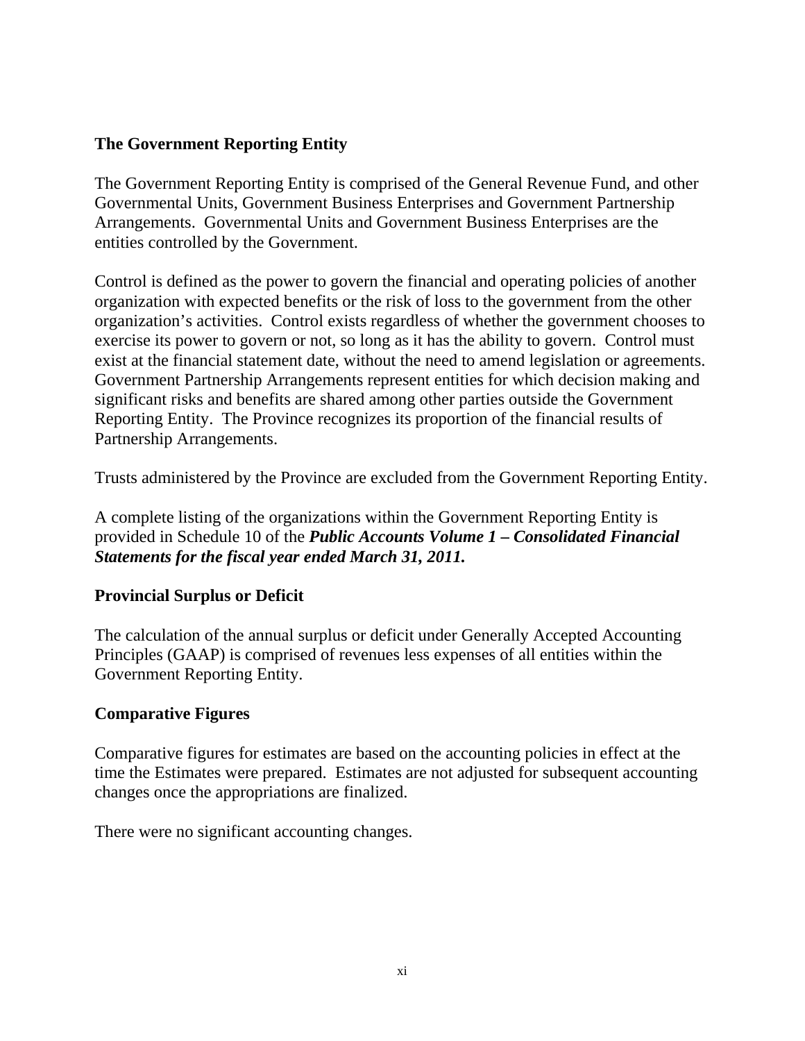## The Government Reporting Entity

The Government Reporting Entity is comprised of the General Revenue Fund, and other Governmental Units, Government Business Enterprises and Government Partnership Arrangements. Governmental Units and Government Business Enterprises are the entities controlled by the Government.

Control is defined as the power to govern the financial and operating policies of another organization with expected benefits or the risk of loss to the government from the other organization's activities. Control exists regardless of whether the government chooses to exercise its power to govern or not, so long as it has the ability to govern. Control must exist at the financial statement date, without the need to amend legislation or agreements. Government Partnership Arrangements represent entities for which decision making and significant risks and benefits are shared among other parties outside the Government Reporting Entity. The Province recognizes its proportion of the financial results of Partnership Arrangements.

Trusts administered by the Province are excluded from the Government Reporting Entity.

A complete listing of the organizations within the Government Reporting Entity is provided in Schedule 10 of the ***Public Accounts Volume 1 – Consolidated Financial Statements for the fiscal year ended March 31, 2011.***

## Provincial Surplus or Deficit

The calculation of the annual surplus or deficit under Generally Accepted Accounting Principles (GAAP) is comprised of revenues less expenses of all entities within the Government Reporting Entity.

## Comparative Figures

Comparative figures for estimates are based on the accounting policies in effect at the time the Estimates were prepared. Estimates are not adjusted for subsequent accounting changes once the appropriations are finalized.

There were no significant accounting changes.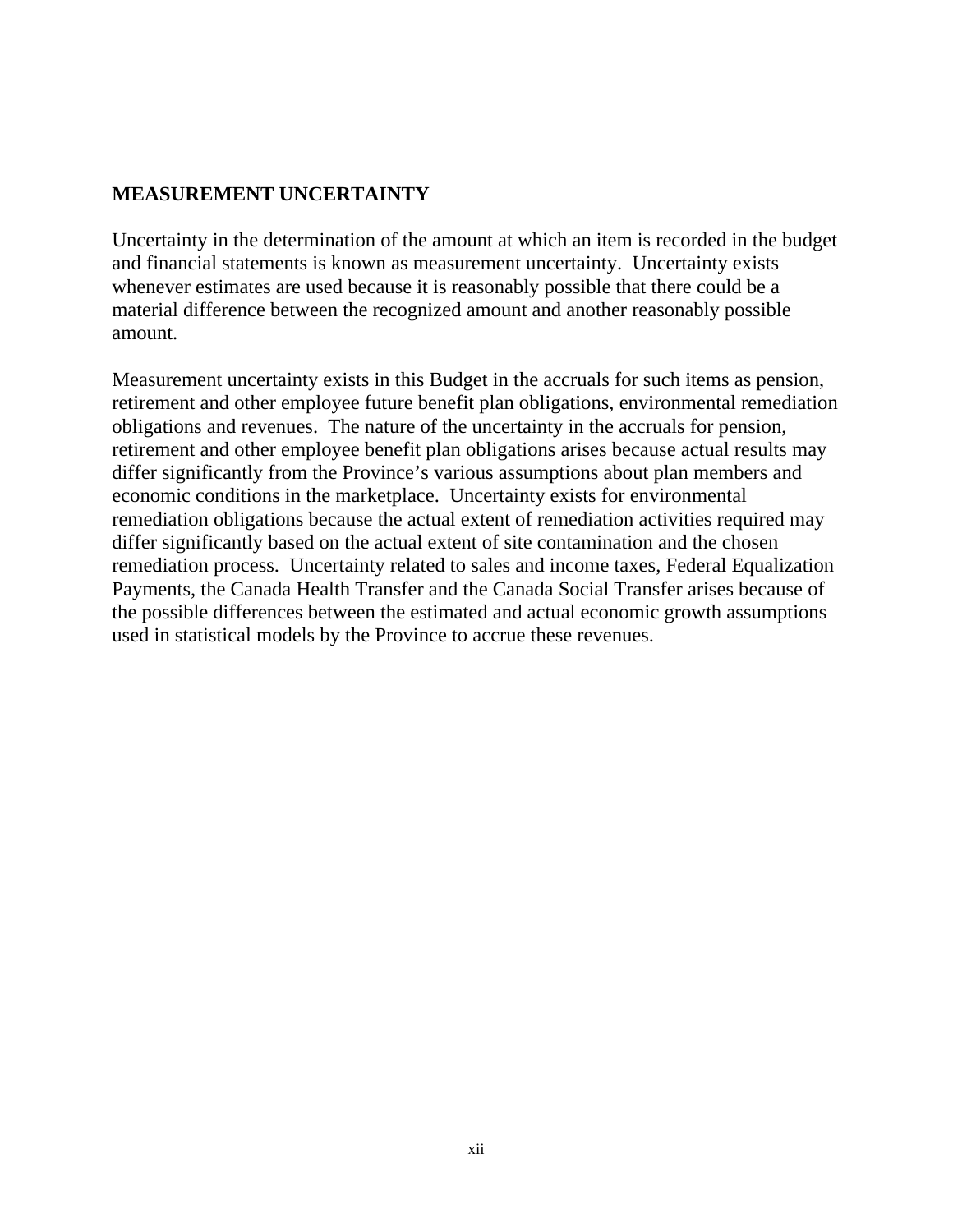## MEASUREMENT UNCERTAINTY

Uncertainty in the determination of the amount at which an item is recorded in the budget and financial statements is known as measurement uncertainty. Uncertainty exists whenever estimates are used because it is reasonably possible that there could be a material difference between the recognized amount and another reasonably possible amount.

Measurement uncertainty exists in this Budget in the accruals for such items as pension, retirement and other employee future benefit plan obligations, environmental remediation obligations and revenues. The nature of the uncertainty in the accruals for pension, retirement and other employee benefit plan obligations arises because actual results may differ significantly from the Province's various assumptions about plan members and economic conditions in the marketplace. Uncertainty exists for environmental remediation obligations because the actual extent of remediation activities required may differ significantly based on the actual extent of site contamination and the chosen remediation process. Uncertainty related to sales and income taxes, Federal Equalization Payments, the Canada Health Transfer and the Canada Social Transfer arises because of the possible differences between the estimated and actual economic growth assumptions used in statistical models by the Province to accrue these revenues.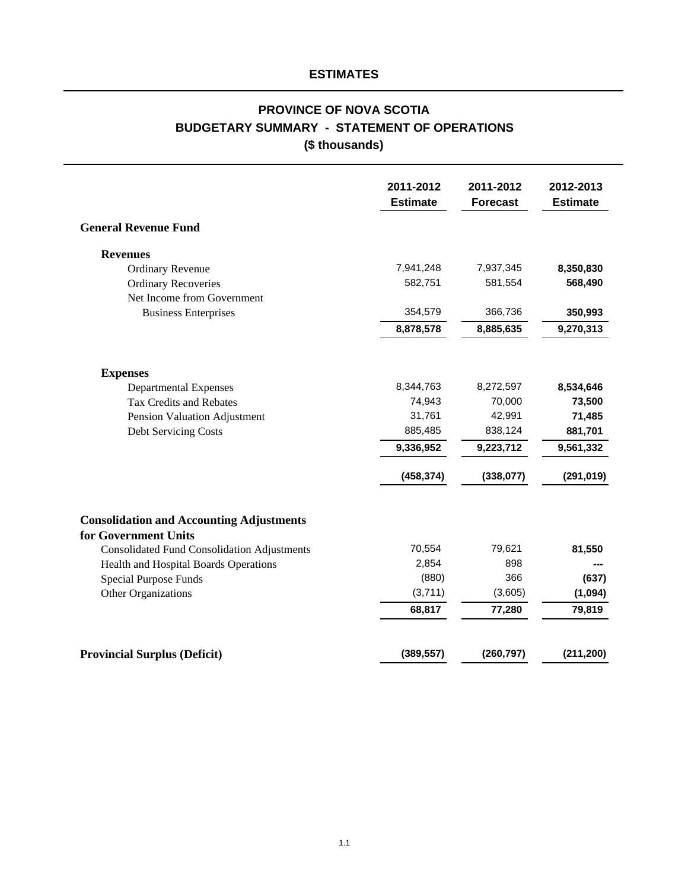## ESTIMATES

# PROVINCE OF NOVA SCOTIA
## BUDGETARY SUMMARY - STATEMENT OF OPERATIONS
### ($ thousands)

| | 2011-2012 Estimate | 2011-2012 Forecast | 2012-2013 Estimate |
|---|---|---|---|
| **General Revenue Fund** | | | |
| **Revenues** | | | |
| Ordinary Revenue | 7,941,248 | 7,937,345 | **8,350,830** |
| Ordinary Recoveries | 582,751 | 581,554 | **568,490** |
| Net Income from Government Business Enterprises | 354,579 | 366,736 | **350,993** |
| | **8,878,578** | **8,885,635** | **9,270,313** |
| **Expenses** | | | |
| Departmental Expenses | 8,344,763 | 8,272,597 | **8,534,646** |
| Tax Credits and Rebates | 74,943 | 70,000 | **73,500** |
| Pension Valuation Adjustment | 31,761 | 42,991 | **71,485** |
| Debt Servicing Costs | 885,485 | 838,124 | **881,701** |
| | **9,336,952** | **9,223,712** | **9,561,332** |
| | **(458,374)** | **(338,077)** | **(291,019)** |
| **Consolidation and Accounting Adjustments for Government Units** | | | |
| Consolidated Fund Consolidation Adjustments | 70,554 | 79,621 | **81,550** |
| Health and Hospital Boards Operations | 2,854 | 898 | **---** |
| Special Purpose Funds | (880) | 366 | **(637)** |
| Other Organizations | (3,711) | (3,605) | **(1,094)** |
| | **68,817** | **77,280** | **79,819** |
| **Provincial Surplus (Deficit)** | **(389,557)** | **(260,797)** | **(211,200)** |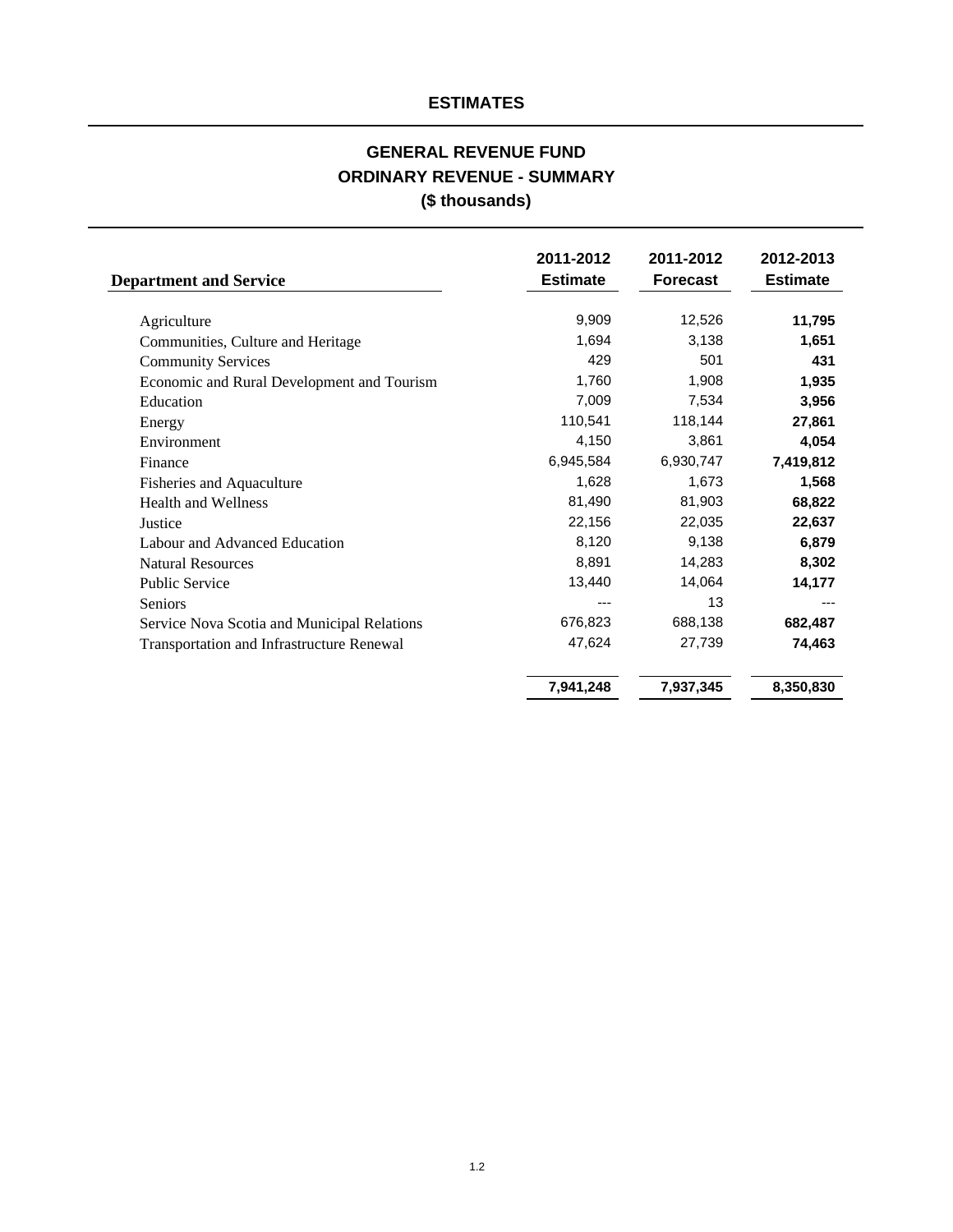## ESTIMATES

# GENERAL REVENUE FUND
## ORDINARY REVENUE - SUMMARY
### ($ thousands)

| Department and Service | 2011-2012 Estimate | 2011-2012 Forecast | 2012-2013 Estimate |
|---|---|---|---|
| Agriculture | 9,909 | 12,526 | **11,795** |
| Communities, Culture and Heritage | 1,694 | 3,138 | **1,651** |
| Community Services | 429 | 501 | **431** |
| Economic and Rural Development and Tourism | 1,760 | 1,908 | **1,935** |
| Education | 7,009 | 7,534 | **3,956** |
| Energy | 110,541 | 118,144 | **27,861** |
| Environment | 4,150 | 3,861 | **4,054** |
| Finance | 6,945,584 | 6,930,747 | **7,419,812** |
| Fisheries and Aquaculture | 1,628 | 1,673 | **1,568** |
| Health and Wellness | 81,490 | 81,903 | **68,822** |
| Justice | 22,156 | 22,035 | **22,637** |
| Labour and Advanced Education | 8,120 | 9,138 | **6,879** |
| Natural Resources | 8,891 | 14,283 | **8,302** |
| Public Service | 13,440 | 14,064 | **14,177** |
| Seniors | --- | 13 | --- |
| Service Nova Scotia and Municipal Relations | 676,823 | 688,138 | **682,487** |
| Transportation and Infrastructure Renewal | 47,624 | 27,739 | **74,463** |
| | **7,941,248** | **7,937,345** | **8,350,830** |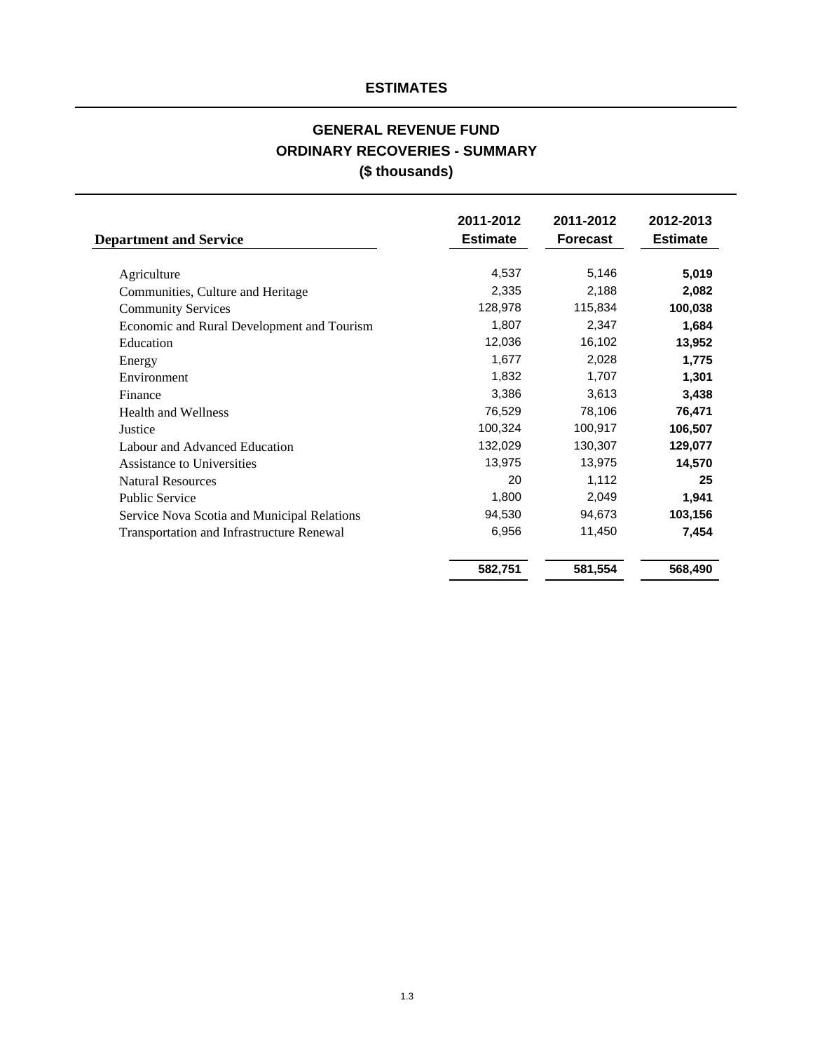# ESTIMATES

## GENERAL REVENUE FUND
## ORDINARY RECOVERIES - SUMMARY
## ($ thousands)

| Department and Service | 2011-2012 Estimate | 2011-2012 Forecast | 2012-2013 Estimate |
|---|---|---|---|
| Agriculture | 4,537 | 5,146 | **5,019** |
| Communities, Culture and Heritage | 2,335 | 2,188 | **2,082** |
| Community Services | 128,978 | 115,834 | **100,038** |
| Economic and Rural Development and Tourism | 1,807 | 2,347 | **1,684** |
| Education | 12,036 | 16,102 | **13,952** |
| Energy | 1,677 | 2,028 | **1,775** |
| Environment | 1,832 | 1,707 | **1,301** |
| Finance | 3,386 | 3,613 | **3,438** |
| Health and Wellness | 76,529 | 78,106 | **76,471** |
| Justice | 100,324 | 100,917 | **106,507** |
| Labour and Advanced Education | 132,029 | 130,307 | **129,077** |
| Assistance to Universities | 13,975 | 13,975 | **14,570** |
| Natural Resources | 20 | 1,112 | **25** |
| Public Service | 1,800 | 2,049 | **1,941** |
| Service Nova Scotia and Municipal Relations | 94,530 | 94,673 | **103,156** |
| Transportation and Infrastructure Renewal | 6,956 | 11,450 | **7,454** |
| | **582,751** | **581,554** | **568,490** |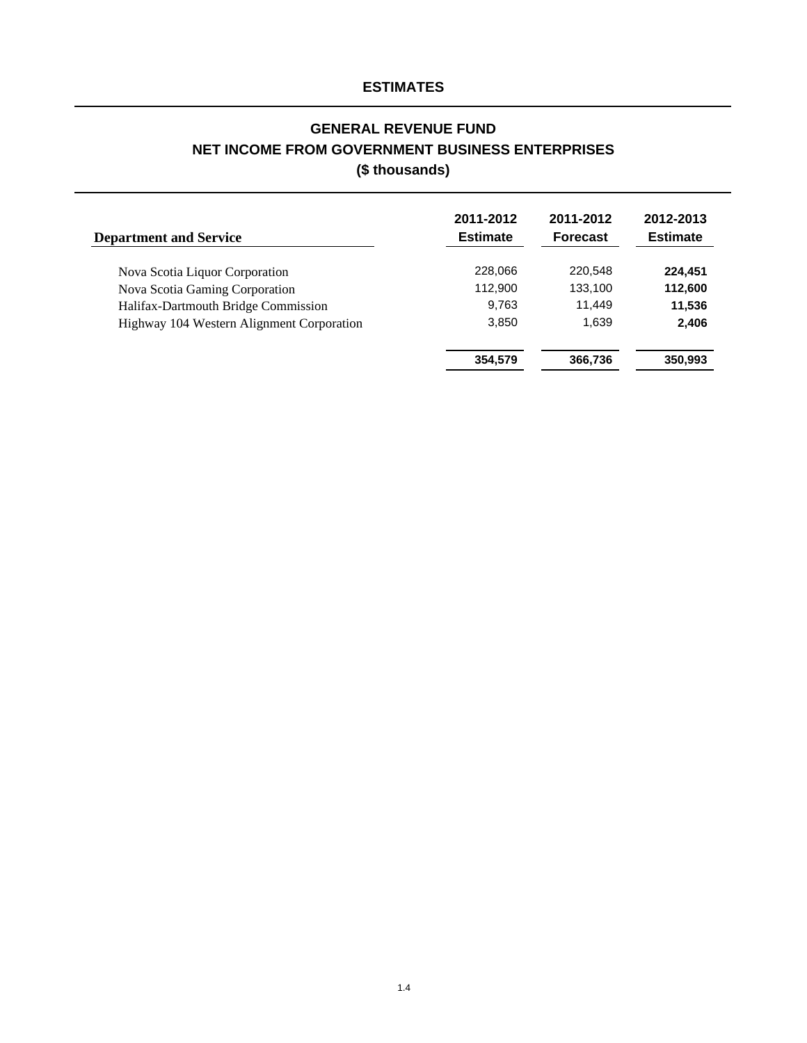## ESTIMATES

# GENERAL REVENUE FUND
# NET INCOME FROM GOVERNMENT BUSINESS ENTERPRISES
## ($ thousands)

| Department and Service | 2011-2012 Estimate | 2011-2012 Forecast | 2012-2013 Estimate |
|---|---|---|---|
| Nova Scotia Liquor Corporation | 228,066 | 220,548 | **224,451** |
| Nova Scotia Gaming Corporation | 112,900 | 133,100 | **112,600** |
| Halifax-Dartmouth Bridge Commission | 9,763 | 11,449 | **11,536** |
| Highway 104 Western Alignment Corporation | 3,850 | 1,639 | **2,406** |
| | **354,579** | **366,736** | **350,993** |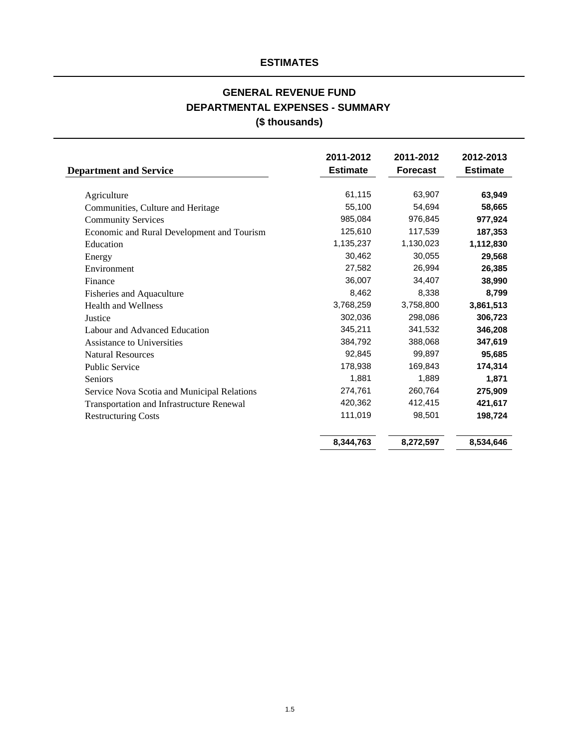## ESTIMATES

# GENERAL REVENUE FUND
## DEPARTMENTAL EXPENSES - SUMMARY
### ($ thousands)

| Department and Service | 2011-2012 Estimate | 2011-2012 Forecast | 2012-2013 Estimate |
|---|---|---|---|
| Agriculture | 61,115 | 63,907 | **63,949** |
| Communities, Culture and Heritage | 55,100 | 54,694 | **58,665** |
| Community Services | 985,084 | 976,845 | **977,924** |
| Economic and Rural Development and Tourism | 125,610 | 117,539 | **187,353** |
| Education | 1,135,237 | 1,130,023 | **1,112,830** |
| Energy | 30,462 | 30,055 | **29,568** |
| Environment | 27,582 | 26,994 | **26,385** |
| Finance | 36,007 | 34,407 | **38,990** |
| Fisheries and Aquaculture | 8,462 | 8,338 | **8,799** |
| Health and Wellness | 3,768,259 | 3,758,800 | **3,861,513** |
| Justice | 302,036 | 298,086 | **306,723** |
| Labour and Advanced Education | 345,211 | 341,532 | **346,208** |
| Assistance to Universities | 384,792 | 388,068 | **347,619** |
| Natural Resources | 92,845 | 99,897 | **95,685** |
| Public Service | 178,938 | 169,843 | **174,314** |
| Seniors | 1,881 | 1,889 | **1,871** |
| Service Nova Scotia and Municipal Relations | 274,761 | 260,764 | **275,909** |
| Transportation and Infrastructure Renewal | 420,362 | 412,415 | **421,617** |
| Restructuring Costs | 111,019 | 98,501 | **198,724** |
| | **8,344,763** | **8,272,597** | **8,534,646** |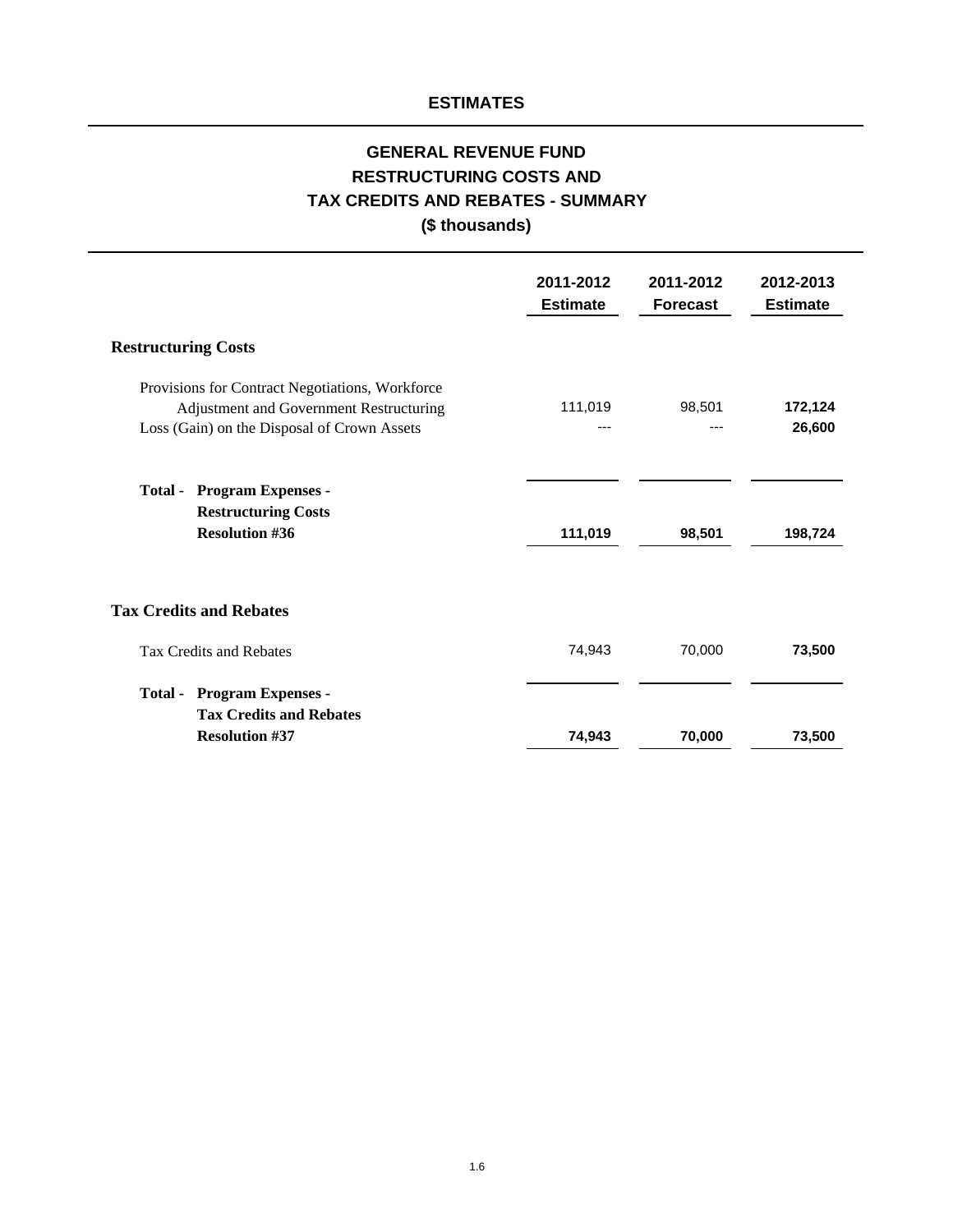# ESTIMATES

## GENERAL REVENUE FUND
## RESTRUCTURING COSTS AND
## TAX CREDITS AND REBATES - SUMMARY
## ($ thousands)

| | 2011-2012 Estimate | 2011-2012 Forecast | 2012-2013 Estimate |
|---|---|---|---|
| **Restructuring Costs** | | | |
| Provisions for Contract Negotiations, Workforce Adjustment and Government Restructuring | 111,019 | 98,501 | **172,124** |
| Loss (Gain) on the Disposal of Crown Assets | --- | --- | **26,600** |
| **Total - Program Expenses - Restructuring Costs Resolution #36** | **111,019** | **98,501** | **198,724** |
| **Tax Credits and Rebates** | | | |
| Tax Credits and Rebates | 74,943 | 70,000 | **73,500** |
| **Total - Program Expenses - Tax Credits and Rebates Resolution #37** | **74,943** | **70,000** | **73,500** |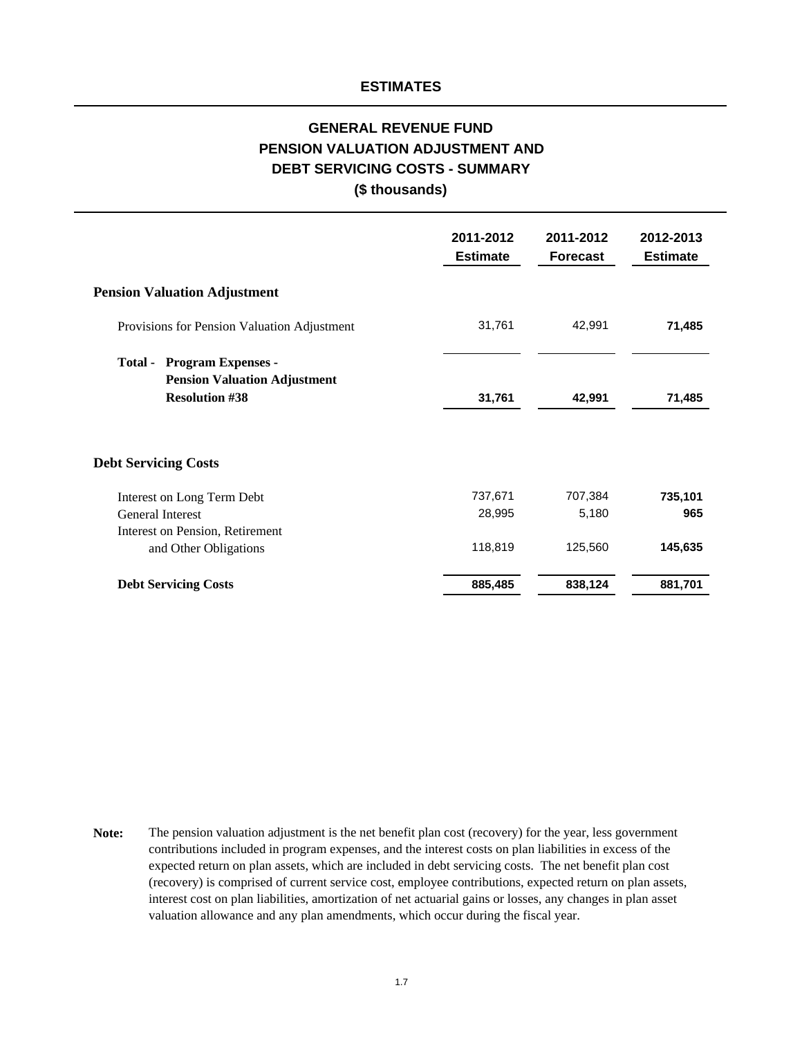## ESTIMATES

# GENERAL REVENUE FUND
# PENSION VALUATION ADJUSTMENT AND DEBT SERVICING COSTS - SUMMARY
## ($ thousands)

| | 2011-2012 Estimate | 2011-2012 Forecast | 2012-2013 Estimate |
|---|---|---|---|
| **Pension Valuation Adjustment** | | | |
| Provisions for Pension Valuation Adjustment | 31,761 | 42,991 | **71,485** |
| **Total - Program Expenses - Pension Valuation Adjustment Resolution #38** | **31,761** | **42,991** | **71,485** |
| **Debt Servicing Costs** | | | |
| Interest on Long Term Debt | 737,671 | 707,384 | **735,101** |
| General Interest | 28,995 | 5,180 | **965** |
| Interest on Pension, Retirement and Other Obligations | 118,819 | 125,560 | **145,635** |
| **Debt Servicing Costs** | **885,485** | **838,124** | **881,701** |

**Note:** The pension valuation adjustment is the net benefit plan cost (recovery) for the year, less government contributions included in program expenses, and the interest costs on plan liabilities in excess of the expected return on plan assets, which are included in debt servicing costs. The net benefit plan cost (recovery) is comprised of current service cost, employee contributions, expected return on plan assets, interest cost on plan liabilities, amortization of net actuarial gains or losses, any changes in plan asset valuation allowance and any plan amendments, which occur during the fiscal year.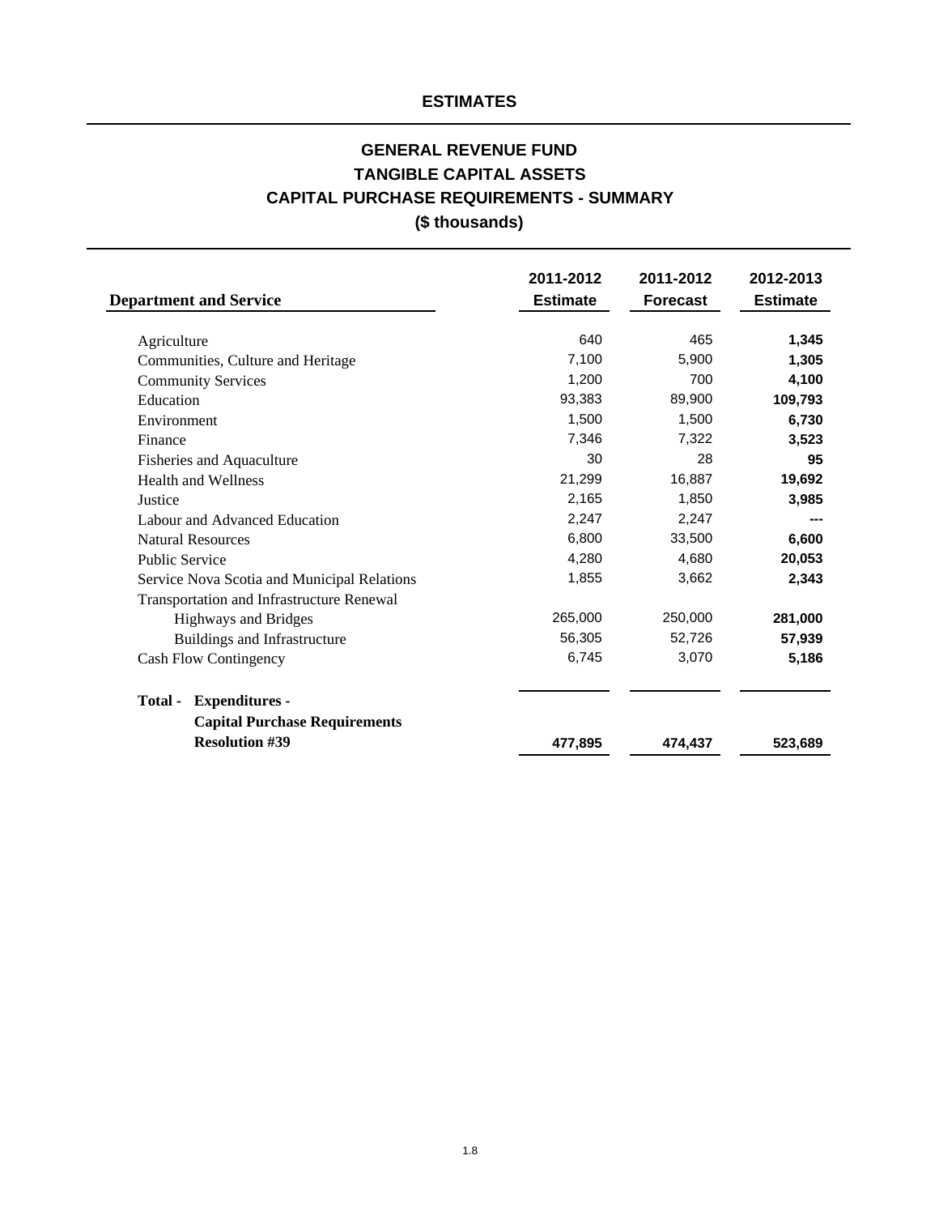## ESTIMATES

# GENERAL REVENUE FUND
# TANGIBLE CAPITAL ASSETS
# CAPITAL PURCHASE REQUIREMENTS - SUMMARY
## ($ thousands)

| Department and Service | 2011-2012 Estimate | 2011-2012 Forecast | 2012-2013 Estimate |
|---|---|---|---|
| Agriculture | 640 | 465 | **1,345** |
| Communities, Culture and Heritage | 7,100 | 5,900 | **1,305** |
| Community Services | 1,200 | 700 | **4,100** |
| Education | 93,383 | 89,900 | **109,793** |
| Environment | 1,500 | 1,500 | **6,730** |
| Finance | 7,346 | 7,322 | **3,523** |
| Fisheries and Aquaculture | 30 | 28 | **95** |
| Health and Wellness | 21,299 | 16,887 | **19,692** |
| Justice | 2,165 | 1,850 | **3,985** |
| Labour and Advanced Education | 2,247 | 2,247 | **---** |
| Natural Resources | 6,800 | 33,500 | **6,600** |
| Public Service | 4,280 | 4,680 | **20,053** |
| Service Nova Scotia and Municipal Relations | 1,855 | 3,662 | **2,343** |
| Transportation and Infrastructure Renewal | | | |
| Highways and Bridges | 265,000 | 250,000 | **281,000** |
| Buildings and Infrastructure | 56,305 | 52,726 | **57,939** |
| Cash Flow Contingency | 6,745 | 3,070 | **5,186** |
| **Total - Expenditures - Capital Purchase Requirements Resolution #39** | **477,895** | **474,437** | **523,689** |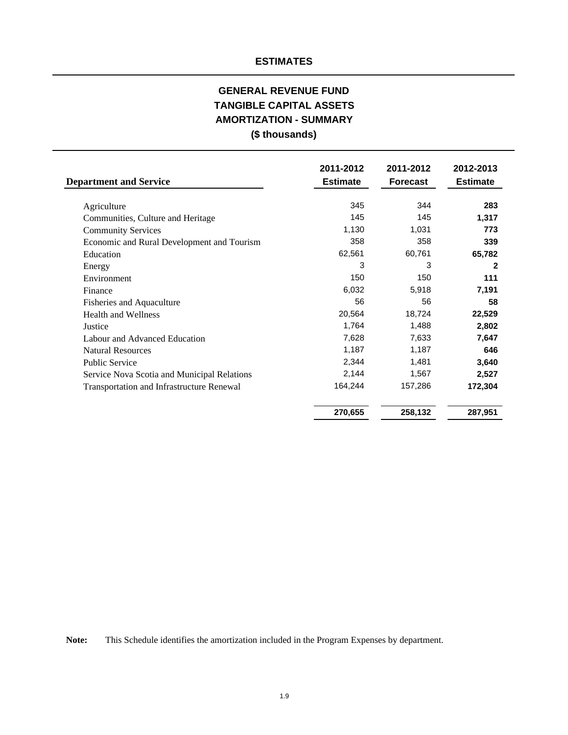## ESTIMATES

# GENERAL REVENUE FUND
# TANGIBLE CAPITAL ASSETS
# AMORTIZATION - SUMMARY
## ($ thousands)

| Department and Service | 2011-2012 Estimate | 2011-2012 Forecast | 2012-2013 Estimate |
|---|---|---|---|
| Agriculture | 345 | 344 | **283** |
| Communities, Culture and Heritage | 145 | 145 | **1,317** |
| Community Services | 1,130 | 1,031 | **773** |
| Economic and Rural Development and Tourism | 358 | 358 | **339** |
| Education | 62,561 | 60,761 | **65,782** |
| Energy | 3 | 3 | **2** |
| Environment | 150 | 150 | **111** |
| Finance | 6,032 | 5,918 | **7,191** |
| Fisheries and Aquaculture | 56 | 56 | **58** |
| Health and Wellness | 20,564 | 18,724 | **22,529** |
| Justice | 1,764 | 1,488 | **2,802** |
| Labour and Advanced Education | 7,628 | 7,633 | **7,647** |
| Natural Resources | 1,187 | 1,187 | **646** |
| Public Service | 2,344 | 1,481 | **3,640** |
| Service Nova Scotia and Municipal Relations | 2,144 | 1,567 | **2,527** |
| Transportation and Infrastructure Renewal | 164,244 | 157,286 | **172,304** |
| | **270,655** | **258,132** | **287,951** |

**Note:** This Schedule identifies the amortization included in the Program Expenses by department.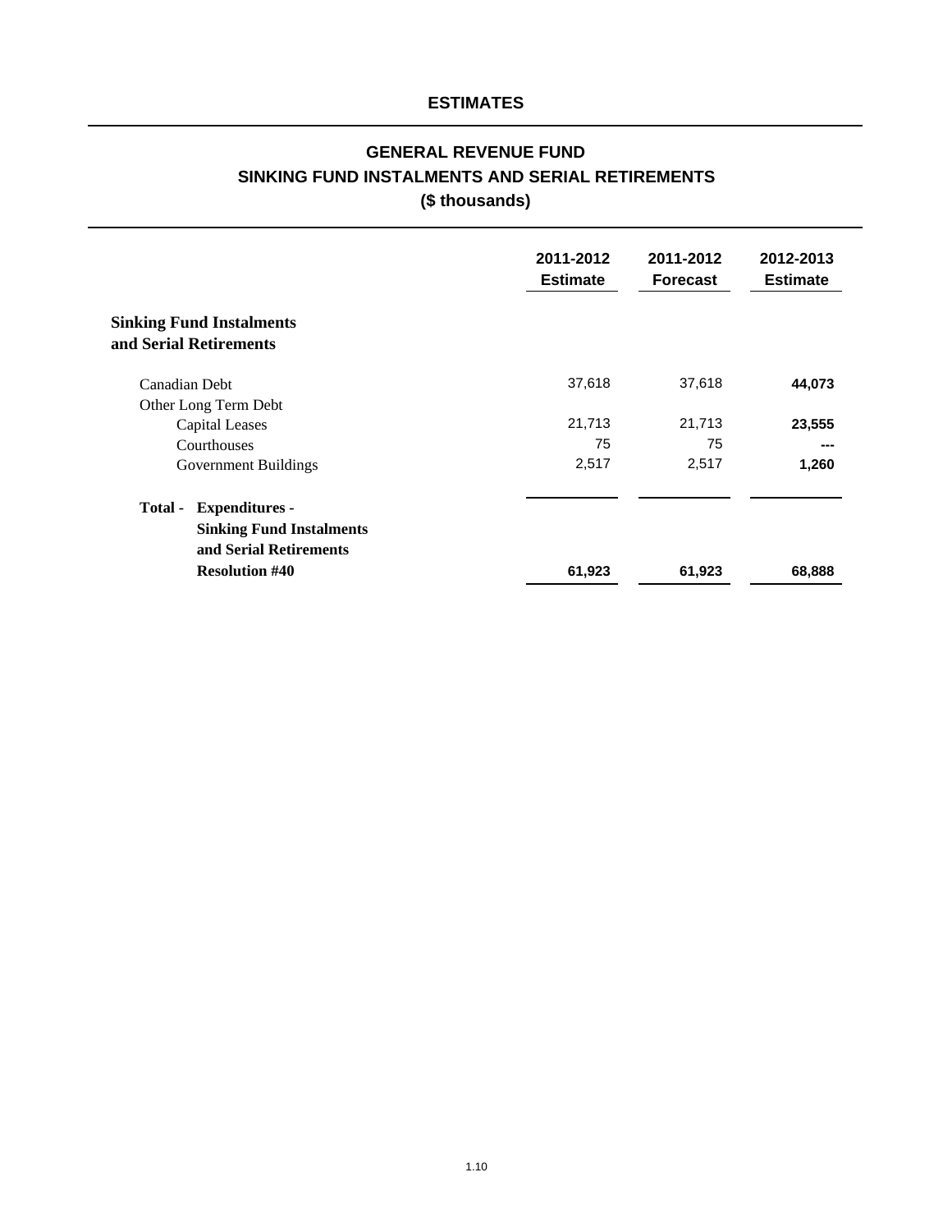## ESTIMATES

# GENERAL REVENUE FUND
## SINKING FUND INSTALMENTS AND SERIAL RETIREMENTS
### ($ thousands)

| | 2011-2012 Estimate | 2011-2012 Forecast | 2012-2013 Estimate |
|---|---|---|---|
| **Sinking Fund Instalments and Serial Retirements** | | | |
| Canadian Debt | 37,618 | 37,618 | **44,073** |
| Other Long Term Debt | | | |
| Capital Leases | 21,713 | 21,713 | **23,555** |
| Courthouses | 75 | 75 | **---** |
| Government Buildings | 2,517 | 2,517 | **1,260** |
| **Total - Expenditures - Sinking Fund Instalments and Serial Retirements Resolution #40** | **61,923** | **61,923** | **68,888** |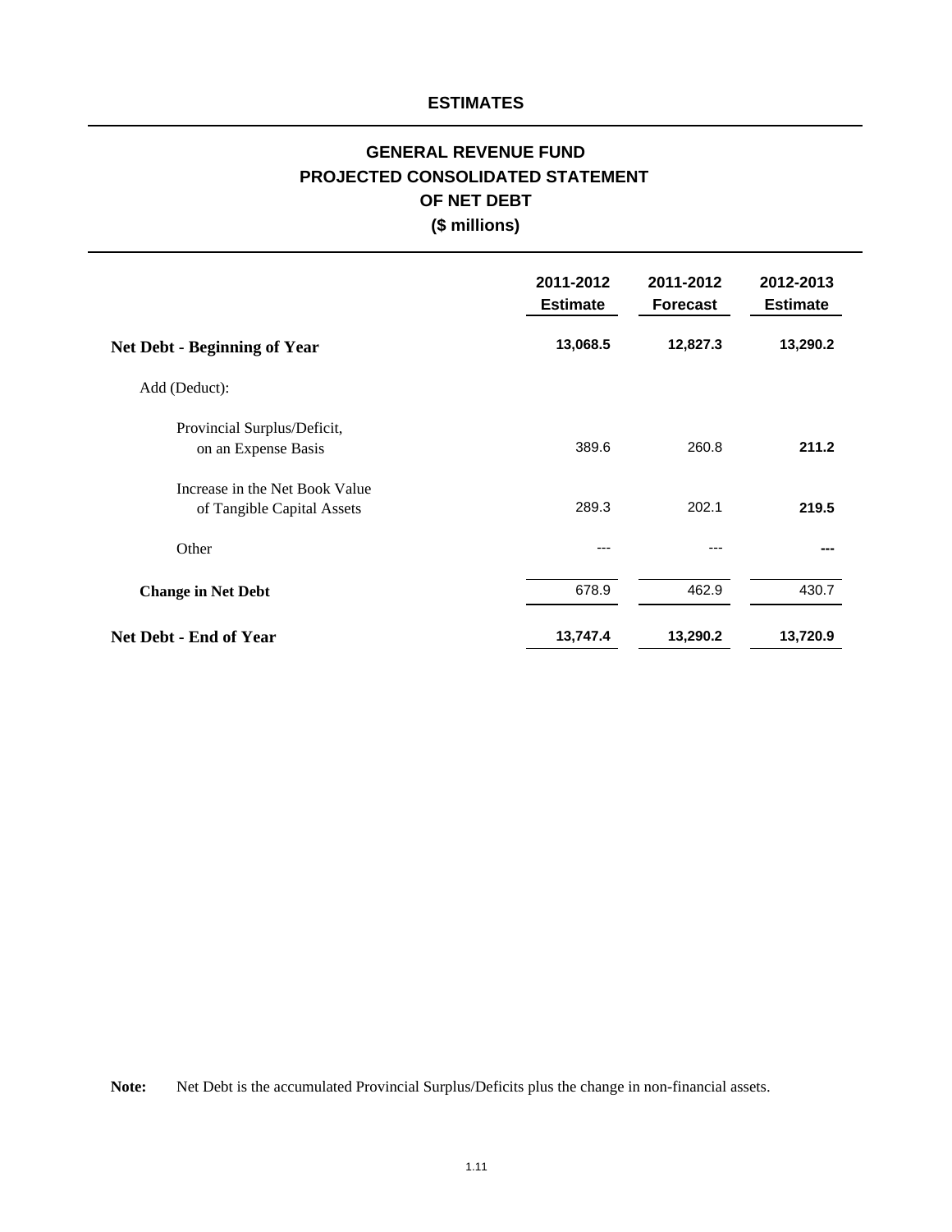## ESTIMATES

# GENERAL REVENUE FUND
# PROJECTED CONSOLIDATED STATEMENT
# OF NET DEBT
# ($ millions)

| | 2011-2012 Estimate | 2011-2012 Forecast | 2012-2013 Estimate |
|---|---|---|---|
| **Net Debt - Beginning of Year** | **13,068.5** | **12,827.3** | **13,290.2** |
| Add (Deduct): | | | |
| Provincial Surplus/Deficit, on an Expense Basis | 389.6 | 260.8 | **211.2** |
| Increase in the Net Book Value of Tangible Capital Assets | 289.3 | 202.1 | **219.5** |
| Other | --- | --- | **---** |
| **Change in Net Debt** | 678.9 | 462.9 | 430.7 |
| **Net Debt - End of Year** | **13,747.4** | **13,290.2** | **13,720.9** |

**Note:** Net Debt is the accumulated Provincial Surplus/Deficits plus the change in non-financial assets.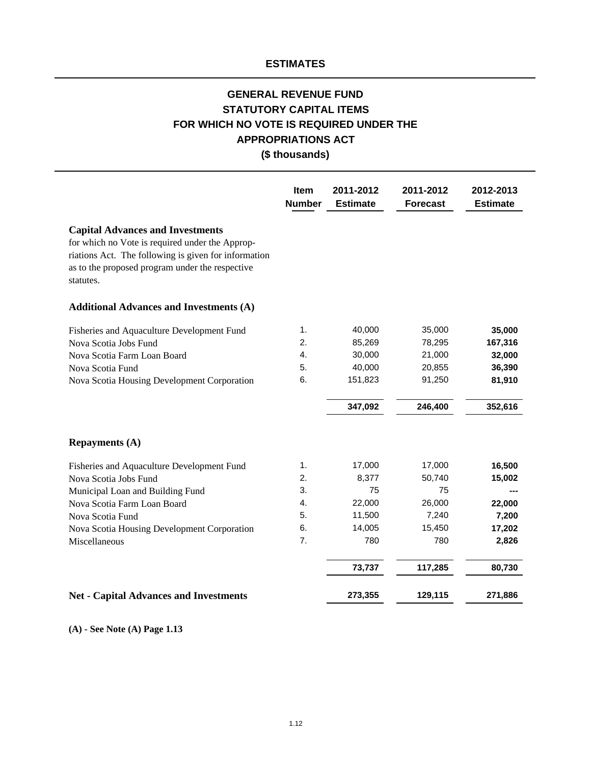## ESTIMATES

# GENERAL REVENUE FUND
# STATUTORY CAPITAL ITEMS
# FOR WHICH NO VOTE IS REQUIRED UNDER THE APPROPRIATIONS ACT
## ($ thousands)

| | Item Number | 2011-2012 Estimate | 2011-2012 Forecast | 2012-2013 Estimate |
|---|---|---|---|---|
| **Capital Advances and Investments** for which no Vote is required under the Appropriations Act. The following is given for information as to the proposed program under the respective statutes. | | | | |
| **Additional Advances and Investments (A)** | | | | |
| Fisheries and Aquaculture Development Fund | 1. | 40,000 | 35,000 | **35,000** |
| Nova Scotia Jobs Fund | 2. | 85,269 | 78,295 | **167,316** |
| Nova Scotia Farm Loan Board | 4. | 30,000 | 21,000 | **32,000** |
| Nova Scotia Fund | 5. | 40,000 | 20,855 | **36,390** |
| Nova Scotia Housing Development Corporation | 6. | 151,823 | 91,250 | **81,910** |
| | | **347,092** | **246,400** | **352,616** |
| **Repayments (A)** | | | | |
| Fisheries and Aquaculture Development Fund | 1. | 17,000 | 17,000 | **16,500** |
| Nova Scotia Jobs Fund | 2. | 8,377 | 50,740 | **15,002** |
| Municipal Loan and Building Fund | 3. | 75 | 75 | **---** |
| Nova Scotia Farm Loan Board | 4. | 22,000 | 26,000 | **22,000** |
| Nova Scotia Fund | 5. | 11,500 | 7,240 | **7,200** |
| Nova Scotia Housing Development Corporation | 6. | 14,005 | 15,450 | **17,202** |
| Miscellaneous | 7. | 780 | 780 | **2,826** |
| | | **73,737** | **117,285** | **80,730** |
| **Net - Capital Advances and Investments** | | **273,355** | **129,115** | **271,886** |

**(A) - See Note (A) Page 1.13**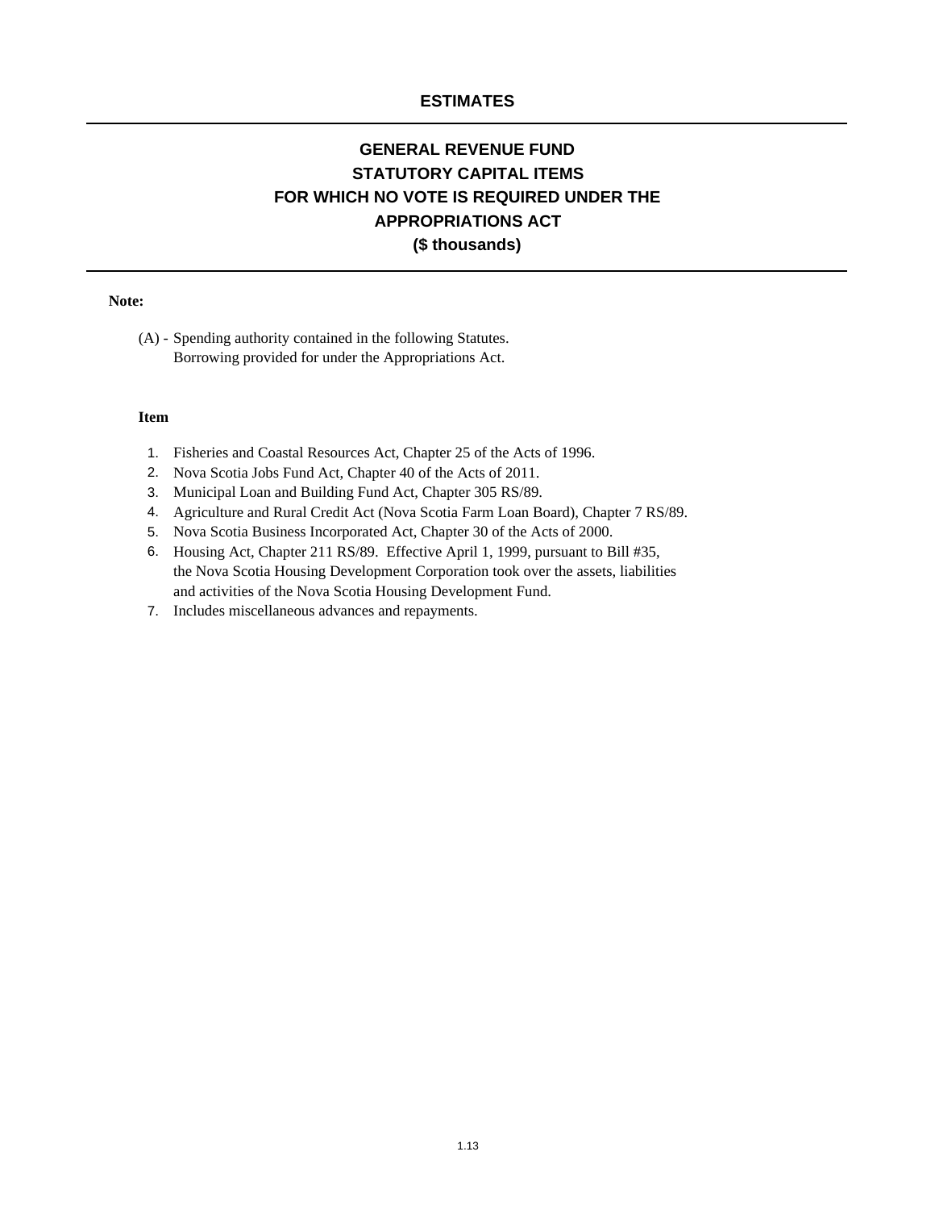# ESTIMATES

## GENERAL REVENUE FUND
## STATUTORY CAPITAL ITEMS
## FOR WHICH NO VOTE IS REQUIRED UNDER THE
## APPROPRIATIONS ACT
## ($ thousands)

**Note:**

(A) - Spending authority contained in the following Statutes.
Borrowing provided for under the Appropriations Act.

**Item**

1. Fisheries and Coastal Resources Act, Chapter 25 of the Acts of 1996.
2. Nova Scotia Jobs Fund Act, Chapter 40 of the Acts of 2011.
3. Municipal Loan and Building Fund Act, Chapter 305 RS/89.
4. Agriculture and Rural Credit Act (Nova Scotia Farm Loan Board), Chapter 7 RS/89.
5. Nova Scotia Business Incorporated Act, Chapter 30 of the Acts of 2000.
6. Housing Act, Chapter 211 RS/89. Effective April 1, 1999, pursuant to Bill #35, the Nova Scotia Housing Development Corporation took over the assets, liabilities and activities of the Nova Scotia Housing Development Fund.
7. Includes miscellaneous advances and repayments.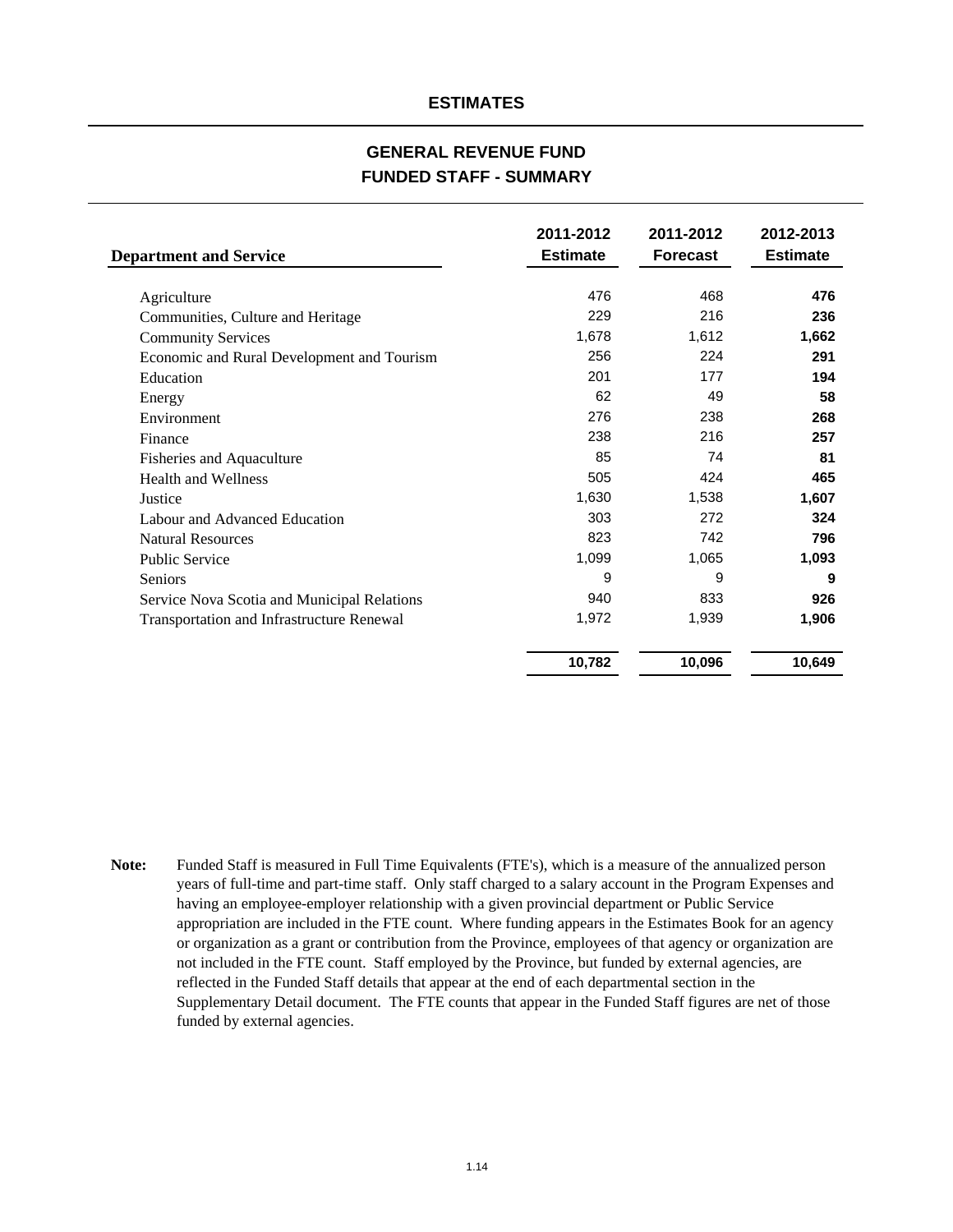# ESTIMATES

## GENERAL REVENUE FUND
## FUNDED STAFF - SUMMARY

| Department and Service | 2011-2012 Estimate | 2011-2012 Forecast | 2012-2013 Estimate |
|---|---|---|---|
| Agriculture | 476 | 468 | **476** |
| Communities, Culture and Heritage | 229 | 216 | **236** |
| Community Services | 1,678 | 1,612 | **1,662** |
| Economic and Rural Development and Tourism | 256 | 224 | **291** |
| Education | 201 | 177 | **194** |
| Energy | 62 | 49 | **58** |
| Environment | 276 | 238 | **268** |
| Finance | 238 | 216 | **257** |
| Fisheries and Aquaculture | 85 | 74 | **81** |
| Health and Wellness | 505 | 424 | **465** |
| Justice | 1,630 | 1,538 | **1,607** |
| Labour and Advanced Education | 303 | 272 | **324** |
| Natural Resources | 823 | 742 | **796** |
| Public Service | 1,099 | 1,065 | **1,093** |
| Seniors | 9 | 9 | **9** |
| Service Nova Scotia and Municipal Relations | 940 | 833 | **926** |
| Transportation and Infrastructure Renewal | 1,972 | 1,939 | **1,906** |
| | **10,782** | **10,096** | **10,649** |

**Note:** Funded Staff is measured in Full Time Equivalents (FTE's), which is a measure of the annualized person years of full-time and part-time staff. Only staff charged to a salary account in the Program Expenses and having an employee-employer relationship with a given provincial department or Public Service appropriation are included in the FTE count. Where funding appears in the Estimates Book for an agency or organization as a grant or contribution from the Province, employees of that agency or organization are not included in the FTE count. Staff employed by the Province, but funded by external agencies, are reflected in the Funded Staff details that appear at the end of each departmental section in the Supplementary Detail document. The FTE counts that appear in the Funded Staff figures are net of those funded by external agencies.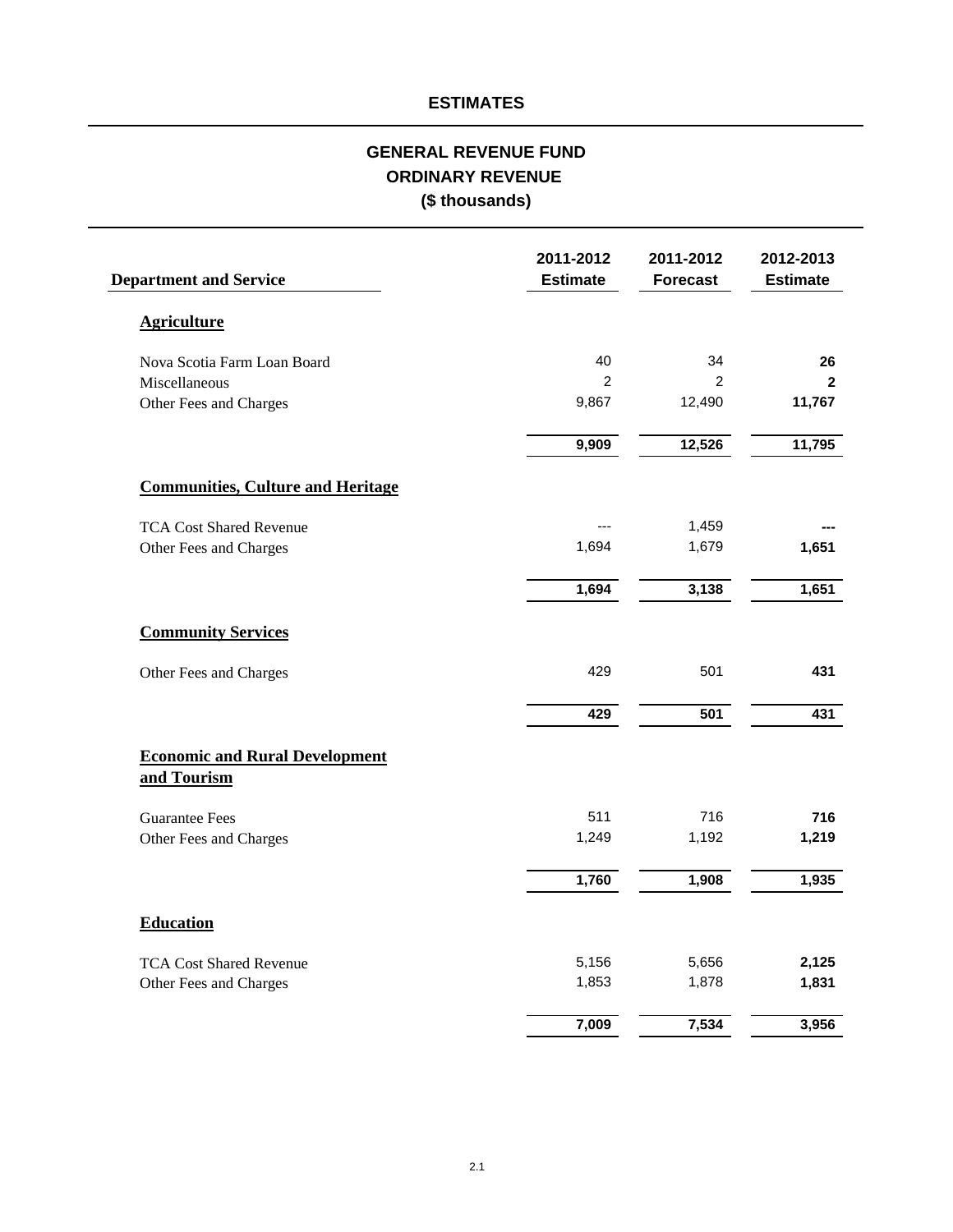## ESTIMATES

# GENERAL REVENUE FUND
## ORDINARY REVENUE
### ($ thousands)

| Department and Service | 2011-2012 Estimate | 2011-2012 Forecast | 2012-2013 Estimate |
|---|---|---|---|
| **Agriculture** | | | |
| Nova Scotia Farm Loan Board | 40 | 34 | **26** |
| Miscellaneous | 2 | 2 | **2** |
| Other Fees and Charges | 9,867 | 12,490 | **11,767** |
| | **9,909** | **12,526** | **11,795** |
| **Communities, Culture and Heritage** | | | |
| TCA Cost Shared Revenue | --- | 1,459 | **---** |
| Other Fees and Charges | 1,694 | 1,679 | **1,651** |
| | **1,694** | **3,138** | **1,651** |
| **Community Services** | | | |
| Other Fees and Charges | 429 | 501 | **431** |
| | **429** | **501** | **431** |
| **Economic and Rural Development and Tourism** | | | |
| Guarantee Fees | 511 | 716 | **716** |
| Other Fees and Charges | 1,249 | 1,192 | **1,219** |
| | **1,760** | **1,908** | **1,935** |
| **Education** | | | |
| TCA Cost Shared Revenue | 5,156 | 5,656 | **2,125** |
| Other Fees and Charges | 1,853 | 1,878 | **1,831** |
| | **7,009** | **7,534** | **3,956** |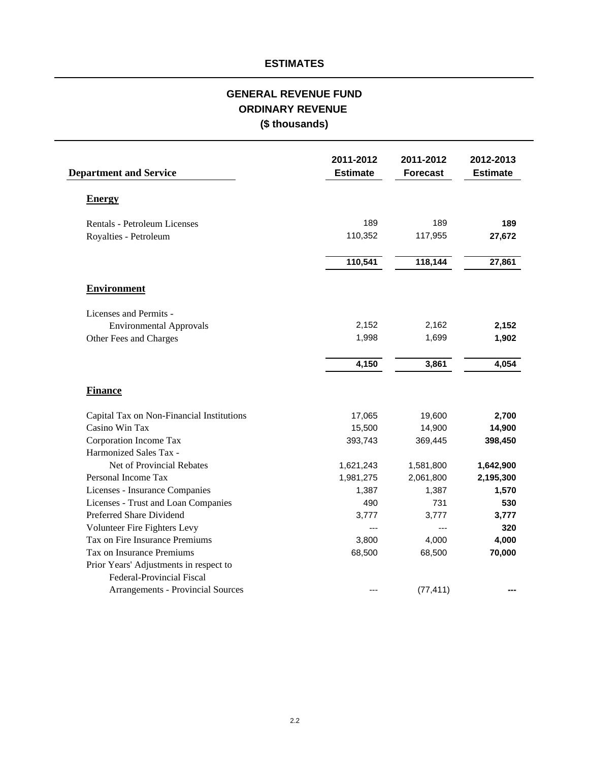## ESTIMATES

# GENERAL REVENUE FUND
## ORDINARY REVENUE
### ($ thousands)

| Department and Service | 2011-2012 Estimate | 2011-2012 Forecast | 2012-2013 Estimate |
|---|---|---|---|
| **Energy** | | | |
| Rentals - Petroleum Licenses | 189 | 189 | **189** |
| Royalties - Petroleum | 110,352 | 117,955 | **27,672** |
| | **110,541** | **118,144** | **27,861** |
| **Environment** | | | |
| Licenses and Permits - Environmental Approvals | 2,152 | 2,162 | **2,152** |
| Other Fees and Charges | 1,998 | 1,699 | **1,902** |
| | **4,150** | **3,861** | **4,054** |
| **Finance** | | | |
| Capital Tax on Non-Financial Institutions | 17,065 | 19,600 | **2,700** |
| Casino Win Tax | 15,500 | 14,900 | **14,900** |
| Corporation Income Tax | 393,743 | 369,445 | **398,450** |
| Harmonized Sales Tax - Net of Provincial Rebates | 1,621,243 | 1,581,800 | **1,642,900** |
| Personal Income Tax | 1,981,275 | 2,061,800 | **2,195,300** |
| Licenses - Insurance Companies | 1,387 | 1,387 | **1,570** |
| Licenses - Trust and Loan Companies | 490 | 731 | **530** |
| Preferred Share Dividend | 3,777 | 3,777 | **3,777** |
| Volunteer Fire Fighters Levy | --- | --- | **320** |
| Tax on Fire Insurance Premiums | 3,800 | 4,000 | **4,000** |
| Tax on Insurance Premiums | 68,500 | 68,500 | **70,000** |
| Prior Years' Adjustments in respect to Federal-Provincial Fiscal Arrangements - Provincial Sources | --- | (77,411) | **---** |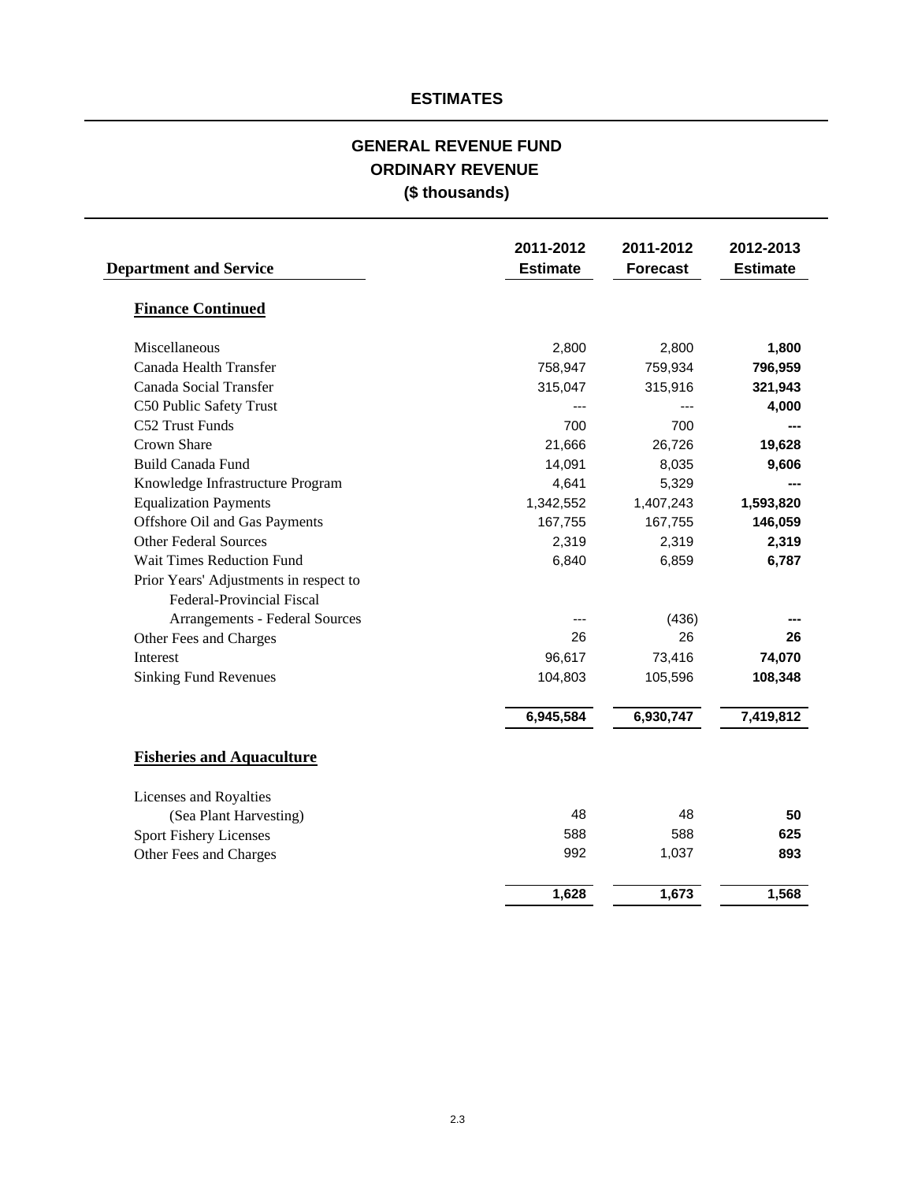## ESTIMATES

## GENERAL REVENUE FUND
## ORDINARY REVENUE
## ($ thousands)

| Department and Service | 2011-2012 Estimate | 2011-2012 Forecast | 2012-2013 Estimate |
|---|---|---|---|
| **Finance Continued** | | | |
| Miscellaneous | 2,800 | 2,800 | **1,800** |
| Canada Health Transfer | 758,947 | 759,934 | **796,959** |
| Canada Social Transfer | 315,047 | 315,916 | **321,943** |
| C50 Public Safety Trust | --- | --- | **4,000** |
| C52 Trust Funds | 700 | 700 | **---** |
| Crown Share | 21,666 | 26,726 | **19,628** |
| Build Canada Fund | 14,091 | 8,035 | **9,606** |
| Knowledge Infrastructure Program | 4,641 | 5,329 | **---** |
| Equalization Payments | 1,342,552 | 1,407,243 | **1,593,820** |
| Offshore Oil and Gas Payments | 167,755 | 167,755 | **146,059** |
| Other Federal Sources | 2,319 | 2,319 | **2,319** |
| Wait Times Reduction Fund | 6,840 | 6,859 | **6,787** |
| Prior Years' Adjustments in respect to Federal-Provincial Fiscal Arrangements - Federal Sources | --- | (436) | **---** |
| Other Fees and Charges | 26 | 26 | **26** |
| Interest | 96,617 | 73,416 | **74,070** |
| Sinking Fund Revenues | 104,803 | 105,596 | **108,348** |
| | **6,945,584** | **6,930,747** | **7,419,812** |
| **Fisheries and Aquaculture** | | | |
| Licenses and Royalties (Sea Plant Harvesting) | 48 | 48 | **50** |
| Sport Fishery Licenses | 588 | 588 | **625** |
| Other Fees and Charges | 992 | 1,037 | **893** |
| | **1,628** | **1,673** | **1,568** |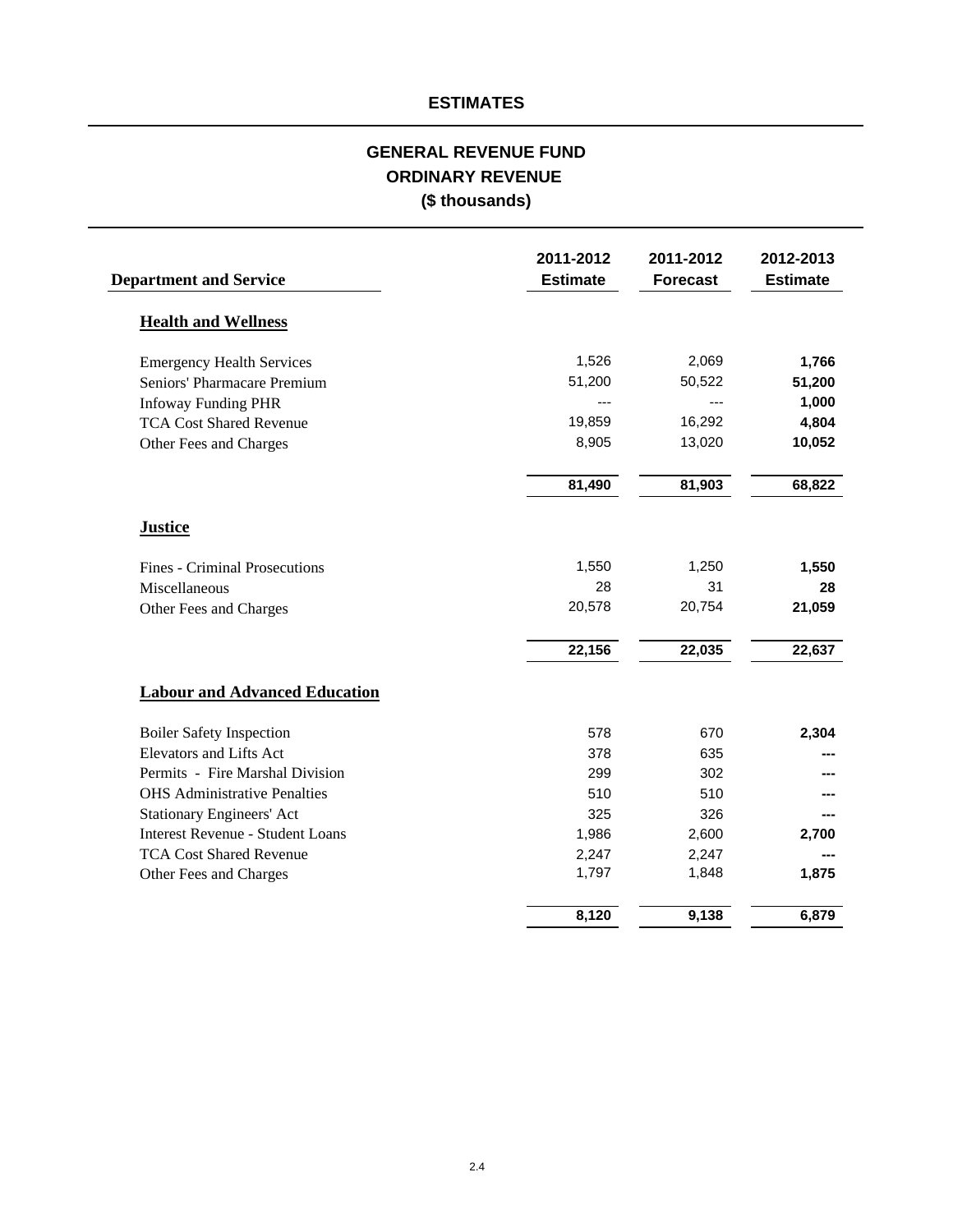# ESTIMATES

## GENERAL REVENUE FUND
## ORDINARY REVENUE
## ($ thousands)

| Department and Service | 2011-2012 Estimate | 2011-2012 Forecast | 2012-2013 Estimate |
|---|---|---|---|
| **Health and Wellness** | | | |
| Emergency Health Services | 1,526 | 2,069 | **1,766** |
| Seniors' Pharmacare Premium | 51,200 | 50,522 | **51,200** |
| Infoway Funding PHR | --- | --- | **1,000** |
| TCA Cost Shared Revenue | 19,859 | 16,292 | **4,804** |
| Other Fees and Charges | 8,905 | 13,020 | **10,052** |
| | **81,490** | **81,903** | **68,822** |
| **Justice** | | | |
| Fines - Criminal Prosecutions | 1,550 | 1,250 | **1,550** |
| Miscellaneous | 28 | 31 | **28** |
| Other Fees and Charges | 20,578 | 20,754 | **21,059** |
| | **22,156** | **22,035** | **22,637** |
| **Labour and Advanced Education** | | | |
| Boiler Safety Inspection | 578 | 670 | **2,304** |
| Elevators and Lifts Act | 378 | 635 | **---** |
| Permits - Fire Marshal Division | 299 | 302 | **---** |
| OHS Administrative Penalties | 510 | 510 | **---** |
| Stationary Engineers' Act | 325 | 326 | **---** |
| Interest Revenue - Student Loans | 1,986 | 2,600 | **2,700** |
| TCA Cost Shared Revenue | 2,247 | 2,247 | **---** |
| Other Fees and Charges | 1,797 | 1,848 | **1,875** |
| | **8,120** | **9,138** | **6,879** |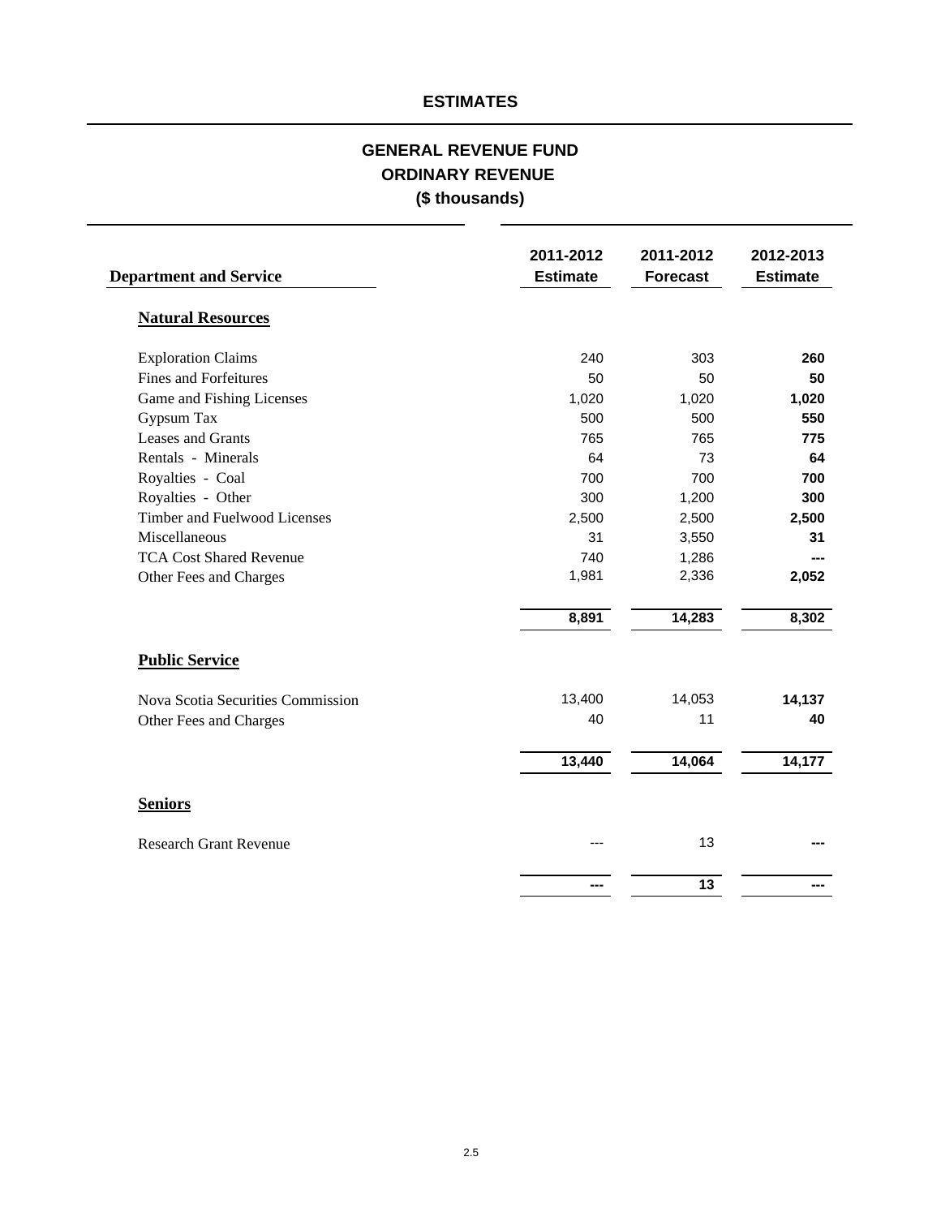## ESTIMATES

## GENERAL REVENUE FUND
## ORDINARY REVENUE
## ($ thousands)

| Department and Service | 2011-2012 Estimate | 2011-2012 Forecast | 2012-2013 Estimate |
|---|---|---|---|
| **Natural Resources** | | | |
| Exploration Claims | 240 | 303 | **260** |
| Fines and Forfeitures | 50 | 50 | **50** |
| Game and Fishing Licenses | 1,020 | 1,020 | **1,020** |
| Gypsum Tax | 500 | 500 | **550** |
| Leases and Grants | 765 | 765 | **775** |
| Rentals - Minerals | 64 | 73 | **64** |
| Royalties - Coal | 700 | 700 | **700** |
| Royalties - Other | 300 | 1,200 | **300** |
| Timber and Fuelwood Licenses | 2,500 | 2,500 | **2,500** |
| Miscellaneous | 31 | 3,550 | **31** |
| TCA Cost Shared Revenue | 740 | 1,286 | **---** |
| Other Fees and Charges | 1,981 | 2,336 | **2,052** |
| | **8,891** | **14,283** | **8,302** |
| **Public Service** | | | |
| Nova Scotia Securities Commission | 13,400 | 14,053 | **14,137** |
| Other Fees and Charges | 40 | 11 | **40** |
| | **13,440** | **14,064** | **14,177** |
| **Seniors** | | | |
| Research Grant Revenue | --- | 13 | **---** |
| | **---** | **13** | **---** |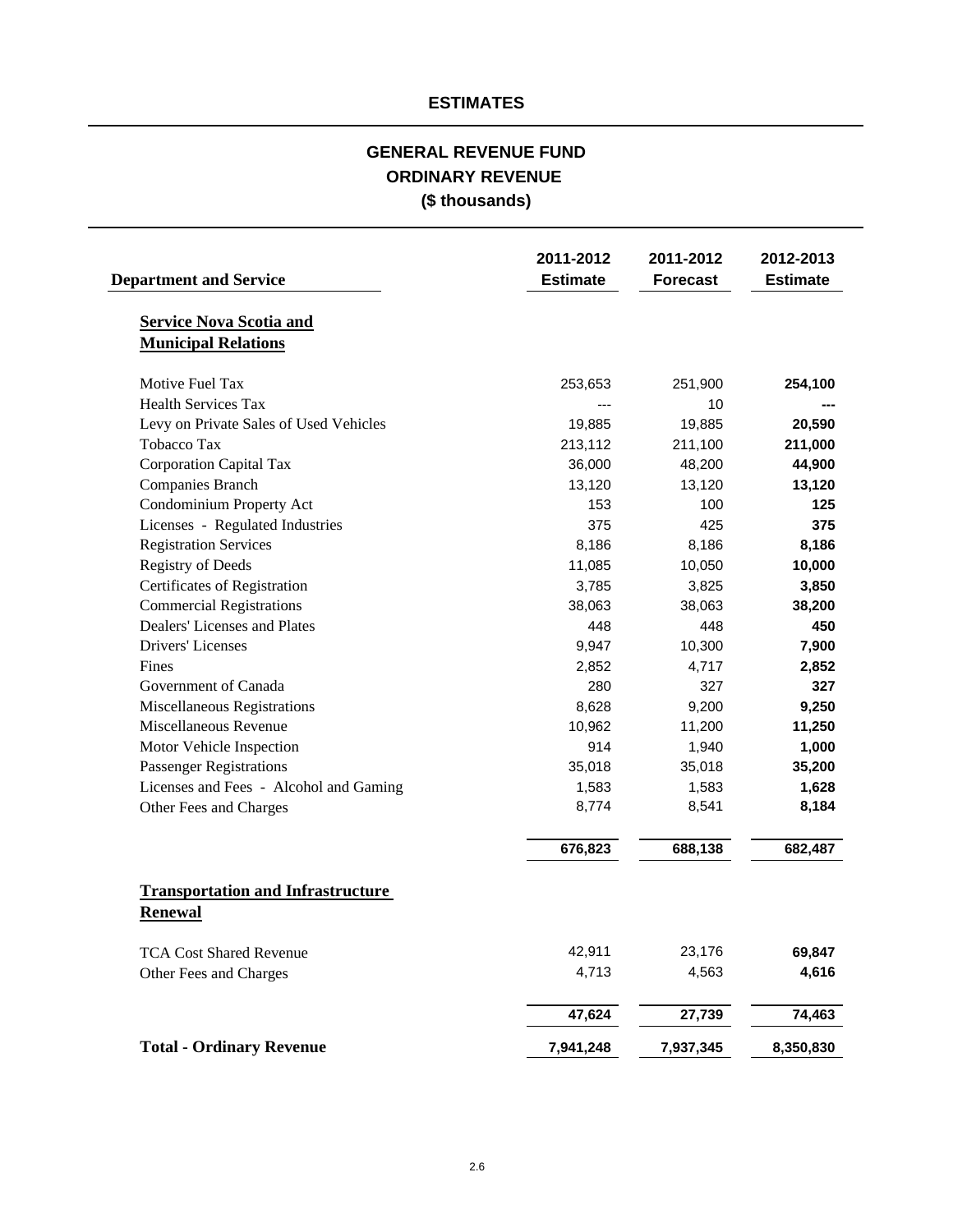## ESTIMATES

## GENERAL REVENUE FUND
## ORDINARY REVENUE
## ($ thousands)

| Department and Service | 2011-2012 Estimate | 2011-2012 Forecast | 2012-2013 Estimate |
|---|---|---|---|
| **Service Nova Scotia and Municipal Relations** | | | |
| Motive Fuel Tax | 253,653 | 251,900 | **254,100** |
| Health Services Tax | --- | 10 | **---** |
| Levy on Private Sales of Used Vehicles | 19,885 | 19,885 | **20,590** |
| Tobacco Tax | 213,112 | 211,100 | **211,000** |
| Corporation Capital Tax | 36,000 | 48,200 | **44,900** |
| Companies Branch | 13,120 | 13,120 | **13,120** |
| Condominium Property Act | 153 | 100 | **125** |
| Licenses - Regulated Industries | 375 | 425 | **375** |
| Registration Services | 8,186 | 8,186 | **8,186** |
| Registry of Deeds | 11,085 | 10,050 | **10,000** |
| Certificates of Registration | 3,785 | 3,825 | **3,850** |
| Commercial Registrations | 38,063 | 38,063 | **38,200** |
| Dealers' Licenses and Plates | 448 | 448 | **450** |
| Drivers' Licenses | 9,947 | 10,300 | **7,900** |
| Fines | 2,852 | 4,717 | **2,852** |
| Government of Canada | 280 | 327 | **327** |
| Miscellaneous Registrations | 8,628 | 9,200 | **9,250** |
| Miscellaneous Revenue | 10,962 | 11,200 | **11,250** |
| Motor Vehicle Inspection | 914 | 1,940 | **1,000** |
| Passenger Registrations | 35,018 | 35,018 | **35,200** |
| Licenses and Fees - Alcohol and Gaming | 1,583 | 1,583 | **1,628** |
| Other Fees and Charges | 8,774 | 8,541 | **8,184** |
| | **676,823** | **688,138** | **682,487** |
| **Transportation and Infrastructure Renewal** | | | |
| TCA Cost Shared Revenue | 42,911 | 23,176 | **69,847** |
| Other Fees and Charges | 4,713 | 4,563 | **4,616** |
| | **47,624** | **27,739** | **74,463** |
| **Total - Ordinary Revenue** | **7,941,248** | **7,937,345** | **8,350,830** |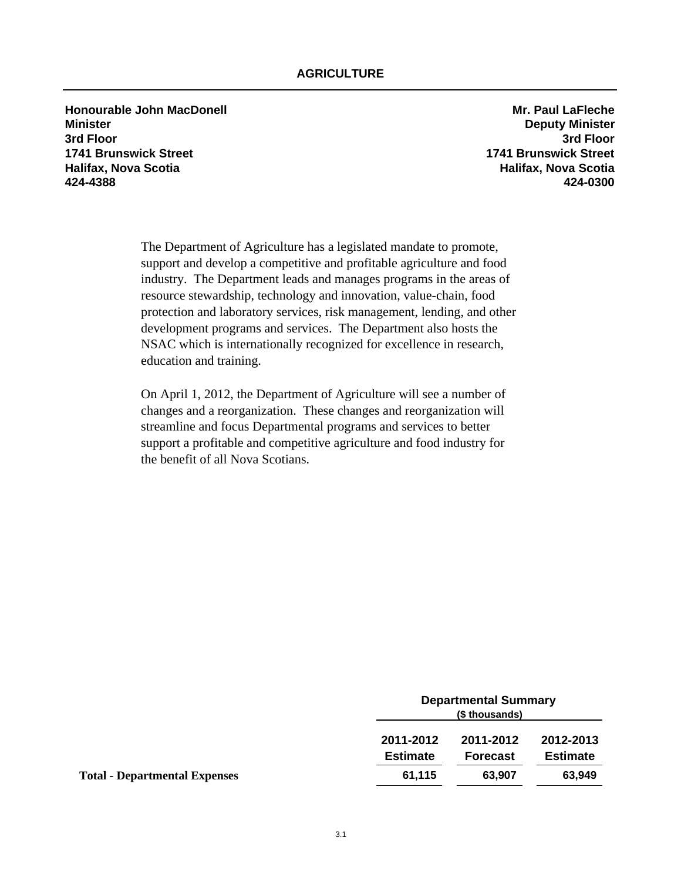# AGRICULTURE

**Honourable John MacDonell**
**Minister**
**3rd Floor**
**1741 Brunswick Street**
**Halifax, Nova Scotia**
**424-4388**

**Mr. Paul LaFleche**
**Deputy Minister**
**3rd Floor**
**1741 Brunswick Street**
**Halifax, Nova Scotia**
**424-0300**

The Department of Agriculture has a legislated mandate to promote, support and develop a competitive and profitable agriculture and food industry. The Department leads and manages programs in the areas of resource stewardship, technology and innovation, value-chain, food protection and laboratory services, risk management, lending, and other development programs and services. The Department also hosts the NSAC which is internationally recognized for excellence in research, education and training.

On April 1, 2012, the Department of Agriculture will see a number of changes and a reorganization. These changes and reorganization will streamline and focus Departmental programs and services to better support a profitable and competitive agriculture and food industry for the benefit of all Nova Scotians.

| | Departmental Summary ($ thousands) | | |
|---|---|---|---|
| | **2011-2012 Estimate** | **2011-2012 Forecast** | **2012-2013 Estimate** |
| **Total - Departmental Expenses** | 61,115 | 63,907 | 63,949 |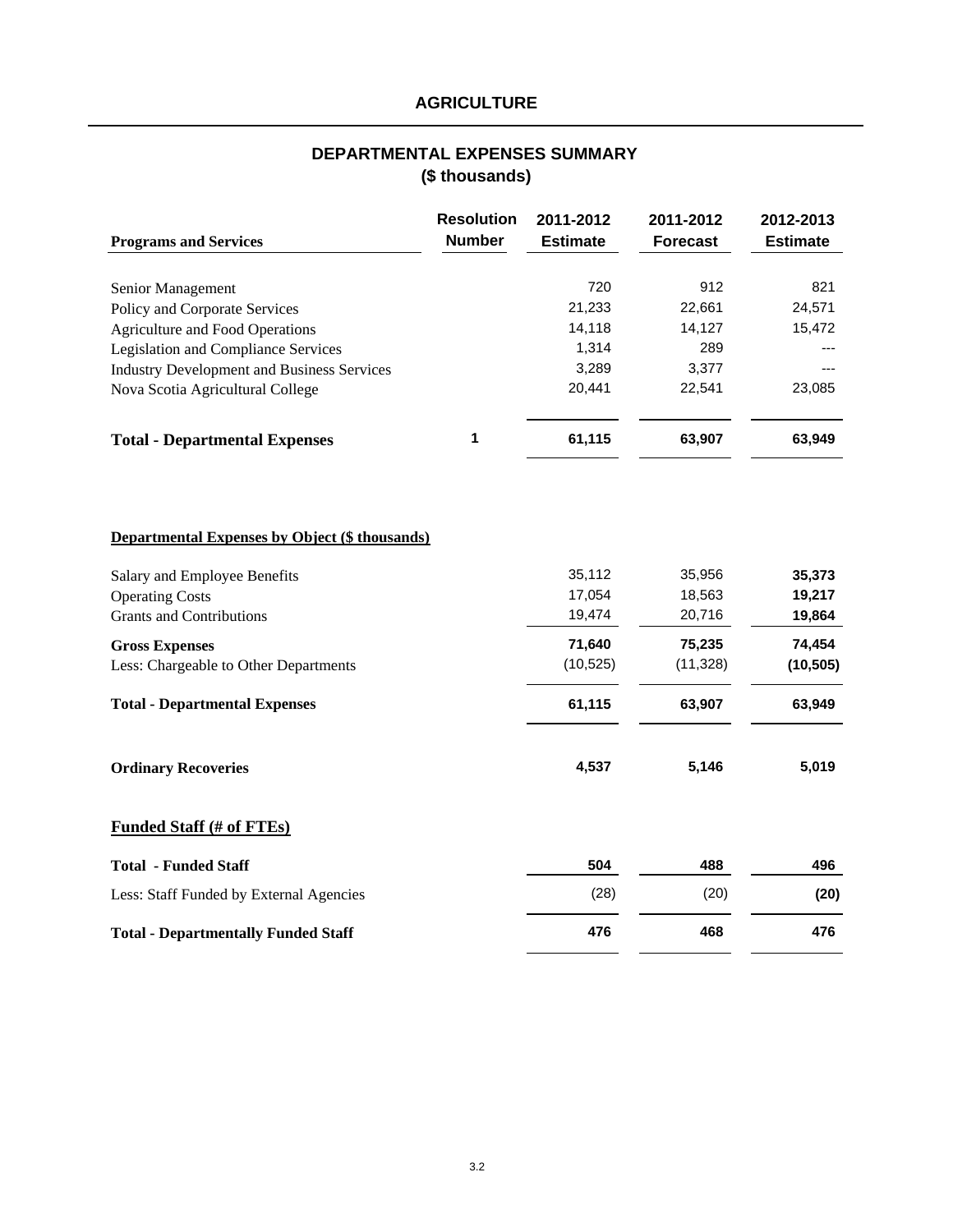# AGRICULTURE

## DEPARTMENTAL EXPENSES SUMMARY
## ($ thousands)

| Programs and Services | Resolution Number | 2011-2012 Estimate | 2011-2012 Forecast | 2012-2013 Estimate |
|---|---|---|---|---|
| Senior Management | | 720 | 912 | 821 |
| Policy and Corporate Services | | 21,233 | 22,661 | 24,571 |
| Agriculture and Food Operations | | 14,118 | 14,127 | 15,472 |
| Legislation and Compliance Services | | 1,314 | 289 | --- |
| Industry Development and Business Services | | 3,289 | 3,377 | --- |
| Nova Scotia Agricultural College | | 20,441 | 22,541 | 23,085 |
| **Total - Departmental Expenses** | **1** | **61,115** | **63,907** | **63,949** |

**Departmental Expenses by Object ($ thousands)**

| | 2011-2012 Estimate | 2011-2012 Forecast | 2012-2013 Estimate |
|---|---|---|---|
| Salary and Employee Benefits | 35,112 | 35,956 | **35,373** |
| Operating Costs | 17,054 | 18,563 | **19,217** |
| Grants and Contributions | 19,474 | 20,716 | **19,864** |
| **Gross Expenses** | **71,640** | **75,235** | **74,454** |
| Less: Chargeable to Other Departments | (10,525) | (11,328) | **(10,505)** |
| **Total - Departmental Expenses** | **61,115** | **63,907** | **63,949** |
| **Ordinary Recoveries** | **4,537** | **5,146** | **5,019** |

**Funded Staff (# of FTEs)**

| | 2011-2012 Estimate | 2011-2012 Forecast | 2012-2013 Estimate |
|---|---|---|---|
| **Total - Funded Staff** | **504** | **488** | **496** |
| Less: Staff Funded by External Agencies | (28) | (20) | **(20)** |
| **Total - Departmentally Funded Staff** | **476** | **468** | **476** |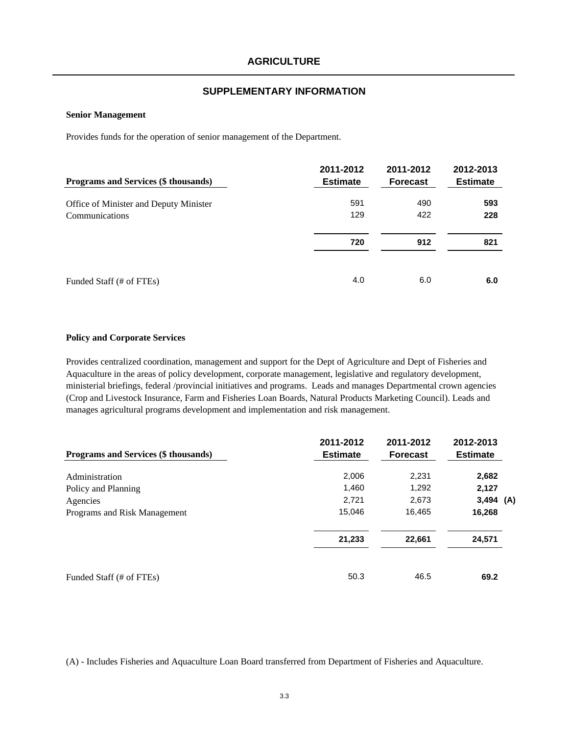# AGRICULTURE

## SUPPLEMENTARY INFORMATION

**Senior Management**

Provides funds for the operation of senior management of the Department.

| Programs and Services ($ thousands) | 2011-2012 Estimate | 2011-2012 Forecast | 2012-2013 Estimate |
|---|---|---|---|
| Office of Minister and Deputy Minister | 591 | 490 | **593** |
| Communications | 129 | 422 | **228** |
| | **720** | **912** | **821** |
| Funded Staff (# of FTEs) | 4.0 | 6.0 | **6.0** |

**Policy and Corporate Services**

Provides centralized coordination, management and support for the Dept of Agriculture and Dept of Fisheries and Aquaculture in the areas of policy development, corporate management, legislative and regulatory development, ministerial briefings, federal /provincial initiatives and programs. Leads and manages Departmental crown agencies (Crop and Livestock Insurance, Farm and Fisheries Loan Boards, Natural Products Marketing Council). Leads and manages agricultural programs development and implementation and risk management.

| Programs and Services ($ thousands) | 2011-2012 Estimate | 2011-2012 Forecast | 2012-2013 Estimate |
|---|---|---|---|
| Administration | 2,006 | 2,231 | **2,682** |
| Policy and Planning | 1,460 | 1,292 | **2,127** |
| Agencies | 2,721 | 2,673 | **3,494 (A)** |
| Programs and Risk Management | 15,046 | 16,465 | **16,268** |
| | **21,233** | **22,661** | **24,571** |
| Funded Staff (# of FTEs) | 50.3 | 46.5 | **69.2** |

(A) - Includes Fisheries and Aquaculture Loan Board transferred from Department of Fisheries and Aquaculture.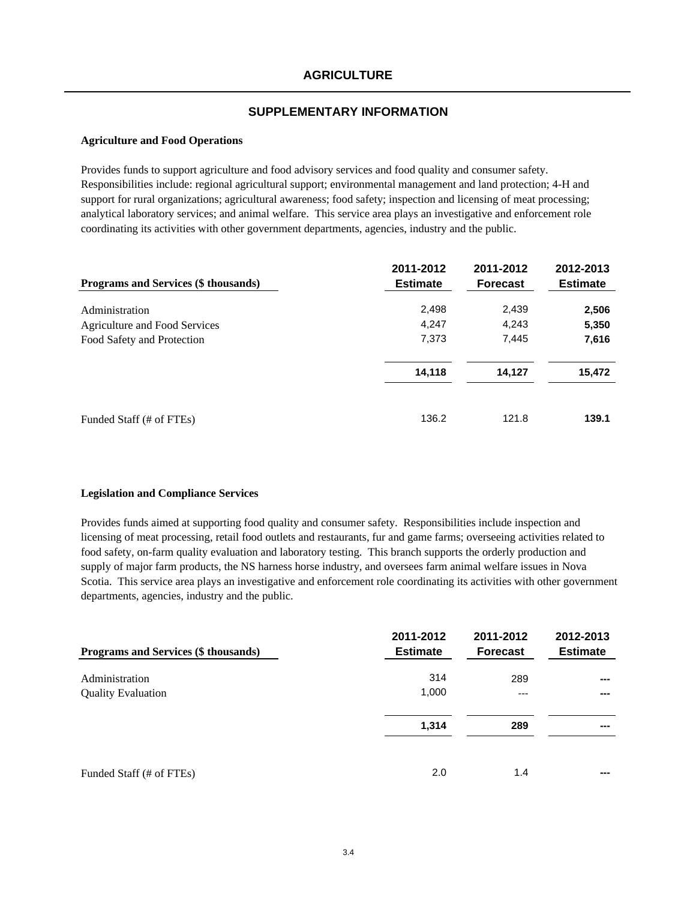# AGRICULTURE

## SUPPLEMENTARY INFORMATION

**Agriculture and Food Operations**

Provides funds to support agriculture and food advisory services and food quality and consumer safety. Responsibilities include: regional agricultural support; environmental management and land protection; 4-H and support for rural organizations; agricultural awareness; food safety; inspection and licensing of meat processing; analytical laboratory services; and animal welfare. This service area plays an investigative and enforcement role coordinating its activities with other government departments, agencies, industry and the public.

| Programs and Services ($ thousands) | 2011-2012 Estimate | 2011-2012 Forecast | 2012-2013 Estimate |
|---|---|---|---|
| Administration | 2,498 | 2,439 | **2,506** |
| Agriculture and Food Services | 4,247 | 4,243 | **5,350** |
| Food Safety and Protection | 7,373 | 7,445 | **7,616** |
| | **14,118** | **14,127** | **15,472** |
| Funded Staff (# of FTEs) | 136.2 | 121.8 | **139.1** |

**Legislation and Compliance Services**

Provides funds aimed at supporting food quality and consumer safety. Responsibilities include inspection and licensing of meat processing, retail food outlets and restaurants, fur and game farms; overseeing activities related to food safety, on-farm quality evaluation and laboratory testing. This branch supports the orderly production and supply of major farm products, the NS harness horse industry, and oversees farm animal welfare issues in Nova Scotia. This service area plays an investigative and enforcement role coordinating its activities with other government departments, agencies, industry and the public.

| Programs and Services ($ thousands) | 2011-2012 Estimate | 2011-2012 Forecast | 2012-2013 Estimate |
|---|---|---|---|
| Administration | 314 | 289 | **---** |
| Quality Evaluation | 1,000 | --- | **---** |
| | **1,314** | **289** | **---** |
| Funded Staff (# of FTEs) | 2.0 | 1.4 | **---** |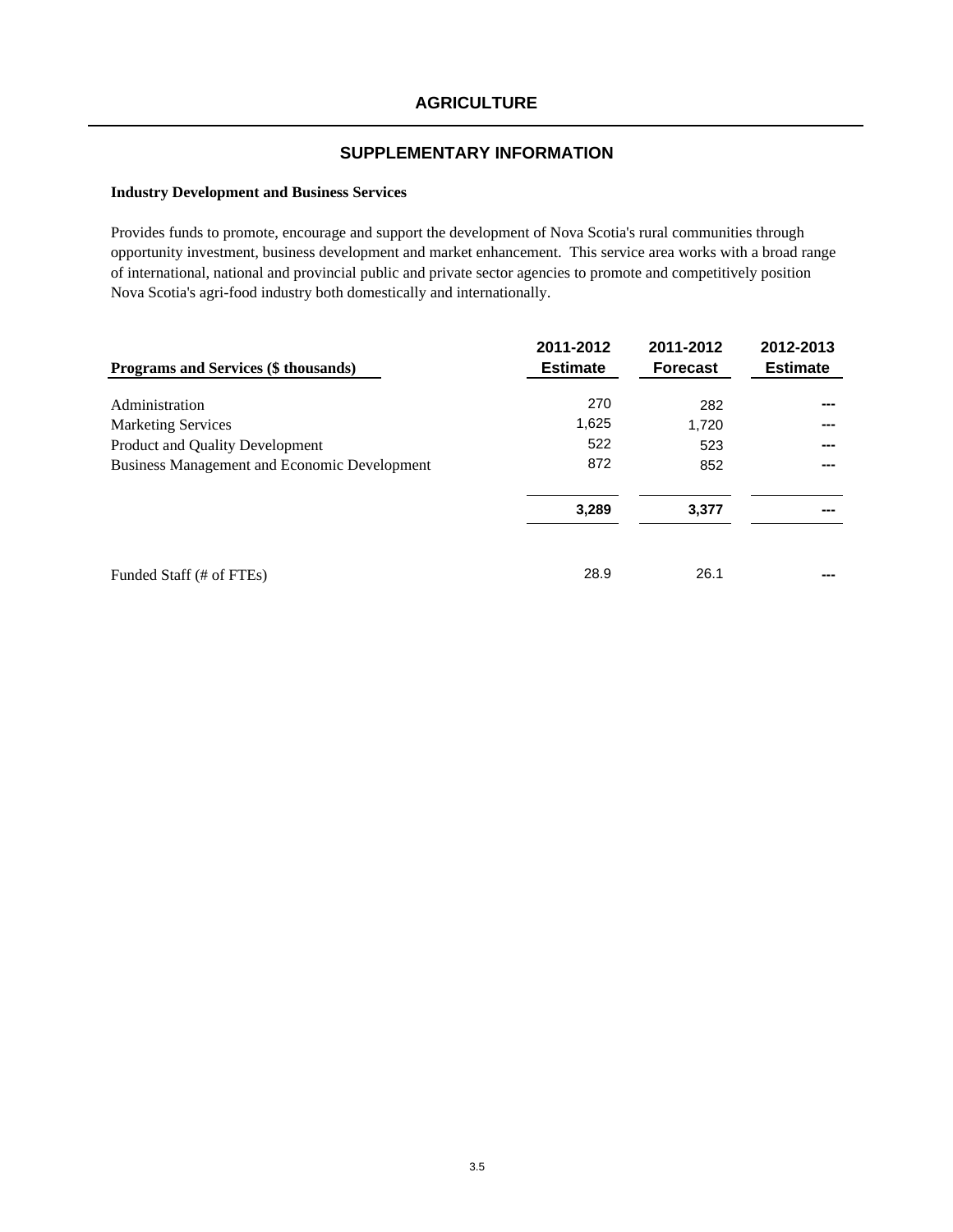# AGRICULTURE

## SUPPLEMENTARY INFORMATION

**Industry Development and Business Services**

Provides funds to promote, encourage and support the development of Nova Scotia's rural communities through opportunity investment, business development and market enhancement. This service area works with a broad range of international, national and provincial public and private sector agencies to promote and competitively position Nova Scotia's agri-food industry both domestically and internationally.

| Programs and Services ($ thousands) | 2011-2012 Estimate | 2011-2012 Forecast | 2012-2013 Estimate |
|---|---|---|---|
| Administration | 270 | 282 | --- |
| Marketing Services | 1,625 | 1,720 | --- |
| Product and Quality Development | 522 | 523 | --- |
| Business Management and Economic Development | 872 | 852 | --- |
| | **3,289** | **3,377** | **---** |
| Funded Staff (# of FTEs) | 28.9 | 26.1 | --- |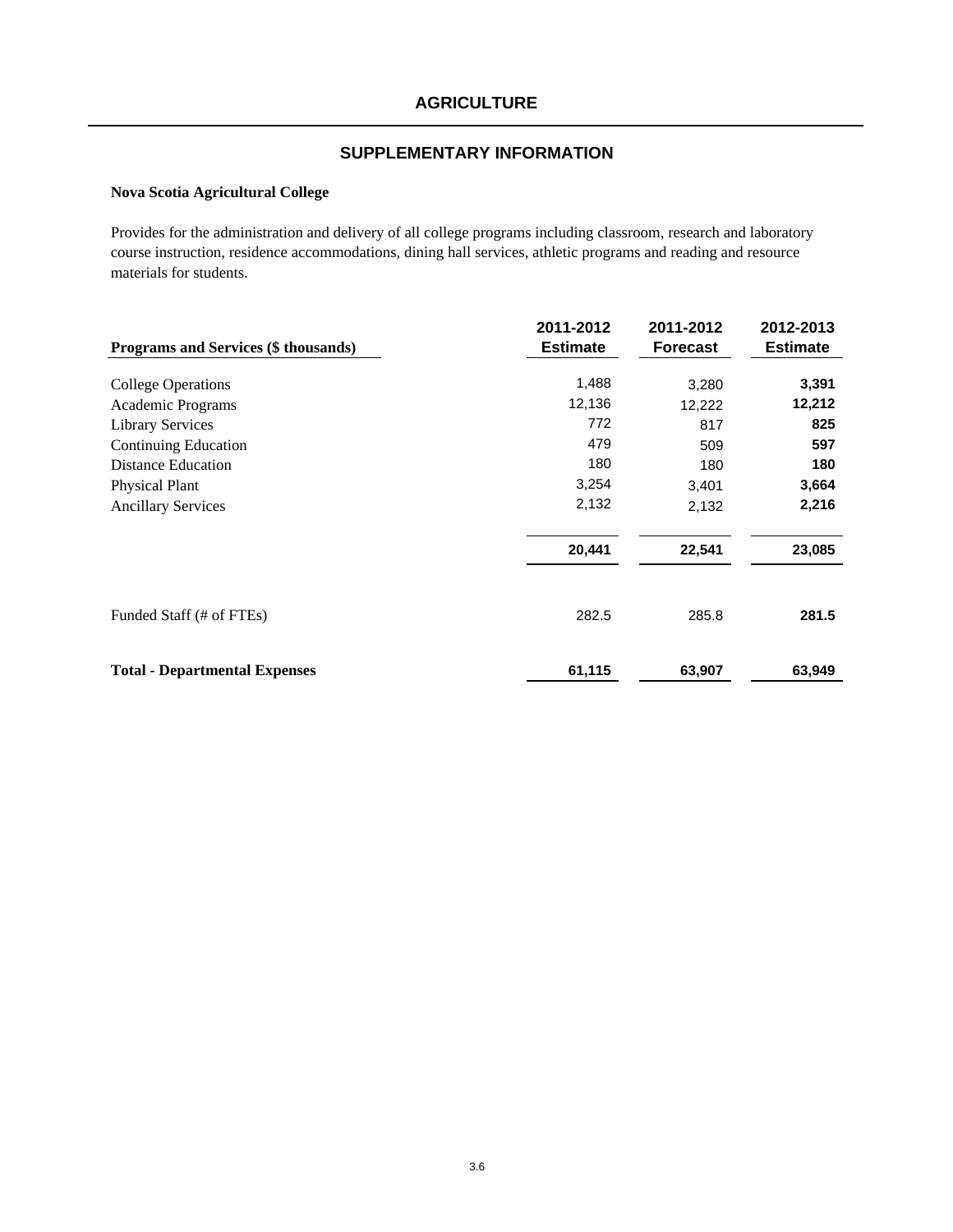# AGRICULTURE

## SUPPLEMENTARY INFORMATION

**Nova Scotia Agricultural College**

Provides for the administration and delivery of all college programs including classroom, research and laboratory course instruction, residence accommodations, dining hall services, athletic programs and reading and resource materials for students.

| Programs and Services ($ thousands) | 2011-2012 Estimate | 2011-2012 Forecast | 2012-2013 Estimate |
|---|---|---|---|
| College Operations | 1,488 | 3,280 | **3,391** |
| Academic Programs | 12,136 | 12,222 | **12,212** |
| Library Services | 772 | 817 | **825** |
| Continuing Education | 479 | 509 | **597** |
| Distance Education | 180 | 180 | **180** |
| Physical Plant | 3,254 | 3,401 | **3,664** |
| Ancillary Services | 2,132 | 2,132 | **2,216** |
| | **20,441** | **22,541** | **23,085** |
| Funded Staff (# of FTEs) | 282.5 | 285.8 | **281.5** |
| **Total - Departmental Expenses** | **61,115** | **63,907** | **63,949** |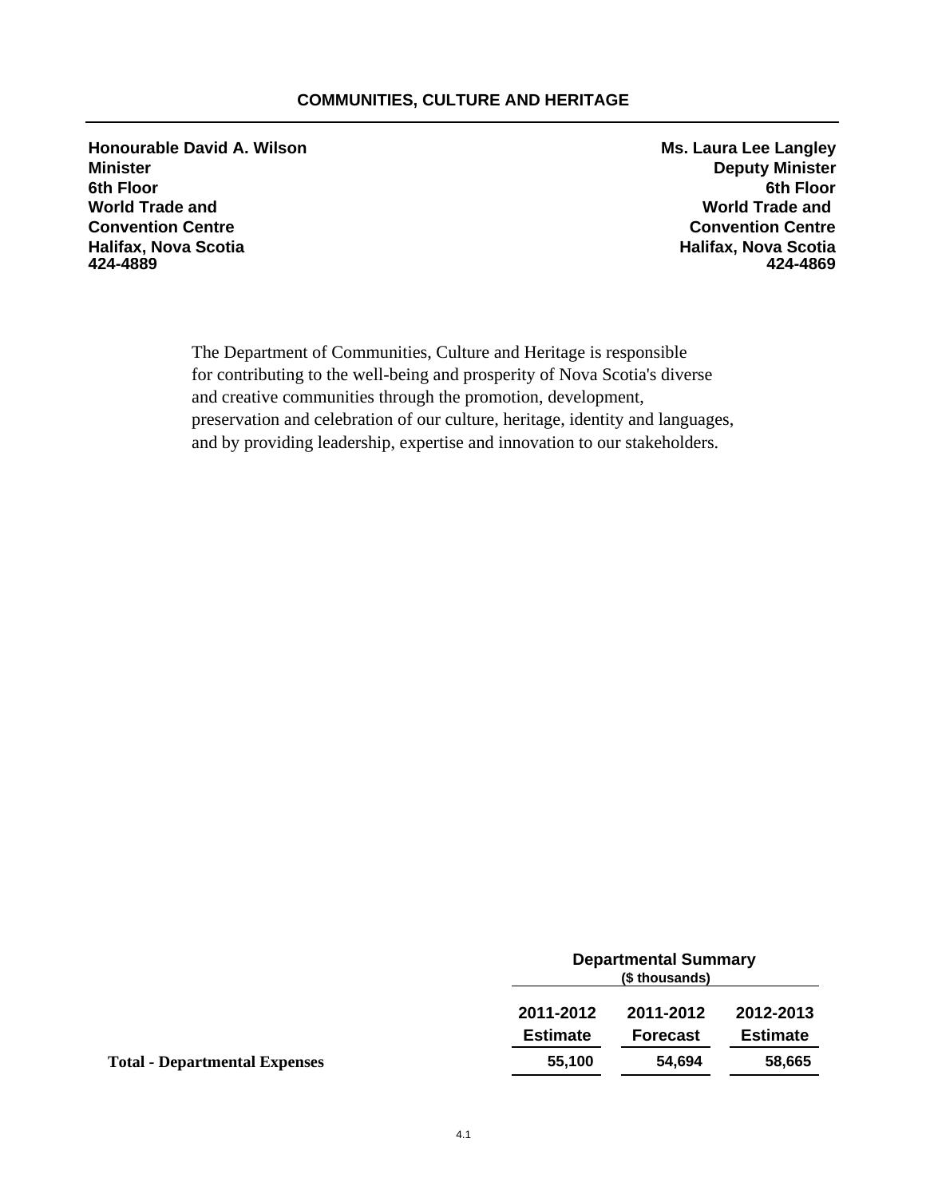# COMMUNITIES, CULTURE AND HERITAGE

**Honourable David A. Wilson**
**Minister**
**6th Floor**
**World Trade and**
**Convention Centre**
**Halifax, Nova Scotia**
**424-4889**

**Ms. Laura Lee Langley**
**Deputy Minister**
**6th Floor**
**World Trade and**
**Convention Centre**
**Halifax, Nova Scotia**
**424-4869**

The Department of Communities, Culture and Heritage is responsible for contributing to the well-being and prosperity of Nova Scotia's diverse and creative communities through the promotion, development, preservation and celebration of our culture, heritage, identity and languages, and by providing leadership, expertise and innovation to our stakeholders.

| | Departmental Summary ($ thousands) | | |
|---|---|---|---|
| | **2011-2012 Estimate** | **2011-2012 Forecast** | **2012-2013 Estimate** |
| **Total - Departmental Expenses** | **55,100** | **54,694** | **58,665** |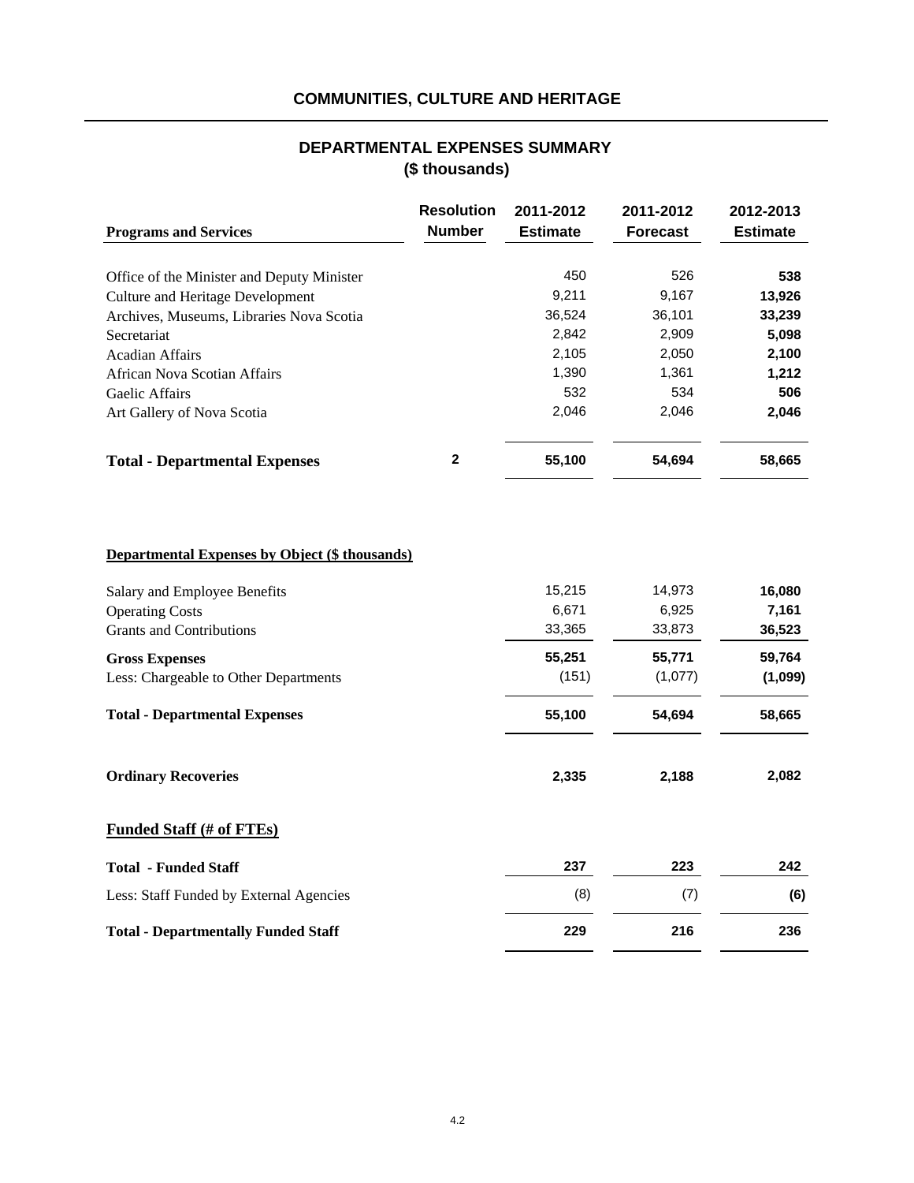# COMMUNITIES, CULTURE AND HERITAGE

## DEPARTMENTAL EXPENSES SUMMARY
## ($ thousands)

| Programs and Services | Resolution Number | 2011-2012 Estimate | 2011-2012 Forecast | 2012-2013 Estimate |
|---|---|---|---|---|
| Office of the Minister and Deputy Minister | | 450 | 526 | **538** |
| Culture and Heritage Development | | 9,211 | 9,167 | **13,926** |
| Archives, Museums, Libraries Nova Scotia | | 36,524 | 36,101 | **33,239** |
| Secretariat | | 2,842 | 2,909 | **5,098** |
| Acadian Affairs | | 2,105 | 2,050 | **2,100** |
| African Nova Scotian Affairs | | 1,390 | 1,361 | **1,212** |
| Gaelic Affairs | | 532 | 534 | **506** |
| Art Gallery of Nova Scotia | | 2,046 | 2,046 | **2,046** |
| **Total - Departmental Expenses** | **2** | **55,100** | **54,694** | **58,665** |

**Departmental Expenses by Object ($ thousands)**

| | 2011-2012 Estimate | 2011-2012 Forecast | 2012-2013 Estimate |
|---|---|---|---|
| Salary and Employee Benefits | 15,215 | 14,973 | **16,080** |
| Operating Costs | 6,671 | 6,925 | **7,161** |
| Grants and Contributions | 33,365 | 33,873 | **36,523** |
| **Gross Expenses** | **55,251** | **55,771** | **59,764** |
| Less: Chargeable to Other Departments | (151) | (1,077) | **(1,099)** |
| **Total - Departmental Expenses** | **55,100** | **54,694** | **58,665** |
| **Ordinary Recoveries** | **2,335** | **2,188** | **2,082** |

**Funded Staff (# of FTEs)**

| | 2011-2012 Estimate | 2011-2012 Forecast | 2012-2013 Estimate |
|---|---|---|---|
| **Total - Funded Staff** | **237** | **223** | **242** |
| Less: Staff Funded by External Agencies | (8) | (7) | **(6)** |
| **Total - Departmentally Funded Staff** | **229** | **216** | **236** |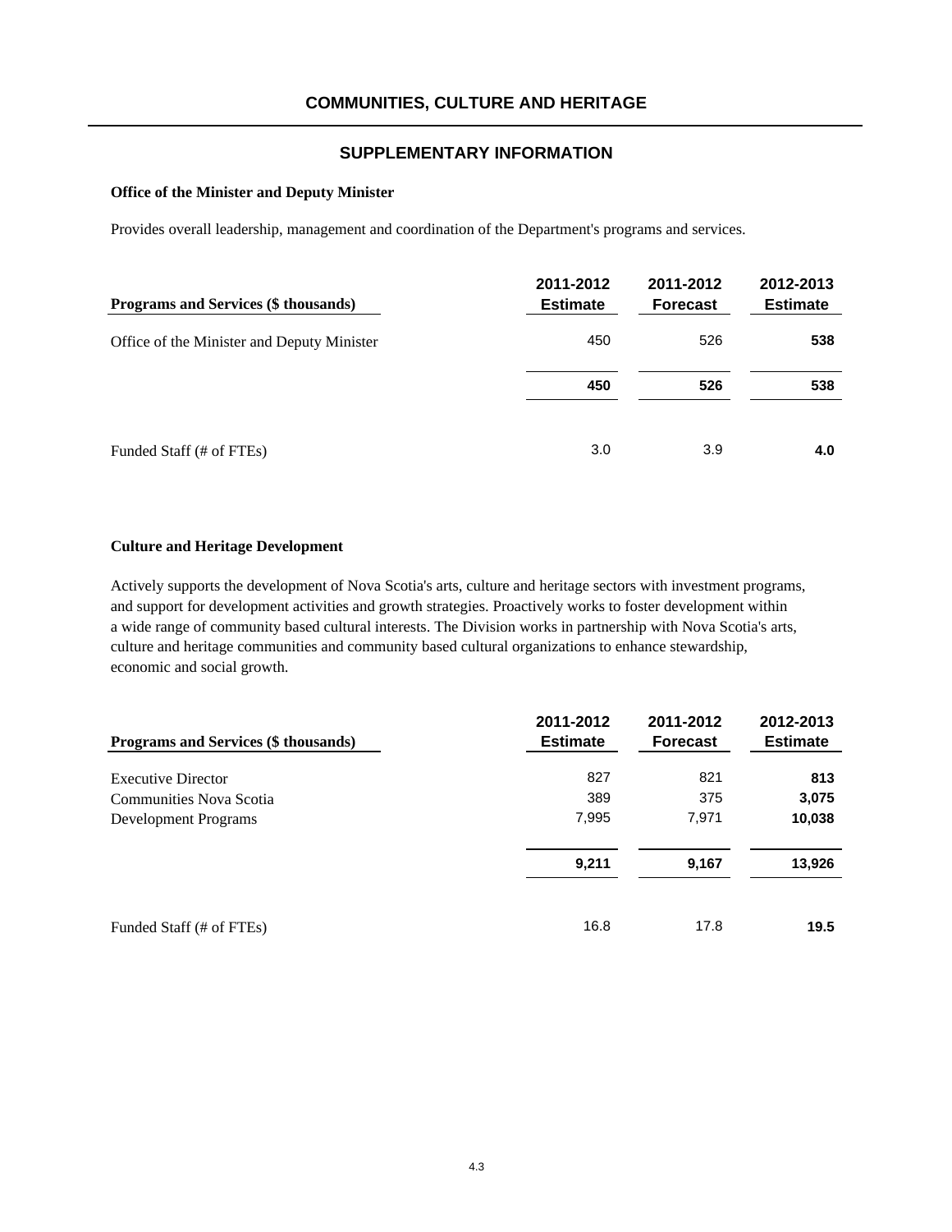# COMMUNITIES, CULTURE AND HERITAGE

## SUPPLEMENTARY INFORMATION

### Office of the Minister and Deputy Minister

Provides overall leadership, management and coordination of the Department's programs and services.

| Programs and Services ($ thousands) | 2011-2012 Estimate | 2011-2012 Forecast | 2012-2013 Estimate |
|---|---|---|---|
| Office of the Minister and Deputy Minister | 450 | 526 | **538** |
| | **450** | **526** | **538** |
| Funded Staff (# of FTEs) | 3.0 | 3.9 | **4.0** |

### Culture and Heritage Development

Actively supports the development of Nova Scotia's arts, culture and heritage sectors with investment programs, and support for development activities and growth strategies. Proactively works to foster development within a wide range of community based cultural interests. The Division works in partnership with Nova Scotia's arts, culture and heritage communities and community based cultural organizations to enhance stewardship, economic and social growth.

| Programs and Services ($ thousands) | 2011-2012 Estimate | 2011-2012 Forecast | 2012-2013 Estimate |
|---|---|---|---|
| Executive Director | 827 | 821 | **813** |
| Communities Nova Scotia | 389 | 375 | **3,075** |
| Development Programs | 7,995 | 7,971 | **10,038** |
| | **9,211** | **9,167** | **13,926** |
| Funded Staff (# of FTEs) | 16.8 | 17.8 | **19.5** |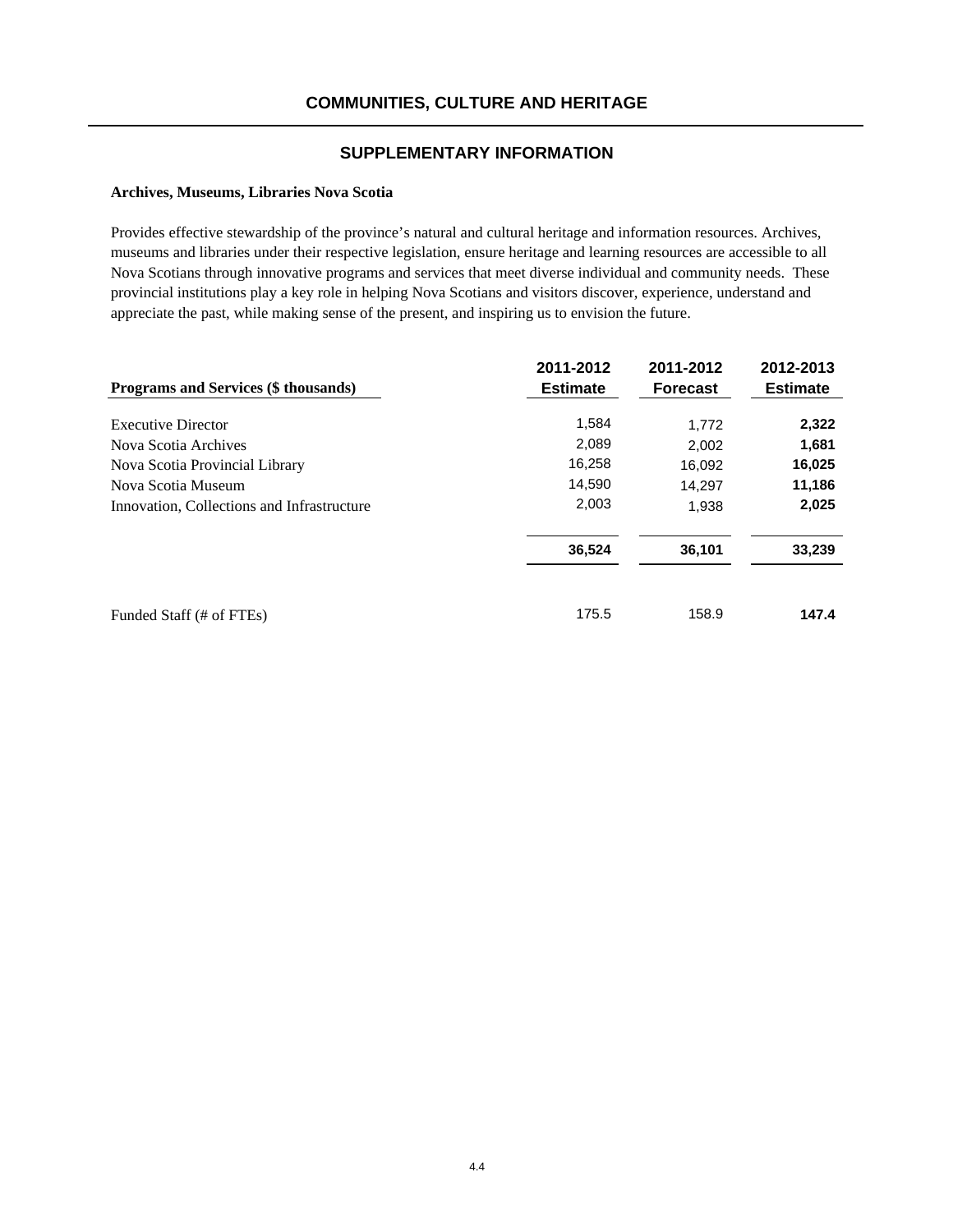# COMMUNITIES, CULTURE AND HERITAGE

## SUPPLEMENTARY INFORMATION

**Archives, Museums, Libraries Nova Scotia**

Provides effective stewardship of the province's natural and cultural heritage and information resources. Archives, museums and libraries under their respective legislation, ensure heritage and learning resources are accessible to all Nova Scotians through innovative programs and services that meet diverse individual and community needs. These provincial institutions play a key role in helping Nova Scotians and visitors discover, experience, understand and appreciate the past, while making sense of the present, and inspiring us to envision the future.

| Programs and Services ($ thousands) | 2011-2012 Estimate | 2011-2012 Forecast | 2012-2013 Estimate |
|---|---|---|---|
| Executive Director | 1,584 | 1,772 | **2,322** |
| Nova Scotia Archives | 2,089 | 2,002 | **1,681** |
| Nova Scotia Provincial Library | 16,258 | 16,092 | **16,025** |
| Nova Scotia Museum | 14,590 | 14,297 | **11,186** |
| Innovation, Collections and Infrastructure | 2,003 | 1,938 | **2,025** |
| | **36,524** | **36,101** | **33,239** |
| Funded Staff (# of FTEs) | 175.5 | 158.9 | **147.4** |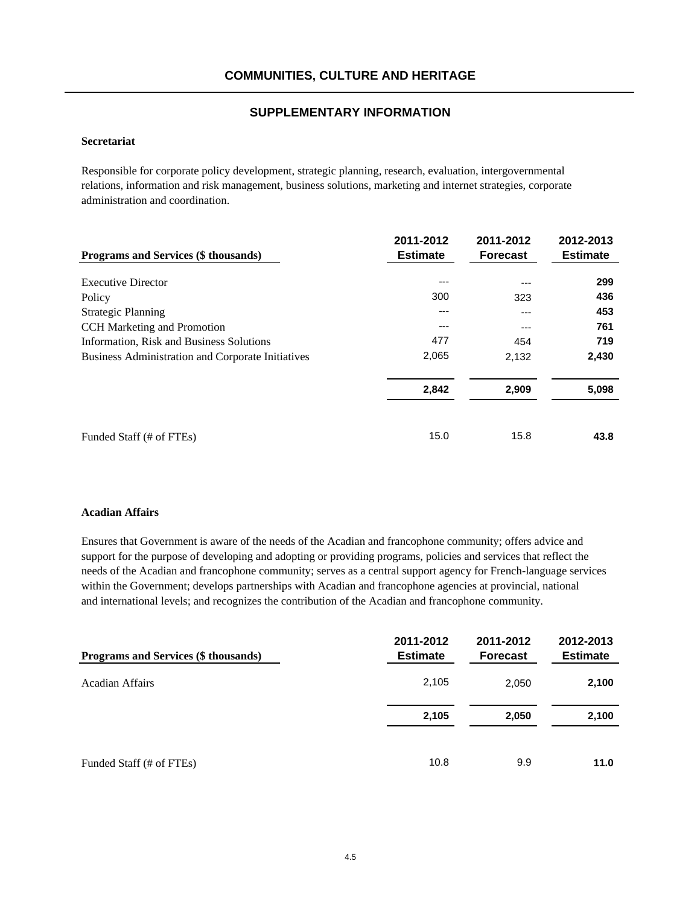# COMMUNITIES, CULTURE AND HERITAGE

## SUPPLEMENTARY INFORMATION

### Secretariat

Responsible for corporate policy development, strategic planning, research, evaluation, intergovernmental relations, information and risk management, business solutions, marketing and internet strategies, corporate administration and coordination.

| Programs and Services ($ thousands) | 2011-2012 Estimate | 2011-2012 Forecast | 2012-2013 Estimate |
|---|---|---|---|
| Executive Director | --- | --- | **299** |
| Policy | 300 | 323 | **436** |
| Strategic Planning | --- | --- | **453** |
| CCH Marketing and Promotion | --- | --- | **761** |
| Information, Risk and Business Solutions | 477 | 454 | **719** |
| Business Administration and Corporate Initiatives | 2,065 | 2,132 | **2,430** |
| | **2,842** | **2,909** | **5,098** |
| Funded Staff (# of FTEs) | 15.0 | 15.8 | **43.8** |

### Acadian Affairs

Ensures that Government is aware of the needs of the Acadian and francophone community; offers advice and support for the purpose of developing and adopting or providing programs, policies and services that reflect the needs of the Acadian and francophone community; serves as a central support agency for French-language services within the Government; develops partnerships with Acadian and francophone agencies at provincial, national and international levels; and recognizes the contribution of the Acadian and francophone community.

| Programs and Services ($ thousands) | 2011-2012 Estimate | 2011-2012 Forecast | 2012-2013 Estimate |
|---|---|---|---|
| Acadian Affairs | 2,105 | 2,050 | **2,100** |
| | **2,105** | **2,050** | **2,100** |
| Funded Staff (# of FTEs) | 10.8 | 9.9 | **11.0** |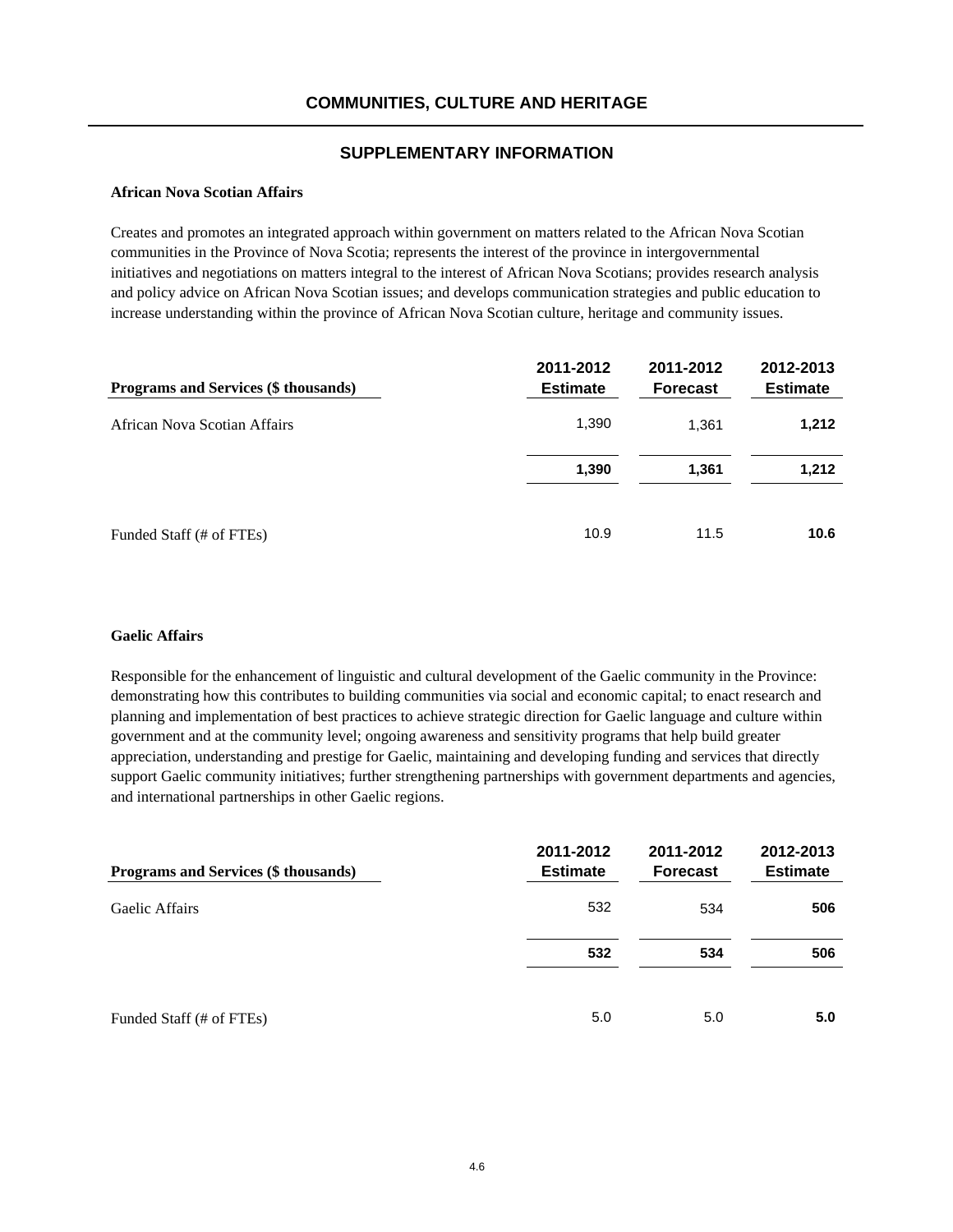# COMMUNITIES, CULTURE AND HERITAGE

## SUPPLEMENTARY INFORMATION

**African Nova Scotian Affairs**

Creates and promotes an integrated approach within government on matters related to the African Nova Scotian communities in the Province of Nova Scotia; represents the interest of the province in intergovernmental initiatives and negotiations on matters integral to the interest of African Nova Scotians; provides research analysis and policy advice on African Nova Scotian issues; and develops communication strategies and public education to increase understanding within the province of African Nova Scotian culture, heritage and community issues.

| Programs and Services ($ thousands) | 2011-2012 Estimate | 2011-2012 Forecast | 2012-2013 Estimate |
|---|---|---|---|
| African Nova Scotian Affairs | 1,390 | 1,361 | **1,212** |
| | **1,390** | **1,361** | **1,212** |
| Funded Staff (# of FTEs) | 10.9 | 11.5 | **10.6** |

**Gaelic Affairs**

Responsible for the enhancement of linguistic and cultural development of the Gaelic community in the Province: demonstrating how this contributes to building communities via social and economic capital; to enact research and planning and implementation of best practices to achieve strategic direction for Gaelic language and culture within government and at the community level; ongoing awareness and sensitivity programs that help build greater appreciation, understanding and prestige for Gaelic, maintaining and developing funding and services that directly support Gaelic community initiatives; further strengthening partnerships with government departments and agencies, and international partnerships in other Gaelic regions.

| Programs and Services ($ thousands) | 2011-2012 Estimate | 2011-2012 Forecast | 2012-2013 Estimate |
|---|---|---|---|
| Gaelic Affairs | 532 | 534 | **506** |
| | **532** | **534** | **506** |
| Funded Staff (# of FTEs) | 5.0 | 5.0 | **5.0** |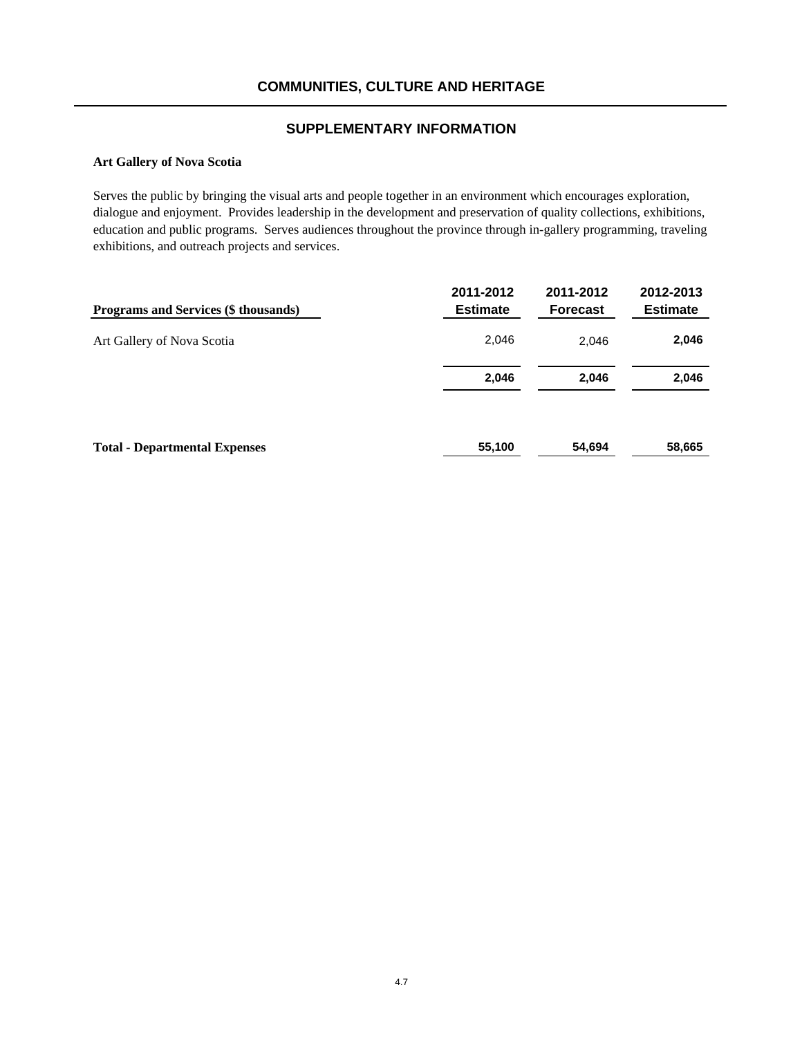## COMMUNITIES, CULTURE AND HERITAGE

### SUPPLEMENTARY INFORMATION

**Art Gallery of Nova Scotia**

Serves the public by bringing the visual arts and people together in an environment which encourages exploration, dialogue and enjoyment. Provides leadership in the development and preservation of quality collections, exhibitions, education and public programs. Serves audiences throughout the province through in-gallery programming, traveling exhibitions, and outreach projects and services.

| Programs and Services ($ thousands) | 2011-2012 Estimate | 2011-2012 Forecast | 2012-2013 Estimate |
|---|---|---|---|
| Art Gallery of Nova Scotia | 2,046 | 2,046 | **2,046** |
| | **2,046** | **2,046** | **2,046** |
| **Total - Departmental Expenses** | **55,100** | **54,694** | **58,665** |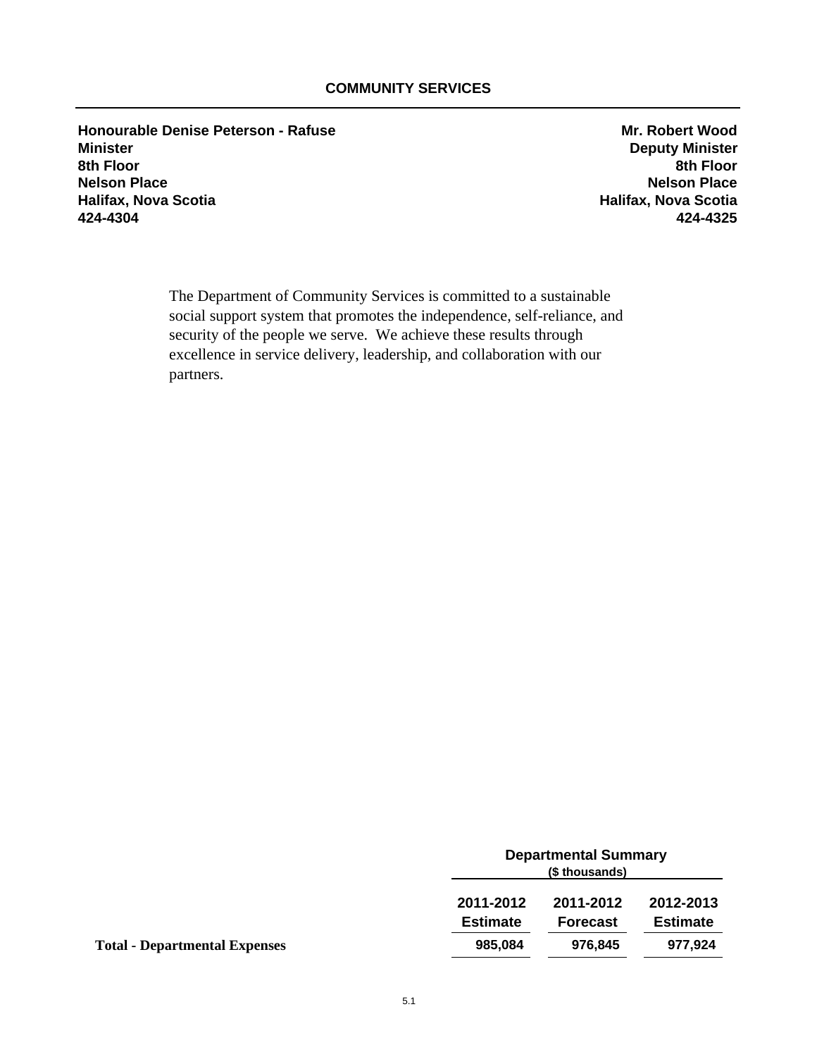# COMMUNITY SERVICES

| | |
|---|---|
| **Honourable Denise Peterson - Rafuse** | **Mr. Robert Wood** |
| **Minister** | **Deputy Minister** |
| **8th Floor** | **8th Floor** |
| **Nelson Place** | **Nelson Place** |
| **Halifax, Nova Scotia** | **Halifax, Nova Scotia** |
| **424-4304** | **424-4325** |

The Department of Community Services is committed to a sustainable social support system that promotes the independence, self-reliance, and security of the people we serve. We achieve these results through excellence in service delivery, leadership, and collaboration with our partners.

| | Departmental Summary ($ thousands) | | |
|---|---|---|---|
| | **2011-2012 Estimate** | **2011-2012 Forecast** | **2012-2013 Estimate** |
| **Total - Departmental Expenses** | **985,084** | **976,845** | **977,924** |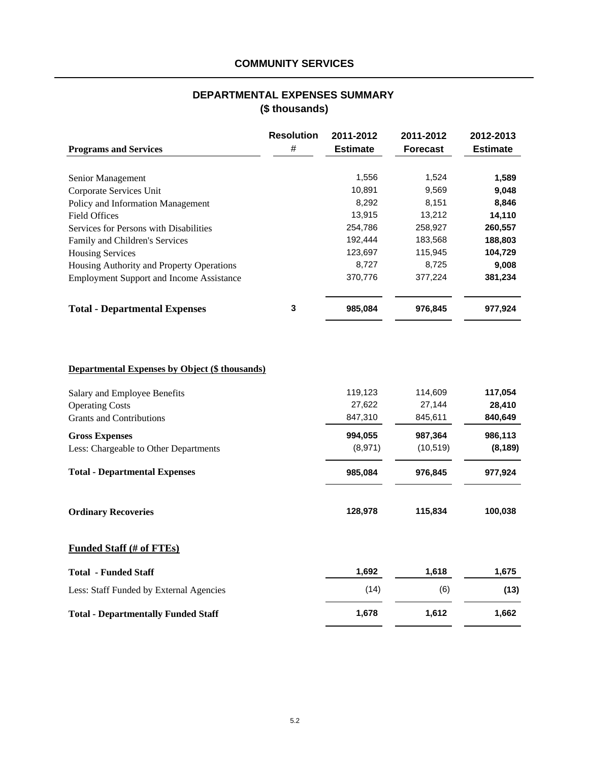## COMMUNITY SERVICES

### DEPARTMENTAL EXPENSES SUMMARY
### ($ thousands)

| Programs and Services | Resolution # | 2011-2012 Estimate | 2011-2012 Forecast | 2012-2013 Estimate |
|---|---|---|---|---|
| Senior Management | | 1,556 | 1,524 | **1,589** |
| Corporate Services Unit | | 10,891 | 9,569 | **9,048** |
| Policy and Information Management | | 8,292 | 8,151 | **8,846** |
| Field Offices | | 13,915 | 13,212 | **14,110** |
| Services for Persons with Disabilities | | 254,786 | 258,927 | **260,557** |
| Family and Children's Services | | 192,444 | 183,568 | **188,803** |
| Housing Services | | 123,697 | 115,945 | **104,729** |
| Housing Authority and Property Operations | | 8,727 | 8,725 | **9,008** |
| Employment Support and Income Assistance | | 370,776 | 377,224 | **381,234** |
| **Total - Departmental Expenses** | **3** | **985,084** | **976,845** | **977,924** |

**Departmental Expenses by Object ($ thousands)**

| | 2011-2012 Estimate | 2011-2012 Forecast | 2012-2013 Estimate |
|---|---|---|---|
| Salary and Employee Benefits | 119,123 | 114,609 | **117,054** |
| Operating Costs | 27,622 | 27,144 | **28,410** |
| Grants and Contributions | 847,310 | 845,611 | **840,649** |
| **Gross Expenses** | **994,055** | **987,364** | **986,113** |
| Less: Chargeable to Other Departments | (8,971) | (10,519) | **(8,189)** |
| **Total - Departmental Expenses** | **985,084** | **976,845** | **977,924** |
| **Ordinary Recoveries** | **128,978** | **115,834** | **100,038** |

**Funded Staff (# of FTEs)**

| | 2011-2012 Estimate | 2011-2012 Forecast | 2012-2013 Estimate |
|---|---|---|---|
| **Total - Funded Staff** | **1,692** | **1,618** | **1,675** |
| Less: Staff Funded by External Agencies | (14) | (6) | **(13)** |
| **Total - Departmentally Funded Staff** | **1,678** | **1,612** | **1,662** |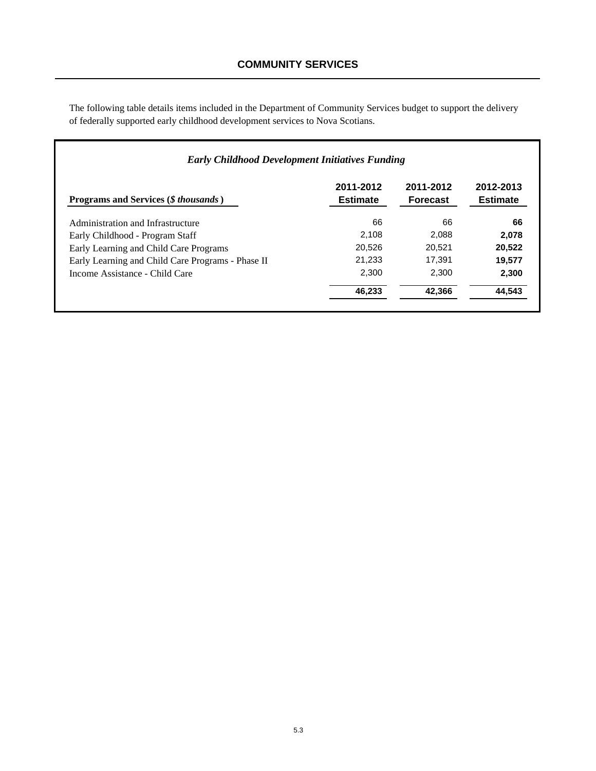## COMMUNITY SERVICES

The following table details items included in the Department of Community Services budget to support the delivery of federally supported early childhood development services to Nova Scotians.

*Early Childhood Development Initiatives Funding*

| Programs and Services (*$ thousands*) | 2011-2012 Estimate | 2011-2012 Forecast | 2012-2013 Estimate |
|---|---|---|---|
| Administration and Infrastructure | 66 | 66 | **66** |
| Early Childhood - Program Staff | 2,108 | 2,088 | **2,078** |
| Early Learning and Child Care Programs | 20,526 | 20,521 | **20,522** |
| Early Learning and Child Care Programs - Phase II | 21,233 | 17,391 | **19,577** |
| Income Assistance - Child Care | 2,300 | 2,300 | **2,300** |
| | **46,233** | **42,366** | **44,543** |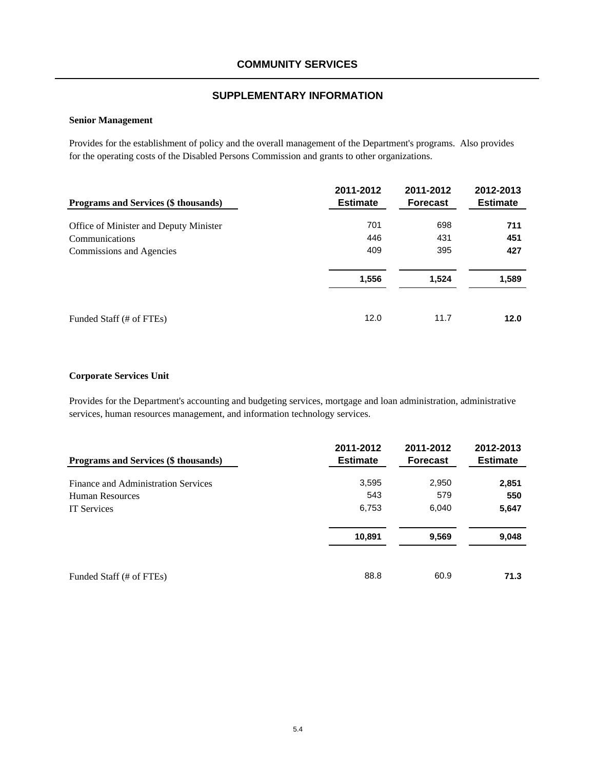## COMMUNITY SERVICES

### SUPPLEMENTARY INFORMATION

**Senior Management**

Provides for the establishment of policy and the overall management of the Department's programs. Also provides for the operating costs of the Disabled Persons Commission and grants to other organizations.

| Programs and Services ($ thousands) | 2011-2012 Estimate | 2011-2012 Forecast | 2012-2013 Estimate |
|---|---|---|---|
| Office of Minister and Deputy Minister | 701 | 698 | **711** |
| Communications | 446 | 431 | **451** |
| Commissions and Agencies | 409 | 395 | **427** |
| | **1,556** | **1,524** | **1,589** |
| Funded Staff (# of FTEs) | 12.0 | 11.7 | **12.0** |

**Corporate Services Unit**

Provides for the Department's accounting and budgeting services, mortgage and loan administration, administrative services, human resources management, and information technology services.

| Programs and Services ($ thousands) | 2011-2012 Estimate | 2011-2012 Forecast | 2012-2013 Estimate |
|---|---|---|---|
| Finance and Administration Services | 3,595 | 2,950 | **2,851** |
| Human Resources | 543 | 579 | **550** |
| IT Services | 6,753 | 6,040 | **5,647** |
| | **10,891** | **9,569** | **9,048** |
| Funded Staff (# of FTEs) | 88.8 | 60.9 | **71.3** |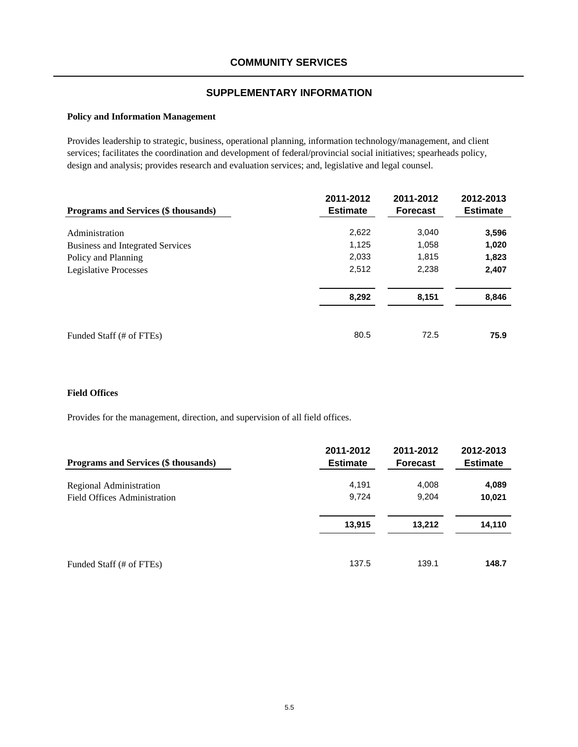# COMMUNITY SERVICES

## SUPPLEMENTARY INFORMATION

**Policy and Information Management**

Provides leadership to strategic, business, operational planning, information technology/management, and client services; facilitates the coordination and development of federal/provincial social initiatives; spearheads policy, design and analysis; provides research and evaluation services; and, legislative and legal counsel.

| Programs and Services ($ thousands) | 2011-2012 Estimate | 2011-2012 Forecast | 2012-2013 Estimate |
|---|---|---|---|
| Administration | 2,622 | 3,040 | **3,596** |
| Business and Integrated Services | 1,125 | 1,058 | **1,020** |
| Policy and Planning | 2,033 | 1,815 | **1,823** |
| Legislative Processes | 2,512 | 2,238 | **2,407** |
| | **8,292** | **8,151** | **8,846** |
| Funded Staff (# of FTEs) | 80.5 | 72.5 | **75.9** |

**Field Offices**

Provides for the management, direction, and supervision of all field offices.

| Programs and Services ($ thousands) | 2011-2012 Estimate | 2011-2012 Forecast | 2012-2013 Estimate |
|---|---|---|---|
| Regional Administration | 4,191 | 4,008 | **4,089** |
| Field Offices Administration | 9,724 | 9,204 | **10,021** |
| | **13,915** | **13,212** | **14,110** |
| Funded Staff (# of FTEs) | 137.5 | 139.1 | **148.7** |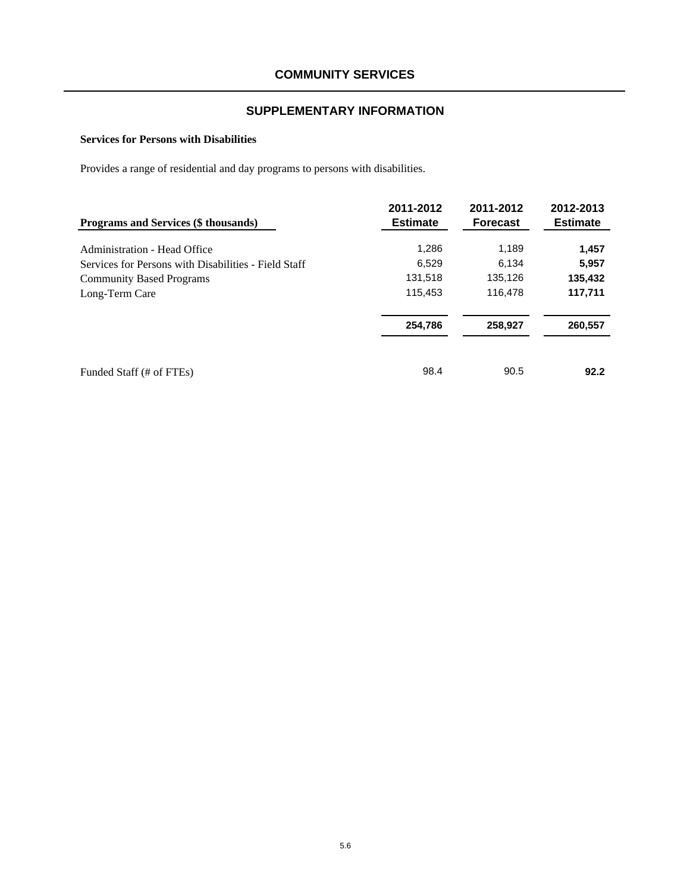# COMMUNITY SERVICES

## SUPPLEMENTARY INFORMATION

**Services for Persons with Disabilities**

Provides a range of residential and day programs to persons with disabilities.

| Programs and Services ($ thousands) | 2011-2012 Estimate | 2011-2012 Forecast | 2012-2013 Estimate |
|---|---|---|---|
| Administration - Head Office | 1,286 | 1,189 | **1,457** |
| Services for Persons with Disabilities - Field Staff | 6,529 | 6,134 | **5,957** |
| Community Based Programs | 131,518 | 135,126 | **135,432** |
| Long-Term Care | 115,453 | 116,478 | **117,711** |
| | **254,786** | **258,927** | **260,557** |
| Funded Staff (# of FTEs) | 98.4 | 90.5 | **92.2** |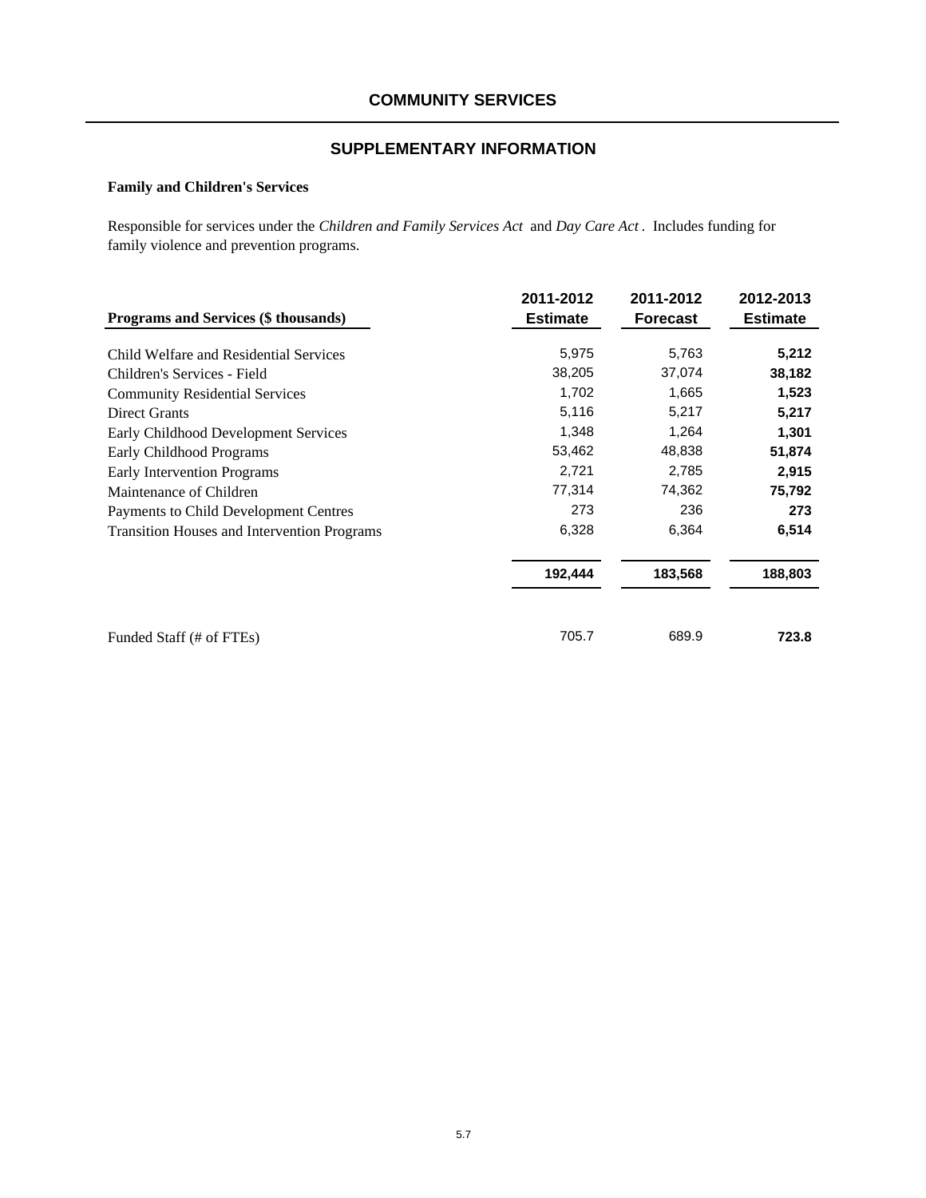# COMMUNITY SERVICES

## SUPPLEMENTARY INFORMATION

### Family and Children's Services

Responsible for services under the *Children and Family Services Act* and *Day Care Act*. Includes funding for family violence and prevention programs.

| Programs and Services ($ thousands) | 2011-2012 Estimate | 2011-2012 Forecast | 2012-2013 Estimate |
|---|---|---|---|
| Child Welfare and Residential Services | 5,975 | 5,763 | **5,212** |
| Children's Services - Field | 38,205 | 37,074 | **38,182** |
| Community Residential Services | 1,702 | 1,665 | **1,523** |
| Direct Grants | 5,116 | 5,217 | **5,217** |
| Early Childhood Development Services | 1,348 | 1,264 | **1,301** |
| Early Childhood Programs | 53,462 | 48,838 | **51,874** |
| Early Intervention Programs | 2,721 | 2,785 | **2,915** |
| Maintenance of Children | 77,314 | 74,362 | **75,792** |
| Payments to Child Development Centres | 273 | 236 | **273** |
| Transition Houses and Intervention Programs | 6,328 | 6,364 | **6,514** |
| | **192,444** | **183,568** | **188,803** |
| Funded Staff (# of FTEs) | 705.7 | 689.9 | **723.8** |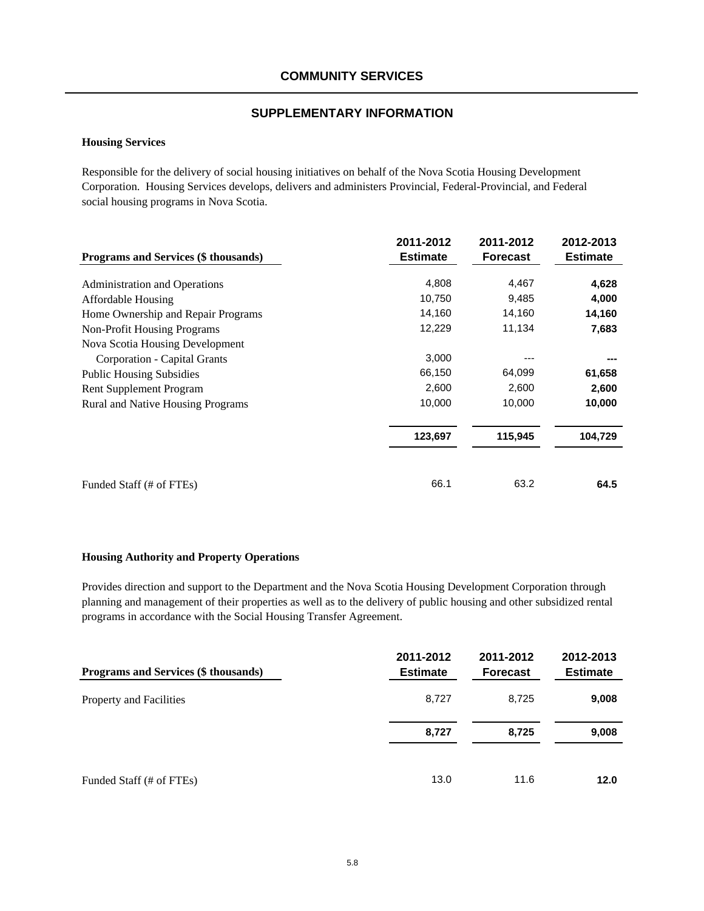## COMMUNITY SERVICES

### SUPPLEMENTARY INFORMATION

**Housing Services**

Responsible for the delivery of social housing initiatives on behalf of the Nova Scotia Housing Development Corporation. Housing Services develops, delivers and administers Provincial, Federal-Provincial, and Federal social housing programs in Nova Scotia.

| Programs and Services ($ thousands) | 2011-2012 Estimate | 2011-2012 Forecast | 2012-2013 Estimate |
|---|---|---|---|
| Administration and Operations | 4,808 | 4,467 | **4,628** |
| Affordable Housing | 10,750 | 9,485 | **4,000** |
| Home Ownership and Repair Programs | 14,160 | 14,160 | **14,160** |
| Non-Profit Housing Programs | 12,229 | 11,134 | **7,683** |
| Nova Scotia Housing Development Corporation - Capital Grants | 3,000 | --- | **---** |
| Public Housing Subsidies | 66,150 | 64,099 | **61,658** |
| Rent Supplement Program | 2,600 | 2,600 | **2,600** |
| Rural and Native Housing Programs | 10,000 | 10,000 | **10,000** |
| | **123,697** | **115,945** | **104,729** |
| Funded Staff (# of FTEs) | 66.1 | 63.2 | **64.5** |

**Housing Authority and Property Operations**

Provides direction and support to the Department and the Nova Scotia Housing Development Corporation through planning and management of their properties as well as to the delivery of public housing and other subsidized rental programs in accordance with the Social Housing Transfer Agreement.

| Programs and Services ($ thousands) | 2011-2012 Estimate | 2011-2012 Forecast | 2012-2013 Estimate |
|---|---|---|---|
| Property and Facilities | 8,727 | 8,725 | **9,008** |
| | **8,727** | **8,725** | **9,008** |
| Funded Staff (# of FTEs) | 13.0 | 11.6 | **12.0** |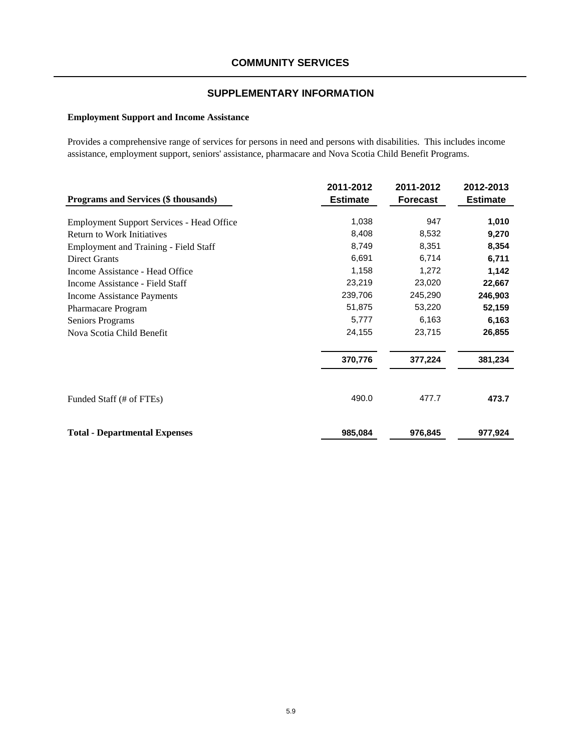# COMMUNITY SERVICES

## SUPPLEMENTARY INFORMATION

### Employment Support and Income Assistance

Provides a comprehensive range of services for persons in need and persons with disabilities. This includes income assistance, employment support, seniors' assistance, pharmacare and Nova Scotia Child Benefit Programs.

| Programs and Services ($ thousands) | 2011-2012 Estimate | 2011-2012 Forecast | 2012-2013 Estimate |
|---|---|---|---|
| Employment Support Services - Head Office | 1,038 | 947 | **1,010** |
| Return to Work Initiatives | 8,408 | 8,532 | **9,270** |
| Employment and Training - Field Staff | 8,749 | 8,351 | **8,354** |
| Direct Grants | 6,691 | 6,714 | **6,711** |
| Income Assistance - Head Office | 1,158 | 1,272 | **1,142** |
| Income Assistance - Field Staff | 23,219 | 23,020 | **22,667** |
| Income Assistance Payments | 239,706 | 245,290 | **246,903** |
| Pharmacare Program | 51,875 | 53,220 | **52,159** |
| Seniors Programs | 5,777 | 6,163 | **6,163** |
| Nova Scotia Child Benefit | 24,155 | 23,715 | **26,855** |
| | **370,776** | **377,224** | **381,234** |
| Funded Staff (# of FTEs) | 490.0 | 477.7 | **473.7** |
| **Total - Departmental Expenses** | **985,084** | **976,845** | **977,924** |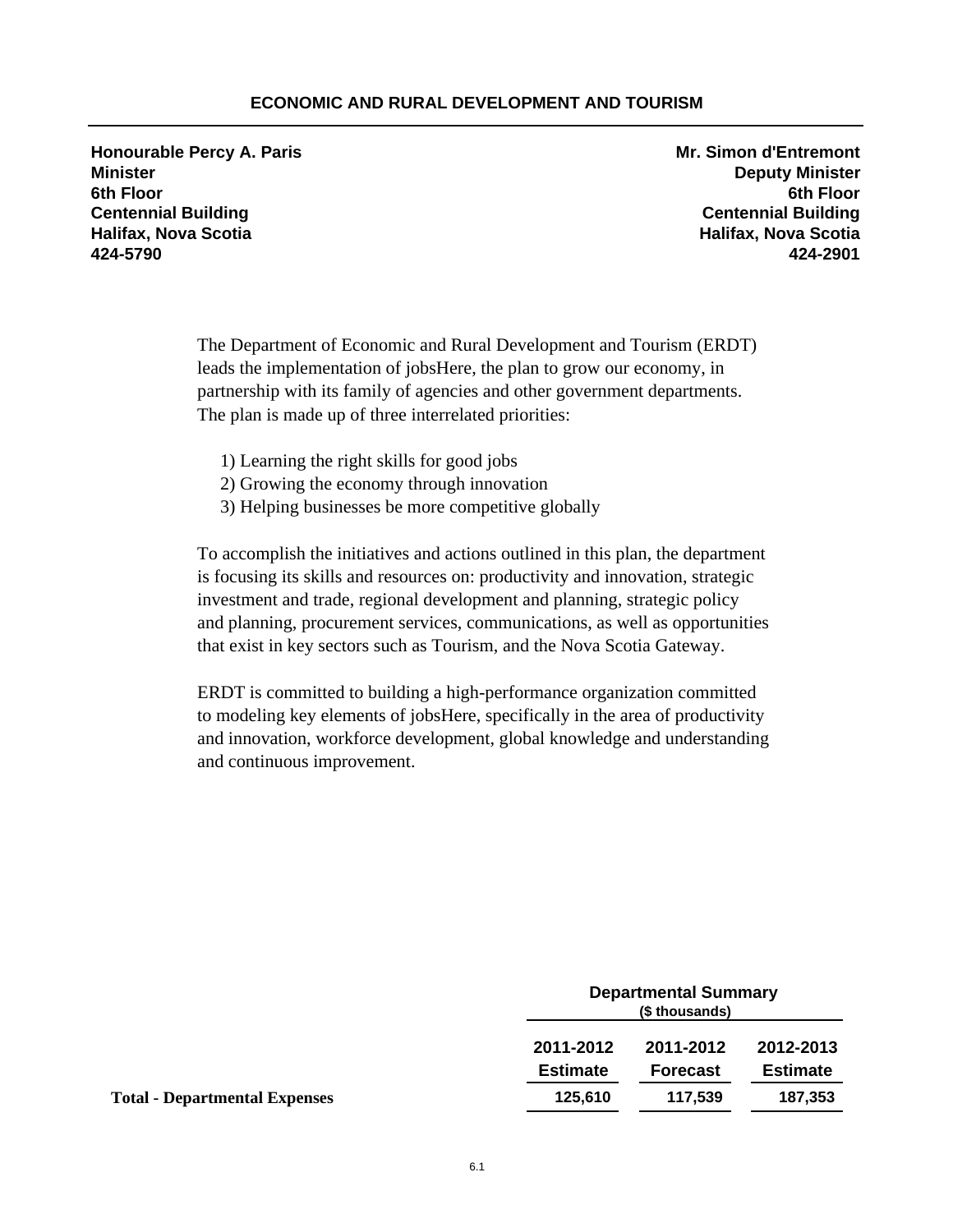# ECONOMIC AND RURAL DEVELOPMENT AND TOURISM

**Honourable Percy A. Paris**
**Minister**
**6th Floor**
**Centennial Building**
**Halifax, Nova Scotia**
**424-5790**

**Mr. Simon d'Entremont**
**Deputy Minister**
**6th Floor**
**Centennial Building**
**Halifax, Nova Scotia**
**424-2901**

The Department of Economic and Rural Development and Tourism (ERDT) leads the implementation of jobsHere, the plan to grow our economy, in partnership with its family of agencies and other government departments. The plan is made up of three interrelated priorities:

1) Learning the right skills for good jobs
2) Growing the economy through innovation
3) Helping businesses be more competitive globally

To accomplish the initiatives and actions outlined in this plan, the department is focusing its skills and resources on: productivity and innovation, strategic investment and trade, regional development and planning, strategic policy and planning, procurement services, communications, as well as opportunities that exist in key sectors such as Tourism, and the Nova Scotia Gateway.

ERDT is committed to building a high-performance organization committed to modeling key elements of jobsHere, specifically in the area of productivity and innovation, workforce development, global knowledge and understanding and continuous improvement.

| | Departmental Summary ($ thousands) | | |
|---|---|---|---|
| | **2011-2012 Estimate** | **2011-2012 Forecast** | **2012-2013 Estimate** |
| **Total - Departmental Expenses** | **125,610** | **117,539** | **187,353** |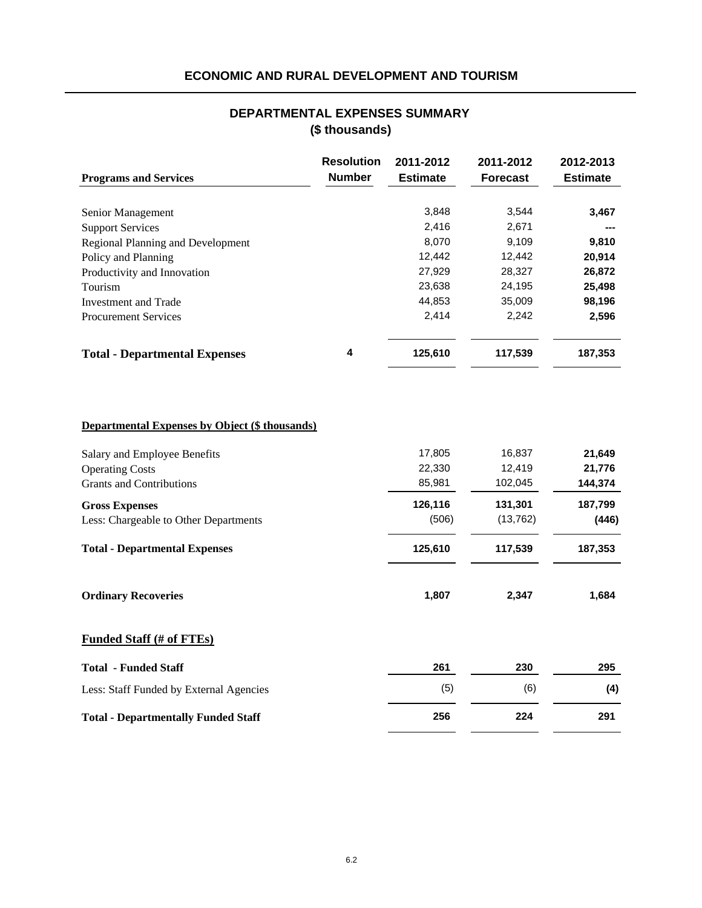# ECONOMIC AND RURAL DEVELOPMENT AND TOURISM

## DEPARTMENTAL EXPENSES SUMMARY
## ($ thousands)

| Programs and Services | Resolution Number | 2011-2012 Estimate | 2011-2012 Forecast | 2012-2013 Estimate |
|---|---|---|---|---|
| Senior Management | | 3,848 | 3,544 | **3,467** |
| Support Services | | 2,416 | 2,671 | **---** |
| Regional Planning and Development | | 8,070 | 9,109 | **9,810** |
| Policy and Planning | | 12,442 | 12,442 | **20,914** |
| Productivity and Innovation | | 27,929 | 28,327 | **26,872** |
| Tourism | | 23,638 | 24,195 | **25,498** |
| Investment and Trade | | 44,853 | 35,009 | **98,196** |
| Procurement Services | | 2,414 | 2,242 | **2,596** |
| **Total - Departmental Expenses** | **4** | **125,610** | **117,539** | **187,353** |

**Departmental Expenses by Object ($ thousands)**

| | 2011-2012 Estimate | 2011-2012 Forecast | 2012-2013 Estimate |
|---|---|---|---|
| Salary and Employee Benefits | 17,805 | 16,837 | **21,649** |
| Operating Costs | 22,330 | 12,419 | **21,776** |
| Grants and Contributions | 85,981 | 102,045 | **144,374** |
| **Gross Expenses** | **126,116** | **131,301** | **187,799** |
| Less: Chargeable to Other Departments | (506) | (13,762) | **(446)** |
| **Total - Departmental Expenses** | **125,610** | **117,539** | **187,353** |
| **Ordinary Recoveries** | **1,807** | **2,347** | **1,684** |

**Funded Staff (# of FTEs)**

| | 2011-2012 Estimate | 2011-2012 Forecast | 2012-2013 Estimate |
|---|---|---|---|
| **Total - Funded Staff** | **261** | **230** | **295** |
| Less: Staff Funded by External Agencies | (5) | (6) | **(4)** |
| **Total - Departmentally Funded Staff** | **256** | **224** | **291** |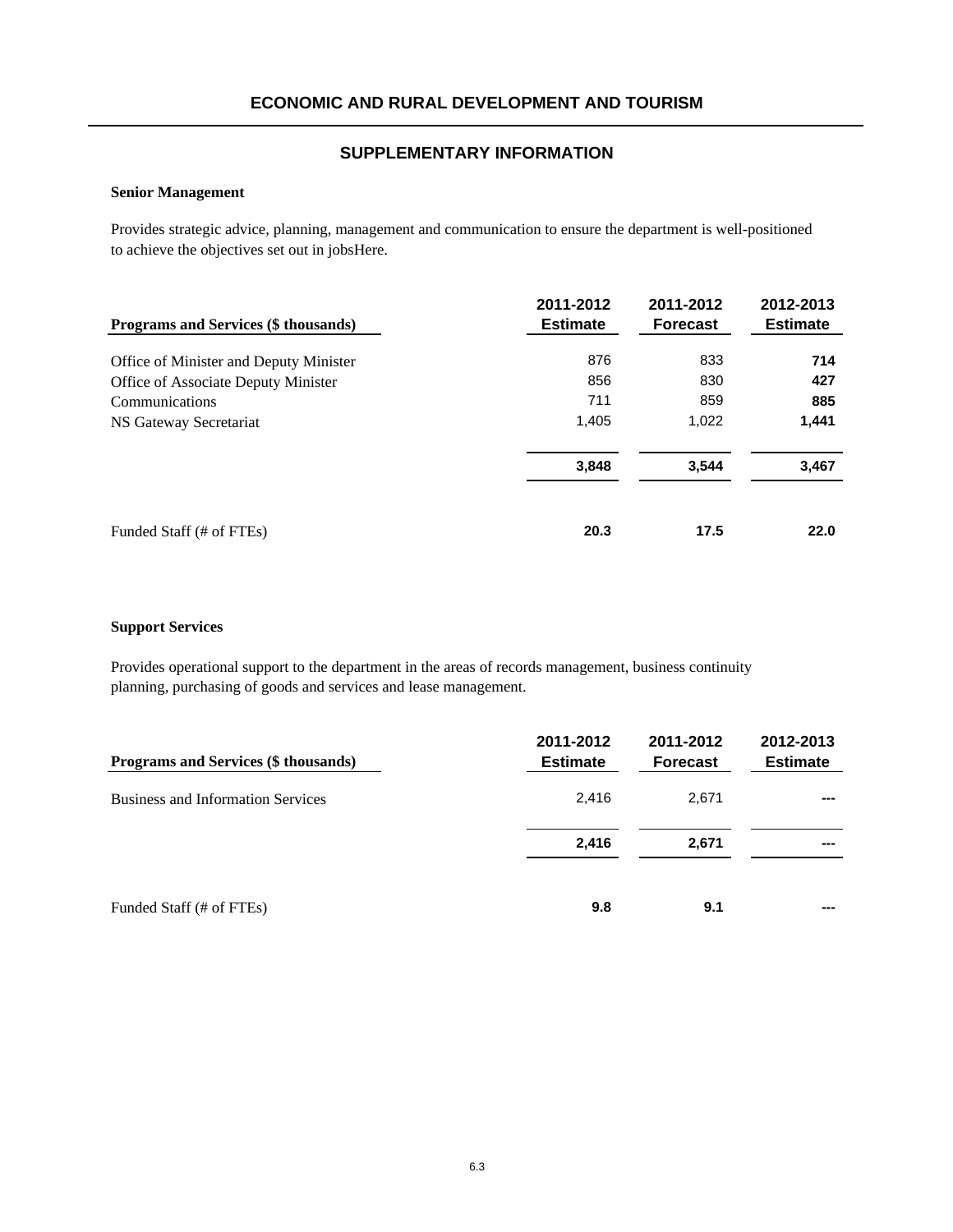## ECONOMIC AND RURAL DEVELOPMENT AND TOURISM

## SUPPLEMENTARY INFORMATION

**Senior Management**

Provides strategic advice, planning, management and communication to ensure the department is well-positioned to achieve the objectives set out in jobsHere.

| Programs and Services ($ thousands) | 2011-2012 Estimate | 2011-2012 Forecast | 2012-2013 Estimate |
|---|---|---|---|
| Office of Minister and Deputy Minister | 876 | 833 | **714** |
| Office of Associate Deputy Minister | 856 | 830 | **427** |
| Communications | 711 | 859 | **885** |
| NS Gateway Secretariat | 1,405 | 1,022 | **1,441** |
| | **3,848** | **3,544** | **3,467** |
| Funded Staff (# of FTEs) | **20.3** | **17.5** | **22.0** |

**Support Services**

Provides operational support to the department in the areas of records management, business continuity planning, purchasing of goods and services and lease management.

| Programs and Services ($ thousands) | 2011-2012 Estimate | 2011-2012 Forecast | 2012-2013 Estimate |
|---|---|---|---|
| Business and Information Services | 2,416 | 2,671 | **---** |
| | **2,416** | **2,671** | **---** |
| Funded Staff (# of FTEs) | **9.8** | **9.1** | **---** |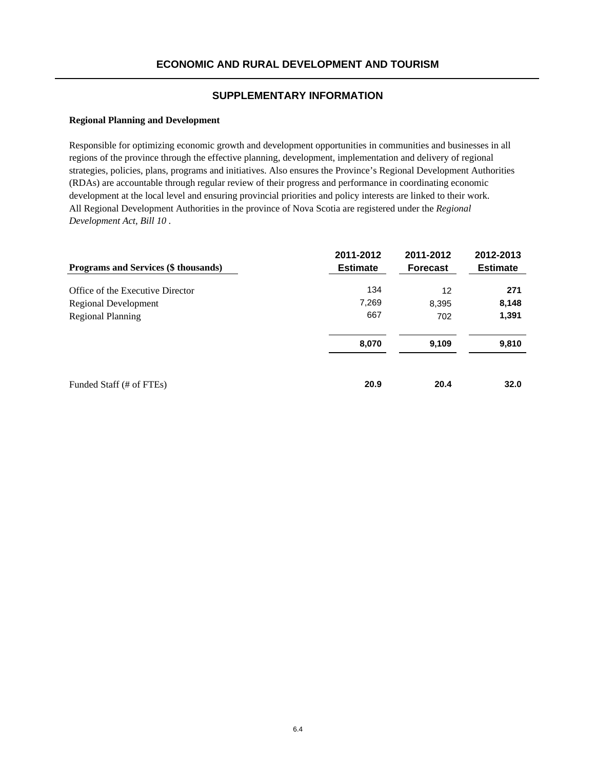# ECONOMIC AND RURAL DEVELOPMENT AND TOURISM

## SUPPLEMENTARY INFORMATION

### Regional Planning and Development

Responsible for optimizing economic growth and development opportunities in communities and businesses in all regions of the province through the effective planning, development, implementation and delivery of regional strategies, policies, plans, programs and initiatives. Also ensures the Province's Regional Development Authorities (RDAs) are accountable through regular review of their progress and performance in coordinating economic development at the local level and ensuring provincial priorities and policy interests are linked to their work. All Regional Development Authorities in the province of Nova Scotia are registered under the *Regional Development Act, Bill 10* .

| Programs and Services ($ thousands) | 2011-2012 Estimate | 2011-2012 Forecast | 2012-2013 Estimate |
|---|---|---|---|
| Office of the Executive Director | 134 | 12 | **271** |
| Regional Development | 7,269 | 8,395 | **8,148** |
| Regional Planning | 667 | 702 | **1,391** |
| | **8,070** | **9,109** | **9,810** |
| Funded Staff (# of FTEs) | **20.9** | **20.4** | **32.0** |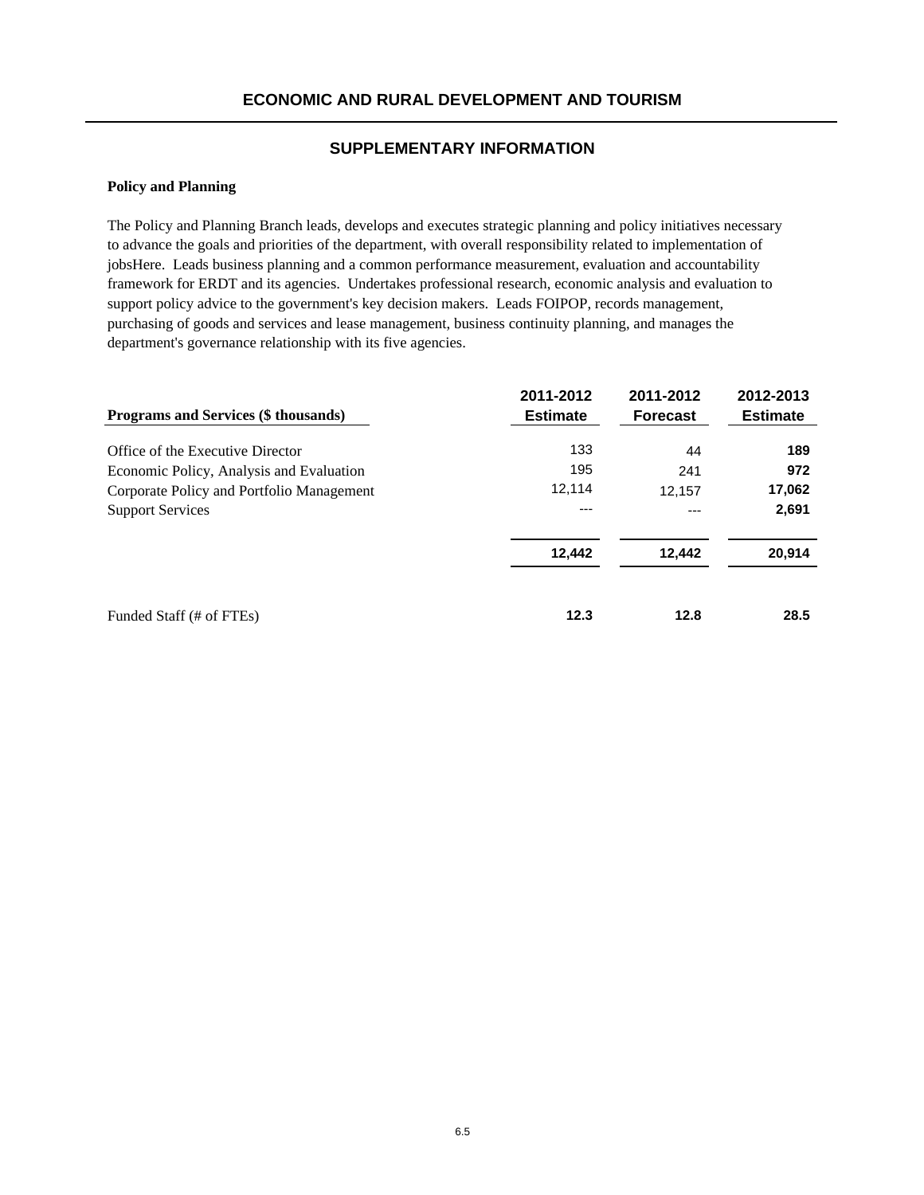## ECONOMIC AND RURAL DEVELOPMENT AND TOURISM

### SUPPLEMENTARY INFORMATION

**Policy and Planning**

The Policy and Planning Branch leads, develops and executes strategic planning and policy initiatives necessary to advance the goals and priorities of the department, with overall responsibility related to implementation of jobsHere. Leads business planning and a common performance measurement, evaluation and accountability framework for ERDT and its agencies. Undertakes professional research, economic analysis and evaluation to support policy advice to the government's key decision makers. Leads FOIPOP, records management, purchasing of goods and services and lease management, business continuity planning, and manages the department's governance relationship with its five agencies.

| Programs and Services ($ thousands) | 2011-2012 Estimate | 2011-2012 Forecast | 2012-2013 Estimate |
|---|---|---|---|
| Office of the Executive Director | 133 | 44 | **189** |
| Economic Policy, Analysis and Evaluation | 195 | 241 | **972** |
| Corporate Policy and Portfolio Management | 12,114 | 12,157 | **17,062** |
| Support Services | --- | --- | **2,691** |
| | **12,442** | **12,442** | **20,914** |
| Funded Staff (# of FTEs) | **12.3** | **12.8** | **28.5** |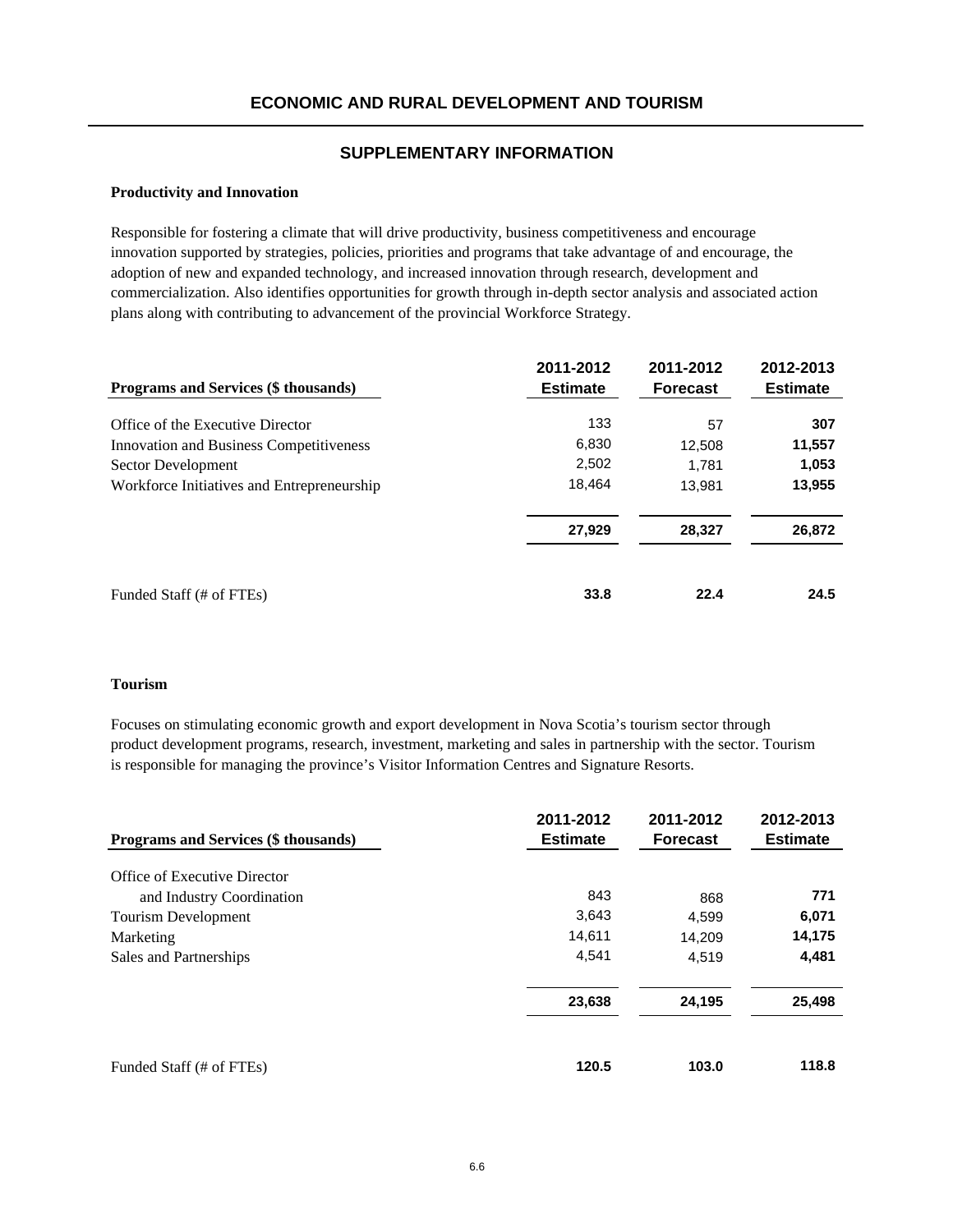## ECONOMIC AND RURAL DEVELOPMENT AND TOURISM

### SUPPLEMENTARY INFORMATION

**Productivity and Innovation**

Responsible for fostering a climate that will drive productivity, business competitiveness and encourage innovation supported by strategies, policies, priorities and programs that take advantage of and encourage, the adoption of new and expanded technology, and increased innovation through research, development and commercialization. Also identifies opportunities for growth through in-depth sector analysis and associated action plans along with contributing to advancement of the provincial Workforce Strategy.

| Programs and Services ($ thousands) | 2011-2012 Estimate | 2011-2012 Forecast | 2012-2013 Estimate |
|---|---|---|---|
| Office of the Executive Director | 133 | 57 | **307** |
| Innovation and Business Competitiveness | 6,830 | 12,508 | **11,557** |
| Sector Development | 2,502 | 1,781 | **1,053** |
| Workforce Initiatives and Entrepreneurship | 18,464 | 13,981 | **13,955** |
| | **27,929** | **28,327** | **26,872** |
| Funded Staff (# of FTEs) | **33.8** | **22.4** | **24.5** |

**Tourism**

Focuses on stimulating economic growth and export development in Nova Scotia's tourism sector through product development programs, research, investment, marketing and sales in partnership with the sector. Tourism is responsible for managing the province's Visitor Information Centres and Signature Resorts.

| Programs and Services ($ thousands) | 2011-2012 Estimate | 2011-2012 Forecast | 2012-2013 Estimate |
|---|---|---|---|
| Office of Executive Director and Industry Coordination | 843 | 868 | **771** |
| Tourism Development | 3,643 | 4,599 | **6,071** |
| Marketing | 14,611 | 14,209 | **14,175** |
| Sales and Partnerships | 4,541 | 4,519 | **4,481** |
| | **23,638** | **24,195** | **25,498** |
| Funded Staff (# of FTEs) | **120.5** | **103.0** | **118.8** |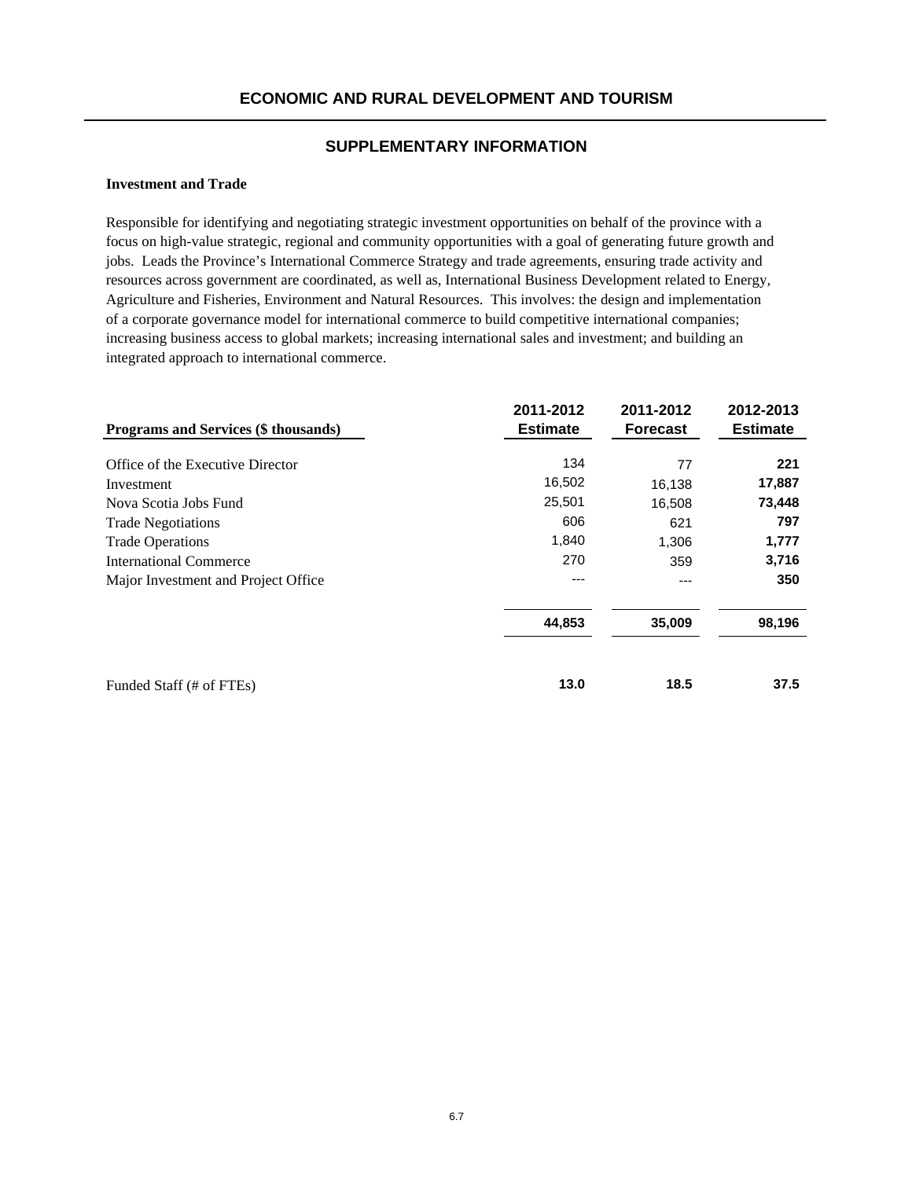# ECONOMIC AND RURAL DEVELOPMENT AND TOURISM

## SUPPLEMENTARY INFORMATION

**Investment and Trade**

Responsible for identifying and negotiating strategic investment opportunities on behalf of the province with a focus on high-value strategic, regional and community opportunities with a goal of generating future growth and jobs. Leads the Province's International Commerce Strategy and trade agreements, ensuring trade activity and resources across government are coordinated, as well as, International Business Development related to Energy, Agriculture and Fisheries, Environment and Natural Resources. This involves: the design and implementation of a corporate governance model for international commerce to build competitive international companies; increasing business access to global markets; increasing international sales and investment; and building an integrated approach to international commerce.

| Programs and Services ($ thousands) | 2011-2012 Estimate | 2011-2012 Forecast | 2012-2013 Estimate |
|---|---|---|---|
| Office of the Executive Director | 134 | 77 | **221** |
| Investment | 16,502 | 16,138 | **17,887** |
| Nova Scotia Jobs Fund | 25,501 | 16,508 | **73,448** |
| Trade Negotiations | 606 | 621 | **797** |
| Trade Operations | 1,840 | 1,306 | **1,777** |
| International Commerce | 270 | 359 | **3,716** |
| Major Investment and Project Office | --- | --- | **350** |
| | **44,853** | **35,009** | **98,196** |
| Funded Staff (# of FTEs) | **13.0** | **18.5** | **37.5** |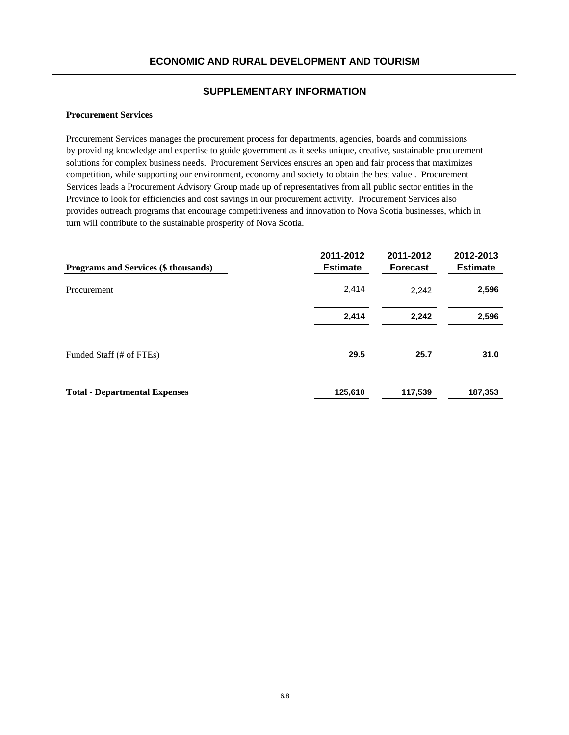## ECONOMIC AND RURAL DEVELOPMENT AND TOURISM

### SUPPLEMENTARY INFORMATION

**Procurement Services**

Procurement Services manages the procurement process for departments, agencies, boards and commissions by providing knowledge and expertise to guide government as it seeks unique, creative, sustainable procurement solutions for complex business needs. Procurement Services ensures an open and fair process that maximizes competition, while supporting our environment, economy and society to obtain the best value . Procurement Services leads a Procurement Advisory Group made up of representatives from all public sector entities in the Province to look for efficiencies and cost savings in our procurement activity. Procurement Services also provides outreach programs that encourage competitiveness and innovation to Nova Scotia businesses, which in turn will contribute to the sustainable prosperity of Nova Scotia.

| Programs and Services ($ thousands) | 2011-2012 Estimate | 2011-2012 Forecast | 2012-2013 Estimate |
|---|---|---|---|
| Procurement | 2,414 | 2,242 | **2,596** |
| | **2,414** | **2,242** | **2,596** |
| Funded Staff (# of FTEs) | **29.5** | **25.7** | **31.0** |
| **Total - Departmental Expenses** | **125,610** | **117,539** | **187,353** |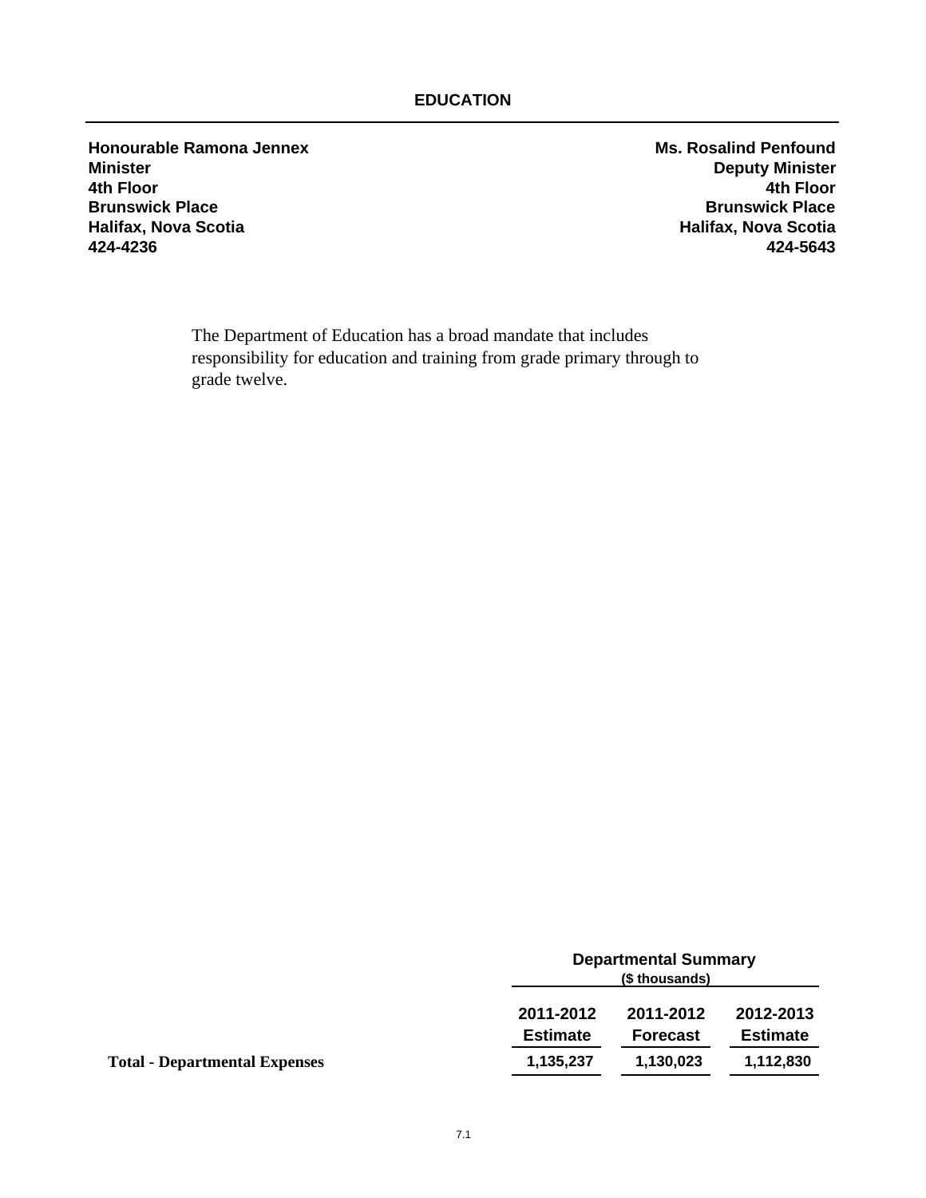# EDUCATION

| **Honourable Ramona Jennex** | **Ms. Rosalind Penfound** |
|---|---|
| **Minister** | **Deputy Minister** |
| **4th Floor** | **4th Floor** |
| **Brunswick Place** | **Brunswick Place** |
| **Halifax, Nova Scotia** | **Halifax, Nova Scotia** |
| **424-4236** | **424-5643** |

The Department of Education has a broad mandate that includes responsibility for education and training from grade primary through to grade twelve.

**Departmental Summary**
**($ thousands)**

| | 2011-2012 Estimate | 2011-2012 Forecast | 2012-2013 Estimate |
|---|---|---|---|
| **Total - Departmental Expenses** | 1,135,237 | 1,130,023 | 1,112,830 |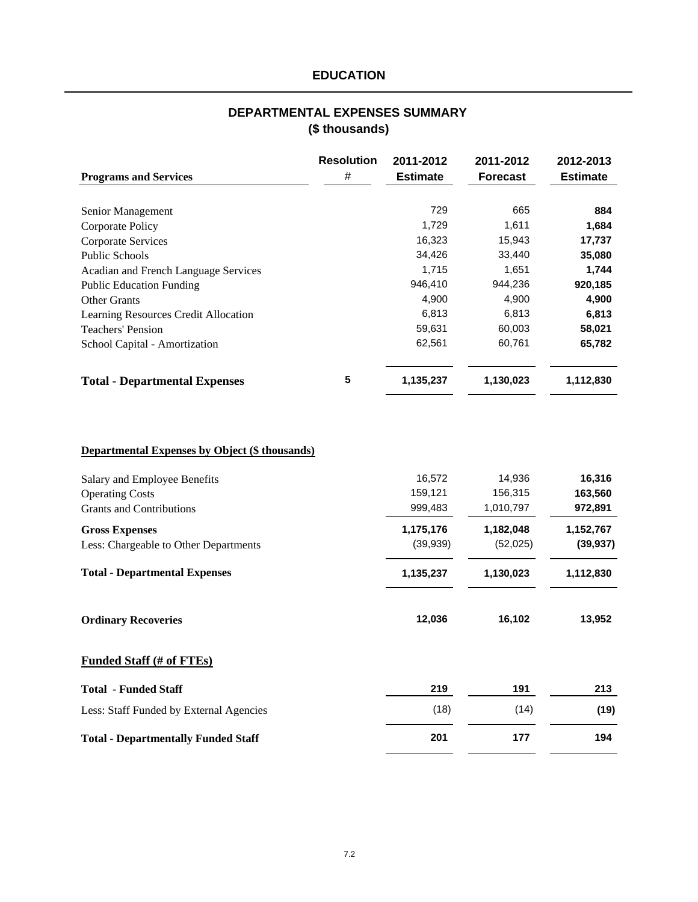## EDUCATION

### DEPARTMENTAL EXPENSES SUMMARY
### ($ thousands)

| Programs and Services | Resolution # | 2011-2012 Estimate | 2011-2012 Forecast | 2012-2013 Estimate |
|---|---|---|---|---|
| Senior Management | | 729 | 665 | **884** |
| Corporate Policy | | 1,729 | 1,611 | **1,684** |
| Corporate Services | | 16,323 | 15,943 | **17,737** |
| Public Schools | | 34,426 | 33,440 | **35,080** |
| Acadian and French Language Services | | 1,715 | 1,651 | **1,744** |
| Public Education Funding | | 946,410 | 944,236 | **920,185** |
| Other Grants | | 4,900 | 4,900 | **4,900** |
| Learning Resources Credit Allocation | | 6,813 | 6,813 | **6,813** |
| Teachers' Pension | | 59,631 | 60,003 | **58,021** |
| School Capital - Amortization | | 62,561 | 60,761 | **65,782** |
| **Total - Departmental Expenses** | **5** | **1,135,237** | **1,130,023** | **1,112,830** |

**Departmental Expenses by Object ($ thousands)**

| | 2011-2012 Estimate | 2011-2012 Forecast | 2012-2013 Estimate |
|---|---|---|---|
| Salary and Employee Benefits | 16,572 | 14,936 | **16,316** |
| Operating Costs | 159,121 | 156,315 | **163,560** |
| Grants and Contributions | 999,483 | 1,010,797 | **972,891** |
| **Gross Expenses** | **1,175,176** | **1,182,048** | **1,152,767** |
| Less: Chargeable to Other Departments | (39,939) | (52,025) | **(39,937)** |
| **Total - Departmental Expenses** | **1,135,237** | **1,130,023** | **1,112,830** |
| **Ordinary Recoveries** | **12,036** | **16,102** | **13,952** |

**Funded Staff (# of FTEs)**

| | 2011-2012 Estimate | 2011-2012 Forecast | 2012-2013 Estimate |
|---|---|---|---|
| **Total - Funded Staff** | **219** | **191** | **213** |
| Less: Staff Funded by External Agencies | (18) | (14) | **(19)** |
| **Total - Departmentally Funded Staff** | **201** | **177** | **194** |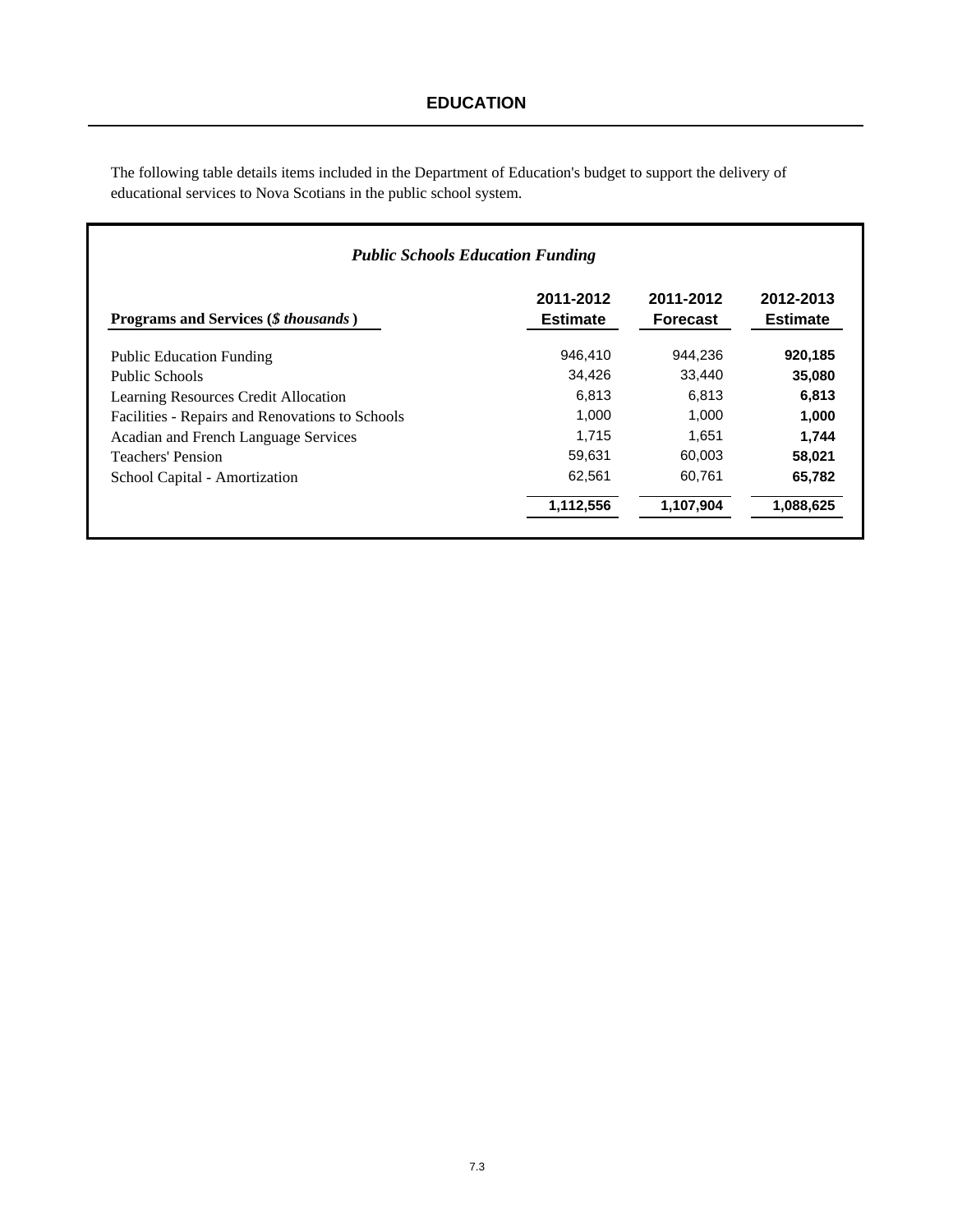# EDUCATION

The following table details items included in the Department of Education's budget to support the delivery of educational services to Nova Scotians in the public school system.

***Public Schools Education Funding***

| Programs and Services (*$ thousands*) | 2011-2012 Estimate | 2011-2012 Forecast | 2012-2013 Estimate |
|---|---|---|---|
| Public Education Funding | 946,410 | 944,236 | **920,185** |
| Public Schools | 34,426 | 33,440 | **35,080** |
| Learning Resources Credit Allocation | 6,813 | 6,813 | **6,813** |
| Facilities - Repairs and Renovations to Schools | 1,000 | 1,000 | **1,000** |
| Acadian and French Language Services | 1,715 | 1,651 | **1,744** |
| Teachers' Pension | 59,631 | 60,003 | **58,021** |
| School Capital - Amortization | 62,561 | 60,761 | **65,782** |
| | **1,112,556** | **1,107,904** | **1,088,625** |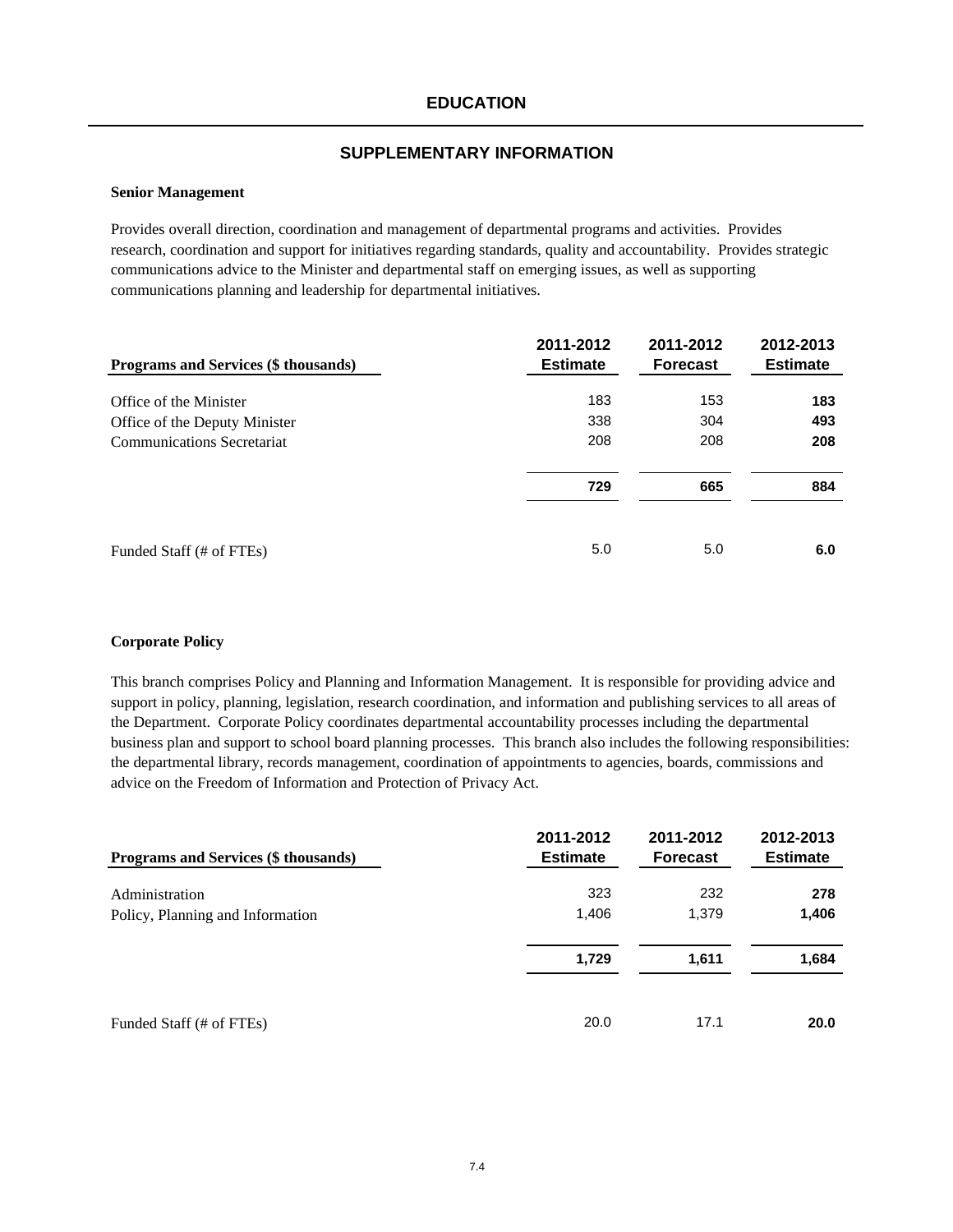# EDUCATION

## SUPPLEMENTARY INFORMATION

**Senior Management**

Provides overall direction, coordination and management of departmental programs and activities. Provides research, coordination and support for initiatives regarding standards, quality and accountability. Provides strategic communications advice to the Minister and departmental staff on emerging issues, as well as supporting communications planning and leadership for departmental initiatives.

| Programs and Services ($ thousands) | 2011-2012 Estimate | 2011-2012 Forecast | 2012-2013 Estimate |
|---|---|---|---|
| Office of the Minister | 183 | 153 | **183** |
| Office of the Deputy Minister | 338 | 304 | **493** |
| Communications Secretariat | 208 | 208 | **208** |
| | **729** | **665** | **884** |
| Funded Staff (# of FTEs) | 5.0 | 5.0 | **6.0** |

**Corporate Policy**

This branch comprises Policy and Planning and Information Management. It is responsible for providing advice and support in policy, planning, legislation, research coordination, and information and publishing services to all areas of the Department. Corporate Policy coordinates departmental accountability processes including the departmental business plan and support to school board planning processes. This branch also includes the following responsibilities: the departmental library, records management, coordination of appointments to agencies, boards, commissions and advice on the Freedom of Information and Protection of Privacy Act.

| Programs and Services ($ thousands) | 2011-2012 Estimate | 2011-2012 Forecast | 2012-2013 Estimate |
|---|---|---|---|
| Administration | 323 | 232 | **278** |
| Policy, Planning and Information | 1,406 | 1,379 | **1,406** |
| | **1,729** | **1,611** | **1,684** |
| Funded Staff (# of FTEs) | 20.0 | 17.1 | **20.0** |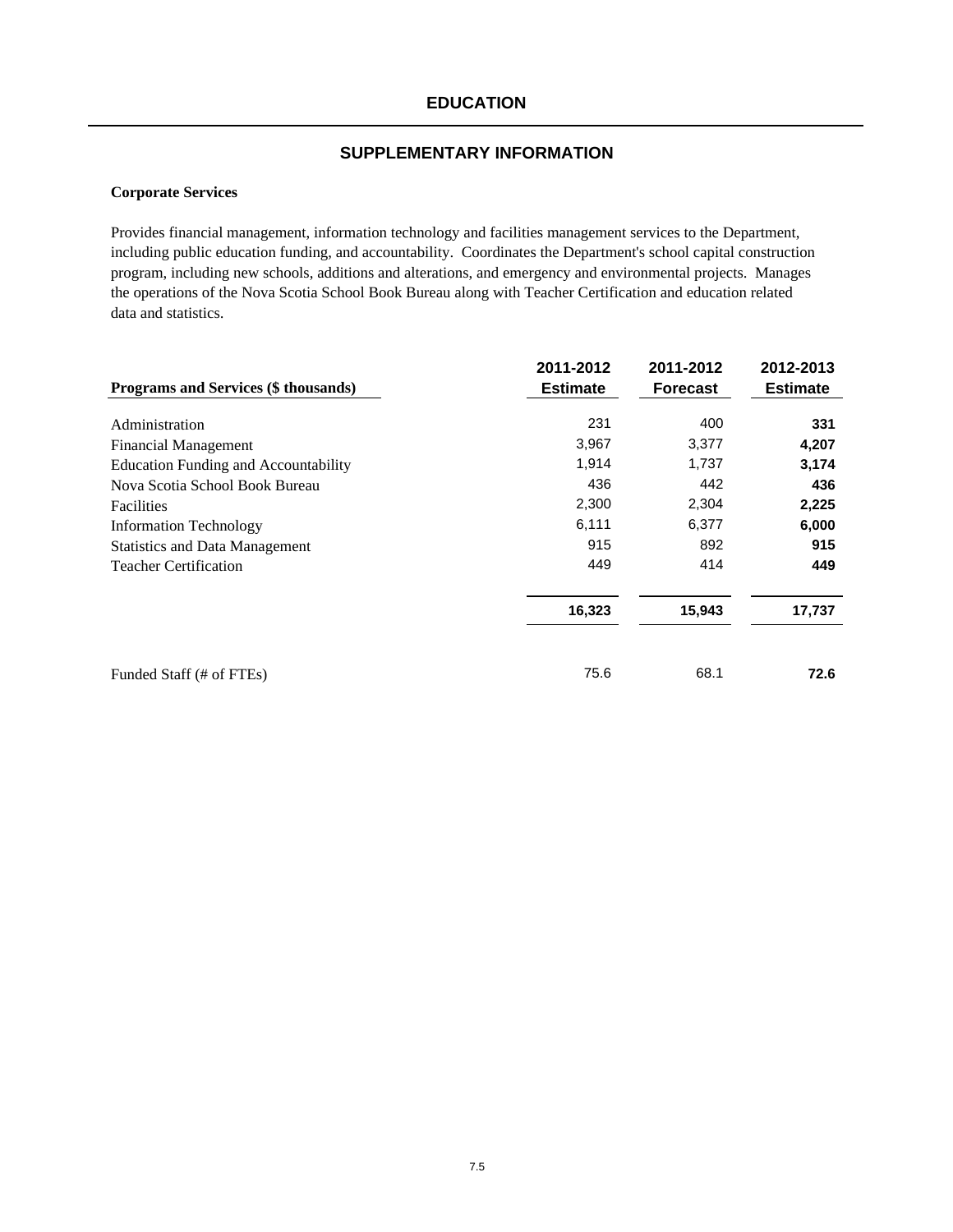# EDUCATION

## SUPPLEMENTARY INFORMATION

**Corporate Services**

Provides financial management, information technology and facilities management services to the Department, including public education funding, and accountability. Coordinates the Department's school capital construction program, including new schools, additions and alterations, and emergency and environmental projects. Manages the operations of the Nova Scotia School Book Bureau along with Teacher Certification and education related data and statistics.

| Programs and Services ($ thousands) | 2011-2012 Estimate | 2011-2012 Forecast | 2012-2013 Estimate |
|---|---|---|---|
| Administration | 231 | 400 | **331** |
| Financial Management | 3,967 | 3,377 | **4,207** |
| Education Funding and Accountability | 1,914 | 1,737 | **3,174** |
| Nova Scotia School Book Bureau | 436 | 442 | **436** |
| Facilities | 2,300 | 2,304 | **2,225** |
| Information Technology | 6,111 | 6,377 | **6,000** |
| Statistics and Data Management | 915 | 892 | **915** |
| Teacher Certification | 449 | 414 | **449** |
| | **16,323** | **15,943** | **17,737** |
| Funded Staff (# of FTEs) | 75.6 | 68.1 | **72.6** |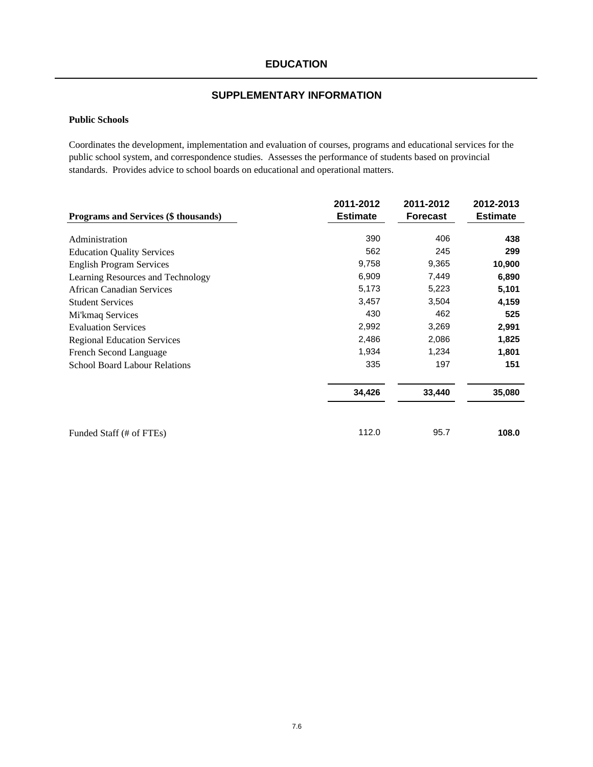# EDUCATION

## SUPPLEMENTARY INFORMATION

**Public Schools**

Coordinates the development, implementation and evaluation of courses, programs and educational services for the public school system, and correspondence studies. Assesses the performance of students based on provincial standards. Provides advice to school boards on educational and operational matters.

| Programs and Services ($ thousands) | 2011-2012 Estimate | 2011-2012 Forecast | 2012-2013 Estimate |
|---|---|---|---|
| Administration | 390 | 406 | **438** |
| Education Quality Services | 562 | 245 | **299** |
| English Program Services | 9,758 | 9,365 | **10,900** |
| Learning Resources and Technology | 6,909 | 7,449 | **6,890** |
| African Canadian Services | 5,173 | 5,223 | **5,101** |
| Student Services | 3,457 | 3,504 | **4,159** |
| Mi'kmaq Services | 430 | 462 | **525** |
| Evaluation Services | 2,992 | 3,269 | **2,991** |
| Regional Education Services | 2,486 | 2,086 | **1,825** |
| French Second Language | 1,934 | 1,234 | **1,801** |
| School Board Labour Relations | 335 | 197 | **151** |
| | **34,426** | **33,440** | **35,080** |
| Funded Staff (# of FTEs) | 112.0 | 95.7 | **108.0** |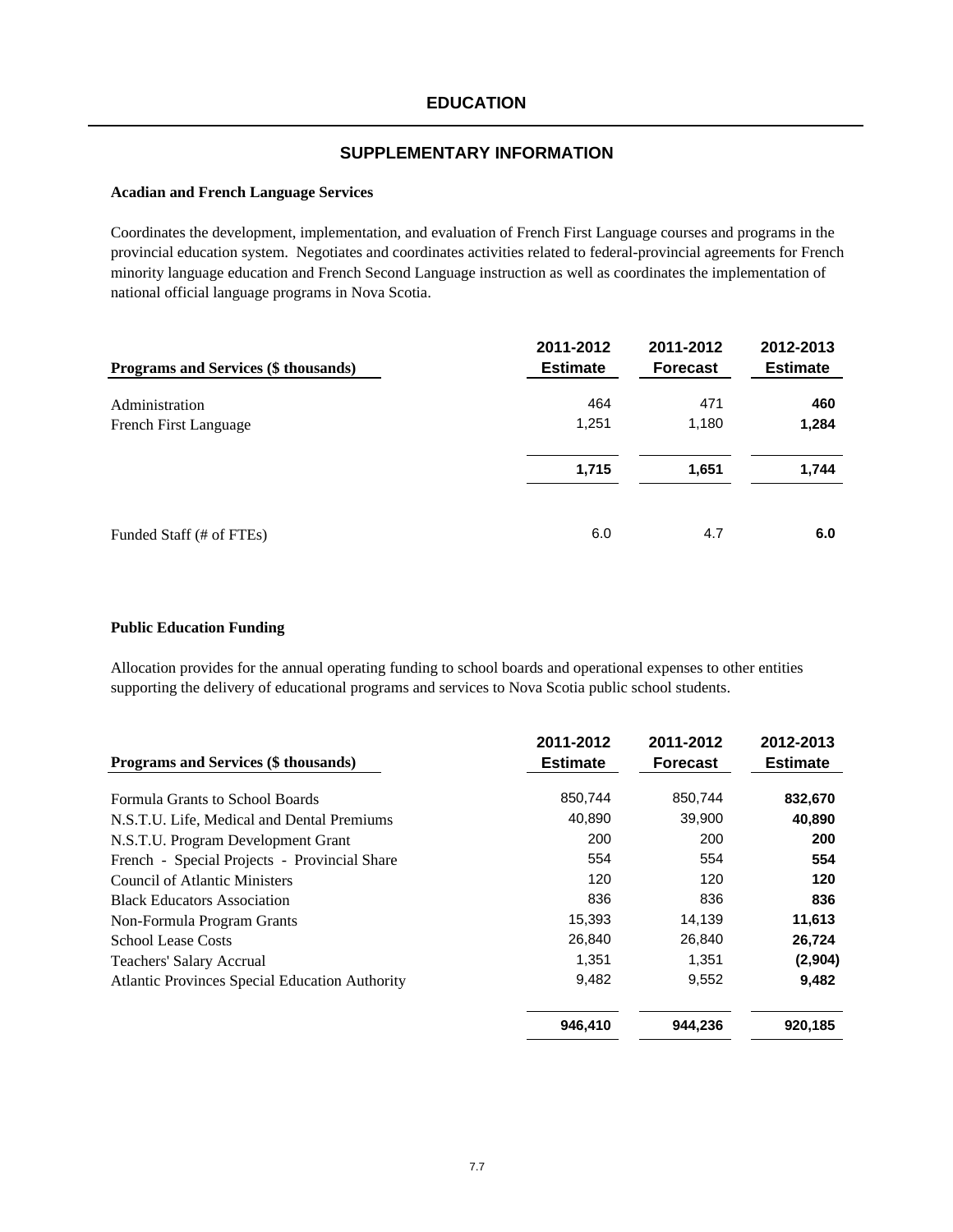# EDUCATION

## SUPPLEMENTARY INFORMATION

### Acadian and French Language Services

Coordinates the development, implementation, and evaluation of French First Language courses and programs in the provincial education system. Negotiates and coordinates activities related to federal-provincial agreements for French minority language education and French Second Language instruction as well as coordinates the implementation of national official language programs in Nova Scotia.

| Programs and Services ($ thousands) | 2011-2012 Estimate | 2011-2012 Forecast | 2012-2013 Estimate |
|---|---|---|---|
| Administration | 464 | 471 | **460** |
| French First Language | 1,251 | 1,180 | **1,284** |
| | **1,715** | **1,651** | **1,744** |
| Funded Staff (# of FTEs) | 6.0 | 4.7 | **6.0** |

### Public Education Funding

Allocation provides for the annual operating funding to school boards and operational expenses to other entities supporting the delivery of educational programs and services to Nova Scotia public school students.

| Programs and Services ($ thousands) | 2011-2012 Estimate | 2011-2012 Forecast | 2012-2013 Estimate |
|---|---|---|---|
| Formula Grants to School Boards | 850,744 | 850,744 | **832,670** |
| N.S.T.U. Life, Medical and Dental Premiums | 40,890 | 39,900 | **40,890** |
| N.S.T.U. Program Development Grant | 200 | 200 | **200** |
| French - Special Projects - Provincial Share | 554 | 554 | **554** |
| Council of Atlantic Ministers | 120 | 120 | **120** |
| Black Educators Association | 836 | 836 | **836** |
| Non-Formula Program Grants | 15,393 | 14,139 | **11,613** |
| School Lease Costs | 26,840 | 26,840 | **26,724** |
| Teachers' Salary Accrual | 1,351 | 1,351 | **(2,904)** |
| Atlantic Provinces Special Education Authority | 9,482 | 9,552 | **9,482** |
| | **946,410** | **944,236** | **920,185** |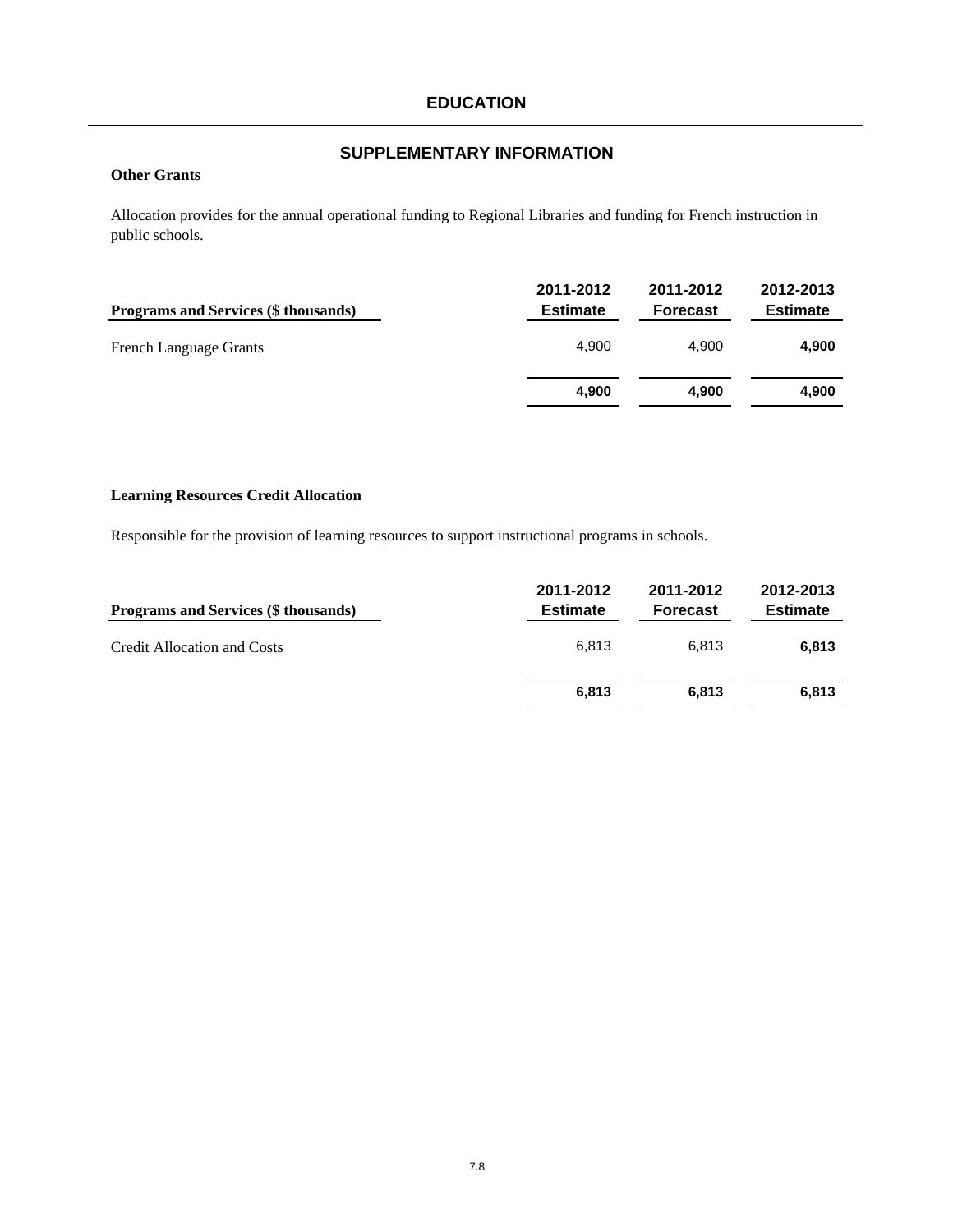# EDUCATION

## SUPPLEMENTARY INFORMATION

**Other Grants**

Allocation provides for the annual operational funding to Regional Libraries and funding for French instruction in public schools.

| Programs and Services ($ thousands) | 2011-2012 Estimate | 2011-2012 Forecast | 2012-2013 Estimate |
|---|---|---|---|
| French Language Grants | 4,900 | 4,900 | **4,900** |
| | **4,900** | **4,900** | **4,900** |

**Learning Resources Credit Allocation**

Responsible for the provision of learning resources to support instructional programs in schools.

| Programs and Services ($ thousands) | 2011-2012 Estimate | 2011-2012 Forecast | 2012-2013 Estimate |
|---|---|---|---|
| Credit Allocation and Costs | 6,813 | 6,813 | **6,813** |
| | **6,813** | **6,813** | **6,813** |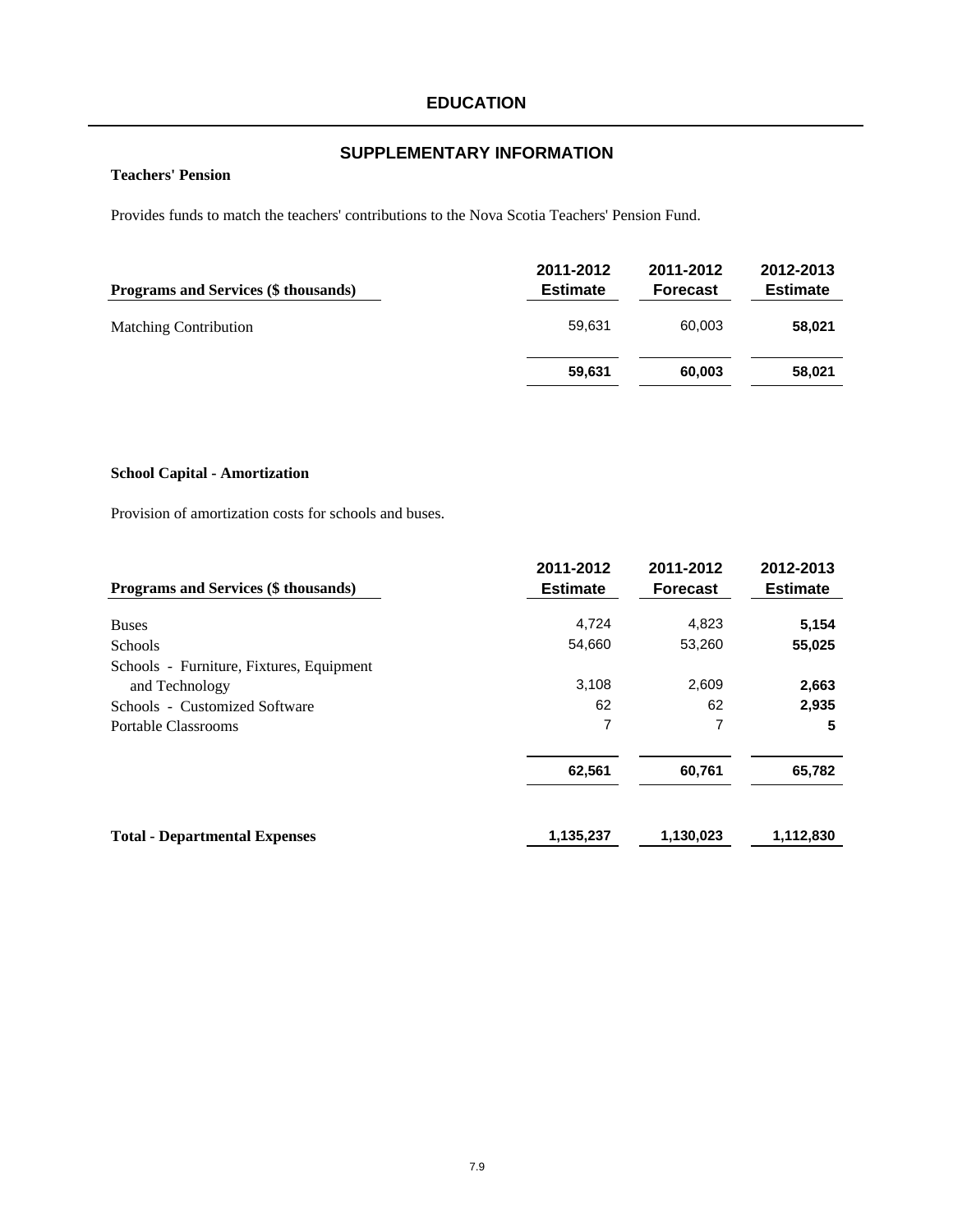# EDUCATION

## SUPPLEMENTARY INFORMATION

### Teachers' Pension

Provides funds to match the teachers' contributions to the Nova Scotia Teachers' Pension Fund.

| Programs and Services ($ thousands) | 2011-2012 Estimate | 2011-2012 Forecast | 2012-2013 Estimate |
|---|---|---|---|
| Matching Contribution | 59,631 | 60,003 | **58,021** |
| | **59,631** | **60,003** | **58,021** |

### School Capital - Amortization

Provision of amortization costs for schools and buses.

| Programs and Services ($ thousands) | 2011-2012 Estimate | 2011-2012 Forecast | 2012-2013 Estimate |
|---|---|---|---|
| Buses | 4,724 | 4,823 | **5,154** |
| Schools | 54,660 | 53,260 | **55,025** |
| Schools - Furniture, Fixtures, Equipment and Technology | 3,108 | 2,609 | **2,663** |
| Schools - Customized Software | 62 | 62 | **2,935** |
| Portable Classrooms | 7 | 7 | **5** |
| | **62,561** | **60,761** | **65,782** |
| **Total - Departmental Expenses** | **1,135,237** | **1,130,023** | **1,112,830** |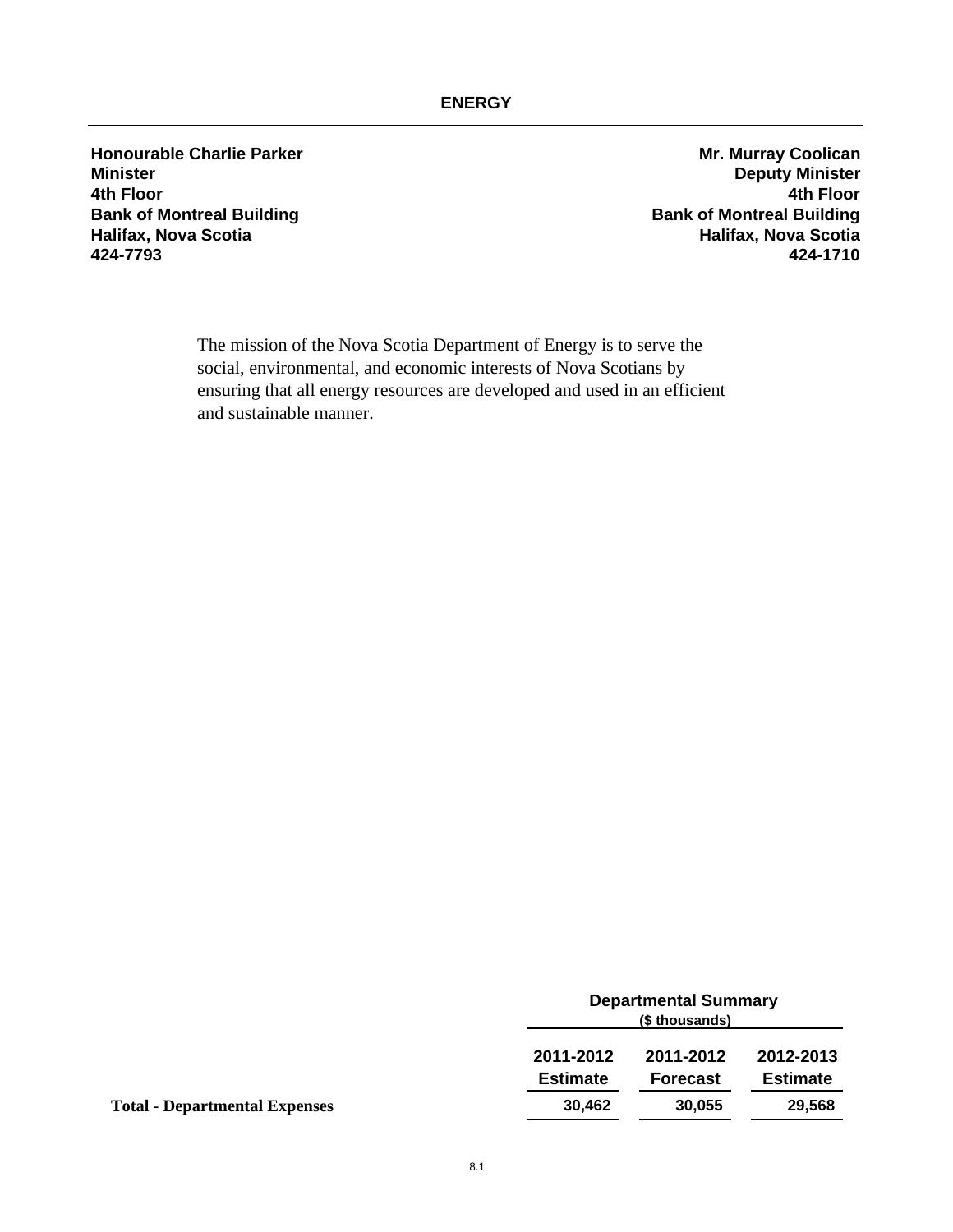# ENERGY

**Honourable Charlie Parker**
**Minister**
**4th Floor**
**Bank of Montreal Building**
**Halifax, Nova Scotia**
**424-7793**

**Mr. Murray Coolican**
**Deputy Minister**
**4th Floor**
**Bank of Montreal Building**
**Halifax, Nova Scotia**
**424-1710**

The mission of the Nova Scotia Department of Energy is to serve the social, environmental, and economic interests of Nova Scotians by ensuring that all energy resources are developed and used in an efficient and sustainable manner.

**Departmental Summary**
**($ thousands)**

| | 2011-2012 Estimate | 2011-2012 Forecast | 2012-2013 Estimate |
|---|---|---|---|
| **Total - Departmental Expenses** | 30,462 | 30,055 | 29,568 |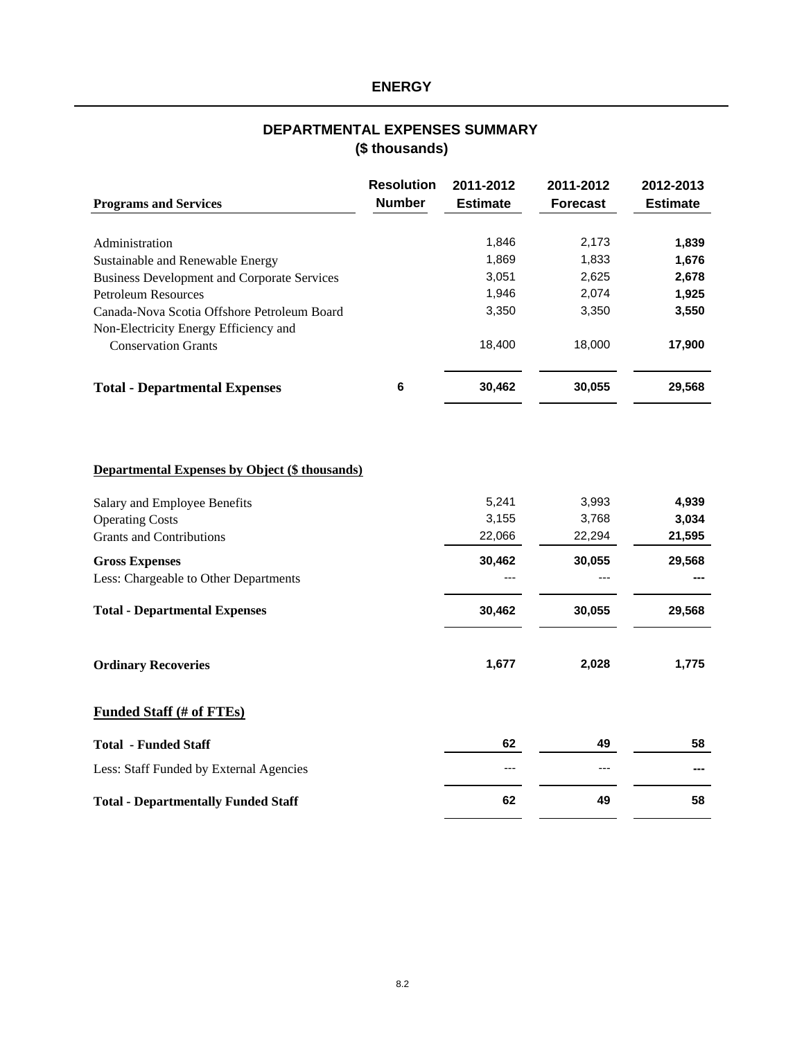# ENERGY

## DEPARTMENTAL EXPENSES SUMMARY
### ($ thousands)

| Programs and Services | Resolution Number | 2011-2012 Estimate | 2011-2012 Forecast | 2012-2013 Estimate |
|---|---|---|---|---|
| Administration | | 1,846 | 2,173 | **1,839** |
| Sustainable and Renewable Energy | | 1,869 | 1,833 | **1,676** |
| Business Development and Corporate Services | | 3,051 | 2,625 | **2,678** |
| Petroleum Resources | | 1,946 | 2,074 | **1,925** |
| Canada-Nova Scotia Offshore Petroleum Board | | 3,350 | 3,350 | **3,550** |
| Non-Electricity Energy Efficiency and Conservation Grants | | 18,400 | 18,000 | **17,900** |
| **Total - Departmental Expenses** | **6** | **30,462** | **30,055** | **29,568** |

**Departmental Expenses by Object ($ thousands)**

| | 2011-2012 Estimate | 2011-2012 Forecast | 2012-2013 Estimate |
|---|---|---|---|
| Salary and Employee Benefits | 5,241 | 3,993 | **4,939** |
| Operating Costs | 3,155 | 3,768 | **3,034** |
| Grants and Contributions | 22,066 | 22,294 | **21,595** |
| **Gross Expenses** | **30,462** | **30,055** | **29,568** |
| Less: Chargeable to Other Departments | --- | --- | **---** |
| **Total - Departmental Expenses** | **30,462** | **30,055** | **29,568** |
| **Ordinary Recoveries** | **1,677** | **2,028** | **1,775** |

**Funded Staff (# of FTEs)**

| | 2011-2012 Estimate | 2011-2012 Forecast | 2012-2013 Estimate |
|---|---|---|---|
| **Total - Funded Staff** | **62** | **49** | **58** |
| Less: Staff Funded by External Agencies | --- | --- | **---** |
| **Total - Departmentally Funded Staff** | **62** | **49** | **58** |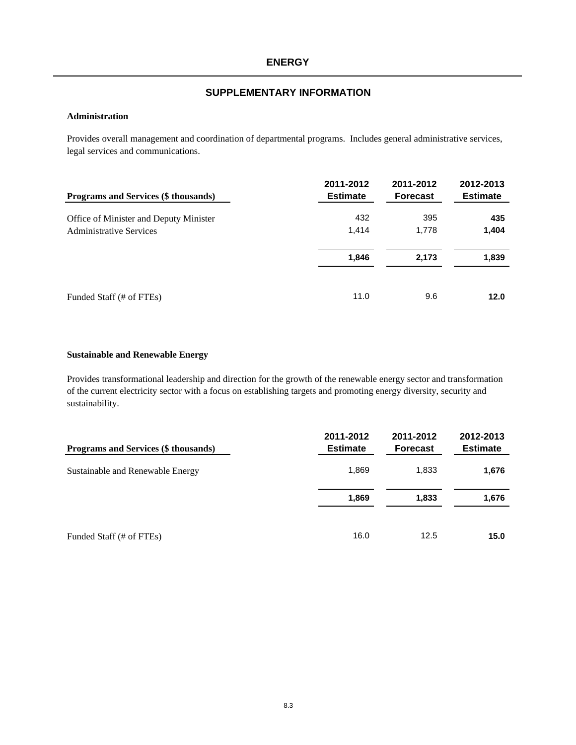# ENERGY

## SUPPLEMENTARY INFORMATION

### Administration

Provides overall management and coordination of departmental programs. Includes general administrative services, legal services and communications.

| Programs and Services ($ thousands) | 2011-2012 Estimate | 2011-2012 Forecast | 2012-2013 Estimate |
|---|---|---|---|
| Office of Minister and Deputy Minister | 432 | 395 | **435** |
| Administrative Services | 1,414 | 1,778 | **1,404** |
| | **1,846** | **2,173** | **1,839** |
| Funded Staff (# of FTEs) | 11.0 | 9.6 | **12.0** |

### Sustainable and Renewable Energy

Provides transformational leadership and direction for the growth of the renewable energy sector and transformation of the current electricity sector with a focus on establishing targets and promoting energy diversity, security and sustainability.

| Programs and Services ($ thousands) | 2011-2012 Estimate | 2011-2012 Forecast | 2012-2013 Estimate |
|---|---|---|---|
| Sustainable and Renewable Energy | 1,869 | 1,833 | **1,676** |
| | **1,869** | **1,833** | **1,676** |
| Funded Staff (# of FTEs) | 16.0 | 12.5 | **15.0** |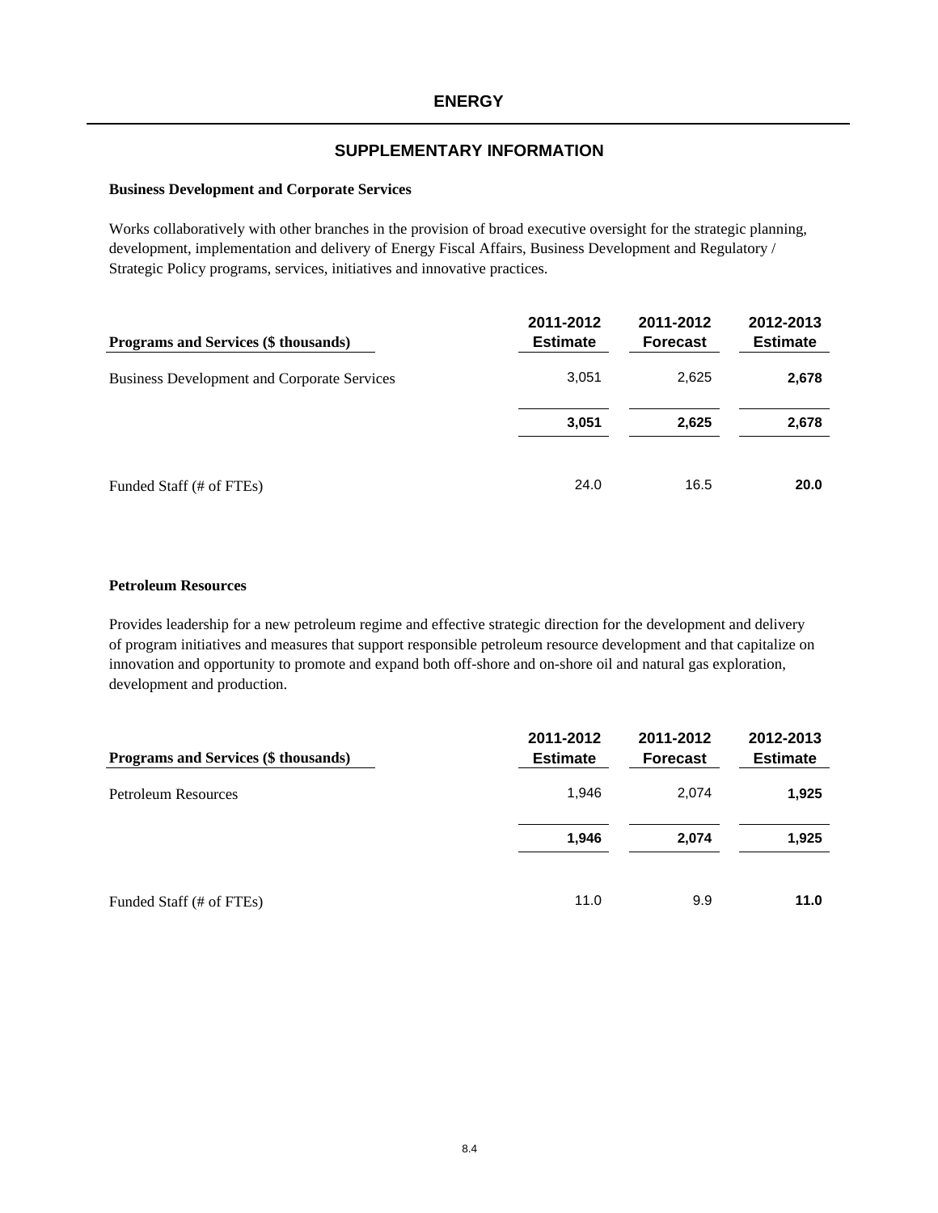# ENERGY

## SUPPLEMENTARY INFORMATION

### Business Development and Corporate Services

Works collaboratively with other branches in the provision of broad executive oversight for the strategic planning, development, implementation and delivery of Energy Fiscal Affairs, Business Development and Regulatory / Strategic Policy programs, services, initiatives and innovative practices.

| Programs and Services ($ thousands) | 2011-2012 Estimate | 2011-2012 Forecast | 2012-2013 Estimate |
|---|---|---|---|
| Business Development and Corporate Services | 3,051 | 2,625 | **2,678** |
| | **3,051** | **2,625** | **2,678** |
| Funded Staff (# of FTEs) | 24.0 | 16.5 | **20.0** |

### Petroleum Resources

Provides leadership for a new petroleum regime and effective strategic direction for the development and delivery of program initiatives and measures that support responsible petroleum resource development and that capitalize on innovation and opportunity to promote and expand both off-shore and on-shore oil and natural gas exploration, development and production.

| Programs and Services ($ thousands) | 2011-2012 Estimate | 2011-2012 Forecast | 2012-2013 Estimate |
|---|---|---|---|
| Petroleum Resources | 1,946 | 2,074 | **1,925** |
| | **1,946** | **2,074** | **1,925** |
| Funded Staff (# of FTEs) | 11.0 | 9.9 | **11.0** |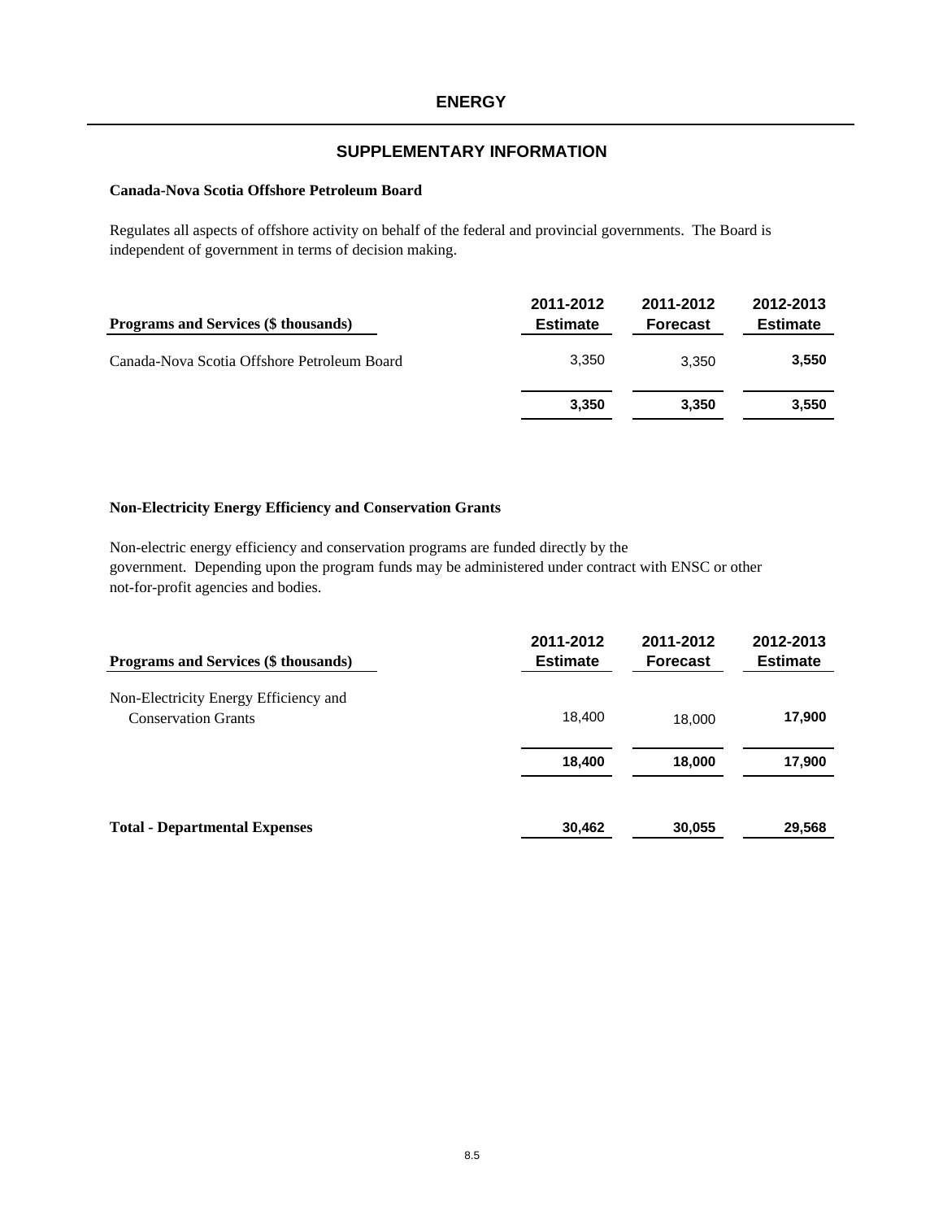# ENERGY

## SUPPLEMENTARY INFORMATION

### Canada-Nova Scotia Offshore Petroleum Board

Regulates all aspects of offshore activity on behalf of the federal and provincial governments. The Board is independent of government in terms of decision making.

| Programs and Services ($ thousands) | 2011-2012 Estimate | 2011-2012 Forecast | 2012-2013 Estimate |
|---|---|---|---|
| Canada-Nova Scotia Offshore Petroleum Board | 3,350 | 3,350 | **3,550** |
| | **3,350** | **3,350** | **3,550** |

### Non-Electricity Energy Efficiency and Conservation Grants

Non-electric energy efficiency and conservation programs are funded directly by the government. Depending upon the program funds may be administered under contract with ENSC or other not-for-profit agencies and bodies.

| Programs and Services ($ thousands) | 2011-2012 Estimate | 2011-2012 Forecast | 2012-2013 Estimate |
|---|---|---|---|
| Non-Electricity Energy Efficiency and Conservation Grants | 18,400 | 18,000 | **17,900** |
| | **18,400** | **18,000** | **17,900** |
| **Total - Departmental Expenses** | **30,462** | **30,055** | **29,568** |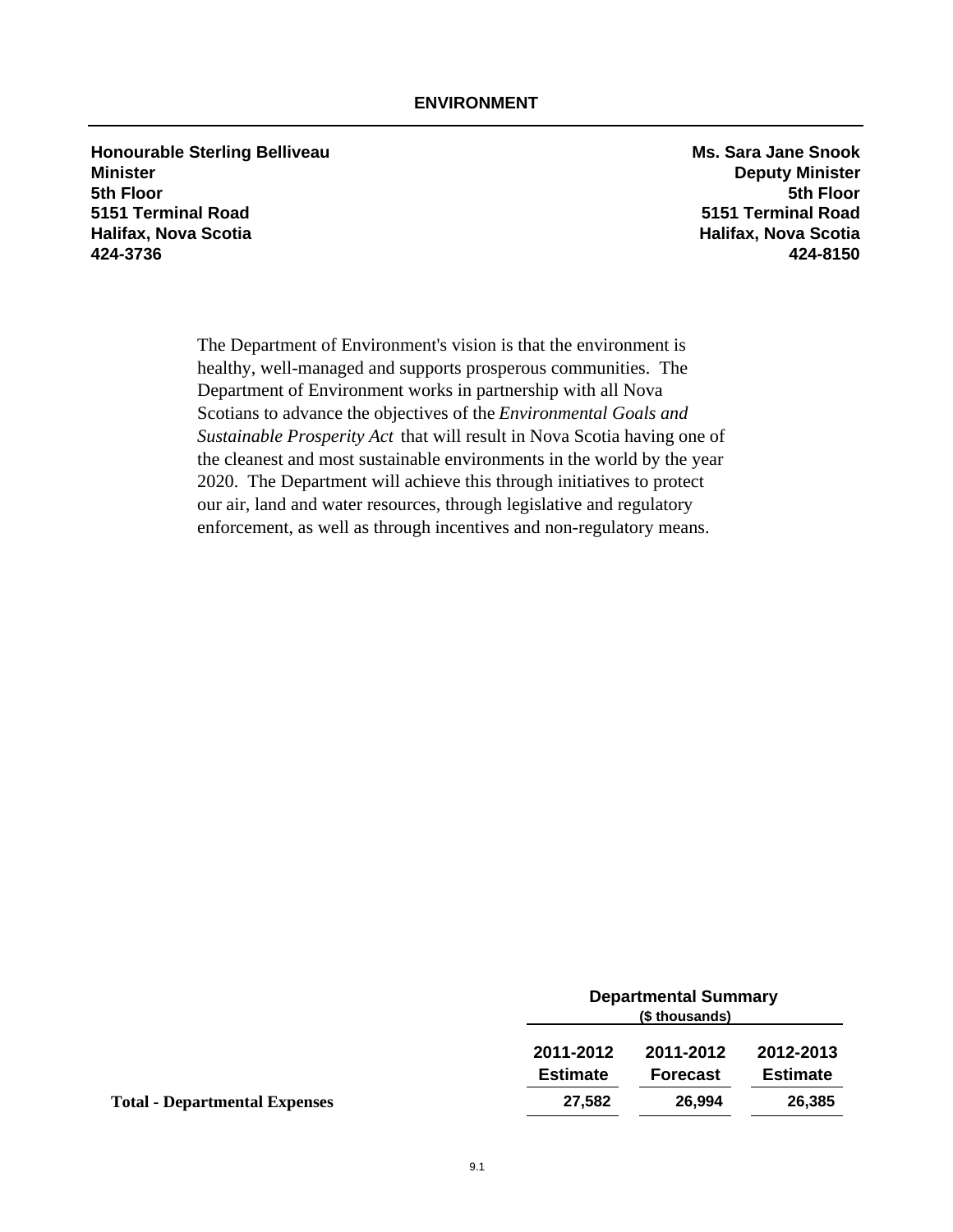# ENVIRONMENT

**Honourable Sterling Belliveau**
**Minister**
**5th Floor**
**5151 Terminal Road**
**Halifax, Nova Scotia**
**424-3736**

**Ms. Sara Jane Snook**
**Deputy Minister**
**5th Floor**
**5151 Terminal Road**
**Halifax, Nova Scotia**
**424-8150**

The Department of Environment's vision is that the environment is healthy, well-managed and supports prosperous communities. The Department of Environment works in partnership with all Nova Scotians to advance the objectives of the *Environmental Goals and Sustainable Prosperity Act* that will result in Nova Scotia having one of the cleanest and most sustainable environments in the world by the year 2020. The Department will achieve this through initiatives to protect our air, land and water resources, through legislative and regulatory enforcement, as well as through incentives and non-regulatory means.

| | Departmental Summary ($ thousands) | | |
|---|---|---|---|
| | **2011-2012 Estimate** | **2011-2012 Forecast** | **2012-2013 Estimate** |
| **Total - Departmental Expenses** | **27,582** | **26,994** | **26,385** |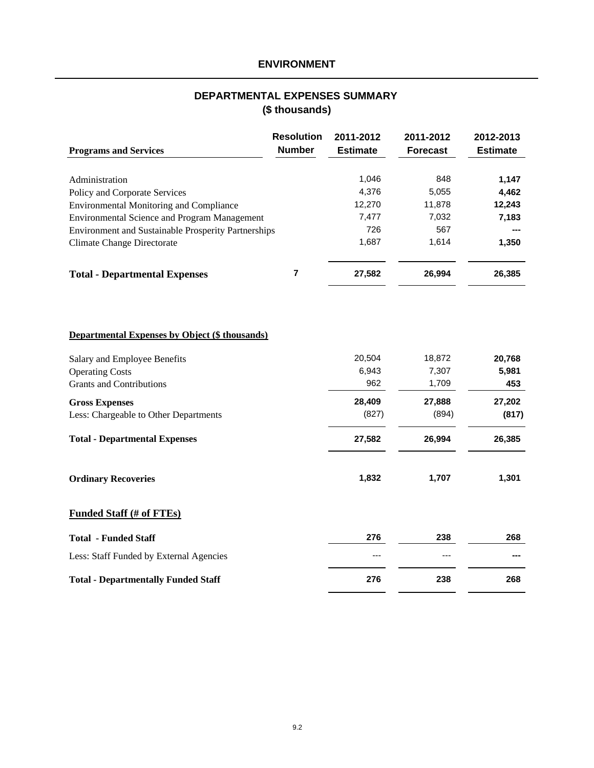# ENVIRONMENT

## DEPARTMENTAL EXPENSES SUMMARY
## ($ thousands)

| Programs and Services | Resolution Number | 2011-2012 Estimate | 2011-2012 Forecast | 2012-2013 Estimate |
|---|---|---|---|---|
| Administration | | 1,046 | 848 | **1,147** |
| Policy and Corporate Services | | 4,376 | 5,055 | **4,462** |
| Environmental Monitoring and Compliance | | 12,270 | 11,878 | **12,243** |
| Environmental Science and Program Management | | 7,477 | 7,032 | **7,183** |
| Environment and Sustainable Prosperity Partnerships | | 726 | 567 | **---** |
| Climate Change Directorate | | 1,687 | 1,614 | **1,350** |
| **Total - Departmental Expenses** | **7** | **27,582** | **26,994** | **26,385** |

**Departmental Expenses by Object ($ thousands)**

| | 2011-2012 Estimate | 2011-2012 Forecast | 2012-2013 Estimate |
|---|---|---|---|
| Salary and Employee Benefits | 20,504 | 18,872 | **20,768** |
| Operating Costs | 6,943 | 7,307 | **5,981** |
| Grants and Contributions | 962 | 1,709 | **453** |
| **Gross Expenses** | **28,409** | **27,888** | **27,202** |
| Less: Chargeable to Other Departments | (827) | (894) | **(817)** |
| **Total - Departmental Expenses** | **27,582** | **26,994** | **26,385** |
| **Ordinary Recoveries** | **1,832** | **1,707** | **1,301** |

**Funded Staff (# of FTEs)**

| | 2011-2012 Estimate | 2011-2012 Forecast | 2012-2013 Estimate |
|---|---|---|---|
| **Total - Funded Staff** | **276** | **238** | **268** |
| Less: Staff Funded by External Agencies | --- | --- | **---** |
| **Total - Departmentally Funded Staff** | **276** | **238** | **268** |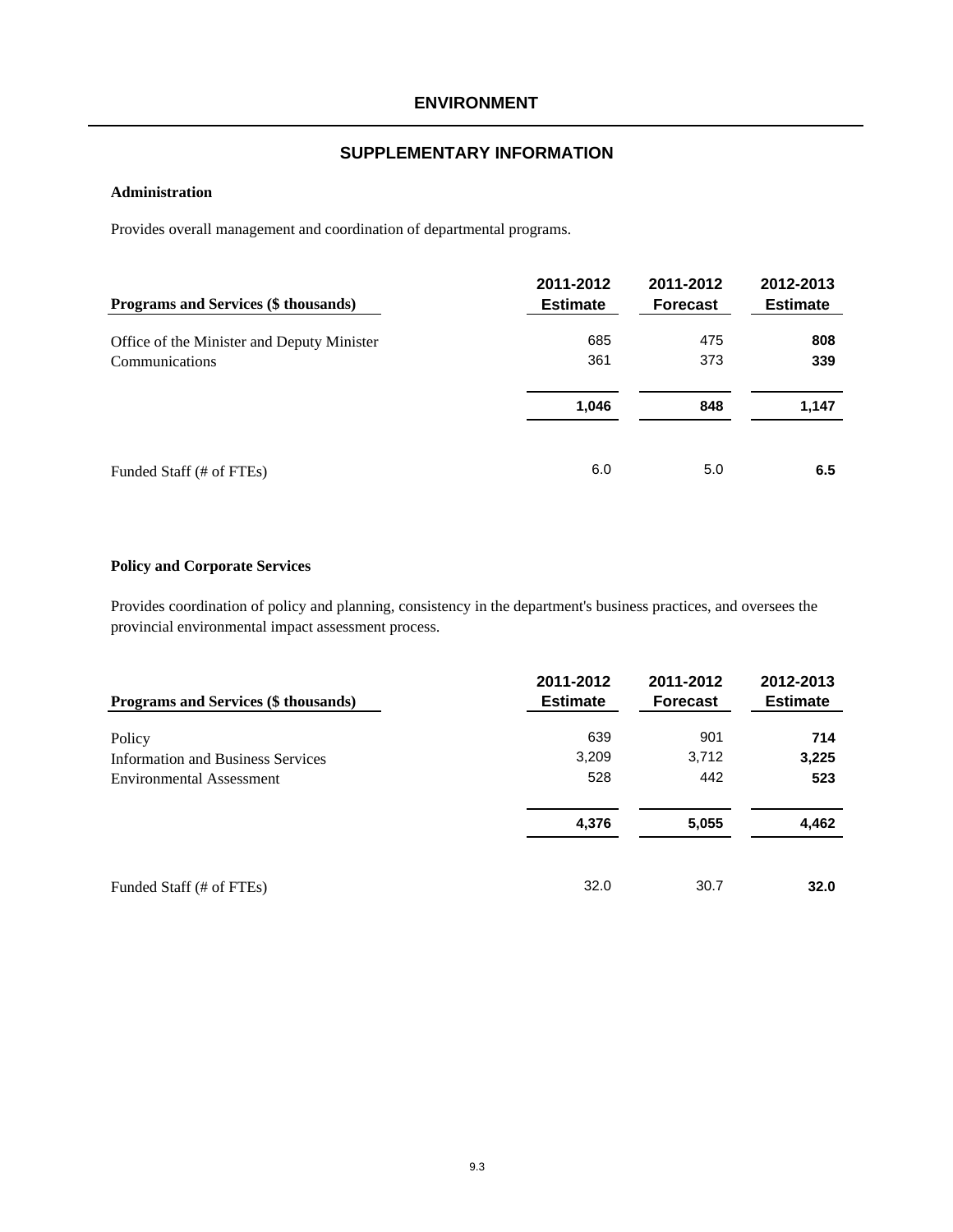# ENVIRONMENT

## SUPPLEMENTARY INFORMATION

### Administration

Provides overall management and coordination of departmental programs.

| Programs and Services ($ thousands) | 2011-2012 Estimate | 2011-2012 Forecast | 2012-2013 Estimate |
|---|---|---|---|
| Office of the Minister and Deputy Minister | 685 | 475 | **808** |
| Communications | 361 | 373 | **339** |
| | **1,046** | **848** | **1,147** |
| Funded Staff (# of FTEs) | 6.0 | 5.0 | **6.5** |

### Policy and Corporate Services

Provides coordination of policy and planning, consistency in the department's business practices, and oversees the provincial environmental impact assessment process.

| Programs and Services ($ thousands) | 2011-2012 Estimate | 2011-2012 Forecast | 2012-2013 Estimate |
|---|---|---|---|
| Policy | 639 | 901 | **714** |
| Information and Business Services | 3,209 | 3,712 | **3,225** |
| Environmental Assessment | 528 | 442 | **523** |
| | **4,376** | **5,055** | **4,462** |
| Funded Staff (# of FTEs) | 32.0 | 30.7 | **32.0** |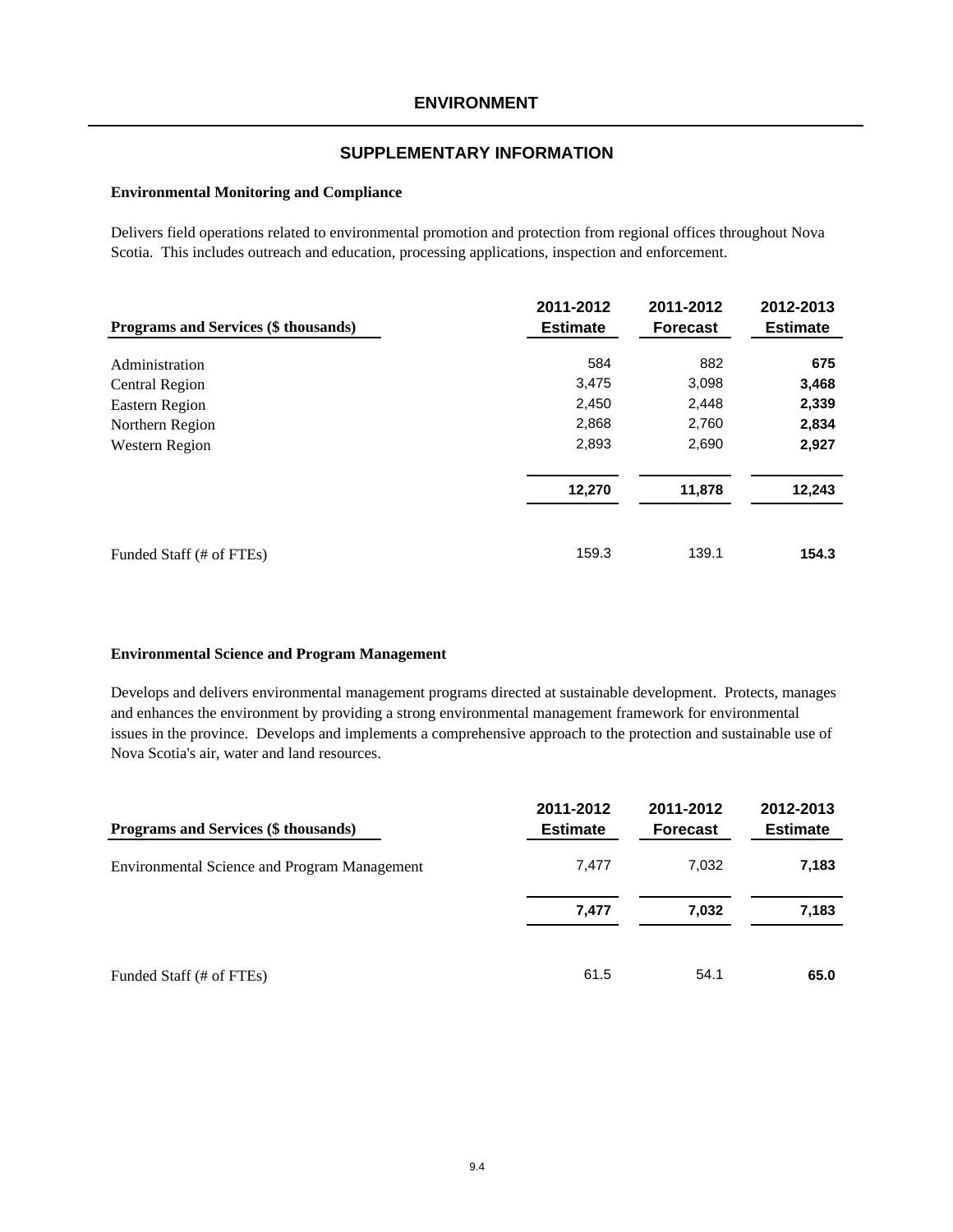# ENVIRONMENT

## SUPPLEMENTARY INFORMATION

### Environmental Monitoring and Compliance

Delivers field operations related to environmental promotion and protection from regional offices throughout Nova Scotia. This includes outreach and education, processing applications, inspection and enforcement.

| Programs and Services ($ thousands) | 2011-2012 Estimate | 2011-2012 Forecast | 2012-2013 Estimate |
|---|---|---|---|
| Administration | 584 | 882 | **675** |
| Central Region | 3,475 | 3,098 | **3,468** |
| Eastern Region | 2,450 | 2,448 | **2,339** |
| Northern Region | 2,868 | 2,760 | **2,834** |
| Western Region | 2,893 | 2,690 | **2,927** |
| | **12,270** | **11,878** | **12,243** |
| Funded Staff (# of FTEs) | 159.3 | 139.1 | **154.3** |

### Environmental Science and Program Management

Develops and delivers environmental management programs directed at sustainable development. Protects, manages and enhances the environment by providing a strong environmental management framework for environmental issues in the province. Develops and implements a comprehensive approach to the protection and sustainable use of Nova Scotia's air, water and land resources.

| Programs and Services ($ thousands) | 2011-2012 Estimate | 2011-2012 Forecast | 2012-2013 Estimate |
|---|---|---|---|
| Environmental Science and Program Management | 7,477 | 7,032 | **7,183** |
| | **7,477** | **7,032** | **7,183** |
| Funded Staff (# of FTEs) | 61.5 | 54.1 | **65.0** |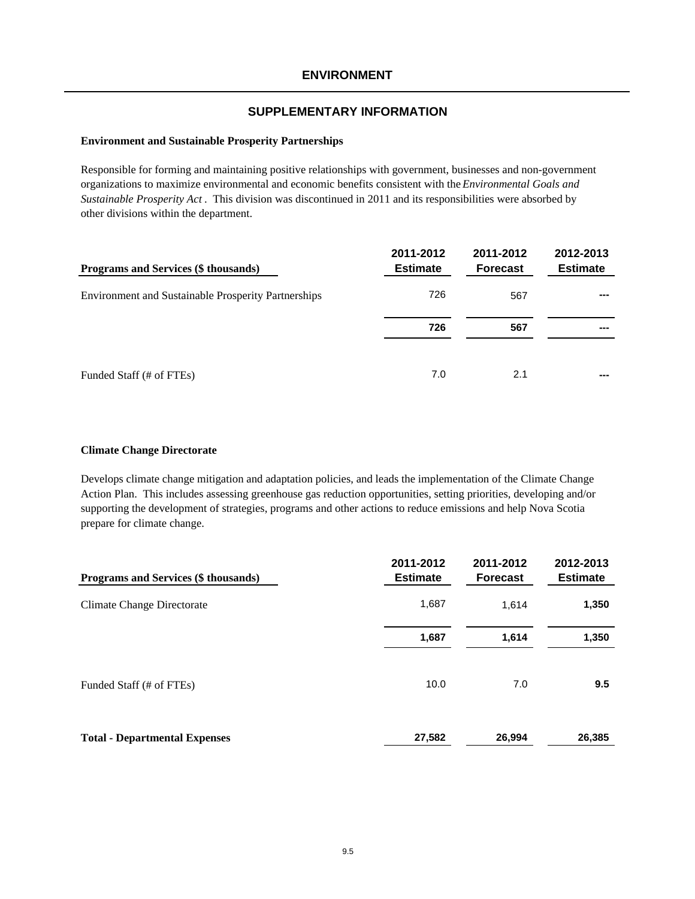# ENVIRONMENT

## SUPPLEMENTARY INFORMATION

### Environment and Sustainable Prosperity Partnerships

Responsible for forming and maintaining positive relationships with government, businesses and non-government organizations to maximize environmental and economic benefits consistent with the *Environmental Goals and Sustainable Prosperity Act* . This division was discontinued in 2011 and its responsibilities were absorbed by other divisions within the department.

| Programs and Services ($ thousands) | 2011-2012 Estimate | 2011-2012 Forecast | 2012-2013 Estimate |
|---|---|---|---|
| Environment and Sustainable Prosperity Partnerships | 726 | 567 | --- |
| | **726** | **567** | **---** |
| Funded Staff (# of FTEs) | 7.0 | 2.1 | --- |

### Climate Change Directorate

Develops climate change mitigation and adaptation policies, and leads the implementation of the Climate Change Action Plan. This includes assessing greenhouse gas reduction opportunities, setting priorities, developing and/or supporting the development of strategies, programs and other actions to reduce emissions and help Nova Scotia prepare for climate change.

| Programs and Services ($ thousands) | 2011-2012 Estimate | 2011-2012 Forecast | 2012-2013 Estimate |
|---|---|---|---|
| Climate Change Directorate | 1,687 | 1,614 | **1,350** |
| | **1,687** | **1,614** | **1,350** |
| Funded Staff (# of FTEs) | 10.0 | 7.0 | **9.5** |
| **Total - Departmental Expenses** | **27,582** | **26,994** | **26,385** |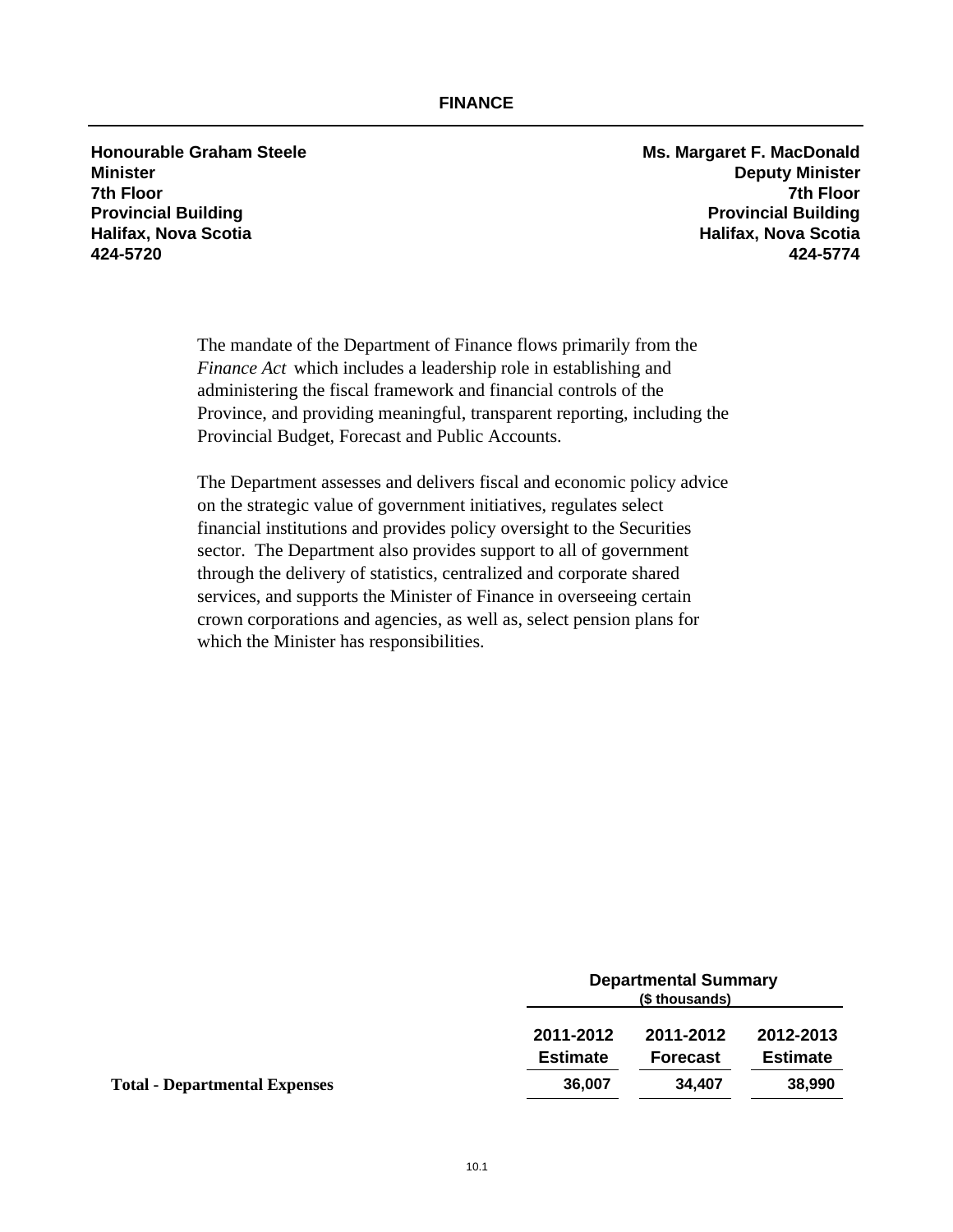# FINANCE

| | |
|---|---|
| **Honourable Graham Steele** | **Ms. Margaret F. MacDonald** |
| **Minister** | **Deputy Minister** |
| **7th Floor** | **7th Floor** |
| **Provincial Building** | **Provincial Building** |
| **Halifax, Nova Scotia** | **Halifax, Nova Scotia** |
| **424-5720** | **424-5774** |

The mandate of the Department of Finance flows primarily from the *Finance Act* which includes a leadership role in establishing and administering the fiscal framework and financial controls of the Province, and providing meaningful, transparent reporting, including the Provincial Budget, Forecast and Public Accounts.

The Department assesses and delivers fiscal and economic policy advice on the strategic value of government initiatives, regulates select financial institutions and provides policy oversight to the Securities sector. The Department also provides support to all of government through the delivery of statistics, centralized and corporate shared services, and supports the Minister of Finance in overseeing certain crown corporations and agencies, as well as, select pension plans for which the Minister has responsibilities.

| | Departmental Summary ($ thousands) | | |
|---|---|---|---|
| | **2011-2012 Estimate** | **2011-2012 Forecast** | **2012-2013 Estimate** |
| **Total - Departmental Expenses** | **36,007** | **34,407** | **38,990** |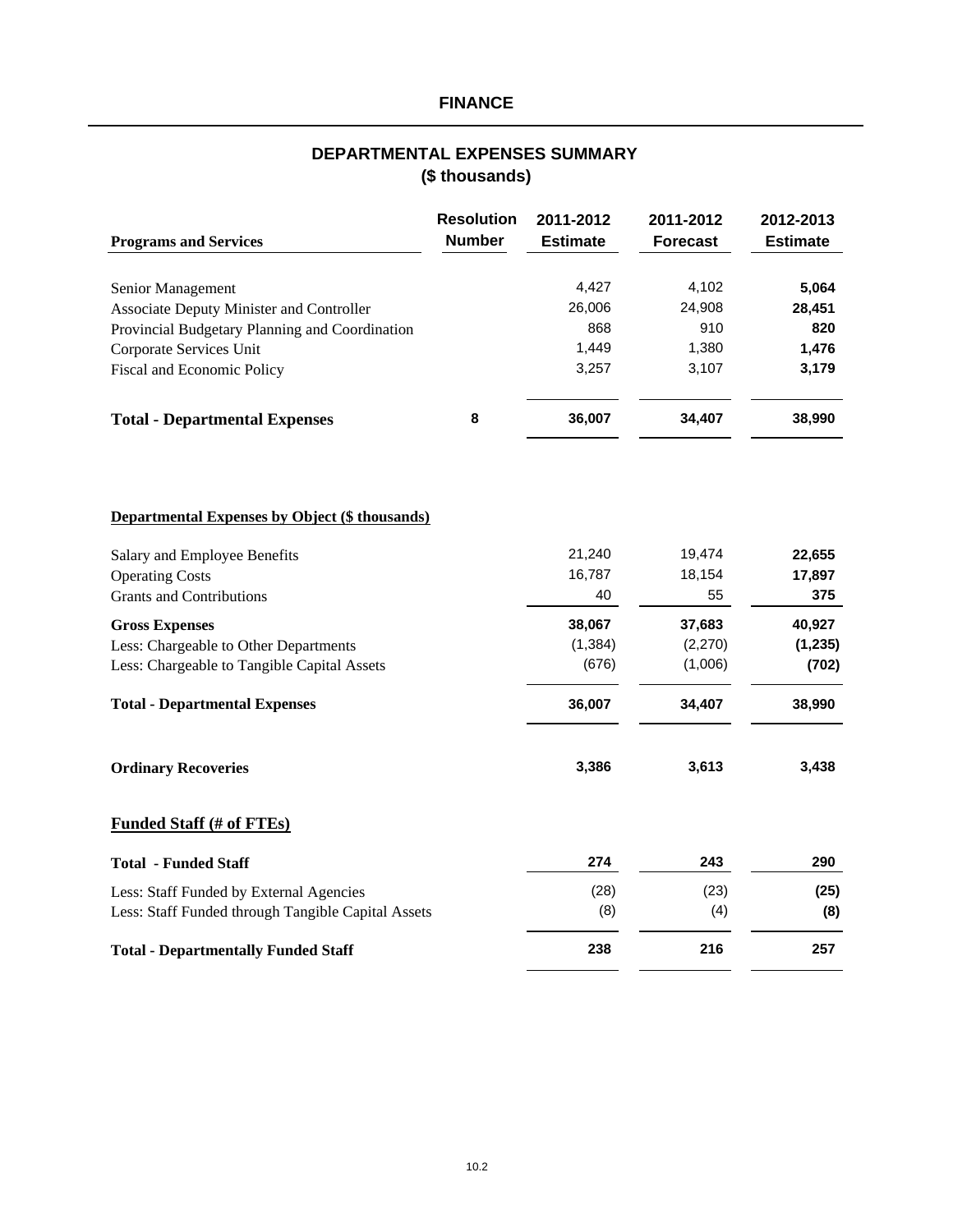# FINANCE

## DEPARTMENTAL EXPENSES SUMMARY
### ($ thousands)

| Programs and Services | Resolution Number | 2011-2012 Estimate | 2011-2012 Forecast | 2012-2013 Estimate |
|---|---|---|---|---|
| Senior Management | | 4,427 | 4,102 | **5,064** |
| Associate Deputy Minister and Controller | | 26,006 | 24,908 | **28,451** |
| Provincial Budgetary Planning and Coordination | | 868 | 910 | **820** |
| Corporate Services Unit | | 1,449 | 1,380 | **1,476** |
| Fiscal and Economic Policy | | 3,257 | 3,107 | **3,179** |
| **Total - Departmental Expenses** | **8** | **36,007** | **34,407** | **38,990** |

**Departmental Expenses by Object ($ thousands)**

| | 2011-2012 Estimate | 2011-2012 Forecast | 2012-2013 Estimate |
|---|---|---|---|
| Salary and Employee Benefits | 21,240 | 19,474 | **22,655** |
| Operating Costs | 16,787 | 18,154 | **17,897** |
| Grants and Contributions | 40 | 55 | **375** |
| **Gross Expenses** | **38,067** | **37,683** | **40,927** |
| Less: Chargeable to Other Departments | (1,384) | (2,270) | **(1,235)** |
| Less: Chargeable to Tangible Capital Assets | (676) | (1,006) | **(702)** |
| **Total - Departmental Expenses** | **36,007** | **34,407** | **38,990** |
| **Ordinary Recoveries** | **3,386** | **3,613** | **3,438** |

**Funded Staff (# of FTEs)**

| | 2011-2012 Estimate | 2011-2012 Forecast | 2012-2013 Estimate |
|---|---|---|---|
| **Total - Funded Staff** | **274** | **243** | **290** |
| Less: Staff Funded by External Agencies | (28) | (23) | **(25)** |
| Less: Staff Funded through Tangible Capital Assets | (8) | (4) | **(8)** |
| **Total - Departmentally Funded Staff** | **238** | **216** | **257** |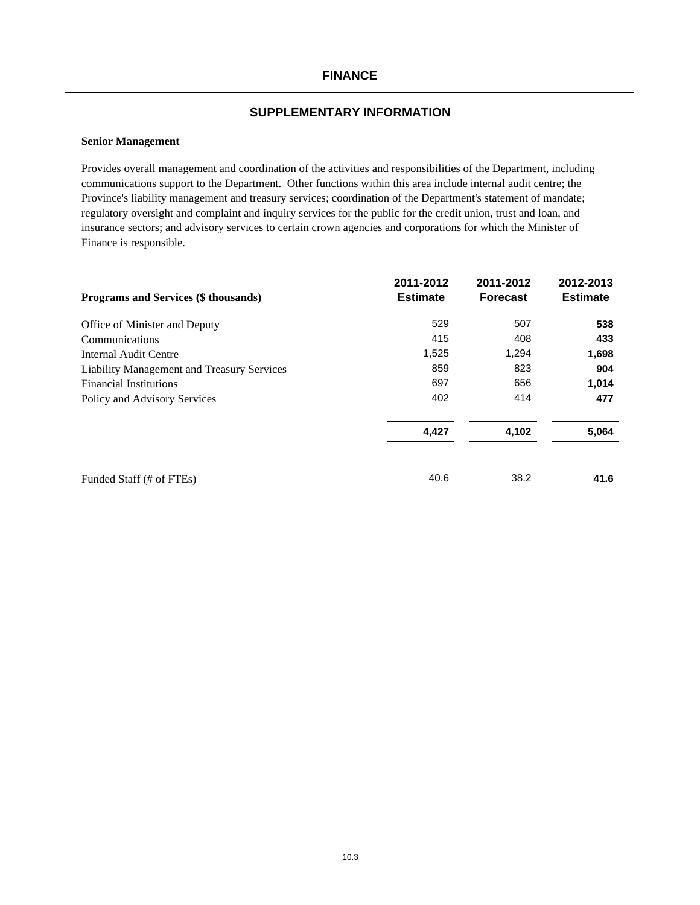# FINANCE

## SUPPLEMENTARY INFORMATION

**Senior Management**

Provides overall management and coordination of the activities and responsibilities of the Department, including communications support to the Department. Other functions within this area include internal audit centre; the Province's liability management and treasury services; coordination of the Department's statement of mandate; regulatory oversight and complaint and inquiry services for the public for the credit union, trust and loan, and insurance sectors; and advisory services to certain crown agencies and corporations for which the Minister of Finance is responsible.

| Programs and Services ($ thousands) | 2011-2012 Estimate | 2011-2012 Forecast | 2012-2013 Estimate |
|---|---|---|---|
| Office of Minister and Deputy | 529 | 507 | **538** |
| Communications | 415 | 408 | **433** |
| Internal Audit Centre | 1,525 | 1,294 | **1,698** |
| Liability Management and Treasury Services | 859 | 823 | **904** |
| Financial Institutions | 697 | 656 | **1,014** |
| Policy and Advisory Services | 402 | 414 | **477** |
| | **4,427** | **4,102** | **5,064** |
| Funded Staff (# of FTEs) | 40.6 | 38.2 | **41.6** |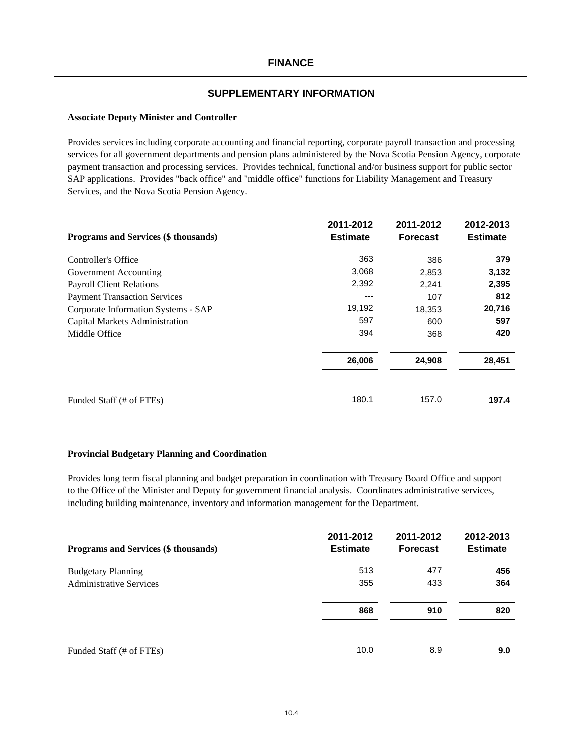# FINANCE

## SUPPLEMENTARY INFORMATION

### Associate Deputy Minister and Controller

Provides services including corporate accounting and financial reporting, corporate payroll transaction and processing services for all government departments and pension plans administered by the Nova Scotia Pension Agency, corporate payment transaction and processing services. Provides technical, functional and/or business support for public sector SAP applications. Provides "back office" and "middle office" functions for Liability Management and Treasury Services, and the Nova Scotia Pension Agency.

| Programs and Services ($ thousands) | 2011-2012 Estimate | 2011-2012 Forecast | 2012-2013 Estimate |
|---|---|---|---|
| Controller's Office | 363 | 386 | **379** |
| Government Accounting | 3,068 | 2,853 | **3,132** |
| Payroll Client Relations | 2,392 | 2,241 | **2,395** |
| Payment Transaction Services | --- | 107 | **812** |
| Corporate Information Systems - SAP | 19,192 | 18,353 | **20,716** |
| Capital Markets Administration | 597 | 600 | **597** |
| Middle Office | 394 | 368 | **420** |
| | **26,006** | **24,908** | **28,451** |
| Funded Staff (# of FTEs) | 180.1 | 157.0 | **197.4** |

### Provincial Budgetary Planning and Coordination

Provides long term fiscal planning and budget preparation in coordination with Treasury Board Office and support to the Office of the Minister and Deputy for government financial analysis. Coordinates administrative services, including building maintenance, inventory and information management for the Department.

| Programs and Services ($ thousands) | 2011-2012 Estimate | 2011-2012 Forecast | 2012-2013 Estimate |
|---|---|---|---|
| Budgetary Planning | 513 | 477 | **456** |
| Administrative Services | 355 | 433 | **364** |
| | **868** | **910** | **820** |
| Funded Staff (# of FTEs) | 10.0 | 8.9 | **9.0** |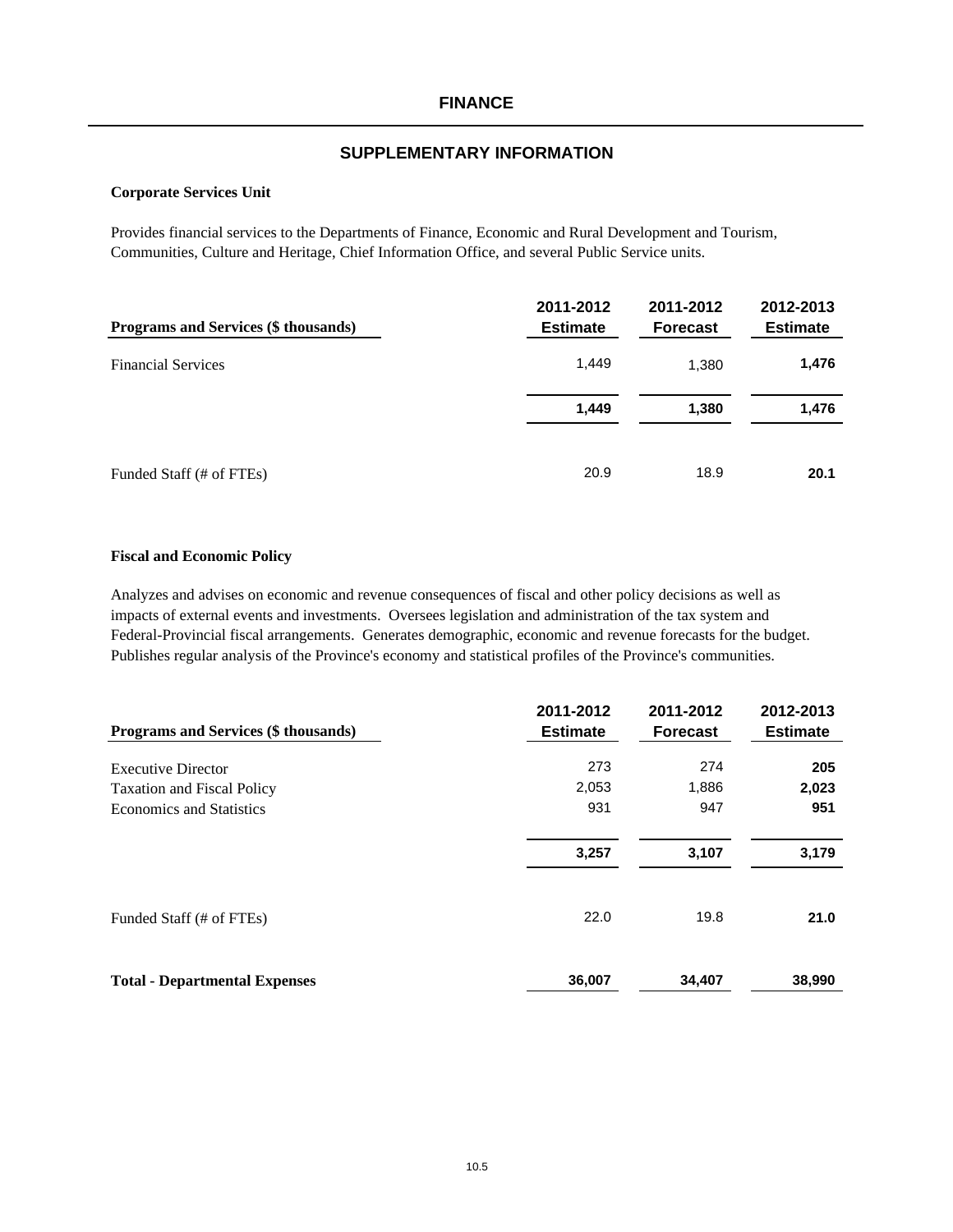# FINANCE

## SUPPLEMENTARY INFORMATION

**Corporate Services Unit**

Provides financial services to the Departments of Finance, Economic and Rural Development and Tourism, Communities, Culture and Heritage, Chief Information Office, and several Public Service units.

| Programs and Services ($ thousands) | 2011-2012 Estimate | 2011-2012 Forecast | 2012-2013 Estimate |
|---|---|---|---|
| Financial Services | 1,449 | 1,380 | **1,476** |
| | **1,449** | **1,380** | **1,476** |
| Funded Staff (# of FTEs) | 20.9 | 18.9 | **20.1** |

**Fiscal and Economic Policy**

Analyzes and advises on economic and revenue consequences of fiscal and other policy decisions as well as impacts of external events and investments. Oversees legislation and administration of the tax system and Federal-Provincial fiscal arrangements. Generates demographic, economic and revenue forecasts for the budget. Publishes regular analysis of the Province's economy and statistical profiles of the Province's communities.

| Programs and Services ($ thousands) | 2011-2012 Estimate | 2011-2012 Forecast | 2012-2013 Estimate |
|---|---|---|---|
| Executive Director | 273 | 274 | **205** |
| Taxation and Fiscal Policy | 2,053 | 1,886 | **2,023** |
| Economics and Statistics | 931 | 947 | **951** |
| | **3,257** | **3,107** | **3,179** |
| Funded Staff (# of FTEs) | 22.0 | 19.8 | **21.0** |
| **Total - Departmental Expenses** | **36,007** | **34,407** | **38,990** |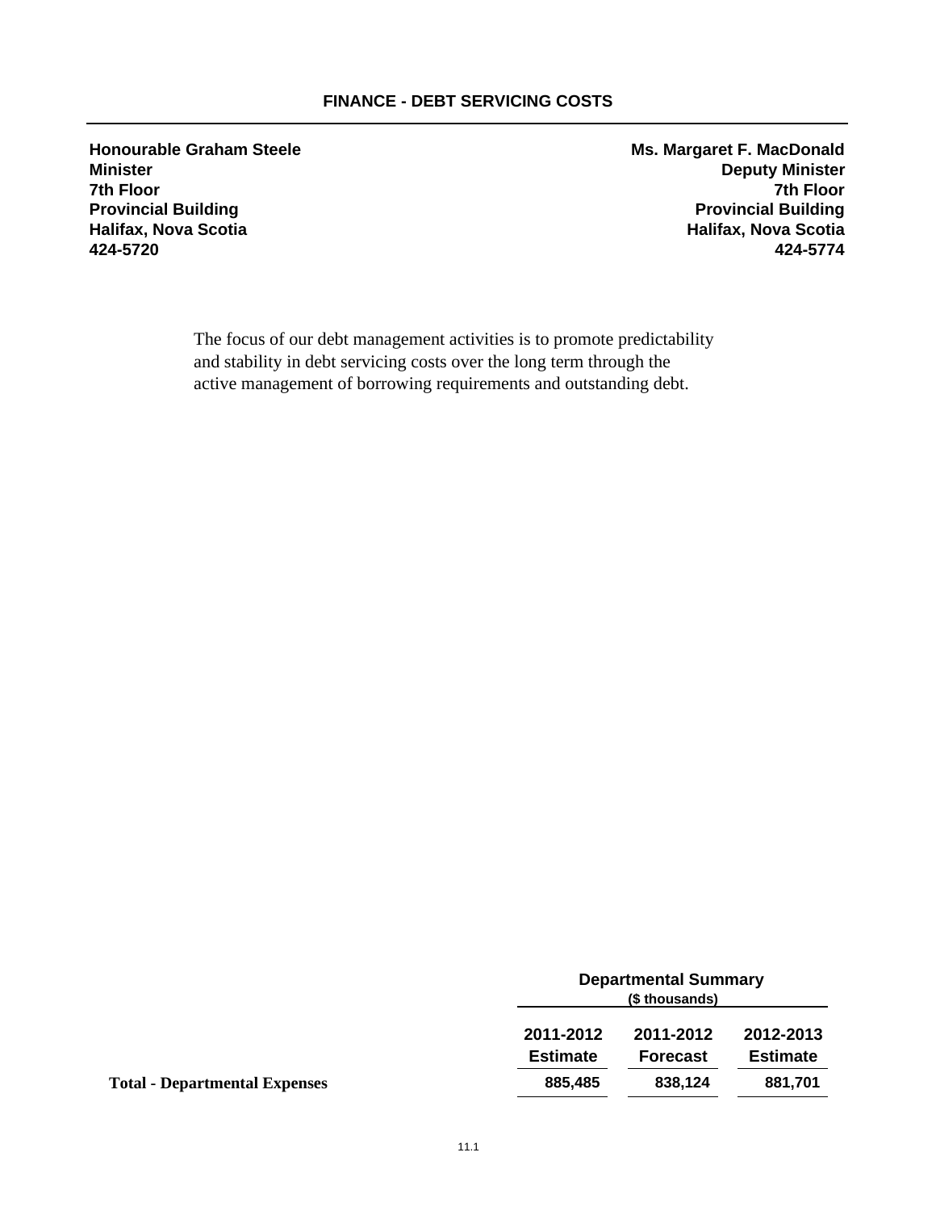# FINANCE - DEBT SERVICING COSTS

**Honourable Graham Steele**
**Minister**
**7th Floor**
**Provincial Building**
**Halifax, Nova Scotia**
**424-5720**

**Ms. Margaret F. MacDonald**
**Deputy Minister**
**7th Floor**
**Provincial Building**
**Halifax, Nova Scotia**
**424-5774**

The focus of our debt management activities is to promote predictability and stability in debt servicing costs over the long term through the active management of borrowing requirements and outstanding debt.

| | Departmental Summary ($ thousands) | | |
|---|---|---|---|
| | 2011-2012 Estimate | 2011-2012 Forecast | 2012-2013 Estimate |
| **Total - Departmental Expenses** | 885,485 | 838,124 | 881,701 |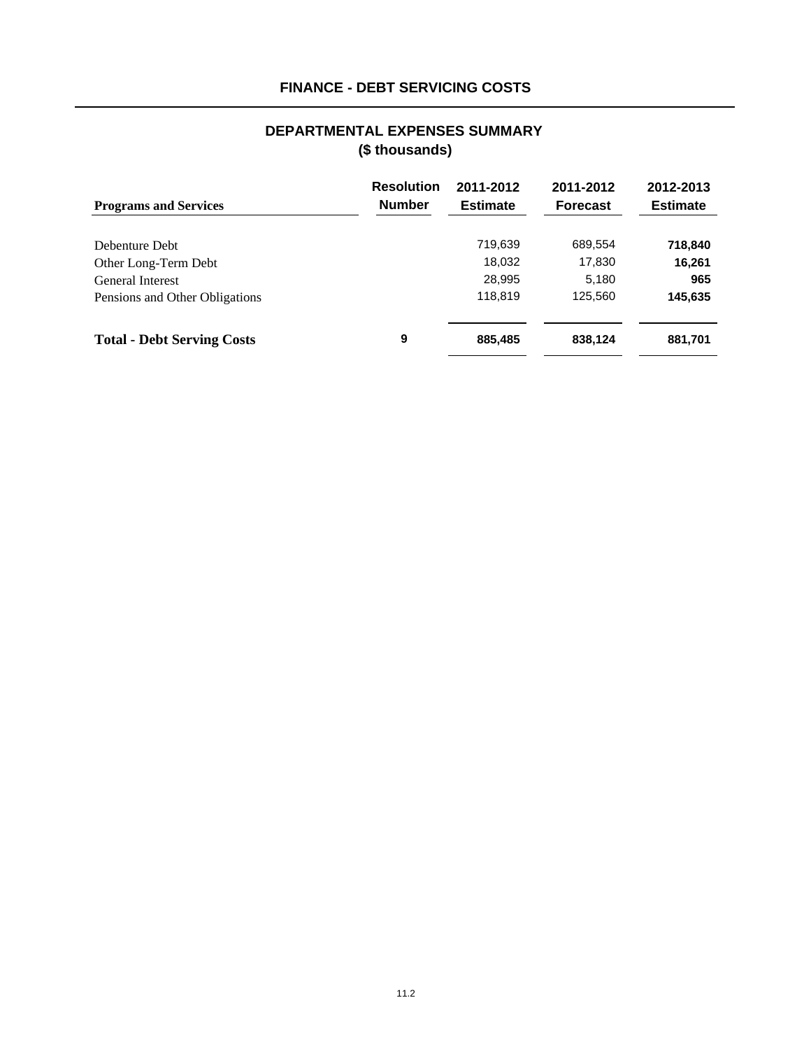# FINANCE - DEBT SERVICING COSTS

## DEPARTMENTAL EXPENSES SUMMARY
## ($ thousands)

| Programs and Services | Resolution Number | 2011-2012 Estimate | 2011-2012 Forecast | 2012-2013 Estimate |
|---|---|---|---|---|
| Debenture Debt | | 719,639 | 689,554 | **718,840** |
| Other Long-Term Debt | | 18,032 | 17,830 | **16,261** |
| General Interest | | 28,995 | 5,180 | **965** |
| Pensions and Other Obligations | | 118,819 | 125,560 | **145,635** |
| **Total - Debt Serving Costs** | **9** | **885,485** | **838,124** | **881,701** |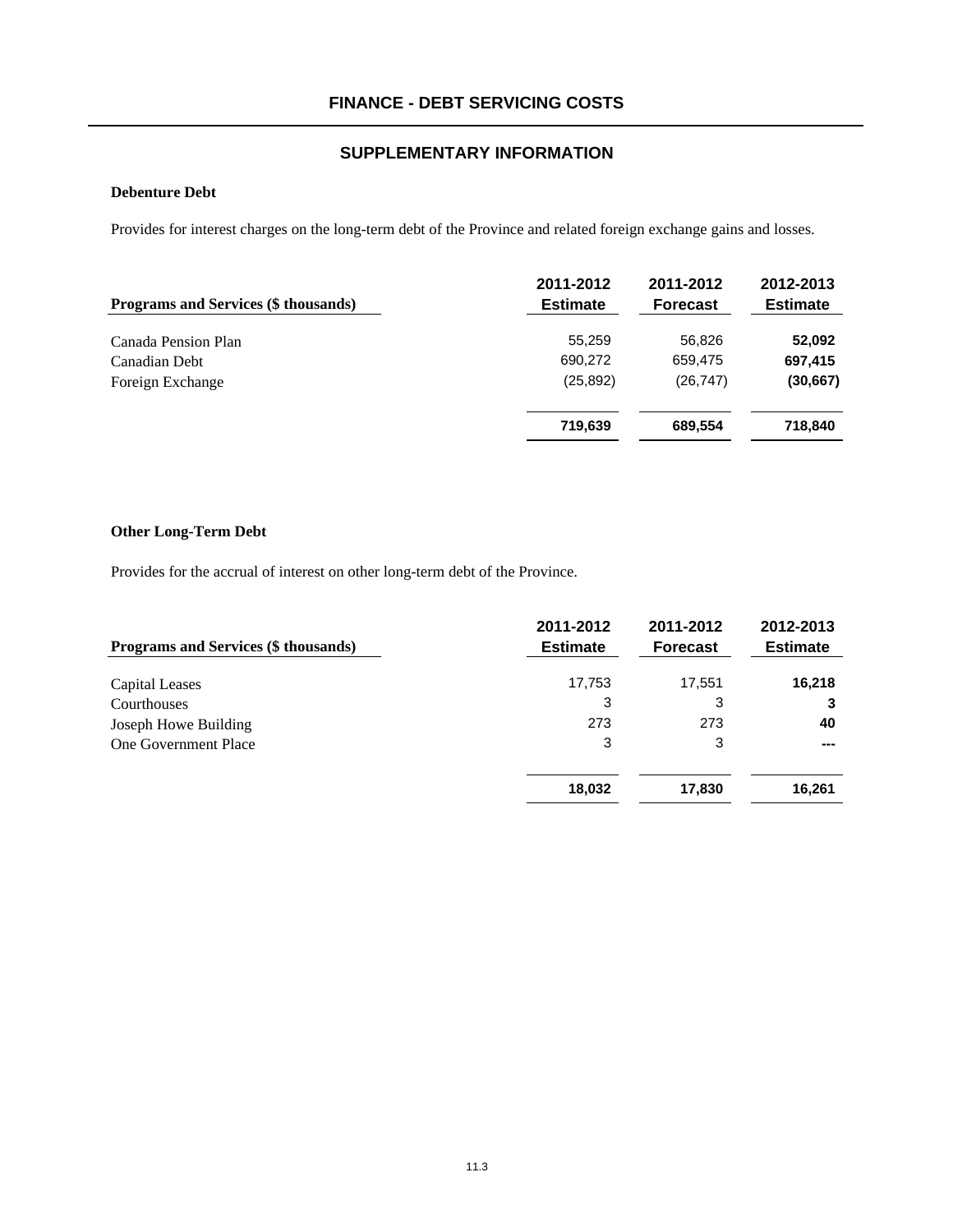# FINANCE - DEBT SERVICING COSTS

## SUPPLEMENTARY INFORMATION

### Debenture Debt

Provides for interest charges on the long-term debt of the Province and related foreign exchange gains and losses.

| Programs and Services ($ thousands) | 2011-2012 Estimate | 2011-2012 Forecast | 2012-2013 Estimate |
|---|---|---|---|
| Canada Pension Plan | 55,259 | 56,826 | **52,092** |
| Canadian Debt | 690,272 | 659,475 | **697,415** |
| Foreign Exchange | (25,892) | (26,747) | **(30,667)** |
| | **719,639** | **689,554** | **718,840** |

### Other Long-Term Debt

Provides for the accrual of interest on other long-term debt of the Province.

| Programs and Services ($ thousands) | 2011-2012 Estimate | 2011-2012 Forecast | 2012-2013 Estimate |
|---|---|---|---|
| Capital Leases | 17,753 | 17,551 | **16,218** |
| Courthouses | 3 | 3 | **3** |
| Joseph Howe Building | 273 | 273 | **40** |
| One Government Place | 3 | 3 | **---** |
| | **18,032** | **17,830** | **16,261** |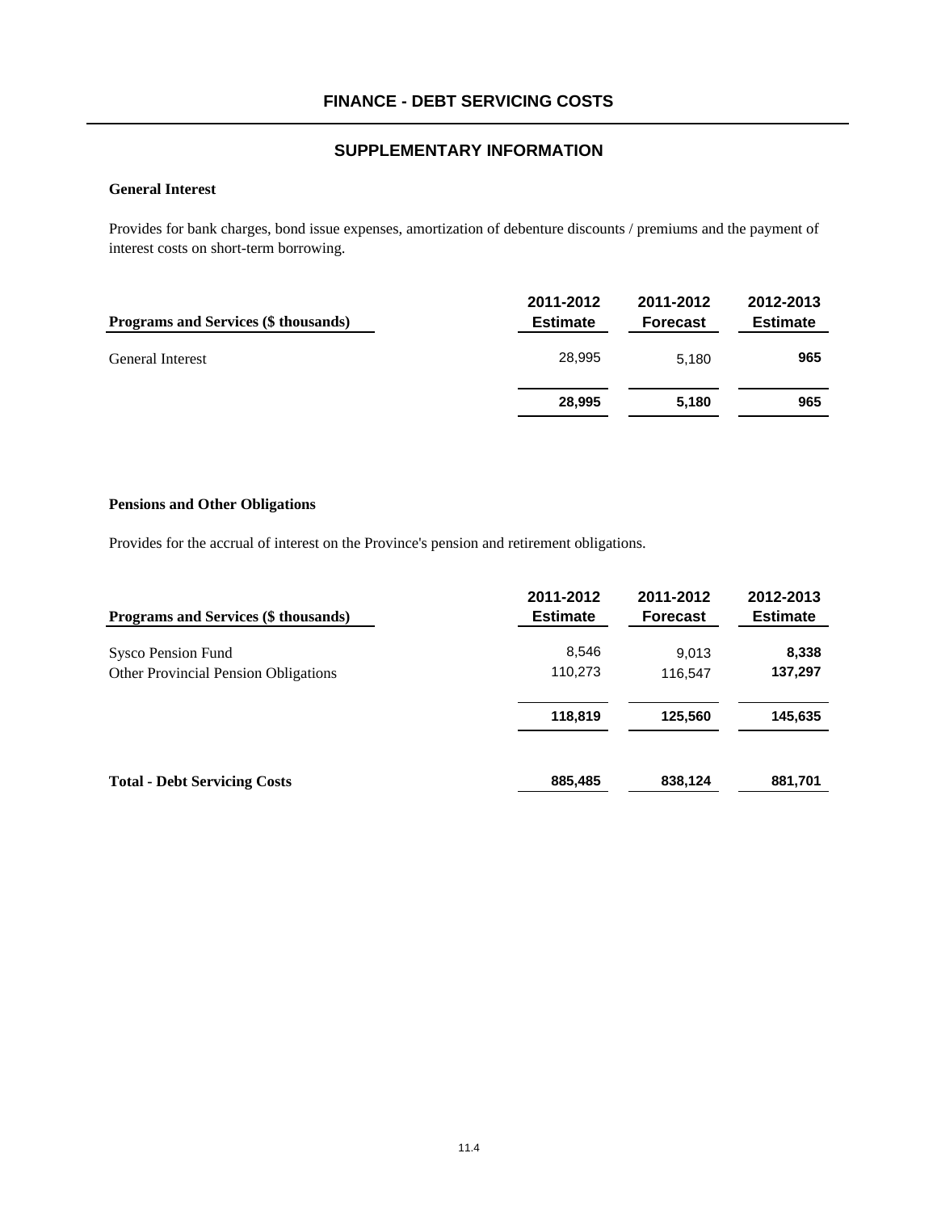## FINANCE - DEBT SERVICING COSTS

### SUPPLEMENTARY INFORMATION

**General Interest**

Provides for bank charges, bond issue expenses, amortization of debenture discounts / premiums and the payment of interest costs on short-term borrowing.

| Programs and Services ($ thousands) | 2011-2012 Estimate | 2011-2012 Forecast | 2012-2013 Estimate |
|---|---|---|---|
| General Interest | 28,995 | 5,180 | **965** |
| | **28,995** | **5,180** | **965** |

**Pensions and Other Obligations**

Provides for the accrual of interest on the Province's pension and retirement obligations.

| Programs and Services ($ thousands) | 2011-2012 Estimate | 2011-2012 Forecast | 2012-2013 Estimate |
|---|---|---|---|
| Sysco Pension Fund | 8,546 | 9,013 | **8,338** |
| Other Provincial Pension Obligations | 110,273 | 116,547 | **137,297** |
| | **118,819** | **125,560** | **145,635** |
| **Total - Debt Servicing Costs** | **885,485** | **838,124** | **881,701** |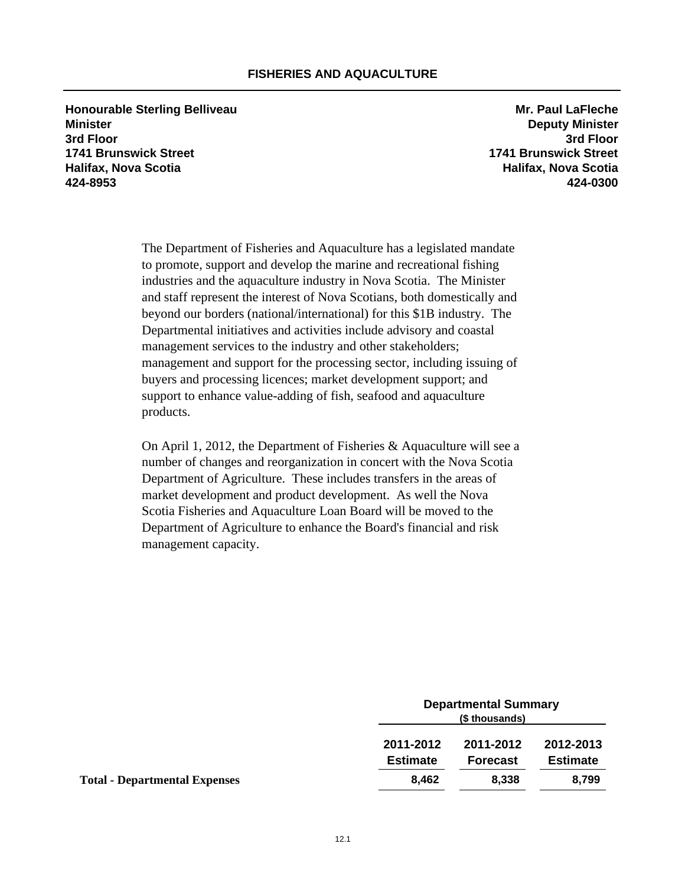# FISHERIES AND AQUACULTURE

**Honourable Sterling Belliveau**
**Minister**
**3rd Floor**
**1741 Brunswick Street**
**Halifax, Nova Scotia**
**424-8953**

**Mr. Paul LaFleche**
**Deputy Minister**
**3rd Floor**
**1741 Brunswick Street**
**Halifax, Nova Scotia**
**424-0300**

The Department of Fisheries and Aquaculture has a legislated mandate to promote, support and develop the marine and recreational fishing industries and the aquaculture industry in Nova Scotia. The Minister and staff represent the interest of Nova Scotians, both domestically and beyond our borders (national/international) for this $1B industry. The Departmental initiatives and activities include advisory and coastal management services to the industry and other stakeholders; management and support for the processing sector, including issuing of buyers and processing licences; market development support; and support to enhance value-adding of fish, seafood and aquaculture products.

On April 1, 2012, the Department of Fisheries & Aquaculture will see a number of changes and reorganization in concert with the Nova Scotia Department of Agriculture. These includes transfers in the areas of market development and product development. As well the Nova Scotia Fisheries and Aquaculture Loan Board will be moved to the Department of Agriculture to enhance the Board's financial and risk management capacity.

| | Departmental Summary ($ thousands) | | |
|---|---|---|---|
| | **2011-2012 Estimate** | **2011-2012 Forecast** | **2012-2013 Estimate** |
| **Total - Departmental Expenses** | 8,462 | 8,338 | 8,799 |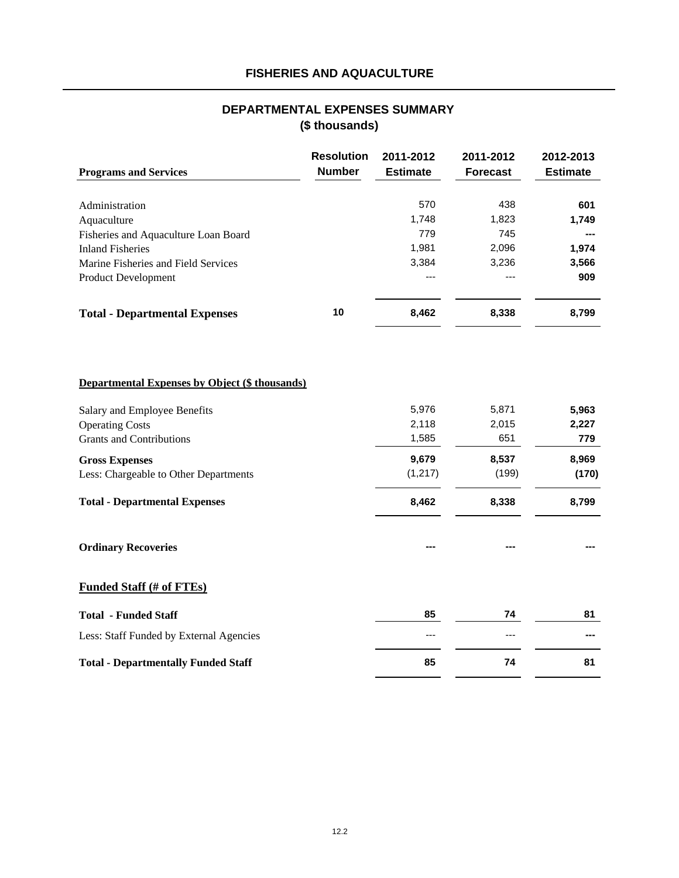# FISHERIES AND AQUACULTURE

## DEPARTMENTAL EXPENSES SUMMARY
### ($ thousands)

| Programs and Services | Resolution Number | 2011-2012 Estimate | 2011-2012 Forecast | 2012-2013 Estimate |
|---|---|---|---|---|
| Administration | | 570 | 438 | **601** |
| Aquaculture | | 1,748 | 1,823 | **1,749** |
| Fisheries and Aquaculture Loan Board | | 779 | 745 | **---** |
| Inland Fisheries | | 1,981 | 2,096 | **1,974** |
| Marine Fisheries and Field Services | | 3,384 | 3,236 | **3,566** |
| Product Development | | --- | --- | **909** |
| **Total - Departmental Expenses** | **10** | **8,462** | **8,338** | **8,799** |

**Departmental Expenses by Object ($ thousands)**

| | 2011-2012 Estimate | 2011-2012 Forecast | 2012-2013 Estimate |
|---|---|---|---|
| Salary and Employee Benefits | 5,976 | 5,871 | **5,963** |
| Operating Costs | 2,118 | 2,015 | **2,227** |
| Grants and Contributions | 1,585 | 651 | **779** |
| **Gross Expenses** | **9,679** | **8,537** | **8,969** |
| Less: Chargeable to Other Departments | (1,217) | (199) | **(170)** |
| **Total - Departmental Expenses** | **8,462** | **8,338** | **8,799** |
| **Ordinary Recoveries** | **---** | **---** | **---** |

**Funded Staff (# of FTEs)**

| | 2011-2012 Estimate | 2011-2012 Forecast | 2012-2013 Estimate |
|---|---|---|---|
| **Total - Funded Staff** | **85** | **74** | **81** |
| Less: Staff Funded by External Agencies | --- | --- | **---** |
| **Total - Departmentally Funded Staff** | **85** | **74** | **81** |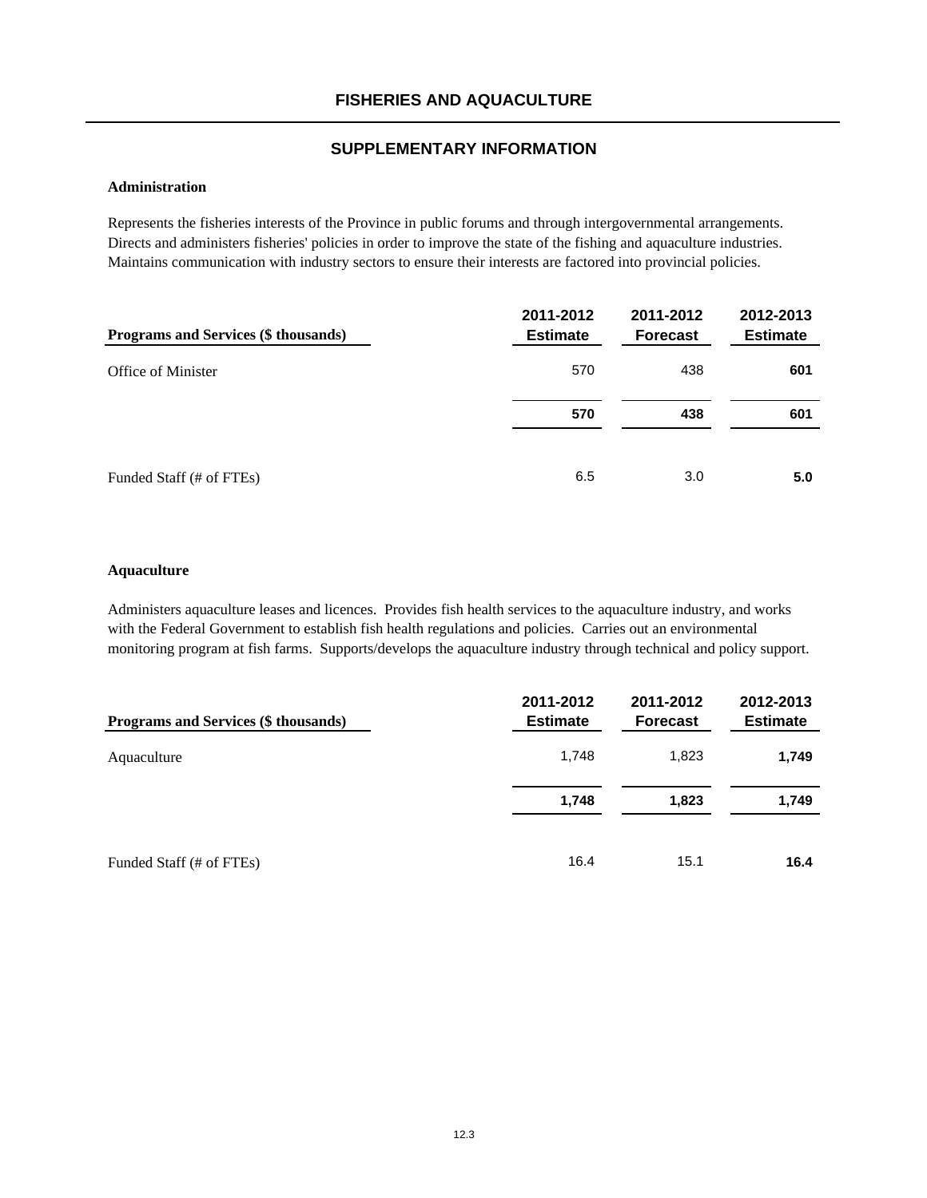# FISHERIES AND AQUACULTURE

## SUPPLEMENTARY INFORMATION

### Administration

Represents the fisheries interests of the Province in public forums and through intergovernmental arrangements. Directs and administers fisheries' policies in order to improve the state of the fishing and aquaculture industries. Maintains communication with industry sectors to ensure their interests are factored into provincial policies.

| Programs and Services ($ thousands) | 2011-2012 Estimate | 2011-2012 Forecast | 2012-2013 Estimate |
|---|---|---|---|
| Office of Minister | 570 | 438 | **601** |
| | **570** | **438** | **601** |
| Funded Staff (# of FTEs) | 6.5 | 3.0 | **5.0** |

### Aquaculture

Administers aquaculture leases and licences. Provides fish health services to the aquaculture industry, and works with the Federal Government to establish fish health regulations and policies. Carries out an environmental monitoring program at fish farms. Supports/develops the aquaculture industry through technical and policy support.

| Programs and Services ($ thousands) | 2011-2012 Estimate | 2011-2012 Forecast | 2012-2013 Estimate |
|---|---|---|---|
| Aquaculture | 1,748 | 1,823 | **1,749** |
| | **1,748** | **1,823** | **1,749** |
| Funded Staff (# of FTEs) | 16.4 | 15.1 | **16.4** |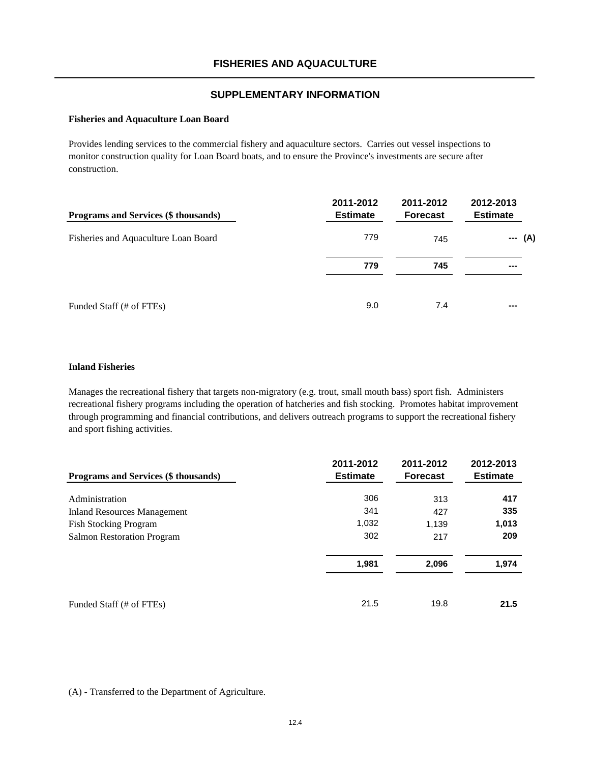## FISHERIES AND AQUACULTURE

## SUPPLEMENTARY INFORMATION

**Fisheries and Aquaculture Loan Board**

Provides lending services to the commercial fishery and aquaculture sectors. Carries out vessel inspections to monitor construction quality for Loan Board boats, and to ensure the Province's investments are secure after construction.

| Programs and Services ($ thousands) | 2011-2012 Estimate | 2011-2012 Forecast | 2012-2013 Estimate |
|---|---|---|---|
| Fisheries and Aquaculture Loan Board | 779 | 745 | **---** **(A)** |
| | **779** | **745** | **---** |
| Funded Staff (# of FTEs) | 9.0 | 7.4 | **---** |

**Inland Fisheries**

Manages the recreational fishery that targets non-migratory (e.g. trout, small mouth bass) sport fish. Administers recreational fishery programs including the operation of hatcheries and fish stocking. Promotes habitat improvement through programming and financial contributions, and delivers outreach programs to support the recreational fishery and sport fishing activities.

| Programs and Services ($ thousands) | 2011-2012 Estimate | 2011-2012 Forecast | 2012-2013 Estimate |
|---|---|---|---|
| Administration | 306 | 313 | **417** |
| Inland Resources Management | 341 | 427 | **335** |
| Fish Stocking Program | 1,032 | 1,139 | **1,013** |
| Salmon Restoration Program | 302 | 217 | **209** |
| | **1,981** | **2,096** | **1,974** |
| Funded Staff (# of FTEs) | 21.5 | 19.8 | **21.5** |

(A) - Transferred to the Department of Agriculture.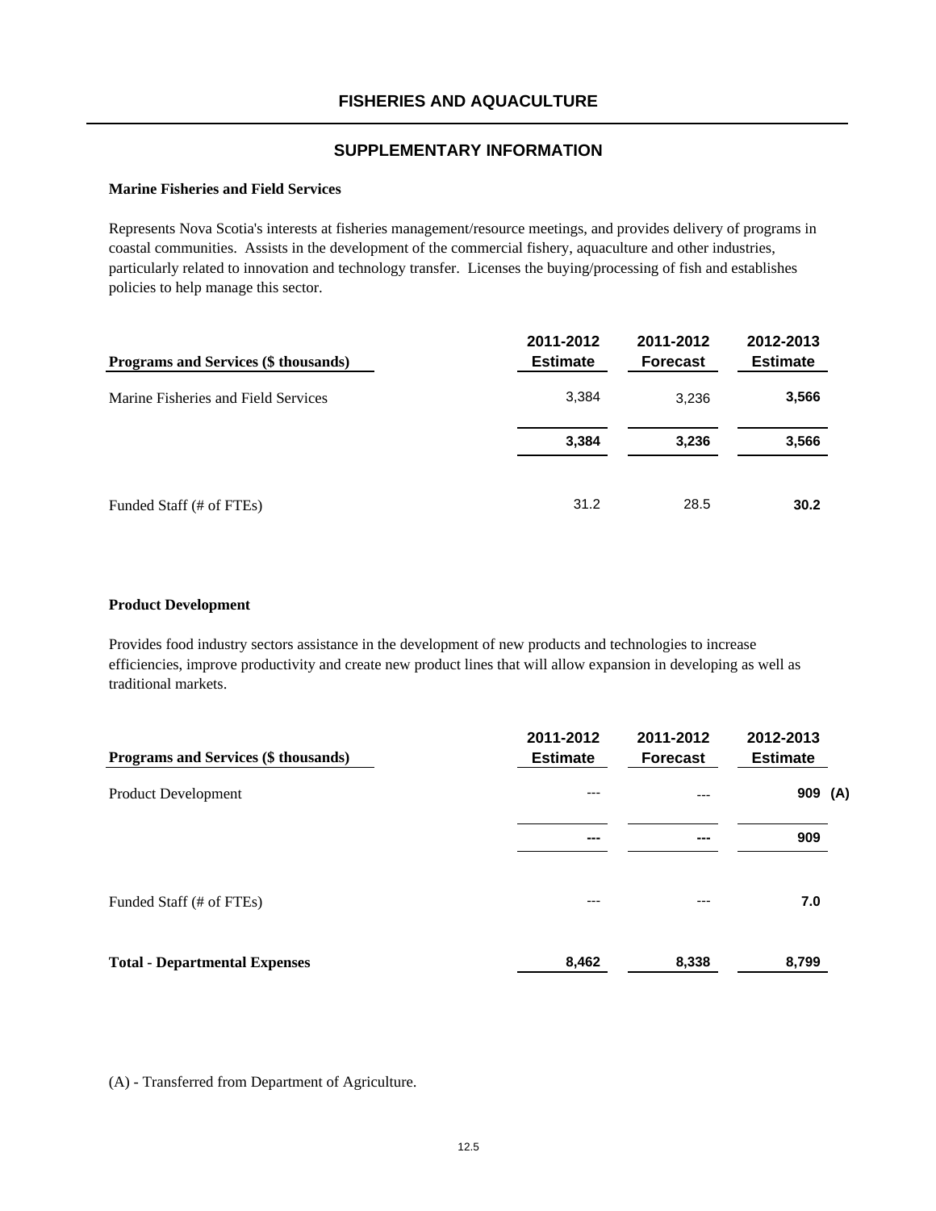# FISHERIES AND AQUACULTURE

## SUPPLEMENTARY INFORMATION

### Marine Fisheries and Field Services

Represents Nova Scotia's interests at fisheries management/resource meetings, and provides delivery of programs in coastal communities. Assists in the development of the commercial fishery, aquaculture and other industries, particularly related to innovation and technology transfer. Licenses the buying/processing of fish and establishes policies to help manage this sector.

| Programs and Services ($ thousands) | 2011-2012 Estimate | 2011-2012 Forecast | 2012-2013 Estimate |
|---|---|---|---|
| Marine Fisheries and Field Services | 3,384 | 3,236 | **3,566** |
| | **3,384** | **3,236** | **3,566** |
| Funded Staff (# of FTEs) | 31.2 | 28.5 | **30.2** |

### Product Development

Provides food industry sectors assistance in the development of new products and technologies to increase efficiencies, improve productivity and create new product lines that will allow expansion in developing as well as traditional markets.

| Programs and Services ($ thousands) | 2011-2012 Estimate | 2011-2012 Forecast | 2012-2013 Estimate |
|---|---|---|---|
| Product Development | --- | --- | **909 (A)** |
| | **---** | **---** | **909** |
| Funded Staff (# of FTEs) | --- | --- | **7.0** |
| **Total - Departmental Expenses** | **8,462** | **8,338** | **8,799** |

(A) - Transferred from Department of Agriculture.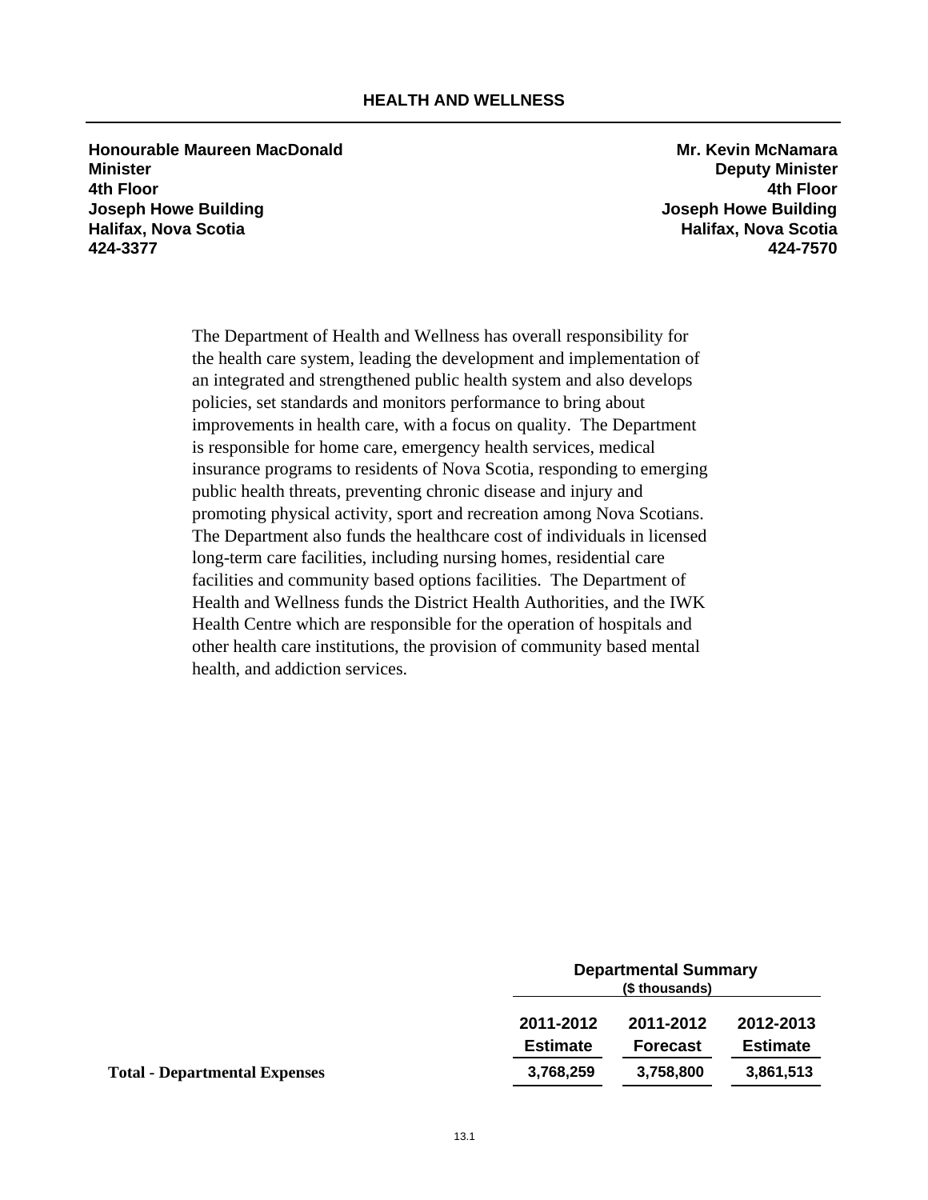# HEALTH AND WELLNESS

**Honourable Maureen MacDonald**
**Minister**
**4th Floor**
**Joseph Howe Building**
**Halifax, Nova Scotia**
**424-3377**

**Mr. Kevin McNamara**
**Deputy Minister**
**4th Floor**
**Joseph Howe Building**
**Halifax, Nova Scotia**
**424-7570**

The Department of Health and Wellness has overall responsibility for the health care system, leading the development and implementation of an integrated and strengthened public health system and also develops policies, set standards and monitors performance to bring about improvements in health care, with a focus on quality. The Department is responsible for home care, emergency health services, medical insurance programs to residents of Nova Scotia, responding to emerging public health threats, preventing chronic disease and injury and promoting physical activity, sport and recreation among Nova Scotians. The Department also funds the healthcare cost of individuals in licensed long-term care facilities, including nursing homes, residential care facilities and community based options facilities. The Department of Health and Wellness funds the District Health Authorities, and the IWK Health Centre which are responsible for the operation of hospitals and other health care institutions, the provision of community based mental health, and addiction services.

| | Departmental Summary ($ thousands) | | |
|---|---|---|---|
| | 2011-2012 Estimate | 2011-2012 Forecast | 2012-2013 Estimate |
| **Total - Departmental Expenses** | 3,768,259 | 3,758,800 | 3,861,513 |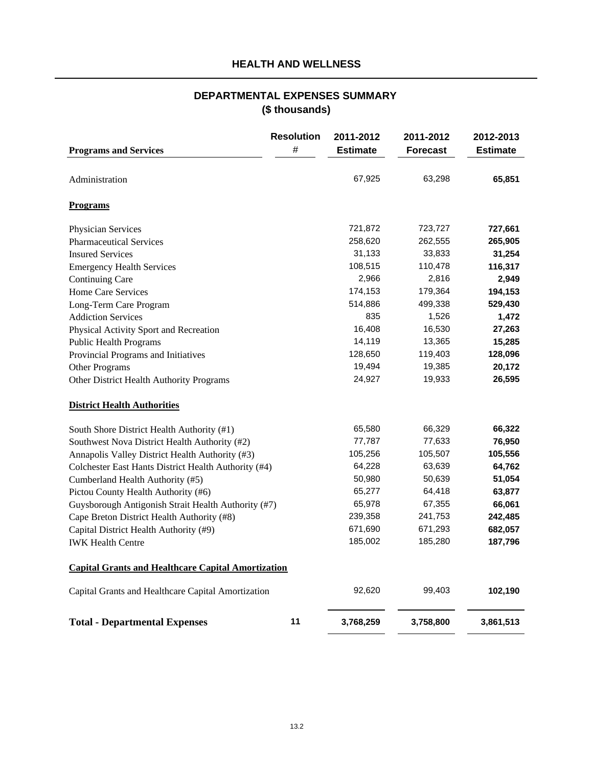# HEALTH AND WELLNESS

## DEPARTMENTAL EXPENSES SUMMARY
## ($ thousands)

| Programs and Services | Resolution # | 2011-2012 Estimate | 2011-2012 Forecast | 2012-2013 Estimate |
|---|---|---|---|---|
| Administration | | 67,925 | 63,298 | **65,851** |
| **Programs** | | | | |
| Physician Services | | 721,872 | 723,727 | **727,661** |
| Pharmaceutical Services | | 258,620 | 262,555 | **265,905** |
| Insured Services | | 31,133 | 33,833 | **31,254** |
| Emergency Health Services | | 108,515 | 110,478 | **116,317** |
| Continuing Care | | 2,966 | 2,816 | **2,949** |
| Home Care Services | | 174,153 | 179,364 | **194,153** |
| Long-Term Care Program | | 514,886 | 499,338 | **529,430** |
| Addiction Services | | 835 | 1,526 | **1,472** |
| Physical Activity Sport and Recreation | | 16,408 | 16,530 | **27,263** |
| Public Health Programs | | 14,119 | 13,365 | **15,285** |
| Provincial Programs and Initiatives | | 128,650 | 119,403 | **128,096** |
| Other Programs | | 19,494 | 19,385 | **20,172** |
| Other District Health Authority Programs | | 24,927 | 19,933 | **26,595** |
| **District Health Authorities** | | | | |
| South Shore District Health Authority (#1) | | 65,580 | 66,329 | **66,322** |
| Southwest Nova District Health Authority (#2) | | 77,787 | 77,633 | **76,950** |
| Annapolis Valley District Health Authority (#3) | | 105,256 | 105,507 | **105,556** |
| Colchester East Hants District Health Authority (#4) | | 64,228 | 63,639 | **64,762** |
| Cumberland Health Authority (#5) | | 50,980 | 50,639 | **51,054** |
| Pictou County Health Authority (#6) | | 65,277 | 64,418 | **63,877** |
| Guysborough Antigonish Strait Health Authority (#7) | | 65,978 | 67,355 | **66,061** |
| Cape Breton District Health Authority (#8) | | 239,358 | 241,753 | **242,485** |
| Capital District Health Authority (#9) | | 671,690 | 671,293 | **682,057** |
| IWK Health Centre | | 185,002 | 185,280 | **187,796** |
| **Capital Grants and Healthcare Capital Amortization** | | | | |
| Capital Grants and Healthcare Capital Amortization | | 92,620 | 99,403 | **102,190** |
| **Total - Departmental Expenses** | **11** | **3,768,259** | **3,758,800** | **3,861,513** |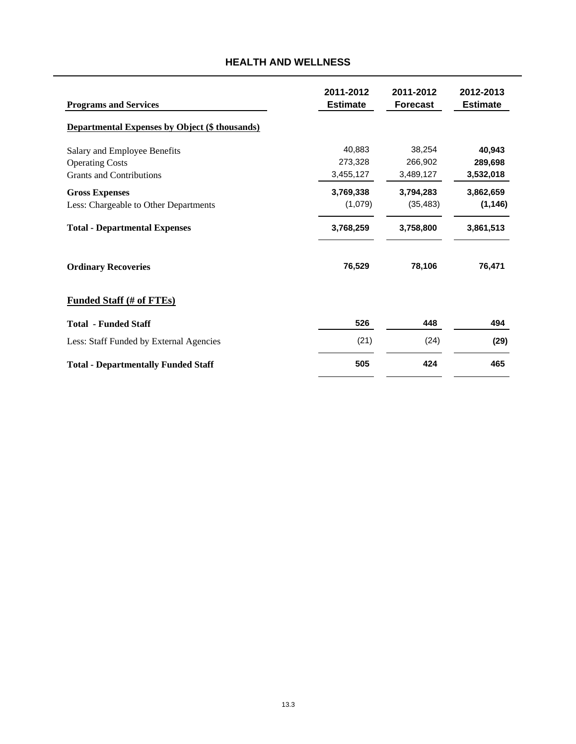# HEALTH AND WELLNESS

| Programs and Services | 2011-2012 Estimate | 2011-2012 Forecast | 2012-2013 Estimate |
|---|---|---|---|
| **Departmental Expenses by Object ($ thousands)** | | | |
| Salary and Employee Benefits | 40,883 | 38,254 | **40,943** |
| Operating Costs | 273,328 | 266,902 | **289,698** |
| Grants and Contributions | 3,455,127 | 3,489,127 | **3,532,018** |
| **Gross Expenses** | **3,769,338** | **3,794,283** | **3,862,659** |
| Less: Chargeable to Other Departments | (1,079) | (35,483) | **(1,146)** |
| **Total - Departmental Expenses** | **3,768,259** | **3,758,800** | **3,861,513** |
| **Ordinary Recoveries** | **76,529** | **78,106** | **76,471** |
| **Funded Staff (# of FTEs)** | | | |
| **Total - Funded Staff** | **526** | **448** | **494** |
| Less: Staff Funded by External Agencies | (21) | (24) | **(29)** |
| **Total - Departmentally Funded Staff** | **505** | **424** | **465** |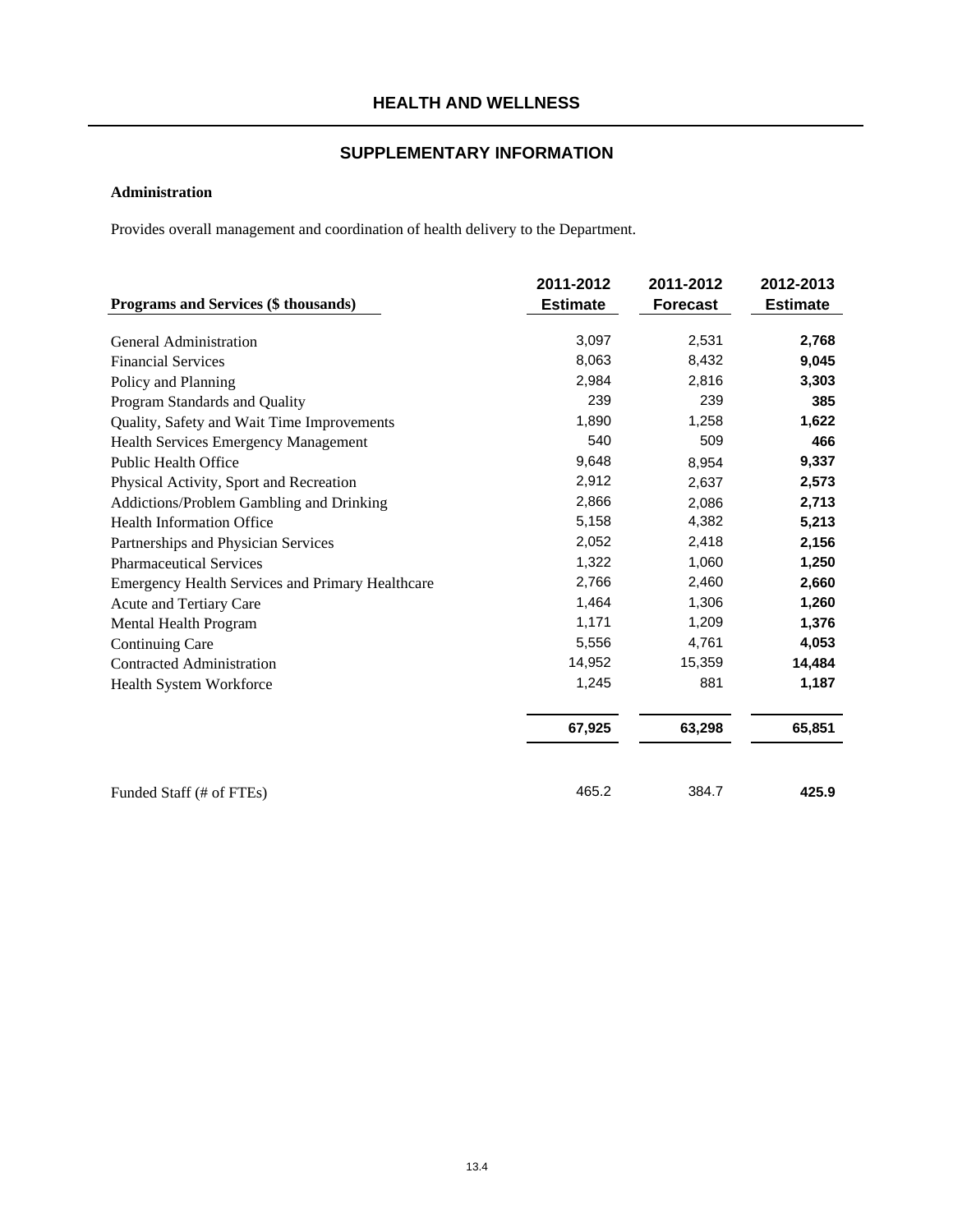# HEALTH AND WELLNESS

## SUPPLEMENTARY INFORMATION

**Administration**

Provides overall management and coordination of health delivery to the Department.

| Programs and Services ($ thousands) | 2011-2012 Estimate | 2011-2012 Forecast | 2012-2013 Estimate |
|---|---|---|---|
| General Administration | 3,097 | 2,531 | **2,768** |
| Financial Services | 8,063 | 8,432 | **9,045** |
| Policy and Planning | 2,984 | 2,816 | **3,303** |
| Program Standards and Quality | 239 | 239 | **385** |
| Quality, Safety and Wait Time Improvements | 1,890 | 1,258 | **1,622** |
| Health Services Emergency Management | 540 | 509 | **466** |
| Public Health Office | 9,648 | 8,954 | **9,337** |
| Physical Activity, Sport and Recreation | 2,912 | 2,637 | **2,573** |
| Addictions/Problem Gambling and Drinking | 2,866 | 2,086 | **2,713** |
| Health Information Office | 5,158 | 4,382 | **5,213** |
| Partnerships and Physician Services | 2,052 | 2,418 | **2,156** |
| Pharmaceutical Services | 1,322 | 1,060 | **1,250** |
| Emergency Health Services and Primary Healthcare | 2,766 | 2,460 | **2,660** |
| Acute and Tertiary Care | 1,464 | 1,306 | **1,260** |
| Mental Health Program | 1,171 | 1,209 | **1,376** |
| Continuing Care | 5,556 | 4,761 | **4,053** |
| Contracted Administration | 14,952 | 15,359 | **14,484** |
| Health System Workforce | 1,245 | 881 | **1,187** |
| | **67,925** | **63,298** | **65,851** |
| Funded Staff (# of FTEs) | 465.2 | 384.7 | **425.9** |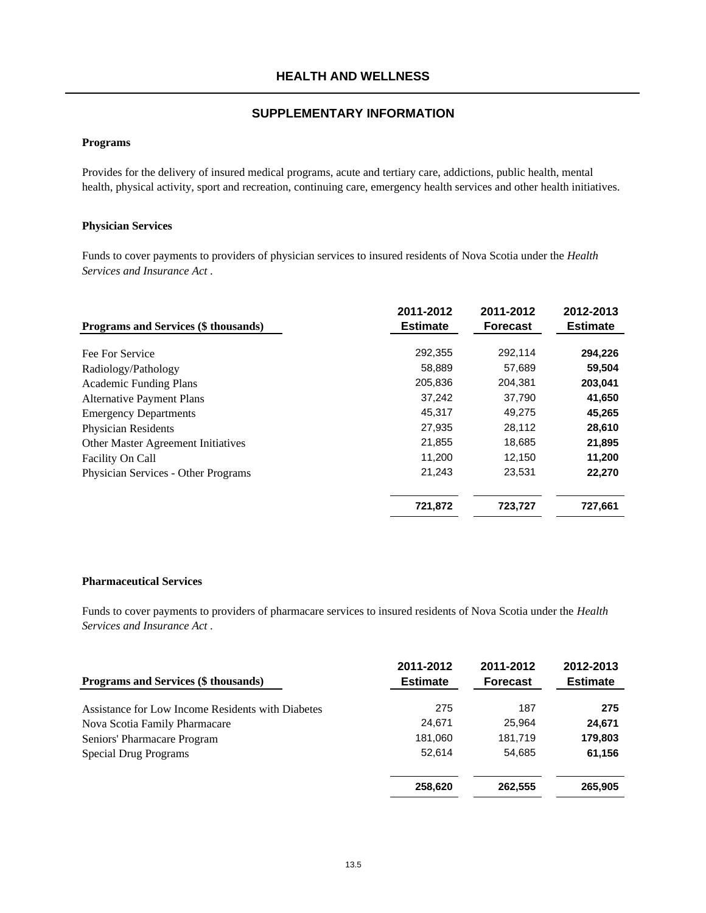## HEALTH AND WELLNESS

## SUPPLEMENTARY INFORMATION

### Programs

Provides for the delivery of insured medical programs, acute and tertiary care, addictions, public health, mental health, physical activity, sport and recreation, continuing care, emergency health services and other health initiatives.

### Physician Services

Funds to cover payments to providers of physician services to insured residents of Nova Scotia under the *Health Services and Insurance Act* .

| Programs and Services ($ thousands) | 2011-2012 Estimate | 2011-2012 Forecast | 2012-2013 Estimate |
|---|---|---|---|
| Fee For Service | 292,355 | 292,114 | **294,226** |
| Radiology/Pathology | 58,889 | 57,689 | **59,504** |
| Academic Funding Plans | 205,836 | 204,381 | **203,041** |
| Alternative Payment Plans | 37,242 | 37,790 | **41,650** |
| Emergency Departments | 45,317 | 49,275 | **45,265** |
| Physician Residents | 27,935 | 28,112 | **28,610** |
| Other Master Agreement Initiatives | 21,855 | 18,685 | **21,895** |
| Facility On Call | 11,200 | 12,150 | **11,200** |
| Physician Services - Other Programs | 21,243 | 23,531 | **22,270** |
| | **721,872** | **723,727** | **727,661** |

### Pharmaceutical Services

Funds to cover payments to providers of pharmacare services to insured residents of Nova Scotia under the *Health Services and Insurance Act* .

| Programs and Services ($ thousands) | 2011-2012 Estimate | 2011-2012 Forecast | 2012-2013 Estimate |
|---|---|---|---|
| Assistance for Low Income Residents with Diabetes | 275 | 187 | **275** |
| Nova Scotia Family Pharmacare | 24,671 | 25,964 | **24,671** |
| Seniors' Pharmacare Program | 181,060 | 181,719 | **179,803** |
| Special Drug Programs | 52,614 | 54,685 | **61,156** |
| | **258,620** | **262,555** | **265,905** |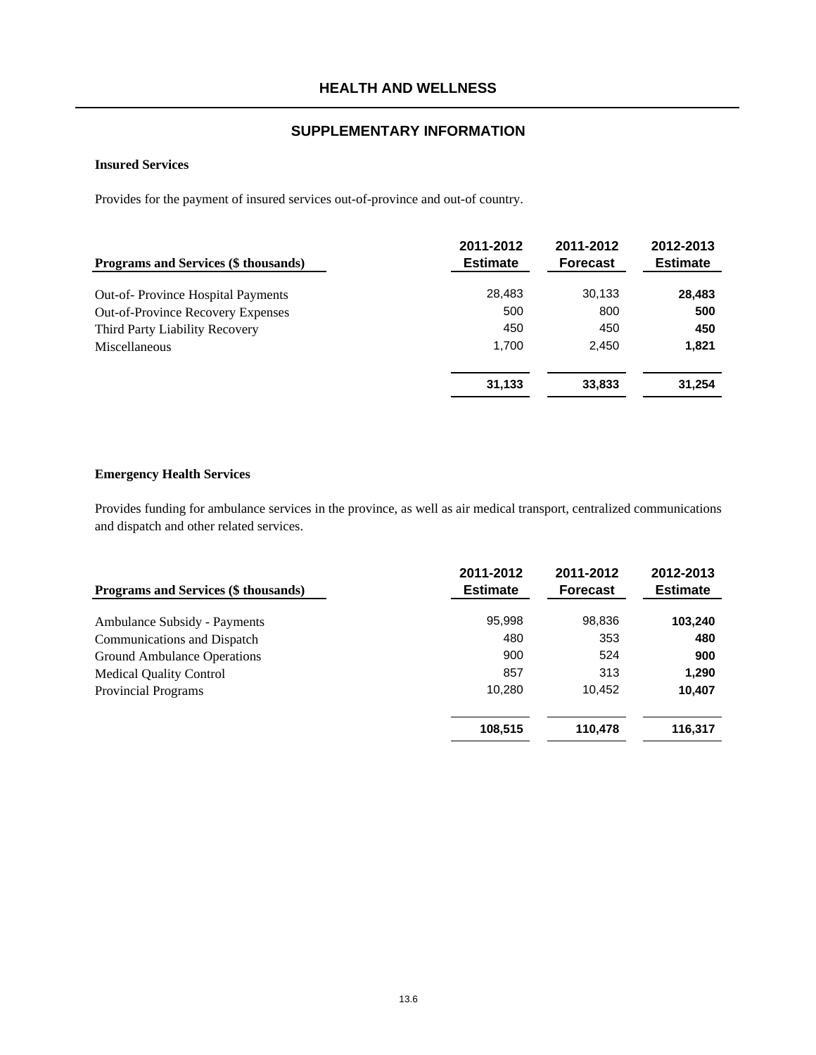# HEALTH AND WELLNESS

## SUPPLEMENTARY INFORMATION

### Insured Services

Provides for the payment of insured services out-of-province and out-of country.

| Programs and Services ($ thousands) | 2011-2012 Estimate | 2011-2012 Forecast | 2012-2013 Estimate |
|---|---|---|---|
| Out-of- Province Hospital Payments | 28,483 | 30,133 | **28,483** |
| Out-of-Province Recovery Expenses | 500 | 800 | **500** |
| Third Party Liability Recovery | 450 | 450 | **450** |
| Miscellaneous | 1,700 | 2,450 | **1,821** |
| | **31,133** | **33,833** | **31,254** |

### Emergency Health Services

Provides funding for ambulance services in the province, as well as air medical transport, centralized communications and dispatch and other related services.

| Programs and Services ($ thousands) | 2011-2012 Estimate | 2011-2012 Forecast | 2012-2013 Estimate |
|---|---|---|---|
| Ambulance Subsidy - Payments | 95,998 | 98,836 | **103,240** |
| Communications and Dispatch | 480 | 353 | **480** |
| Ground Ambulance Operations | 900 | 524 | **900** |
| Medical Quality Control | 857 | 313 | **1,290** |
| Provincial Programs | 10,280 | 10,452 | **10,407** |
| | **108,515** | **110,478** | **116,317** |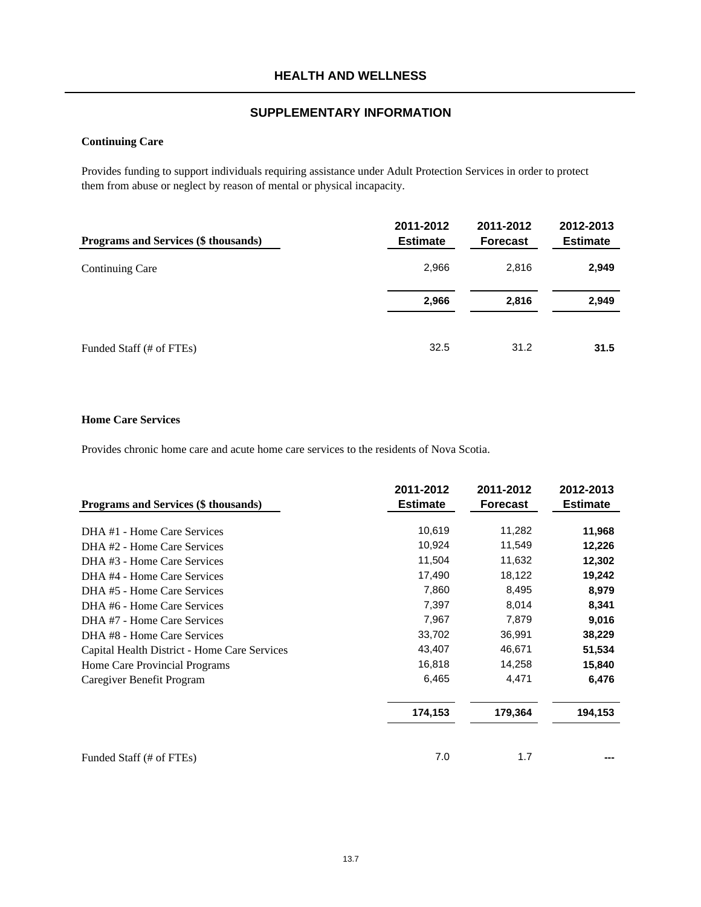# HEALTH AND WELLNESS

## SUPPLEMENTARY INFORMATION

### Continuing Care

Provides funding to support individuals requiring assistance under Adult Protection Services in order to protect them from abuse or neglect by reason of mental or physical incapacity.

| Programs and Services ($ thousands) | 2011-2012 Estimate | 2011-2012 Forecast | 2012-2013 Estimate |
|---|---|---|---|
| Continuing Care | 2,966 | 2,816 | **2,949** |
| | **2,966** | **2,816** | **2,949** |
| Funded Staff (# of FTEs) | 32.5 | 31.2 | **31.5** |

### Home Care Services

Provides chronic home care and acute home care services to the residents of Nova Scotia.

| Programs and Services ($ thousands) | 2011-2012 Estimate | 2011-2012 Forecast | 2012-2013 Estimate |
|---|---|---|---|
| DHA #1 - Home Care Services | 10,619 | 11,282 | **11,968** |
| DHA #2 - Home Care Services | 10,924 | 11,549 | **12,226** |
| DHA #3 - Home Care Services | 11,504 | 11,632 | **12,302** |
| DHA #4 - Home Care Services | 17,490 | 18,122 | **19,242** |
| DHA #5 - Home Care Services | 7,860 | 8,495 | **8,979** |
| DHA #6 - Home Care Services | 7,397 | 8,014 | **8,341** |
| DHA #7 - Home Care Services | 7,967 | 7,879 | **9,016** |
| DHA #8 - Home Care Services | 33,702 | 36,991 | **38,229** |
| Capital Health District - Home Care Services | 43,407 | 46,671 | **51,534** |
| Home Care Provincial Programs | 16,818 | 14,258 | **15,840** |
| Caregiver Benefit Program | 6,465 | 4,471 | **6,476** |
| | **174,153** | **179,364** | **194,153** |
| Funded Staff (# of FTEs) | 7.0 | 1.7 | **---** |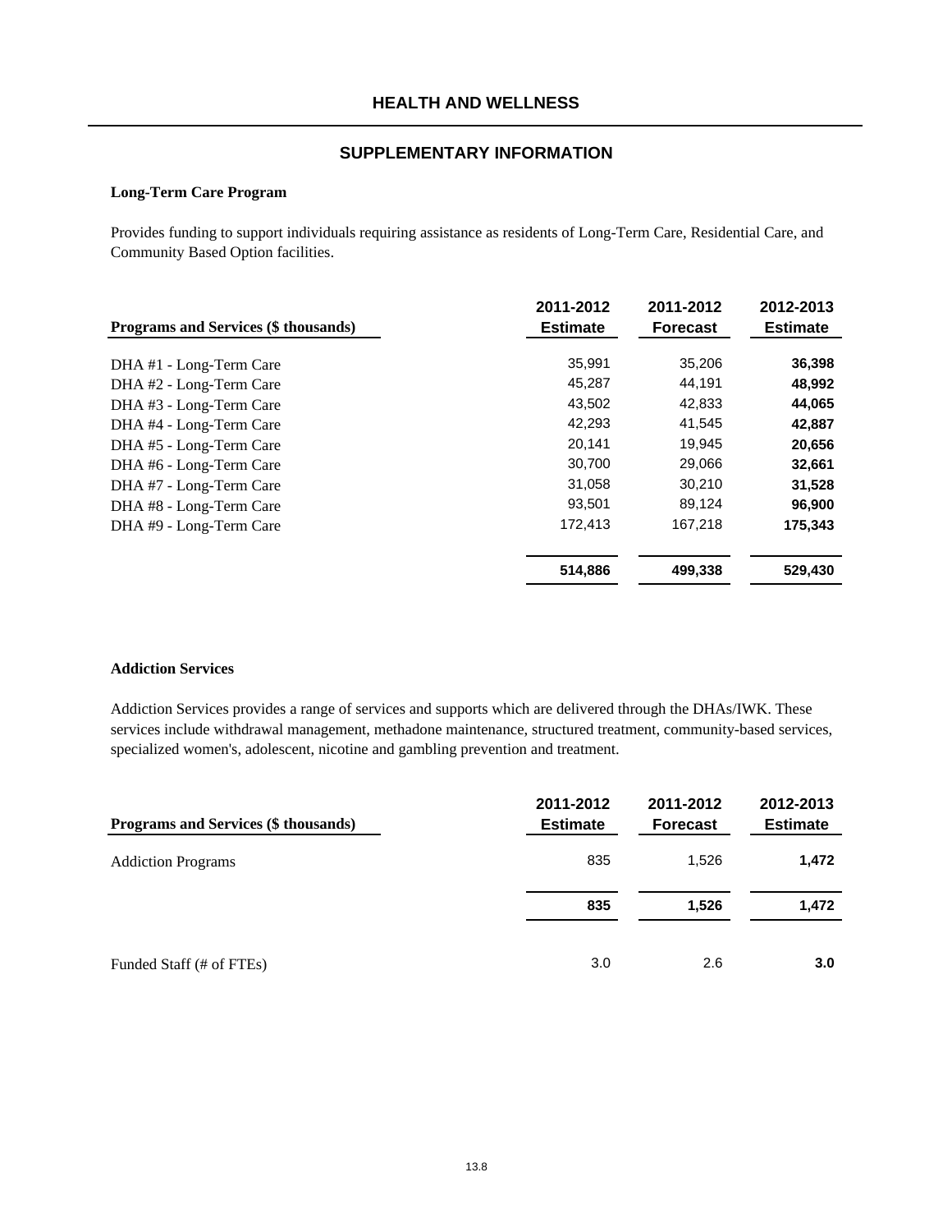# HEALTH AND WELLNESS

## SUPPLEMENTARY INFORMATION

### Long-Term Care Program

Provides funding to support individuals requiring assistance as residents of Long-Term Care, Residential Care, and Community Based Option facilities.

| Programs and Services ($ thousands) | 2011-2012 Estimate | 2011-2012 Forecast | 2012-2013 Estimate |
|---|---|---|---|
| DHA #1 - Long-Term Care | 35,991 | 35,206 | **36,398** |
| DHA #2 - Long-Term Care | 45,287 | 44,191 | **48,992** |
| DHA #3 - Long-Term Care | 43,502 | 42,833 | **44,065** |
| DHA #4 - Long-Term Care | 42,293 | 41,545 | **42,887** |
| DHA #5 - Long-Term Care | 20,141 | 19,945 | **20,656** |
| DHA #6 - Long-Term Care | 30,700 | 29,066 | **32,661** |
| DHA #7 - Long-Term Care | 31,058 | 30,210 | **31,528** |
| DHA #8 - Long-Term Care | 93,501 | 89,124 | **96,900** |
| DHA #9 - Long-Term Care | 172,413 | 167,218 | **175,343** |
| | **514,886** | **499,338** | **529,430** |

### Addiction Services

Addiction Services provides a range of services and supports which are delivered through the DHAs/IWK. These services include withdrawal management, methadone maintenance, structured treatment, community-based services, specialized women's, adolescent, nicotine and gambling prevention and treatment.

| Programs and Services ($ thousands) | 2011-2012 Estimate | 2011-2012 Forecast | 2012-2013 Estimate |
|---|---|---|---|
| Addiction Programs | 835 | 1,526 | **1,472** |
| | **835** | **1,526** | **1,472** |
| Funded Staff (# of FTEs) | 3.0 | 2.6 | **3.0** |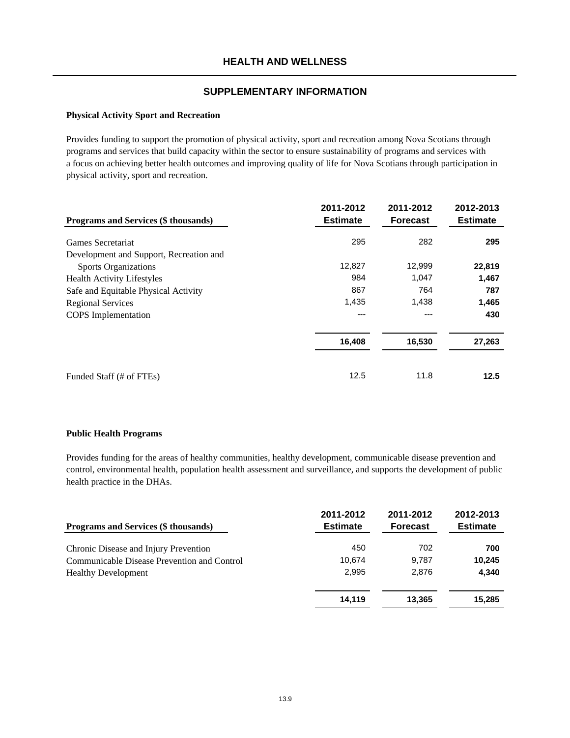# HEALTH AND WELLNESS

## SUPPLEMENTARY INFORMATION

### Physical Activity Sport and Recreation

Provides funding to support the promotion of physical activity, sport and recreation among Nova Scotians through programs and services that build capacity within the sector to ensure sustainability of programs and services with a focus on achieving better health outcomes and improving quality of life for Nova Scotians through participation in physical activity, sport and recreation.

| Programs and Services ($ thousands) | 2011-2012 Estimate | 2011-2012 Forecast | 2012-2013 Estimate |
|---|---|---|---|
| Games Secretariat | 295 | 282 | **295** |
| Development and Support, Recreation and Sports Organizations | 12,827 | 12,999 | **22,819** |
| Health Activity Lifestyles | 984 | 1,047 | **1,467** |
| Safe and Equitable Physical Activity | 867 | 764 | **787** |
| Regional Services | 1,435 | 1,438 | **1,465** |
| COPS Implementation | --- | --- | **430** |
| | **16,408** | **16,530** | **27,263** |
| Funded Staff (# of FTEs) | 12.5 | 11.8 | **12.5** |

### Public Health Programs

Provides funding for the areas of healthy communities, healthy development, communicable disease prevention and control, environmental health, population health assessment and surveillance, and supports the development of public health practice in the DHAs.

| Programs and Services ($ thousands) | 2011-2012 Estimate | 2011-2012 Forecast | 2012-2013 Estimate |
|---|---|---|---|
| Chronic Disease and Injury Prevention | 450 | 702 | **700** |
| Communicable Disease Prevention and Control | 10,674 | 9,787 | **10,245** |
| Healthy Development | 2,995 | 2,876 | **4,340** |
| | **14,119** | **13,365** | **15,285** |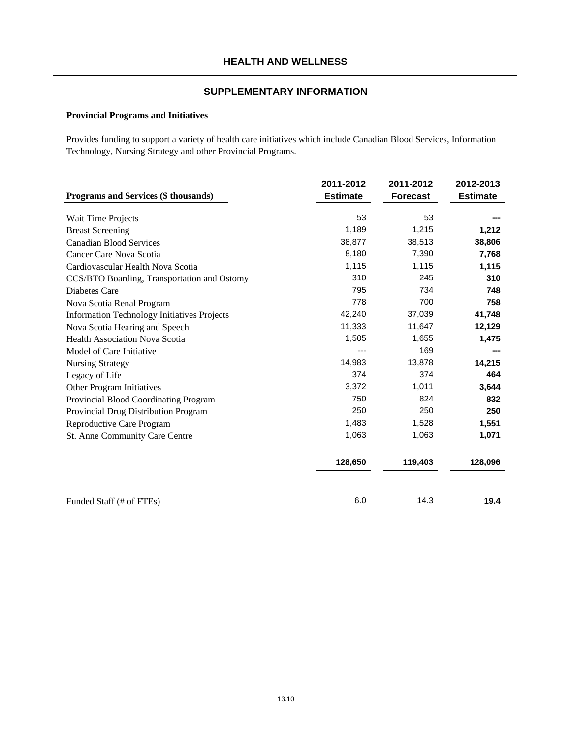# HEALTH AND WELLNESS

## SUPPLEMENTARY INFORMATION

### Provincial Programs and Initiatives

Provides funding to support a variety of health care initiatives which include Canadian Blood Services, Information Technology, Nursing Strategy and other Provincial Programs.

| Programs and Services ($ thousands) | 2011-2012 Estimate | 2011-2012 Forecast | 2012-2013 Estimate |
|---|---|---|---|
| Wait Time Projects | 53 | 53 | --- |
| Breast Screening | 1,189 | 1,215 | **1,212** |
| Canadian Blood Services | 38,877 | 38,513 | **38,806** |
| Cancer Care Nova Scotia | 8,180 | 7,390 | **7,768** |
| Cardiovascular Health Nova Scotia | 1,115 | 1,115 | **1,115** |
| CCS/BTO Boarding, Transportation and Ostomy | 310 | 245 | **310** |
| Diabetes Care | 795 | 734 | **748** |
| Nova Scotia Renal Program | 778 | 700 | **758** |
| Information Technology Initiatives Projects | 42,240 | 37,039 | **41,748** |
| Nova Scotia Hearing and Speech | 11,333 | 11,647 | **12,129** |
| Health Association Nova Scotia | 1,505 | 1,655 | **1,475** |
| Model of Care Initiative | --- | 169 | --- |
| Nursing Strategy | 14,983 | 13,878 | **14,215** |
| Legacy of Life | 374 | 374 | **464** |
| Other Program Initiatives | 3,372 | 1,011 | **3,644** |
| Provincial Blood Coordinating Program | 750 | 824 | **832** |
| Provincial Drug Distribution Program | 250 | 250 | **250** |
| Reproductive Care Program | 1,483 | 1,528 | **1,551** |
| St. Anne Community Care Centre | 1,063 | 1,063 | **1,071** |
| | **128,650** | **119,403** | **128,096** |
| Funded Staff (# of FTEs) | 6.0 | 14.3 | **19.4** |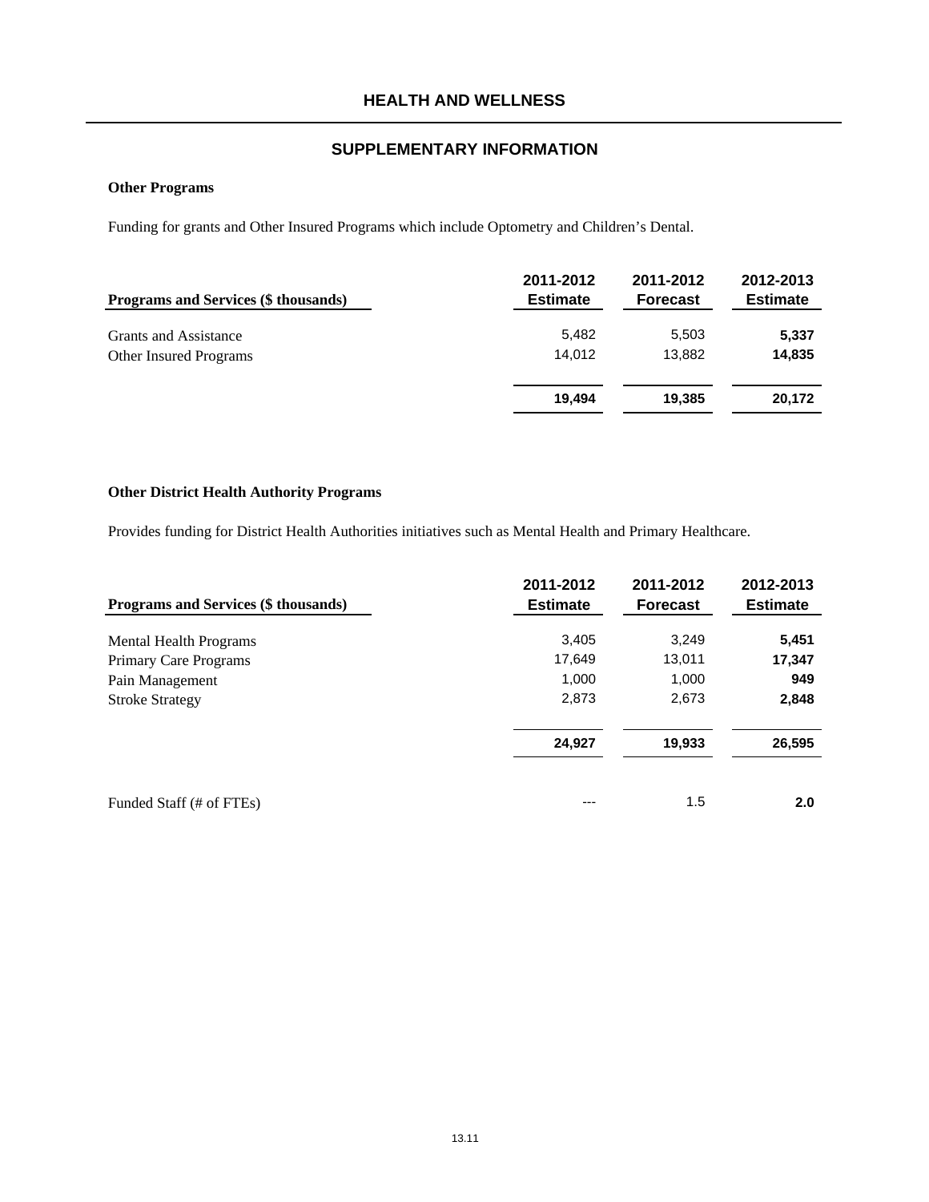# HEALTH AND WELLNESS

## SUPPLEMENTARY INFORMATION

### Other Programs

Funding for grants and Other Insured Programs which include Optometry and Children's Dental.

| Programs and Services ($ thousands) | 2011-2012 Estimate | 2011-2012 Forecast | 2012-2013 Estimate |
|---|---|---|---|
| Grants and Assistance | 5,482 | 5,503 | **5,337** |
| Other Insured Programs | 14,012 | 13,882 | **14,835** |
| | **19,494** | **19,385** | **20,172** |

### Other District Health Authority Programs

Provides funding for District Health Authorities initiatives such as Mental Health and Primary Healthcare.

| Programs and Services ($ thousands) | 2011-2012 Estimate | 2011-2012 Forecast | 2012-2013 Estimate |
|---|---|---|---|
| Mental Health Programs | 3,405 | 3,249 | **5,451** |
| Primary Care Programs | 17,649 | 13,011 | **17,347** |
| Pain Management | 1,000 | 1,000 | **949** |
| Stroke Strategy | 2,873 | 2,673 | **2,848** |
| | **24,927** | **19,933** | **26,595** |
| Funded Staff (# of FTEs) | --- | 1.5 | **2.0** |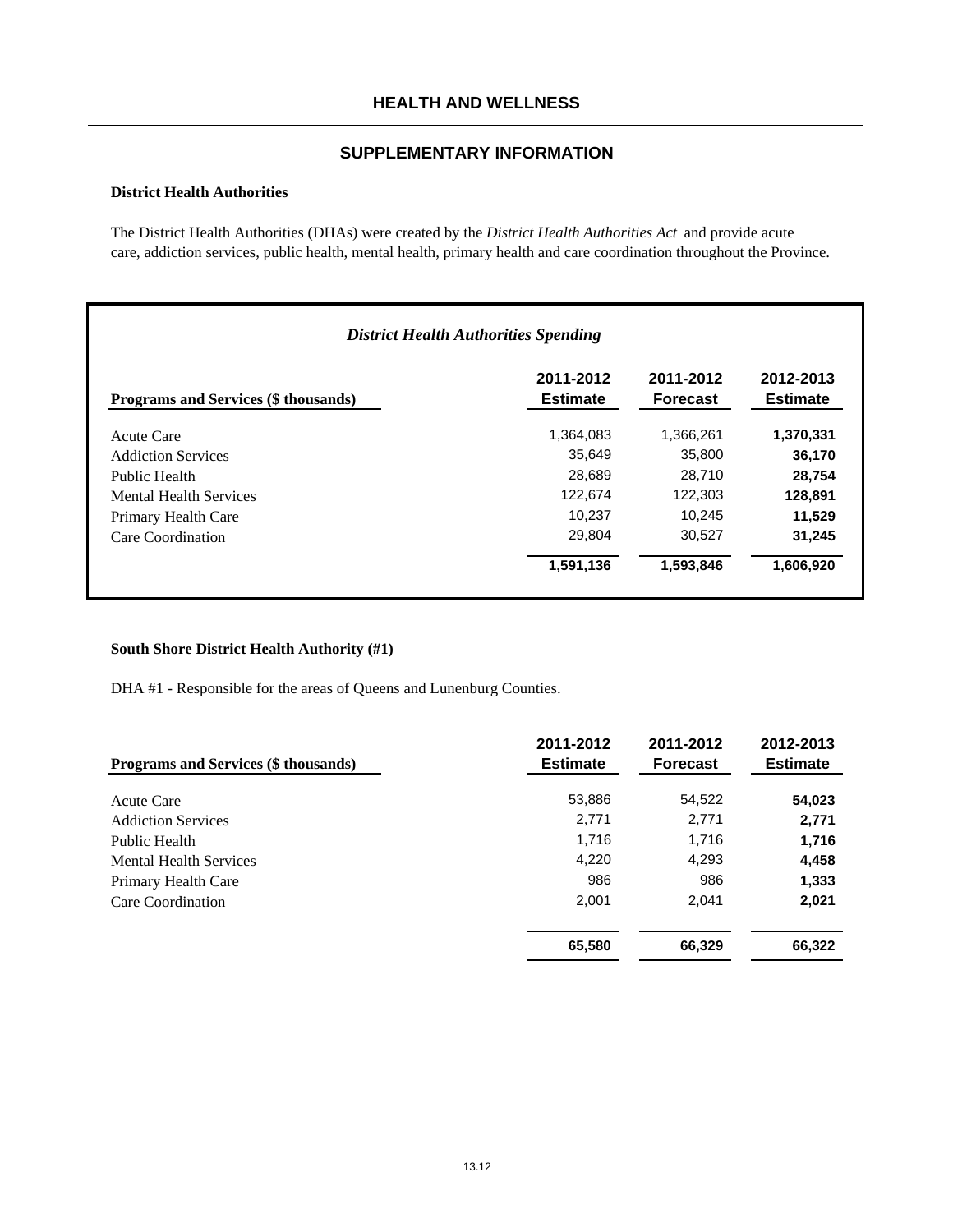# HEALTH AND WELLNESS

## SUPPLEMENTARY INFORMATION

### District Health Authorities

The District Health Authorities (DHAs) were created by the *District Health Authorities Act* and provide acute care, addiction services, public health, mental health, primary health and care coordination throughout the Province.

***District Health Authorities Spending***

| Programs and Services ($ thousands) | 2011-2012 Estimate | 2011-2012 Forecast | 2012-2013 Estimate |
|---|---|---|---|
| Acute Care | 1,364,083 | 1,366,261 | **1,370,331** |
| Addiction Services | 35,649 | 35,800 | **36,170** |
| Public Health | 28,689 | 28,710 | **28,754** |
| Mental Health Services | 122,674 | 122,303 | **128,891** |
| Primary Health Care | 10,237 | 10,245 | **11,529** |
| Care Coordination | 29,804 | 30,527 | **31,245** |
| | **1,591,136** | **1,593,846** | **1,606,920** |

### South Shore District Health Authority (#1)

DHA #1 - Responsible for the areas of Queens and Lunenburg Counties.

| Programs and Services ($ thousands) | 2011-2012 Estimate | 2011-2012 Forecast | 2012-2013 Estimate |
|---|---|---|---|
| Acute Care | 53,886 | 54,522 | **54,023** |
| Addiction Services | 2,771 | 2,771 | **2,771** |
| Public Health | 1,716 | 1,716 | **1,716** |
| Mental Health Services | 4,220 | 4,293 | **4,458** |
| Primary Health Care | 986 | 986 | **1,333** |
| Care Coordination | 2,001 | 2,041 | **2,021** |
| | **65,580** | **66,329** | **66,322** |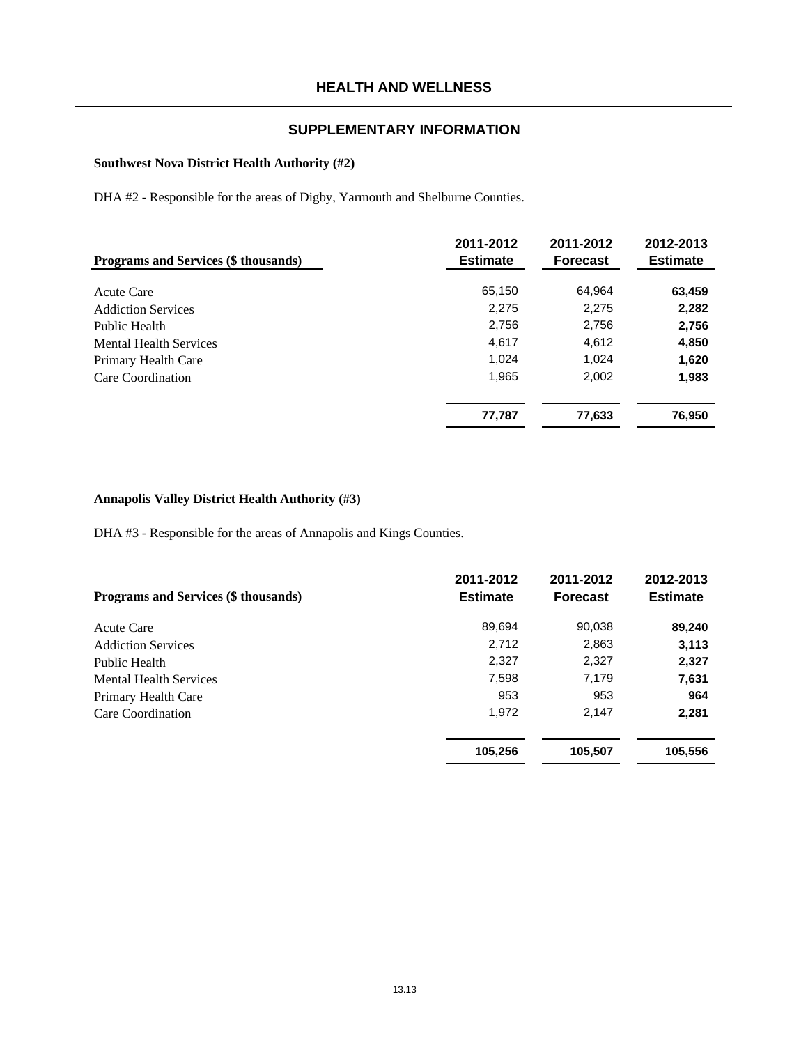# HEALTH AND WELLNESS

## SUPPLEMENTARY INFORMATION

### Southwest Nova District Health Authority (#2)

DHA #2 - Responsible for the areas of Digby, Yarmouth and Shelburne Counties.

| Programs and Services ($ thousands) | 2011-2012 Estimate | 2011-2012 Forecast | 2012-2013 Estimate |
|---|---|---|---|
| Acute Care | 65,150 | 64,964 | **63,459** |
| Addiction Services | 2,275 | 2,275 | **2,282** |
| Public Health | 2,756 | 2,756 | **2,756** |
| Mental Health Services | 4,617 | 4,612 | **4,850** |
| Primary Health Care | 1,024 | 1,024 | **1,620** |
| Care Coordination | 1,965 | 2,002 | **1,983** |
| | **77,787** | **77,633** | **76,950** |

### Annapolis Valley District Health Authority (#3)

DHA #3 - Responsible for the areas of Annapolis and Kings Counties.

| Programs and Services ($ thousands) | 2011-2012 Estimate | 2011-2012 Forecast | 2012-2013 Estimate |
|---|---|---|---|
| Acute Care | 89,694 | 90,038 | **89,240** |
| Addiction Services | 2,712 | 2,863 | **3,113** |
| Public Health | 2,327 | 2,327 | **2,327** |
| Mental Health Services | 7,598 | 7,179 | **7,631** |
| Primary Health Care | 953 | 953 | **964** |
| Care Coordination | 1,972 | 2,147 | **2,281** |
| | **105,256** | **105,507** | **105,556** |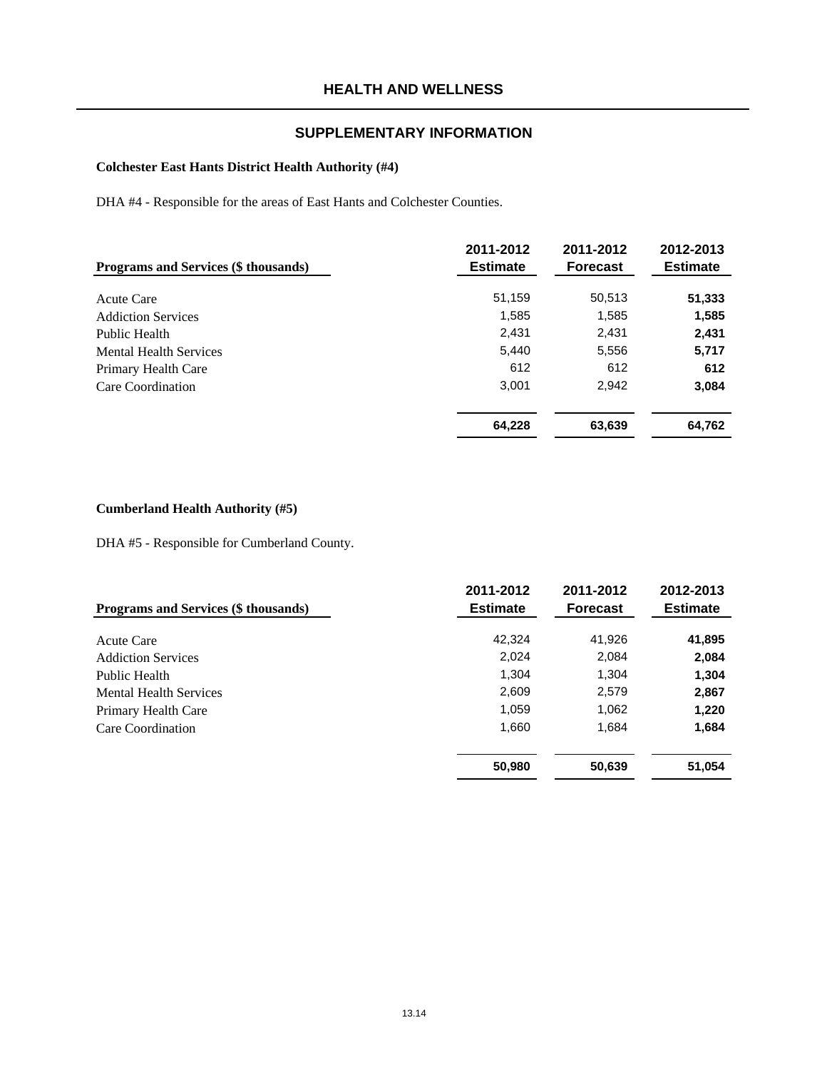# HEALTH AND WELLNESS

## SUPPLEMENTARY INFORMATION

### Colchester East Hants District Health Authority (#4)

DHA #4 - Responsible for the areas of East Hants and Colchester Counties.

| Programs and Services ($ thousands) | 2011-2012 Estimate | 2011-2012 Forecast | 2012-2013 Estimate |
|---|---|---|---|
| Acute Care | 51,159 | 50,513 | **51,333** |
| Addiction Services | 1,585 | 1,585 | **1,585** |
| Public Health | 2,431 | 2,431 | **2,431** |
| Mental Health Services | 5,440 | 5,556 | **5,717** |
| Primary Health Care | 612 | 612 | **612** |
| Care Coordination | 3,001 | 2,942 | **3,084** |
| | **64,228** | **63,639** | **64,762** |

### Cumberland Health Authority (#5)

DHA #5 - Responsible for Cumberland County.

| Programs and Services ($ thousands) | 2011-2012 Estimate | 2011-2012 Forecast | 2012-2013 Estimate |
|---|---|---|---|
| Acute Care | 42,324 | 41,926 | **41,895** |
| Addiction Services | 2,024 | 2,084 | **2,084** |
| Public Health | 1,304 | 1,304 | **1,304** |
| Mental Health Services | 2,609 | 2,579 | **2,867** |
| Primary Health Care | 1,059 | 1,062 | **1,220** |
| Care Coordination | 1,660 | 1,684 | **1,684** |
| | **50,980** | **50,639** | **51,054** |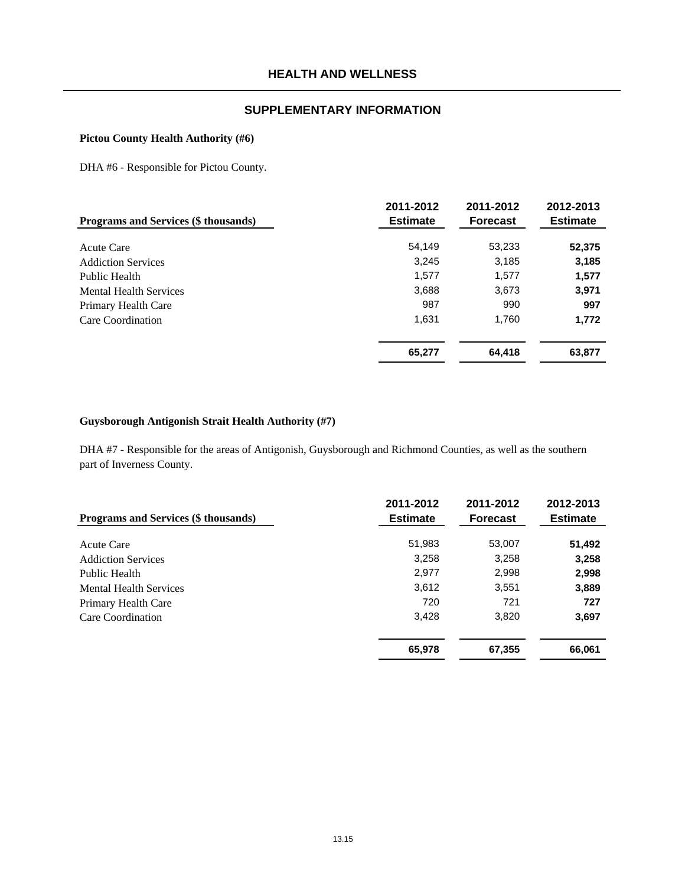# HEALTH AND WELLNESS

## SUPPLEMENTARY INFORMATION

### Pictou County Health Authority (#6)

DHA #6 - Responsible for Pictou County.

| Programs and Services ($ thousands) | 2011-2012 Estimate | 2011-2012 Forecast | 2012-2013 Estimate |
|---|---|---|---|
| Acute Care | 54,149 | 53,233 | **52,375** |
| Addiction Services | 3,245 | 3,185 | **3,185** |
| Public Health | 1,577 | 1,577 | **1,577** |
| Mental Health Services | 3,688 | 3,673 | **3,971** |
| Primary Health Care | 987 | 990 | **997** |
| Care Coordination | 1,631 | 1,760 | **1,772** |
| | **65,277** | **64,418** | **63,877** |

### Guysborough Antigonish Strait Health Authority (#7)

DHA #7 - Responsible for the areas of Antigonish, Guysborough and Richmond Counties, as well as the southern part of Inverness County.

| Programs and Services ($ thousands) | 2011-2012 Estimate | 2011-2012 Forecast | 2012-2013 Estimate |
|---|---|---|---|
| Acute Care | 51,983 | 53,007 | **51,492** |
| Addiction Services | 3,258 | 3,258 | **3,258** |
| Public Health | 2,977 | 2,998 | **2,998** |
| Mental Health Services | 3,612 | 3,551 | **3,889** |
| Primary Health Care | 720 | 721 | **727** |
| Care Coordination | 3,428 | 3,820 | **3,697** |
| | **65,978** | **67,355** | **66,061** |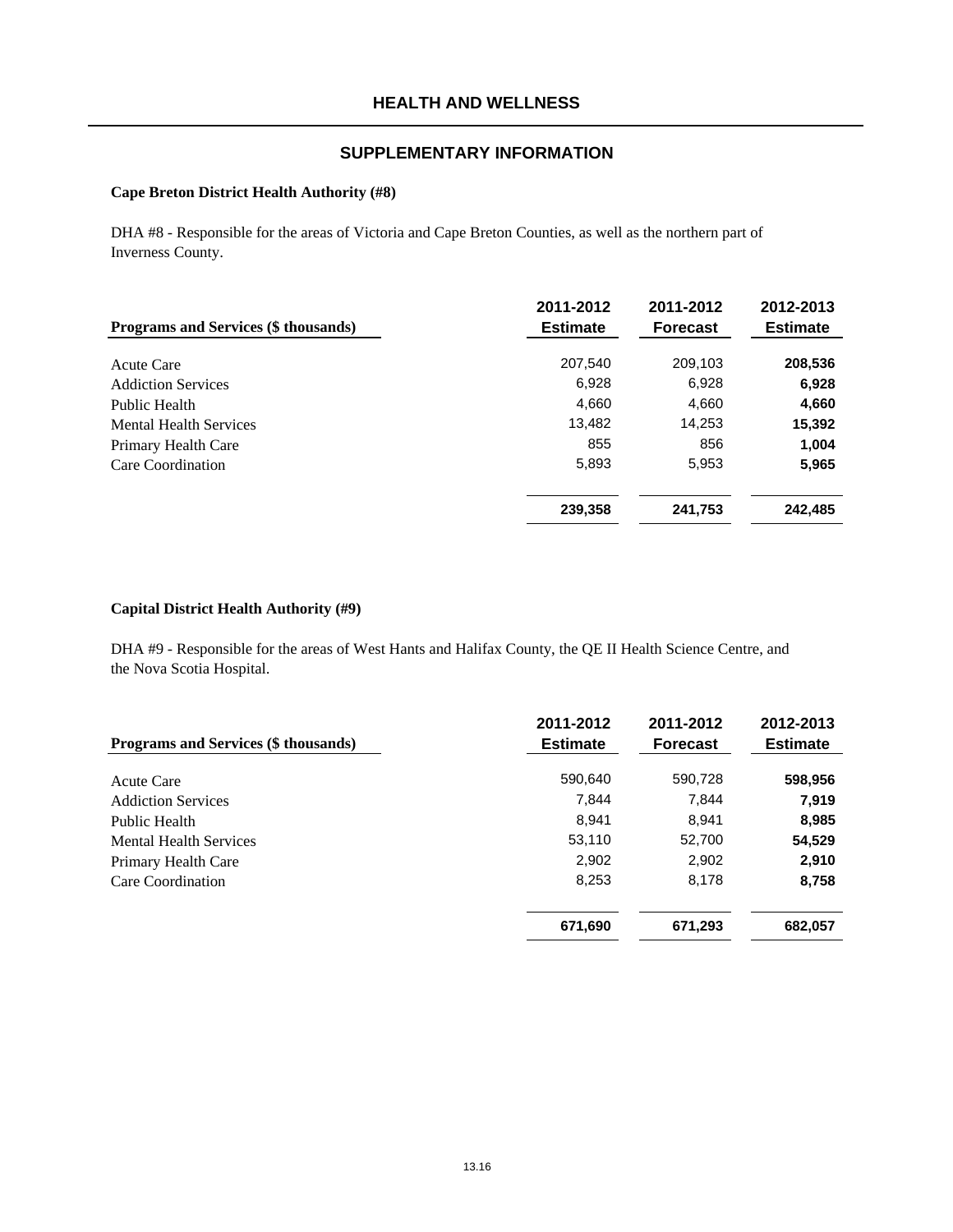# HEALTH AND WELLNESS

## SUPPLEMENTARY INFORMATION

### Cape Breton District Health Authority (#8)

DHA #8 - Responsible for the areas of Victoria and Cape Breton Counties, as well as the northern part of Inverness County.

| Programs and Services ($ thousands) | 2011-2012 Estimate | 2011-2012 Forecast | 2012-2013 Estimate |
|---|---|---|---|
| Acute Care | 207,540 | 209,103 | **208,536** |
| Addiction Services | 6,928 | 6,928 | **6,928** |
| Public Health | 4,660 | 4,660 | **4,660** |
| Mental Health Services | 13,482 | 14,253 | **15,392** |
| Primary Health Care | 855 | 856 | **1,004** |
| Care Coordination | 5,893 | 5,953 | **5,965** |
| | **239,358** | **241,753** | **242,485** |

### Capital District Health Authority (#9)

DHA #9 - Responsible for the areas of West Hants and Halifax County, the QE II Health Science Centre, and the Nova Scotia Hospital.

| Programs and Services ($ thousands) | 2011-2012 Estimate | 2011-2012 Forecast | 2012-2013 Estimate |
|---|---|---|---|
| Acute Care | 590,640 | 590,728 | **598,956** |
| Addiction Services | 7,844 | 7,844 | **7,919** |
| Public Health | 8,941 | 8,941 | **8,985** |
| Mental Health Services | 53,110 | 52,700 | **54,529** |
| Primary Health Care | 2,902 | 2,902 | **2,910** |
| Care Coordination | 8,253 | 8,178 | **8,758** |
| | **671,690** | **671,293** | **682,057** |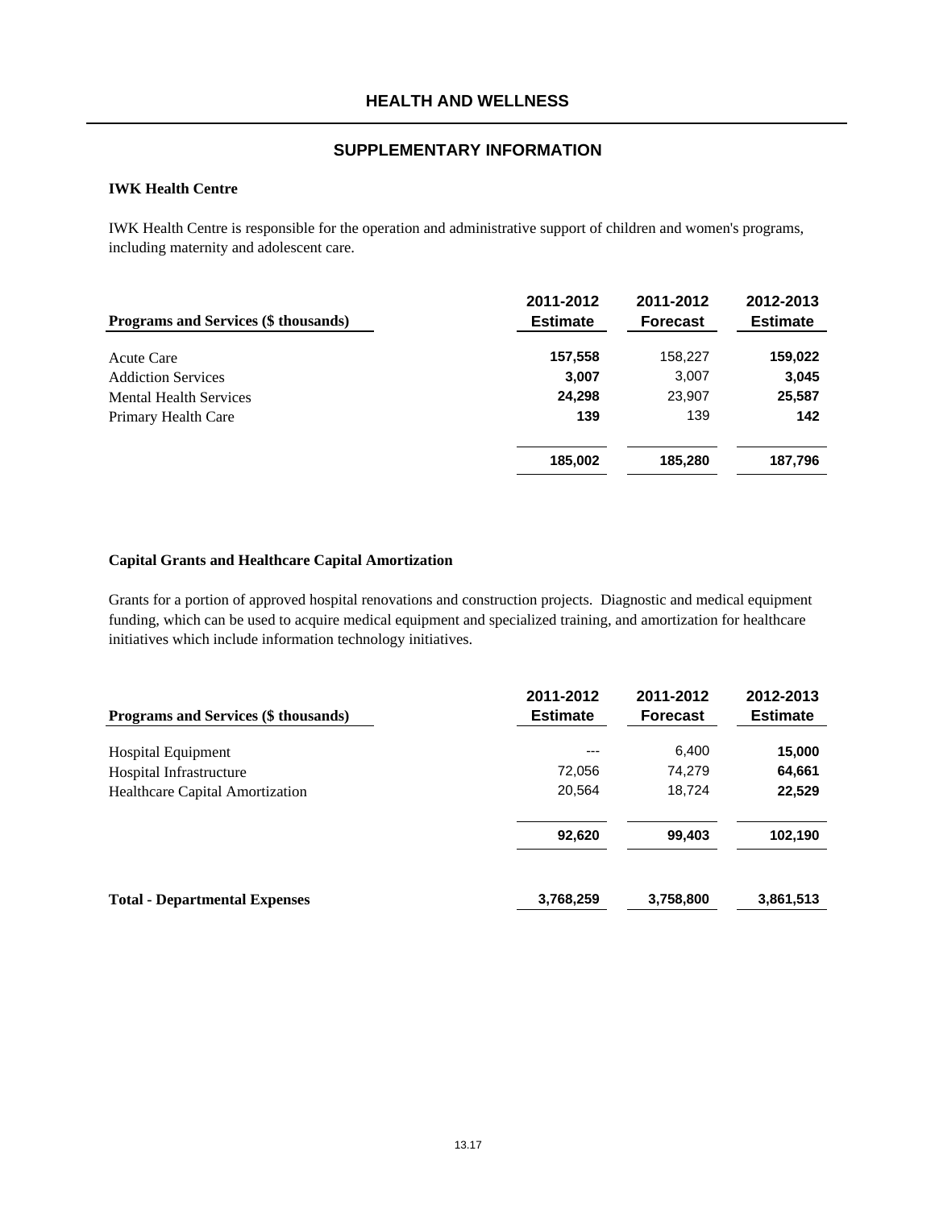# HEALTH AND WELLNESS

## SUPPLEMENTARY INFORMATION

### IWK Health Centre

IWK Health Centre is responsible for the operation and administrative support of children and women's programs, including maternity and adolescent care.

| Programs and Services ($ thousands) | 2011-2012 Estimate | 2011-2012 Forecast | 2012-2013 Estimate |
|---|---|---|---|
| Acute Care | **157,558** | 158,227 | **159,022** |
| Addiction Services | **3,007** | 3,007 | **3,045** |
| Mental Health Services | **24,298** | 23,907 | **25,587** |
| Primary Health Care | **139** | 139 | **142** |
| | **185,002** | **185,280** | **187,796** |

### Capital Grants and Healthcare Capital Amortization

Grants for a portion of approved hospital renovations and construction projects. Diagnostic and medical equipment funding, which can be used to acquire medical equipment and specialized training, and amortization for healthcare initiatives which include information technology initiatives.

| Programs and Services ($ thousands) | 2011-2012 Estimate | 2011-2012 Forecast | 2012-2013 Estimate |
|---|---|---|---|
| Hospital Equipment | --- | 6,400 | **15,000** |
| Hospital Infrastructure | 72,056 | 74,279 | **64,661** |
| Healthcare Capital Amortization | 20,564 | 18,724 | **22,529** |
| | **92,620** | **99,403** | **102,190** |
| **Total - Departmental Expenses** | **3,768,259** | **3,758,800** | **3,861,513** |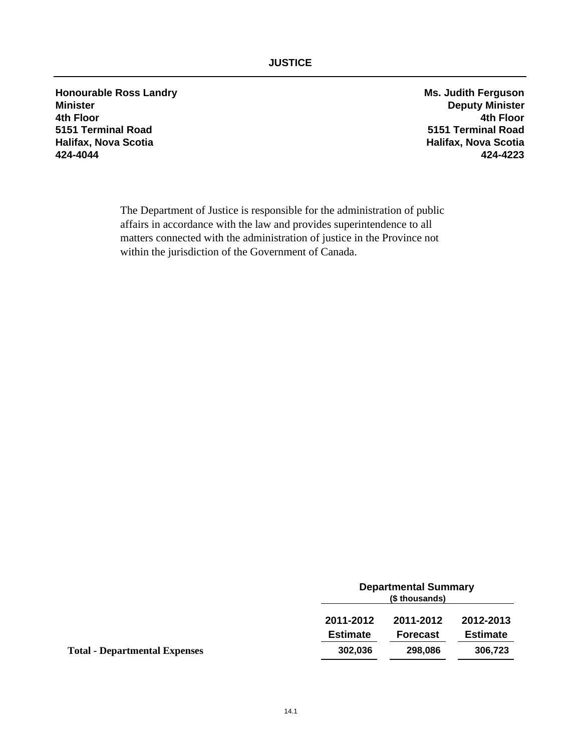# JUSTICE

**Honourable Ross Landry**
**Minister**
**4th Floor**
**5151 Terminal Road**
**Halifax, Nova Scotia**
**424-4044**

**Ms. Judith Ferguson**
**Deputy Minister**
**4th Floor**
**5151 Terminal Road**
**Halifax, Nova Scotia**
**424-4223**

The Department of Justice is responsible for the administration of public affairs in accordance with the law and provides superintendence to all matters connected with the administration of justice in the Province not within the jurisdiction of the Government of Canada.

| | Departmental Summary ($ thousands) | | |
|---|---|---|---|
| | **2011-2012 Estimate** | **2011-2012 Forecast** | **2012-2013 Estimate** |
| **Total - Departmental Expenses** | 302,036 | 298,086 | 306,723 |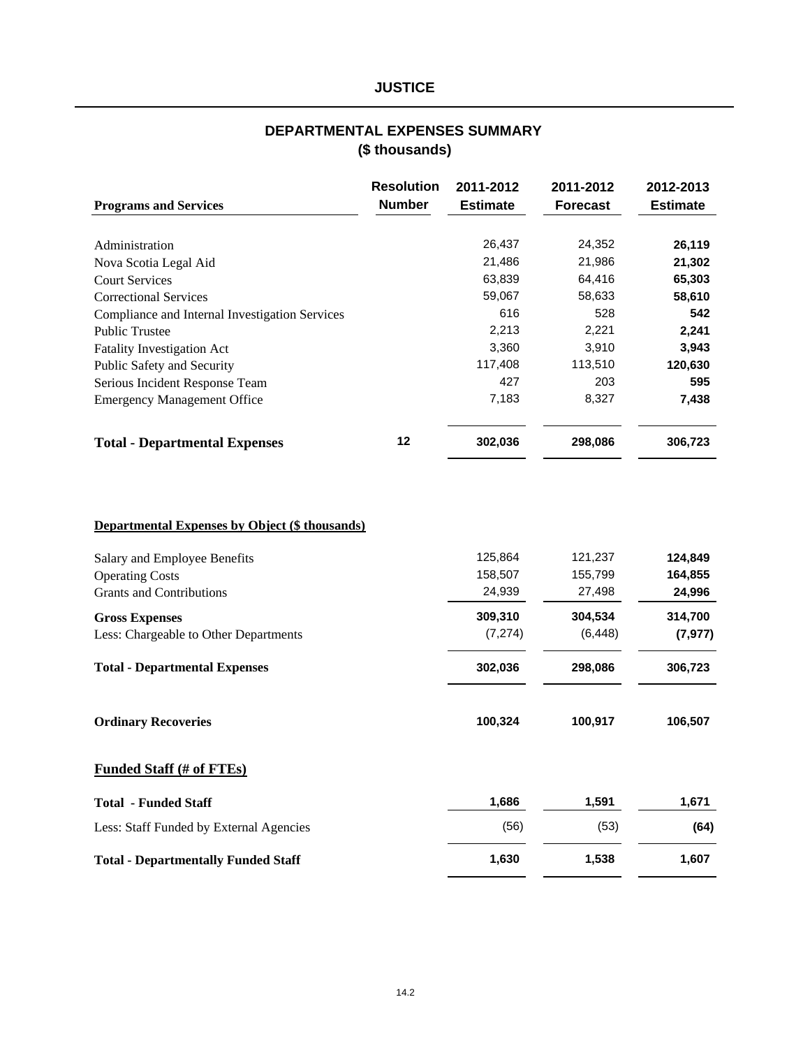# JUSTICE

## DEPARTMENTAL EXPENSES SUMMARY
## ($ thousands)

| Programs and Services | Resolution Number | 2011-2012 Estimate | 2011-2012 Forecast | 2012-2013 Estimate |
|---|---|---|---|---|
| Administration | | 26,437 | 24,352 | **26,119** |
| Nova Scotia Legal Aid | | 21,486 | 21,986 | **21,302** |
| Court Services | | 63,839 | 64,416 | **65,303** |
| Correctional Services | | 59,067 | 58,633 | **58,610** |
| Compliance and Internal Investigation Services | | 616 | 528 | **542** |
| Public Trustee | | 2,213 | 2,221 | **2,241** |
| Fatality Investigation Act | | 3,360 | 3,910 | **3,943** |
| Public Safety and Security | | 117,408 | 113,510 | **120,630** |
| Serious Incident Response Team | | 427 | 203 | **595** |
| Emergency Management Office | | 7,183 | 8,327 | **7,438** |
| **Total - Departmental Expenses** | **12** | **302,036** | **298,086** | **306,723** |

**Departmental Expenses by Object ($ thousands)**

| | 2011-2012 Estimate | 2011-2012 Forecast | 2012-2013 Estimate |
|---|---|---|---|
| Salary and Employee Benefits | 125,864 | 121,237 | **124,849** |
| Operating Costs | 158,507 | 155,799 | **164,855** |
| Grants and Contributions | 24,939 | 27,498 | **24,996** |
| **Gross Expenses** | **309,310** | **304,534** | **314,700** |
| Less: Chargeable to Other Departments | (7,274) | (6,448) | **(7,977)** |
| **Total - Departmental Expenses** | **302,036** | **298,086** | **306,723** |
| **Ordinary Recoveries** | **100,324** | **100,917** | **106,507** |

**Funded Staff (# of FTEs)**

| | 2011-2012 Estimate | 2011-2012 Forecast | 2012-2013 Estimate |
|---|---|---|---|
| **Total - Funded Staff** | **1,686** | **1,591** | **1,671** |
| Less: Staff Funded by External Agencies | (56) | (53) | **(64)** |
| **Total - Departmentally Funded Staff** | **1,630** | **1,538** | **1,607** |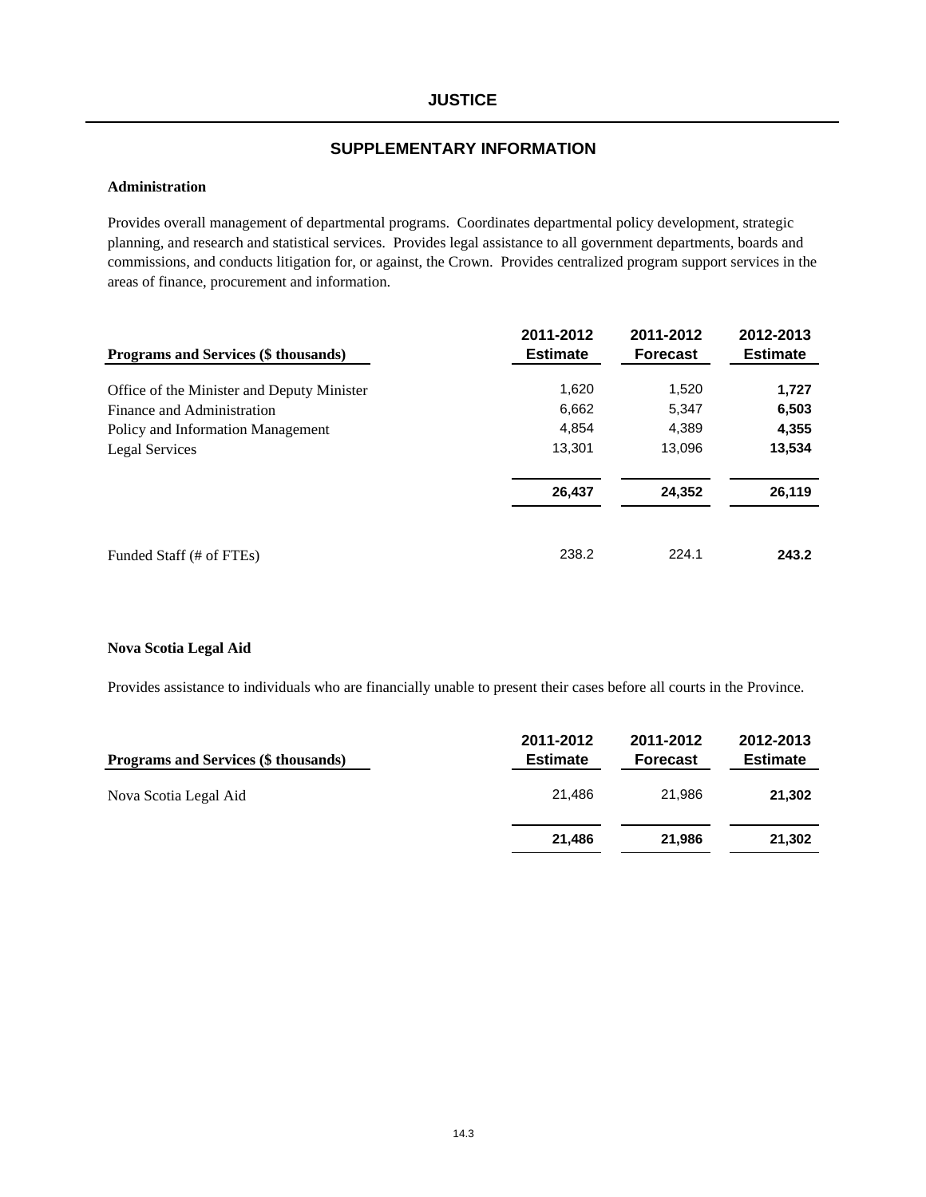# JUSTICE

## SUPPLEMENTARY INFORMATION

### Administration

Provides overall management of departmental programs. Coordinates departmental policy development, strategic planning, and research and statistical services. Provides legal assistance to all government departments, boards and commissions, and conducts litigation for, or against, the Crown. Provides centralized program support services in the areas of finance, procurement and information.

| Programs and Services ($ thousands) | 2011-2012 Estimate | 2011-2012 Forecast | 2012-2013 Estimate |
|---|---|---|---|
| Office of the Minister and Deputy Minister | 1,620 | 1,520 | **1,727** |
| Finance and Administration | 6,662 | 5,347 | **6,503** |
| Policy and Information Management | 4,854 | 4,389 | **4,355** |
| Legal Services | 13,301 | 13,096 | **13,534** |
| | **26,437** | **24,352** | **26,119** |
| Funded Staff (# of FTEs) | 238.2 | 224.1 | **243.2** |

### Nova Scotia Legal Aid

Provides assistance to individuals who are financially unable to present their cases before all courts in the Province.

| Programs and Services ($ thousands) | 2011-2012 Estimate | 2011-2012 Forecast | 2012-2013 Estimate |
|---|---|---|---|
| Nova Scotia Legal Aid | 21,486 | 21,986 | **21,302** |
| | **21,486** | **21,986** | **21,302** |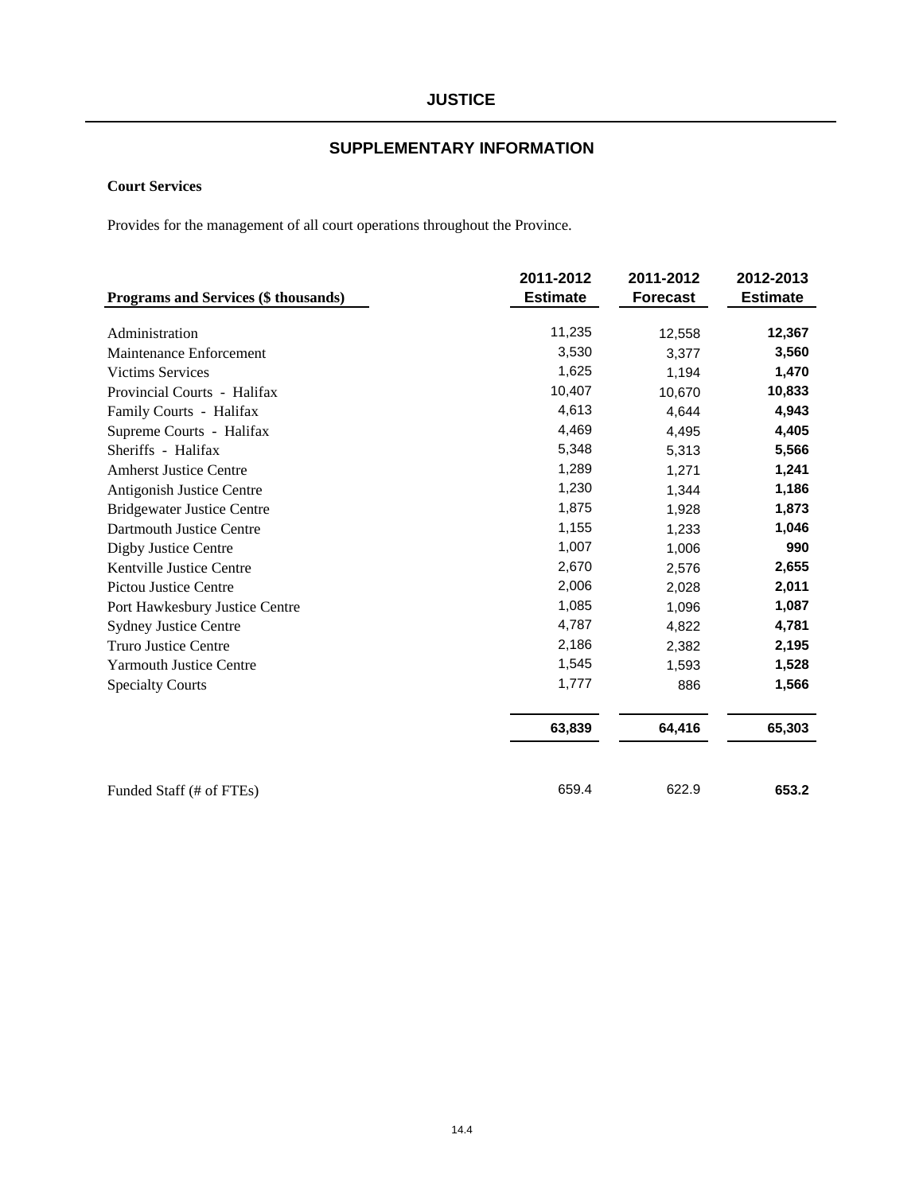# JUSTICE

## SUPPLEMENTARY INFORMATION

### Court Services

Provides for the management of all court operations throughout the Province.

| Programs and Services ($ thousands) | 2011-2012 Estimate | 2011-2012 Forecast | 2012-2013 Estimate |
|---|---|---|---|
| Administration | 11,235 | 12,558 | **12,367** |
| Maintenance Enforcement | 3,530 | 3,377 | **3,560** |
| Victims Services | 1,625 | 1,194 | **1,470** |
| Provincial Courts - Halifax | 10,407 | 10,670 | **10,833** |
| Family Courts - Halifax | 4,613 | 4,644 | **4,943** |
| Supreme Courts - Halifax | 4,469 | 4,495 | **4,405** |
| Sheriffs - Halifax | 5,348 | 5,313 | **5,566** |
| Amherst Justice Centre | 1,289 | 1,271 | **1,241** |
| Antigonish Justice Centre | 1,230 | 1,344 | **1,186** |
| Bridgewater Justice Centre | 1,875 | 1,928 | **1,873** |
| Dartmouth Justice Centre | 1,155 | 1,233 | **1,046** |
| Digby Justice Centre | 1,007 | 1,006 | **990** |
| Kentville Justice Centre | 2,670 | 2,576 | **2,655** |
| Pictou Justice Centre | 2,006 | 2,028 | **2,011** |
| Port Hawkesbury Justice Centre | 1,085 | 1,096 | **1,087** |
| Sydney Justice Centre | 4,787 | 4,822 | **4,781** |
| Truro Justice Centre | 2,186 | 2,382 | **2,195** |
| Yarmouth Justice Centre | 1,545 | 1,593 | **1,528** |
| Specialty Courts | 1,777 | 886 | **1,566** |
| | **63,839** | **64,416** | **65,303** |
| Funded Staff (# of FTEs) | 659.4 | 622.9 | **653.2** |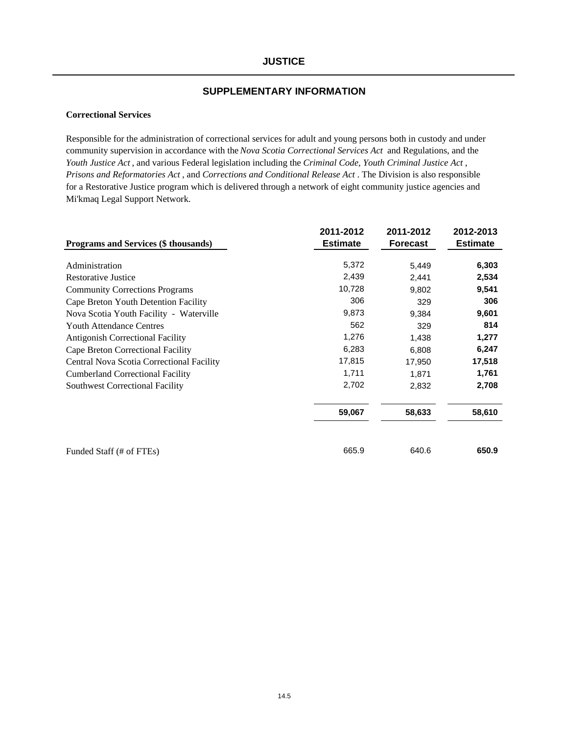# JUSTICE

## SUPPLEMENTARY INFORMATION

**Correctional Services**

Responsible for the administration of correctional services for adult and young persons both in custody and under community supervision in accordance with the *Nova Scotia Correctional Services Act* and Regulations, and the *Youth Justice Act* , and various Federal legislation including the *Criminal Code, Youth Criminal Justice Act* , *Prisons and Reformatories Act* , and *Corrections and Conditional Release Act* . The Division is also responsible for a Restorative Justice program which is delivered through a network of eight community justice agencies and Mi'kmaq Legal Support Network.

| Programs and Services ($ thousands) | 2011-2012 Estimate | 2011-2012 Forecast | 2012-2013 Estimate |
|---|---|---|---|
| Administration | 5,372 | 5,449 | **6,303** |
| Restorative Justice | 2,439 | 2,441 | **2,534** |
| Community Corrections Programs | 10,728 | 9,802 | **9,541** |
| Cape Breton Youth Detention Facility | 306 | 329 | **306** |
| Nova Scotia Youth Facility - Waterville | 9,873 | 9,384 | **9,601** |
| Youth Attendance Centres | 562 | 329 | **814** |
| Antigonish Correctional Facility | 1,276 | 1,438 | **1,277** |
| Cape Breton Correctional Facility | 6,283 | 6,808 | **6,247** |
| Central Nova Scotia Correctional Facility | 17,815 | 17,950 | **17,518** |
| Cumberland Correctional Facility | 1,711 | 1,871 | **1,761** |
| Southwest Correctional Facility | 2,702 | 2,832 | **2,708** |
| | **59,067** | **58,633** | **58,610** |
| Funded Staff (# of FTEs) | 665.9 | 640.6 | **650.9** |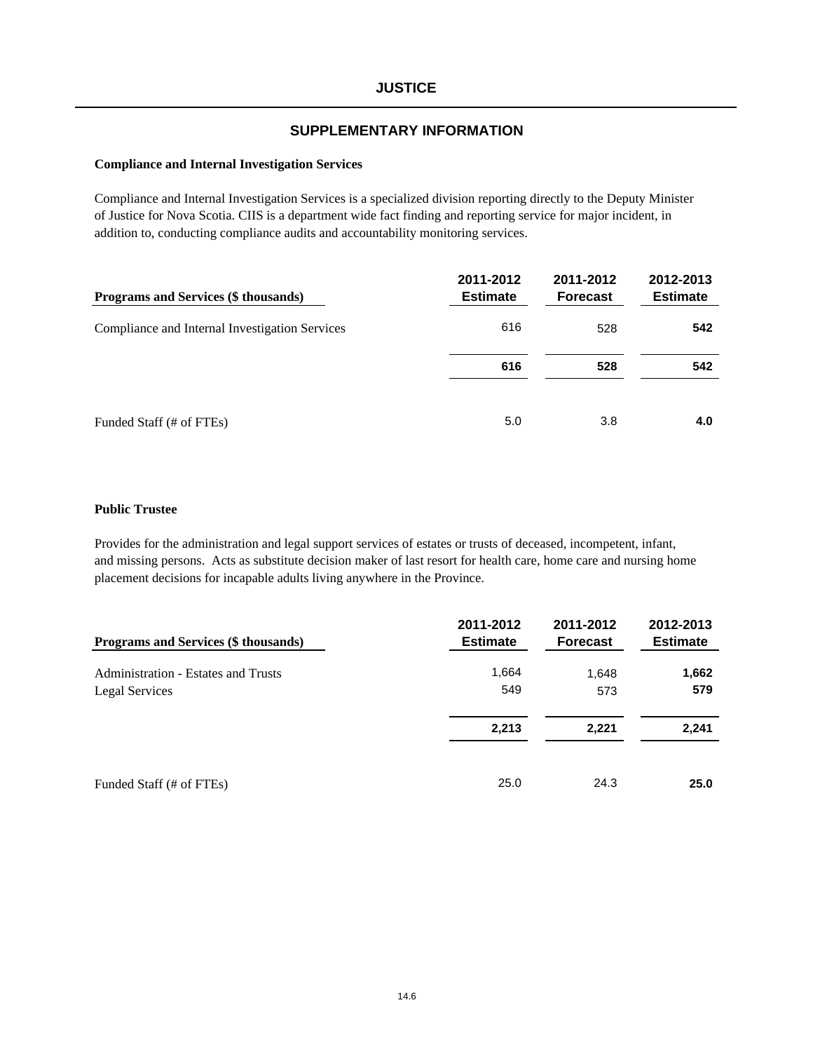# JUSTICE

## SUPPLEMENTARY INFORMATION

### Compliance and Internal Investigation Services

Compliance and Internal Investigation Services is a specialized division reporting directly to the Deputy Minister of Justice for Nova Scotia. CIIS is a department wide fact finding and reporting service for major incident, in addition to, conducting compliance audits and accountability monitoring services.

| Programs and Services ($ thousands) | 2011-2012 Estimate | 2011-2012 Forecast | 2012-2013 Estimate |
|---|---|---|---|
| Compliance and Internal Investigation Services | 616 | 528 | **542** |
| | **616** | **528** | **542** |
| Funded Staff (# of FTEs) | 5.0 | 3.8 | **4.0** |

### Public Trustee

Provides for the administration and legal support services of estates or trusts of deceased, incompetent, infant, and missing persons. Acts as substitute decision maker of last resort for health care, home care and nursing home placement decisions for incapable adults living anywhere in the Province.

| Programs and Services ($ thousands) | 2011-2012 Estimate | 2011-2012 Forecast | 2012-2013 Estimate |
|---|---|---|---|
| Administration - Estates and Trusts | 1,664 | 1,648 | **1,662** |
| Legal Services | 549 | 573 | **579** |
| | **2,213** | **2,221** | **2,241** |
| Funded Staff (# of FTEs) | 25.0 | 24.3 | **25.0** |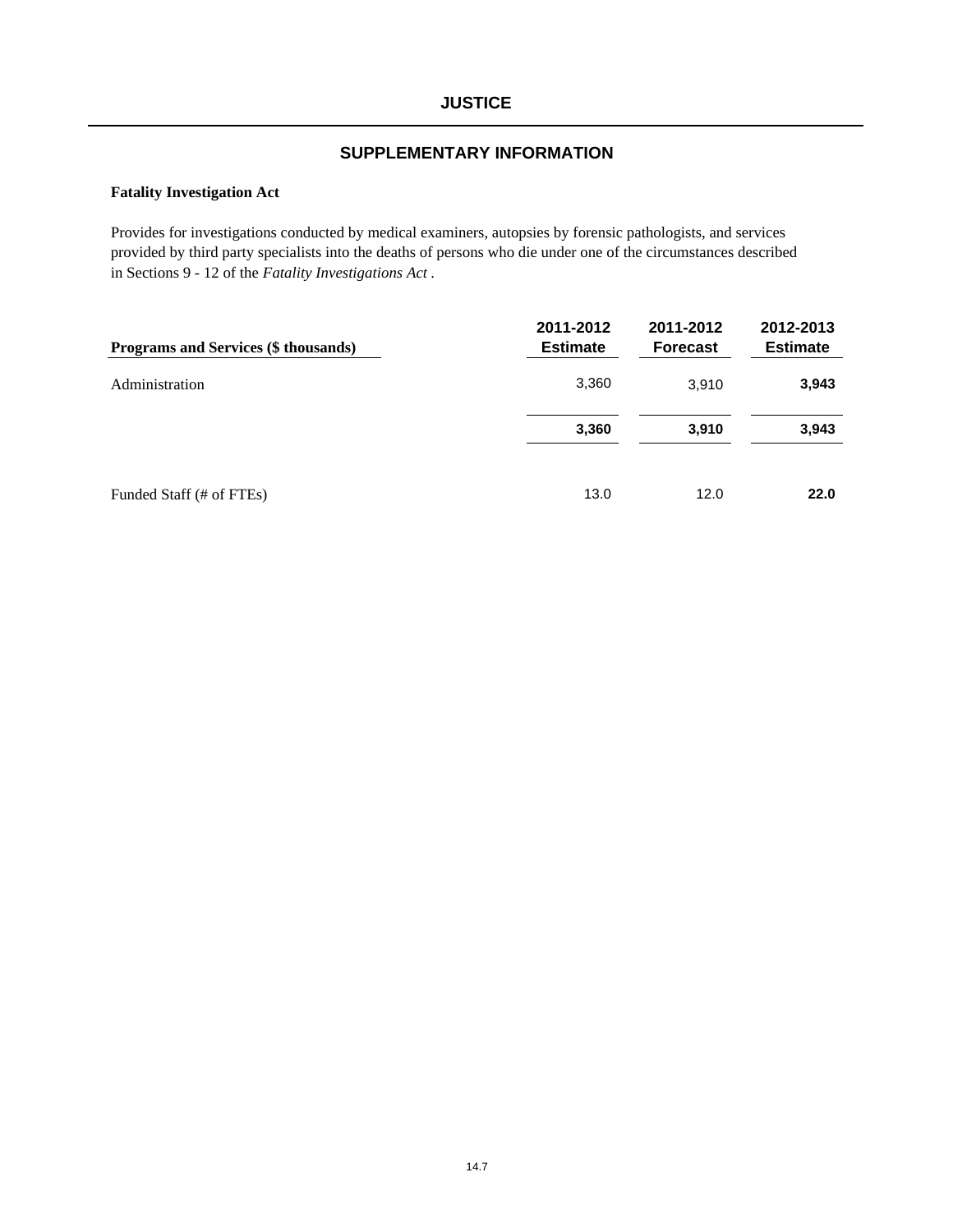# JUSTICE

## SUPPLEMENTARY INFORMATION

**Fatality Investigation Act**

Provides for investigations conducted by medical examiners, autopsies by forensic pathologists, and services provided by third party specialists into the deaths of persons who die under one of the circumstances described in Sections 9 - 12 of the *Fatality Investigations Act* .

| Programs and Services ($ thousands) | 2011-2012 Estimate | 2011-2012 Forecast | 2012-2013 Estimate |
|---|---|---|---|
| Administration | 3,360 | 3,910 | **3,943** |
| | **3,360** | **3,910** | **3,943** |
| Funded Staff (# of FTEs) | 13.0 | 12.0 | **22.0** |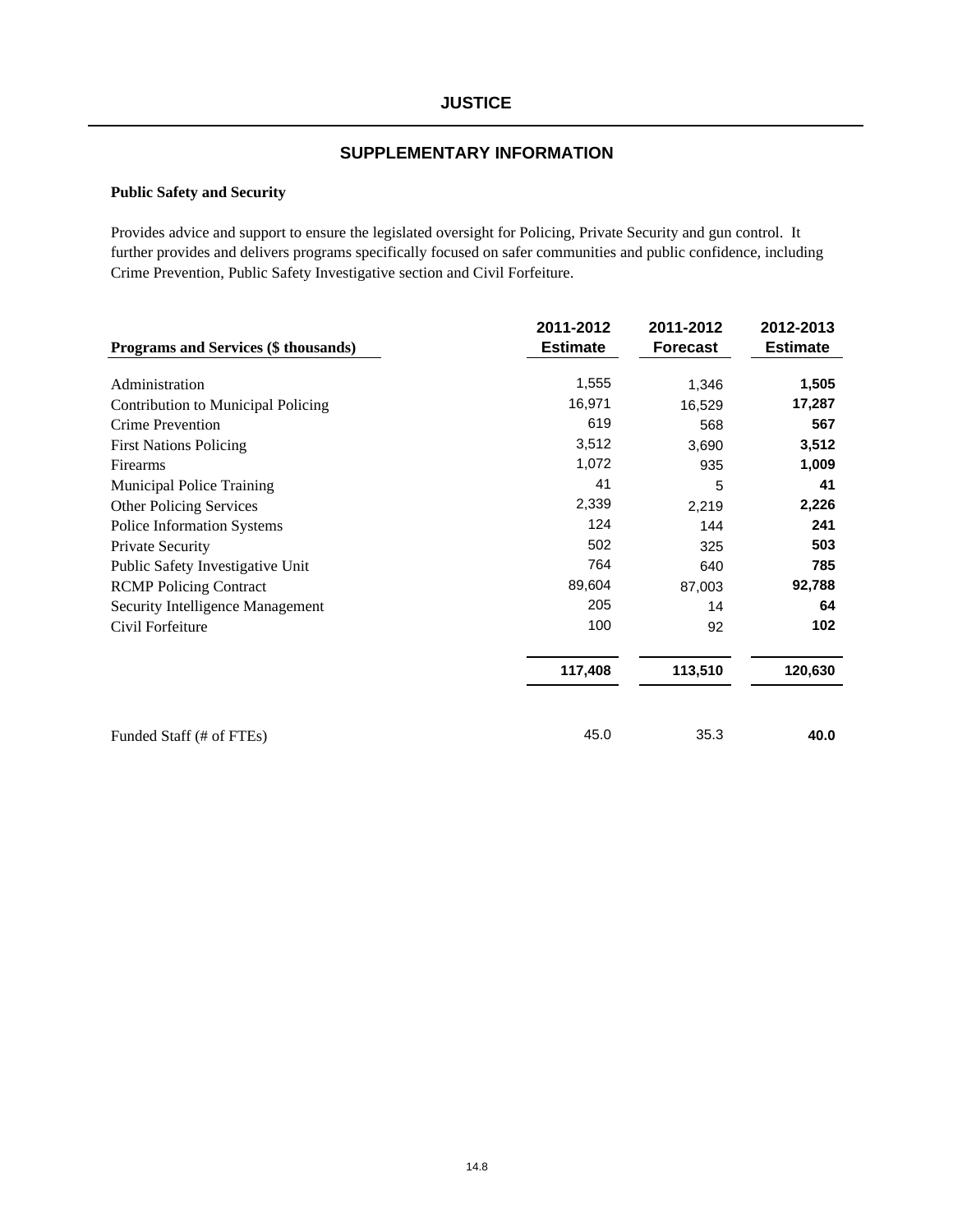# JUSTICE

## SUPPLEMENTARY INFORMATION

**Public Safety and Security**

Provides advice and support to ensure the legislated oversight for Policing, Private Security and gun control. It further provides and delivers programs specifically focused on safer communities and public confidence, including Crime Prevention, Public Safety Investigative section and Civil Forfeiture.

| Programs and Services ($ thousands) | 2011-2012 Estimate | 2011-2012 Forecast | 2012-2013 Estimate |
|---|---|---|---|
| Administration | 1,555 | 1,346 | **1,505** |
| Contribution to Municipal Policing | 16,971 | 16,529 | **17,287** |
| Crime Prevention | 619 | 568 | **567** |
| First Nations Policing | 3,512 | 3,690 | **3,512** |
| Firearms | 1,072 | 935 | **1,009** |
| Municipal Police Training | 41 | 5 | **41** |
| Other Policing Services | 2,339 | 2,219 | **2,226** |
| Police Information Systems | 124 | 144 | **241** |
| Private Security | 502 | 325 | **503** |
| Public Safety Investigative Unit | 764 | 640 | **785** |
| RCMP Policing Contract | 89,604 | 87,003 | **92,788** |
| Security Intelligence Management | 205 | 14 | **64** |
| Civil Forfeiture | 100 | 92 | **102** |
| | **117,408** | **113,510** | **120,630** |
| Funded Staff (# of FTEs) | 45.0 | 35.3 | **40.0** |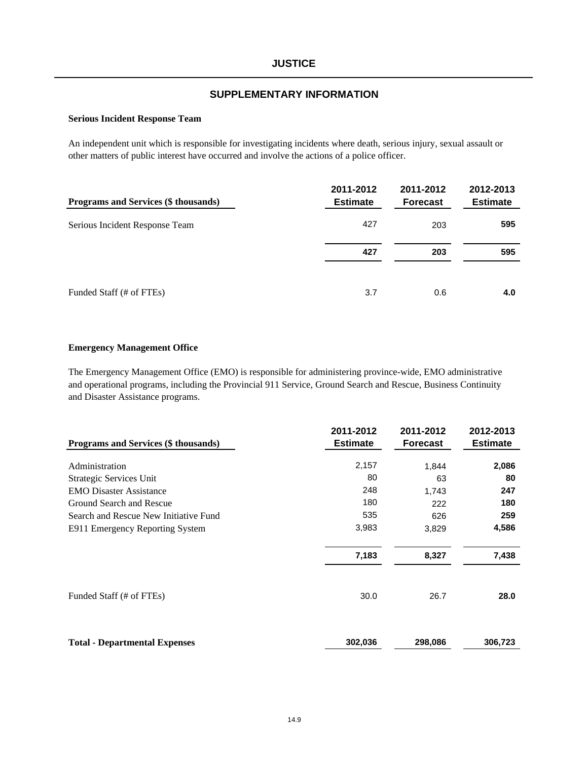## JUSTICE

## SUPPLEMENTARY INFORMATION

**Serious Incident Response Team**

An independent unit which is responsible for investigating incidents where death, serious injury, sexual assault or other matters of public interest have occurred and involve the actions of a police officer.

| Programs and Services ($ thousands) | 2011-2012 Estimate | 2011-2012 Forecast | 2012-2013 Estimate |
|---|---|---|---|
| Serious Incident Response Team | 427 | 203 | **595** |
| | **427** | **203** | **595** |
| Funded Staff (# of FTEs) | 3.7 | 0.6 | **4.0** |

**Emergency Management Office**

The Emergency Management Office (EMO) is responsible for administering province-wide, EMO administrative and operational programs, including the Provincial 911 Service, Ground Search and Rescue, Business Continuity and Disaster Assistance programs.

| Programs and Services ($ thousands) | 2011-2012 Estimate | 2011-2012 Forecast | 2012-2013 Estimate |
|---|---|---|---|
| Administration | 2,157 | 1,844 | **2,086** |
| Strategic Services Unit | 80 | 63 | **80** |
| EMO Disaster Assistance | 248 | 1,743 | **247** |
| Ground Search and Rescue | 180 | 222 | **180** |
| Search and Rescue New Initiative Fund | 535 | 626 | **259** |
| E911 Emergency Reporting System | 3,983 | 3,829 | **4,586** |
| | **7,183** | **8,327** | **7,438** |
| Funded Staff (# of FTEs) | 30.0 | 26.7 | **28.0** |
| **Total - Departmental Expenses** | **302,036** | **298,086** | **306,723** |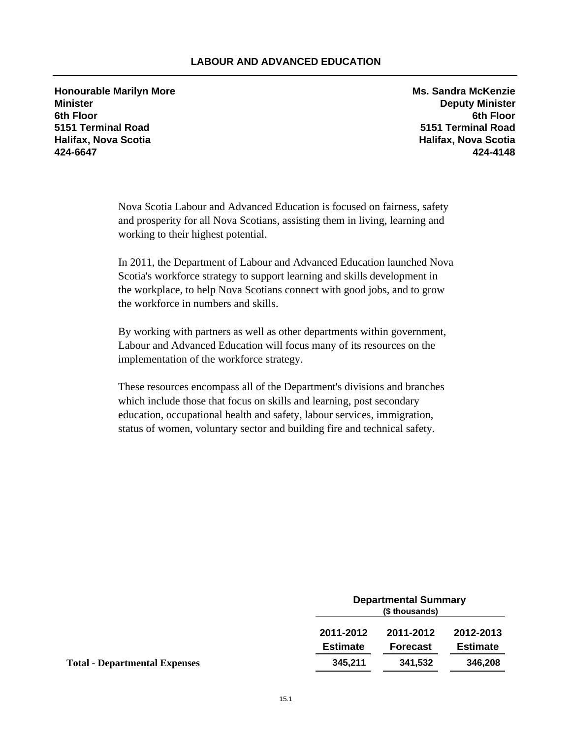# LABOUR AND ADVANCED EDUCATION

**Honourable Marilyn More**
**Minister**
**6th Floor**
**5151 Terminal Road**
**Halifax, Nova Scotia**
**424-6647**

**Ms. Sandra McKenzie**
**Deputy Minister**
**6th Floor**
**5151 Terminal Road**
**Halifax, Nova Scotia**
**424-4148**

Nova Scotia Labour and Advanced Education is focused on fairness, safety and prosperity for all Nova Scotians, assisting them in living, learning and working to their highest potential.

In 2011, the Department of Labour and Advanced Education launched Nova Scotia's workforce strategy to support learning and skills development in the workplace, to help Nova Scotians connect with good jobs, and to grow the workforce in numbers and skills.

By working with partners as well as other departments within government, Labour and Advanced Education will focus many of its resources on the implementation of the workforce strategy.

These resources encompass all of the Department's divisions and branches which include those that focus on skills and learning, post secondary education, occupational health and safety, labour services, immigration, status of women, voluntary sector and building fire and technical safety.

| | Departmental Summary ($ thousands) | | |
|---|---|---|---|
| | 2011-2012 Estimate | 2011-2012 Forecast | 2012-2013 Estimate |
| **Total - Departmental Expenses** | 345,211 | 341,532 | 346,208 |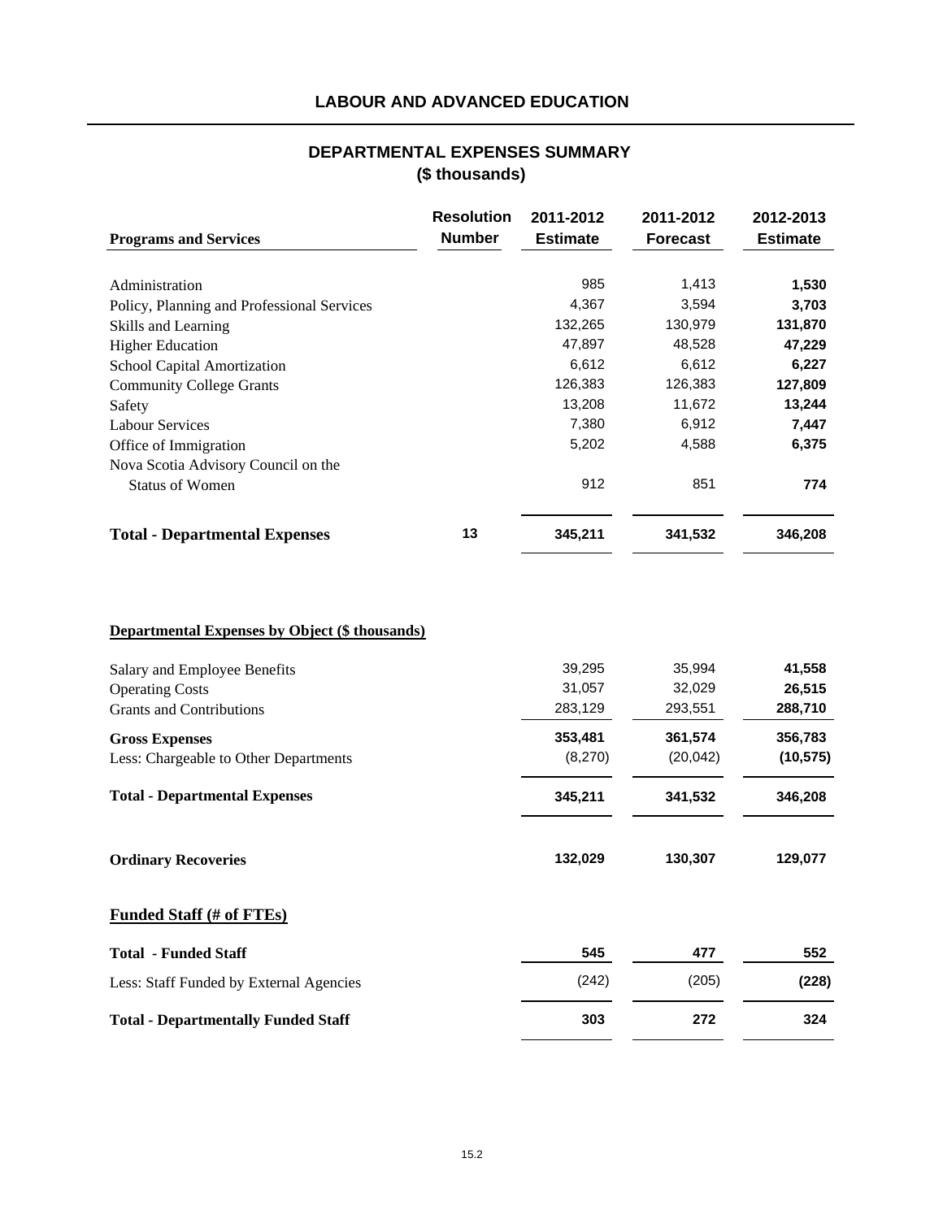# LABOUR AND ADVANCED EDUCATION

## DEPARTMENTAL EXPENSES SUMMARY
## ($ thousands)

| Programs and Services | Resolution Number | 2011-2012 Estimate | 2011-2012 Forecast | 2012-2013 Estimate |
|---|---|---|---|---|
| Administration | | 985 | 1,413 | **1,530** |
| Policy, Planning and Professional Services | | 4,367 | 3,594 | **3,703** |
| Skills and Learning | | 132,265 | 130,979 | **131,870** |
| Higher Education | | 47,897 | 48,528 | **47,229** |
| School Capital Amortization | | 6,612 | 6,612 | **6,227** |
| Community College Grants | | 126,383 | 126,383 | **127,809** |
| Safety | | 13,208 | 11,672 | **13,244** |
| Labour Services | | 7,380 | 6,912 | **7,447** |
| Office of Immigration | | 5,202 | 4,588 | **6,375** |
| Nova Scotia Advisory Council on the Status of Women | | 912 | 851 | **774** |
| **Total - Departmental Expenses** | **13** | **345,211** | **341,532** | **346,208** |

**Departmental Expenses by Object ($ thousands)**

| | 2011-2012 Estimate | 2011-2012 Forecast | 2012-2013 Estimate |
|---|---|---|---|
| Salary and Employee Benefits | 39,295 | 35,994 | **41,558** |
| Operating Costs | 31,057 | 32,029 | **26,515** |
| Grants and Contributions | 283,129 | 293,551 | **288,710** |
| **Gross Expenses** | **353,481** | **361,574** | **356,783** |
| Less: Chargeable to Other Departments | (8,270) | (20,042) | **(10,575)** |
| **Total - Departmental Expenses** | **345,211** | **341,532** | **346,208** |
| **Ordinary Recoveries** | **132,029** | **130,307** | **129,077** |

**Funded Staff (# of FTEs)**

| | 2011-2012 Estimate | 2011-2012 Forecast | 2012-2013 Estimate |
|---|---|---|---|
| **Total - Funded Staff** | **545** | **477** | **552** |
| Less: Staff Funded by External Agencies | (242) | (205) | **(228)** |
| **Total - Departmentally Funded Staff** | **303** | **272** | **324** |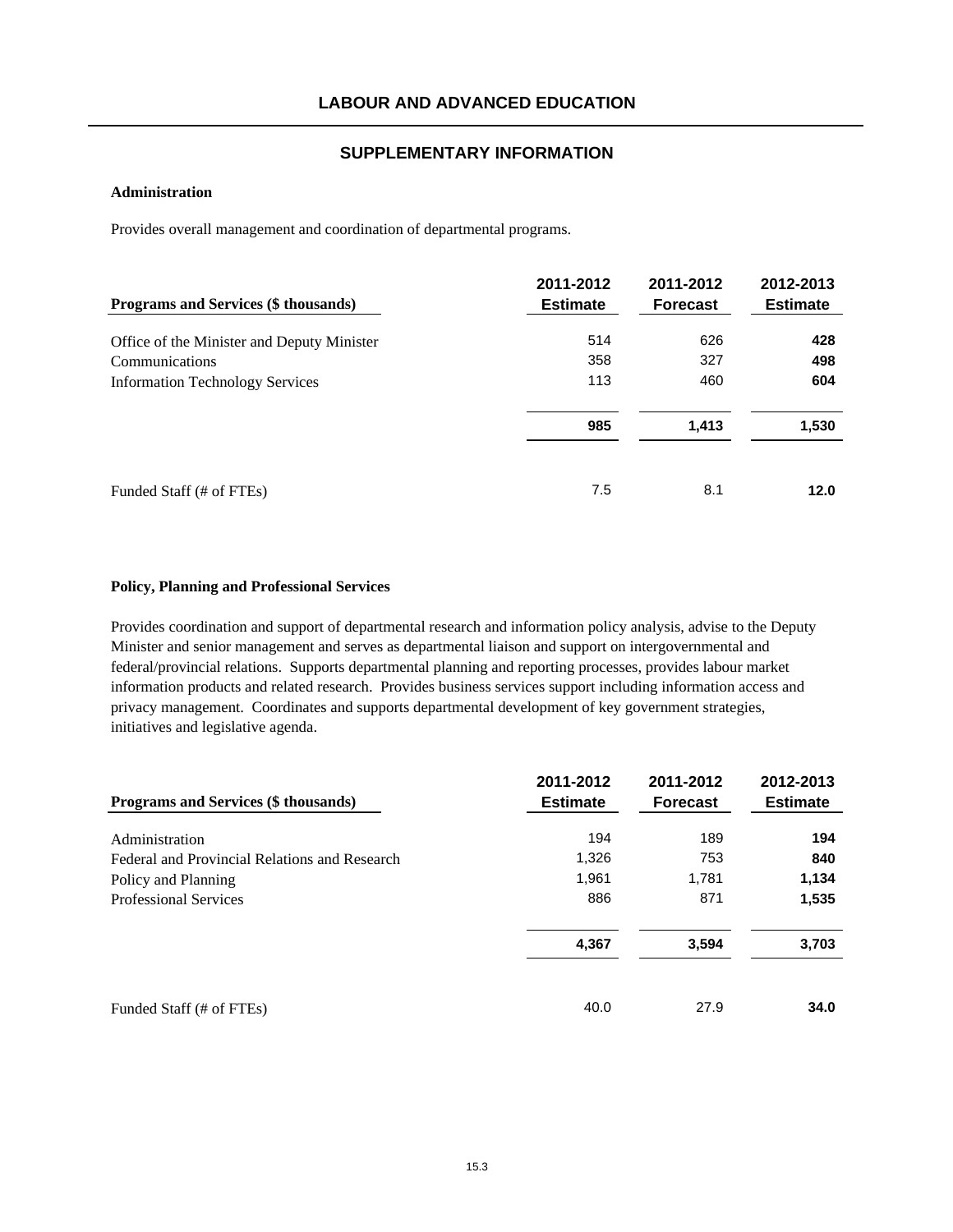# LABOUR AND ADVANCED EDUCATION

## SUPPLEMENTARY INFORMATION

### Administration

Provides overall management and coordination of departmental programs.

| Programs and Services ($ thousands) | 2011-2012 Estimate | 2011-2012 Forecast | 2012-2013 Estimate |
|---|---|---|---|
| Office of the Minister and Deputy Minister | 514 | 626 | **428** |
| Communications | 358 | 327 | **498** |
| Information Technology Services | 113 | 460 | **604** |
| | **985** | **1,413** | **1,530** |
| Funded Staff (# of FTEs) | 7.5 | 8.1 | **12.0** |

### Policy, Planning and Professional Services

Provides coordination and support of departmental research and information policy analysis, advise to the Deputy Minister and senior management and serves as departmental liaison and support on intergovernmental and federal/provincial relations. Supports departmental planning and reporting processes, provides labour market information products and related research. Provides business services support including information access and privacy management. Coordinates and supports departmental development of key government strategies, initiatives and legislative agenda.

| Programs and Services ($ thousands) | 2011-2012 Estimate | 2011-2012 Forecast | 2012-2013 Estimate |
|---|---|---|---|
| Administration | 194 | 189 | **194** |
| Federal and Provincial Relations and Research | 1,326 | 753 | **840** |
| Policy and Planning | 1,961 | 1,781 | **1,134** |
| Professional Services | 886 | 871 | **1,535** |
| | **4,367** | **3,594** | **3,703** |
| Funded Staff (# of FTEs) | 40.0 | 27.9 | **34.0** |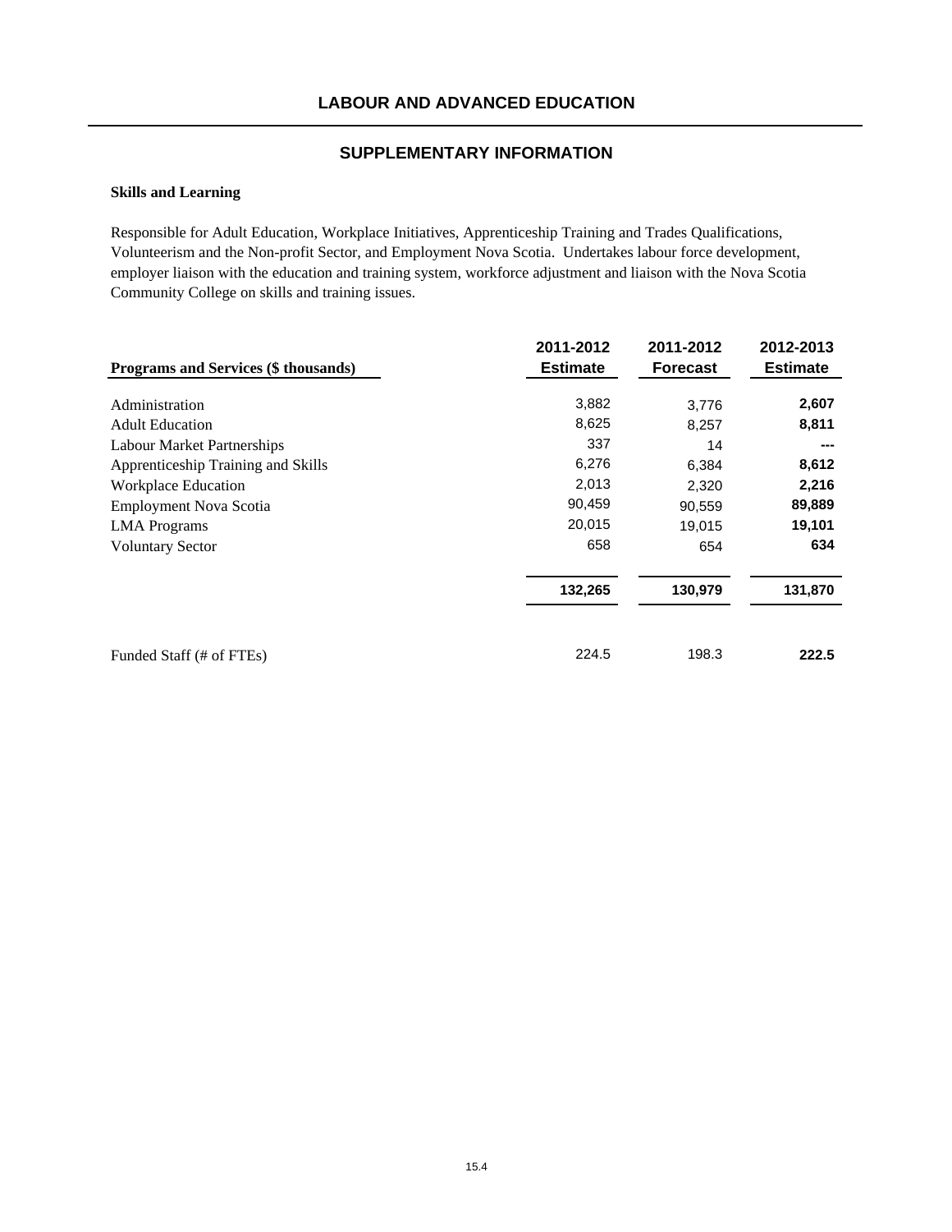# LABOUR AND ADVANCED EDUCATION

## SUPPLEMENTARY INFORMATION

### Skills and Learning

Responsible for Adult Education, Workplace Initiatives, Apprenticeship Training and Trades Qualifications, Volunteerism and the Non-profit Sector, and Employment Nova Scotia. Undertakes labour force development, employer liaison with the education and training system, workforce adjustment and liaison with the Nova Scotia Community College on skills and training issues.

| Programs and Services ($ thousands) | 2011-2012 Estimate | 2011-2012 Forecast | 2012-2013 Estimate |
|---|---|---|---|
| Administration | 3,882 | 3,776 | **2,607** |
| Adult Education | 8,625 | 8,257 | **8,811** |
| Labour Market Partnerships | 337 | 14 | **---** |
| Apprenticeship Training and Skills | 6,276 | 6,384 | **8,612** |
| Workplace Education | 2,013 | 2,320 | **2,216** |
| Employment Nova Scotia | 90,459 | 90,559 | **89,889** |
| LMA Programs | 20,015 | 19,015 | **19,101** |
| Voluntary Sector | 658 | 654 | **634** |
| | **132,265** | **130,979** | **131,870** |
| Funded Staff (# of FTEs) | 224.5 | 198.3 | **222.5** |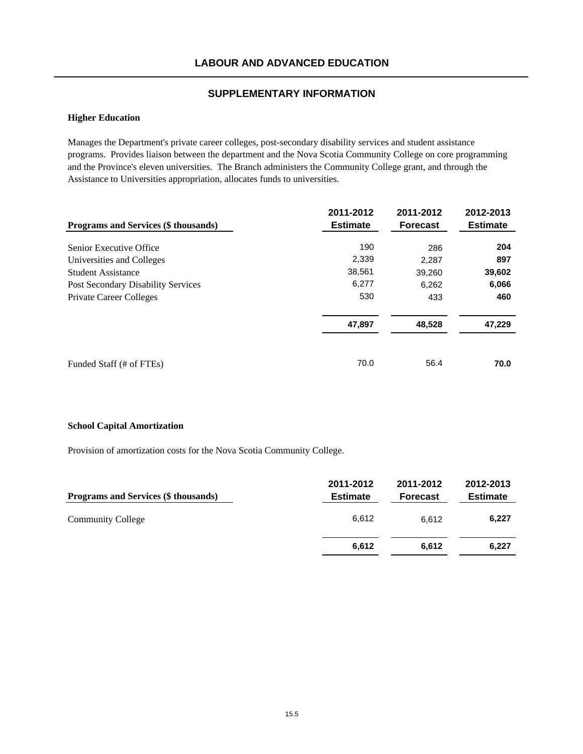# LABOUR AND ADVANCED EDUCATION

## SUPPLEMENTARY INFORMATION

### Higher Education

Manages the Department's private career colleges, post-secondary disability services and student assistance programs. Provides liaison between the department and the Nova Scotia Community College on core programming and the Province's eleven universities. The Branch administers the Community College grant, and through the Assistance to Universities appropriation, allocates funds to universities.

| Programs and Services ($ thousands) | 2011-2012 Estimate | 2011-2012 Forecast | 2012-2013 Estimate |
|---|---|---|---|
| Senior Executive Office | 190 | 286 | **204** |
| Universities and Colleges | 2,339 | 2,287 | **897** |
| Student Assistance | 38,561 | 39,260 | **39,602** |
| Post Secondary Disability Services | 6,277 | 6,262 | **6,066** |
| Private Career Colleges | 530 | 433 | **460** |
| | **47,897** | **48,528** | **47,229** |
| Funded Staff (# of FTEs) | 70.0 | 56.4 | **70.0** |

### School Capital Amortization

Provision of amortization costs for the Nova Scotia Community College.

| Programs and Services ($ thousands) | 2011-2012 Estimate | 2011-2012 Forecast | 2012-2013 Estimate |
|---|---|---|---|
| Community College | 6,612 | 6,612 | **6,227** |
| | **6,612** | **6,612** | **6,227** |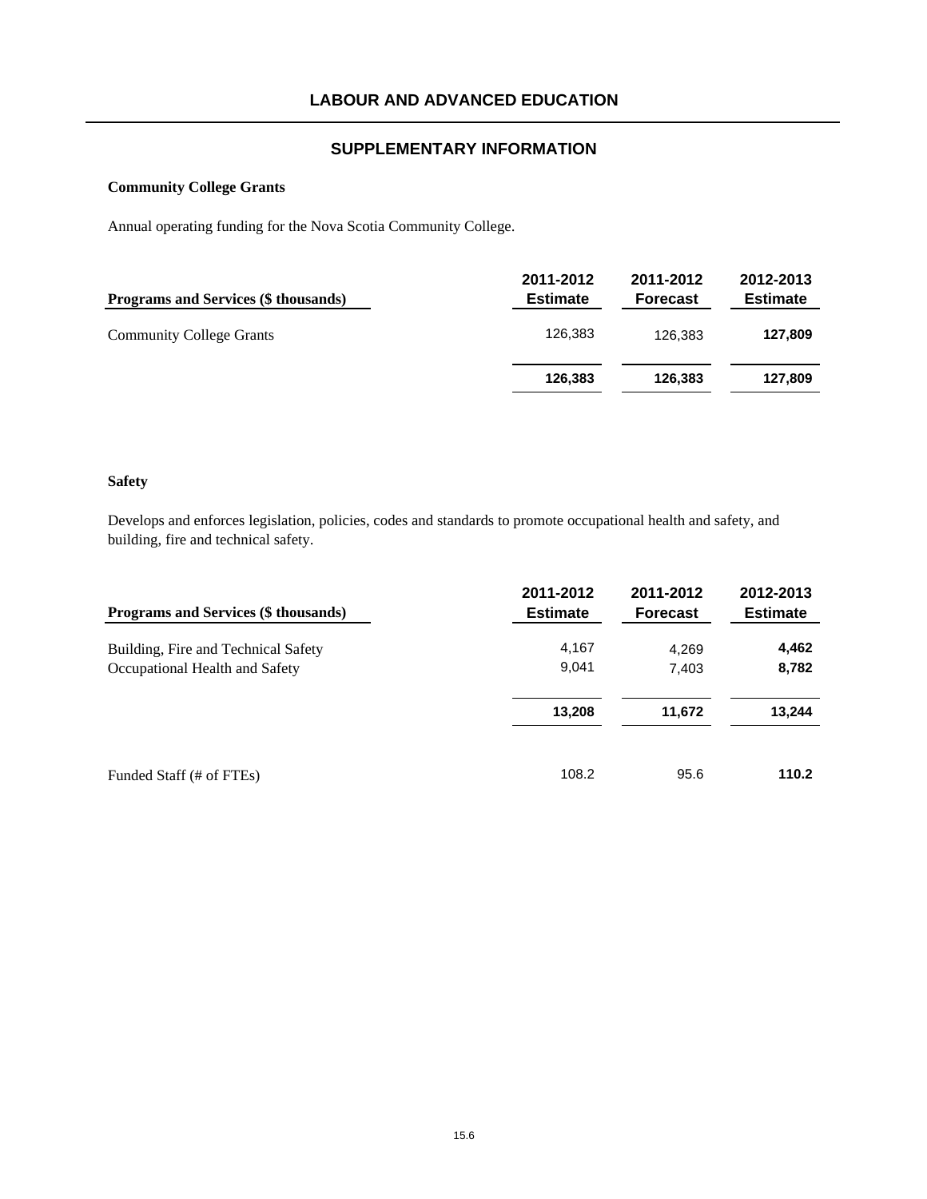# LABOUR AND ADVANCED EDUCATION

## SUPPLEMENTARY INFORMATION

### Community College Grants

Annual operating funding for the Nova Scotia Community College.

| Programs and Services ($ thousands) | 2011-2012 Estimate | 2011-2012 Forecast | 2012-2013 Estimate |
|---|---|---|---|
| Community College Grants | 126,383 | 126,383 | **127,809** |
| | **126,383** | **126,383** | **127,809** |

### Safety

Develops and enforces legislation, policies, codes and standards to promote occupational health and safety, and building, fire and technical safety.

| Programs and Services ($ thousands) | 2011-2012 Estimate | 2011-2012 Forecast | 2012-2013 Estimate |
|---|---|---|---|
| Building, Fire and Technical Safety | 4,167 | 4,269 | **4,462** |
| Occupational Health and Safety | 9,041 | 7,403 | **8,782** |
| | **13,208** | **11,672** | **13,244** |
| Funded Staff (# of FTEs) | 108.2 | 95.6 | **110.2** |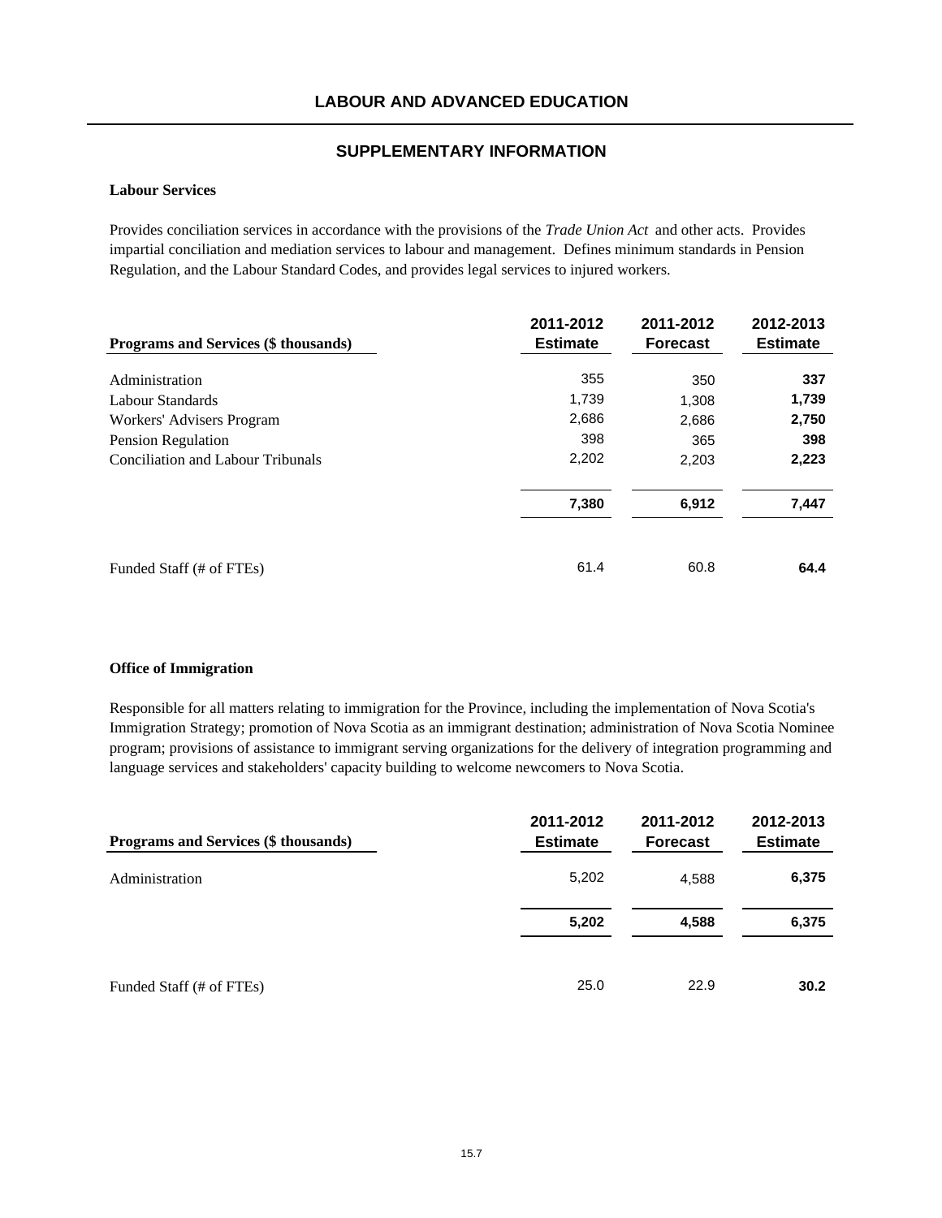## LABOUR AND ADVANCED EDUCATION

### SUPPLEMENTARY INFORMATION

**Labour Services**

Provides conciliation services in accordance with the provisions of the *Trade Union Act* and other acts. Provides impartial conciliation and mediation services to labour and management. Defines minimum standards in Pension Regulation, and the Labour Standard Codes, and provides legal services to injured workers.

| Programs and Services ($ thousands) | 2011-2012 Estimate | 2011-2012 Forecast | 2012-2013 Estimate |
|---|---|---|---|
| Administration | 355 | 350 | **337** |
| Labour Standards | 1,739 | 1,308 | **1,739** |
| Workers' Advisers Program | 2,686 | 2,686 | **2,750** |
| Pension Regulation | 398 | 365 | **398** |
| Conciliation and Labour Tribunals | 2,202 | 2,203 | **2,223** |
| | **7,380** | **6,912** | **7,447** |
| Funded Staff (# of FTEs) | 61.4 | 60.8 | **64.4** |

**Office of Immigration**

Responsible for all matters relating to immigration for the Province, including the implementation of Nova Scotia's Immigration Strategy; promotion of Nova Scotia as an immigrant destination; administration of Nova Scotia Nominee program; provisions of assistance to immigrant serving organizations for the delivery of integration programming and language services and stakeholders' capacity building to welcome newcomers to Nova Scotia.

| Programs and Services ($ thousands) | 2011-2012 Estimate | 2011-2012 Forecast | 2012-2013 Estimate |
|---|---|---|---|
| Administration | 5,202 | 4,588 | **6,375** |
| | **5,202** | **4,588** | **6,375** |
| Funded Staff (# of FTEs) | 25.0 | 22.9 | **30.2** |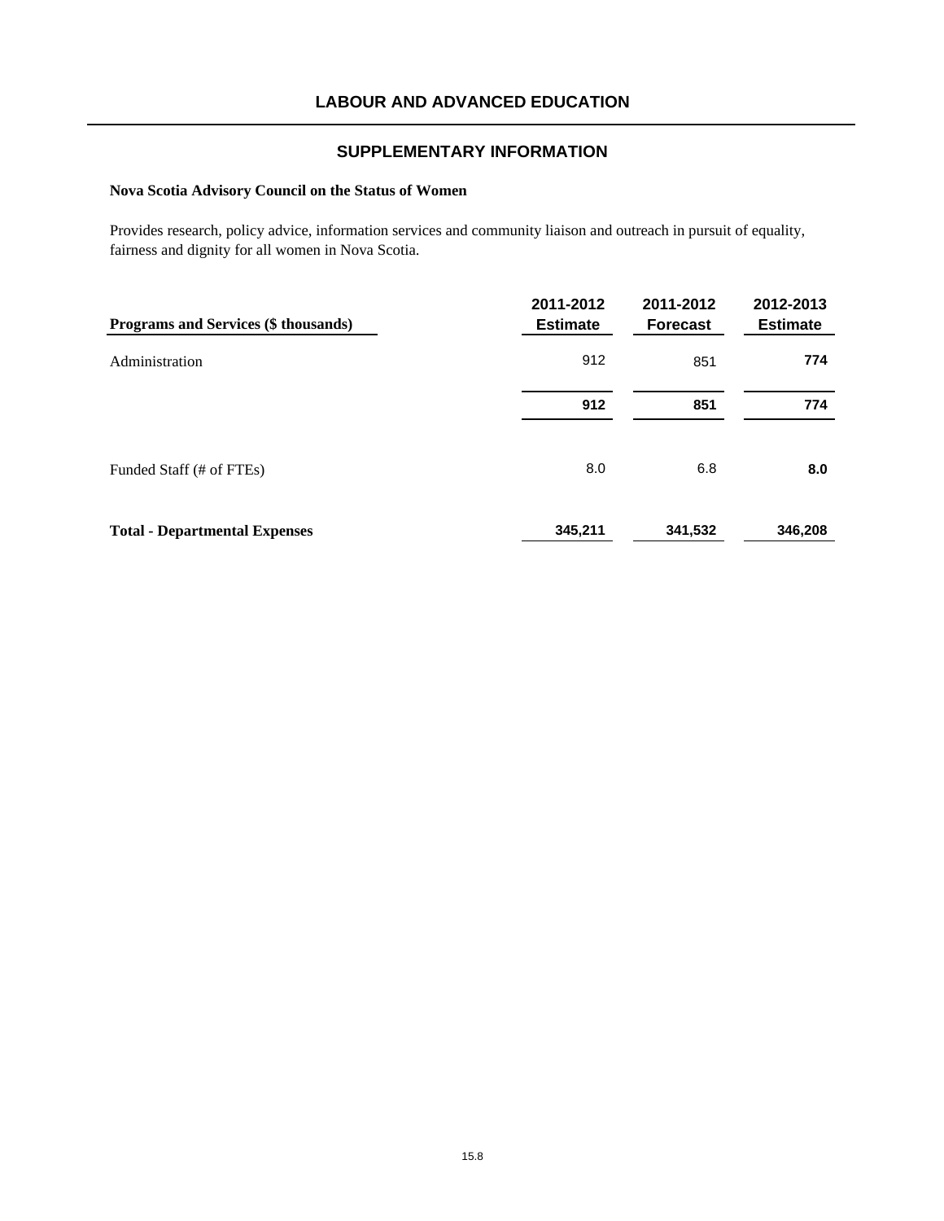# LABOUR AND ADVANCED EDUCATION

## SUPPLEMENTARY INFORMATION

**Nova Scotia Advisory Council on the Status of Women**

Provides research, policy advice, information services and community liaison and outreach in pursuit of equality, fairness and dignity for all women in Nova Scotia.

| Programs and Services ($ thousands) | 2011-2012 Estimate | 2011-2012 Forecast | 2012-2013 Estimate |
|---|---|---|---|
| Administration | 912 | 851 | **774** |
| | **912** | **851** | **774** |
| Funded Staff (# of FTEs) | 8.0 | 6.8 | **8.0** |
| **Total - Departmental Expenses** | **345,211** | **341,532** | **346,208** |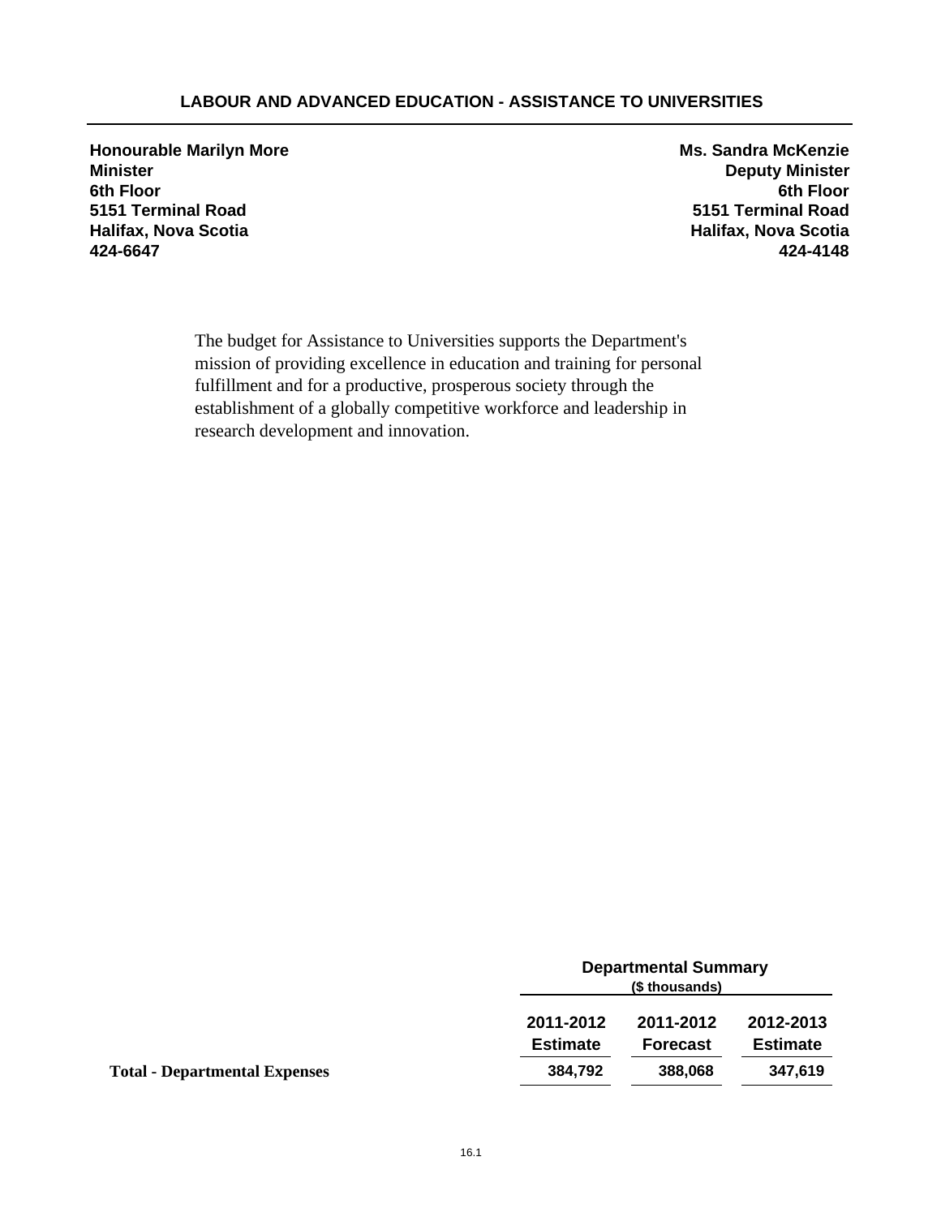# LABOUR AND ADVANCED EDUCATION - ASSISTANCE TO UNIVERSITIES

**Honourable Marilyn More**
**Minister**
**6th Floor**
**5151 Terminal Road**
**Halifax, Nova Scotia**
**424-6647**

**Ms. Sandra McKenzie**
**Deputy Minister**
**6th Floor**
**5151 Terminal Road**
**Halifax, Nova Scotia**
**424-4148**

The budget for Assistance to Universities supports the Department's mission of providing excellence in education and training for personal fulfillment and for a productive, prosperous society through the establishment of a globally competitive workforce and leadership in research development and innovation.

| | Departmental Summary ($ thousands) | | |
|---|---|---|---|
| | **2011-2012 Estimate** | **2011-2012 Forecast** | **2012-2013 Estimate** |
| **Total - Departmental Expenses** | **384,792** | **388,068** | **347,619** |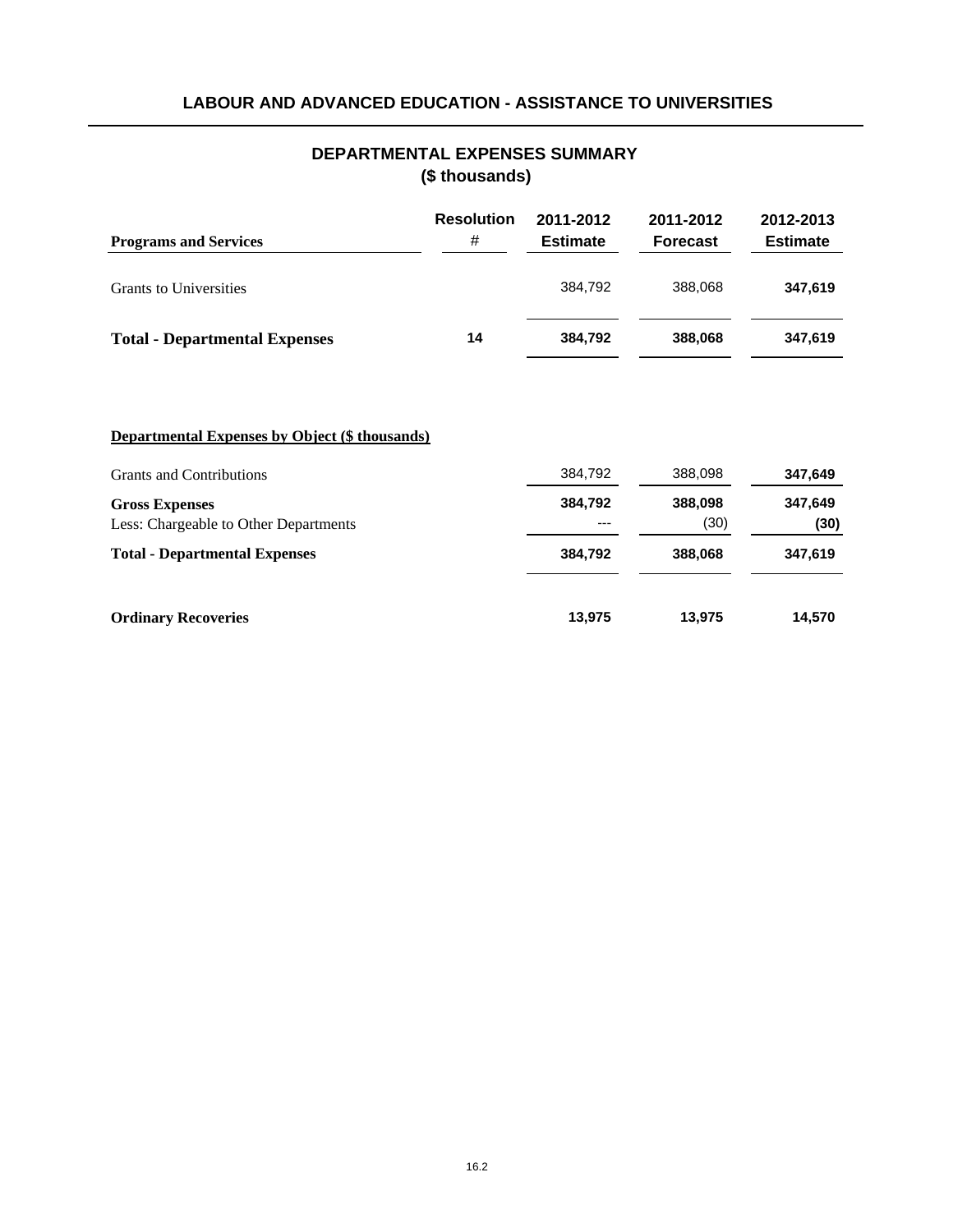## LABOUR AND ADVANCED EDUCATION - ASSISTANCE TO UNIVERSITIES

### DEPARTMENTAL EXPENSES SUMMARY
### ($ thousands)

| Programs and Services | Resolution # | 2011-2012 Estimate | 2011-2012 Forecast | 2012-2013 Estimate |
|---|---|---|---|---|
| Grants to Universities | | 384,792 | 388,068 | **347,619** |
| **Total - Departmental Expenses** | **14** | **384,792** | **388,068** | **347,619** |

**Departmental Expenses by Object ($ thousands)**

| | 2011-2012 Estimate | 2011-2012 Forecast | 2012-2013 Estimate |
|---|---|---|---|
| Grants and Contributions | 384,792 | 388,098 | **347,649** |
| **Gross Expenses** | **384,792** | **388,098** | **347,649** |
| Less: Chargeable to Other Departments | --- | (30) | **(30)** |
| **Total - Departmental Expenses** | **384,792** | **388,068** | **347,619** |
| **Ordinary Recoveries** | **13,975** | **13,975** | **14,570** |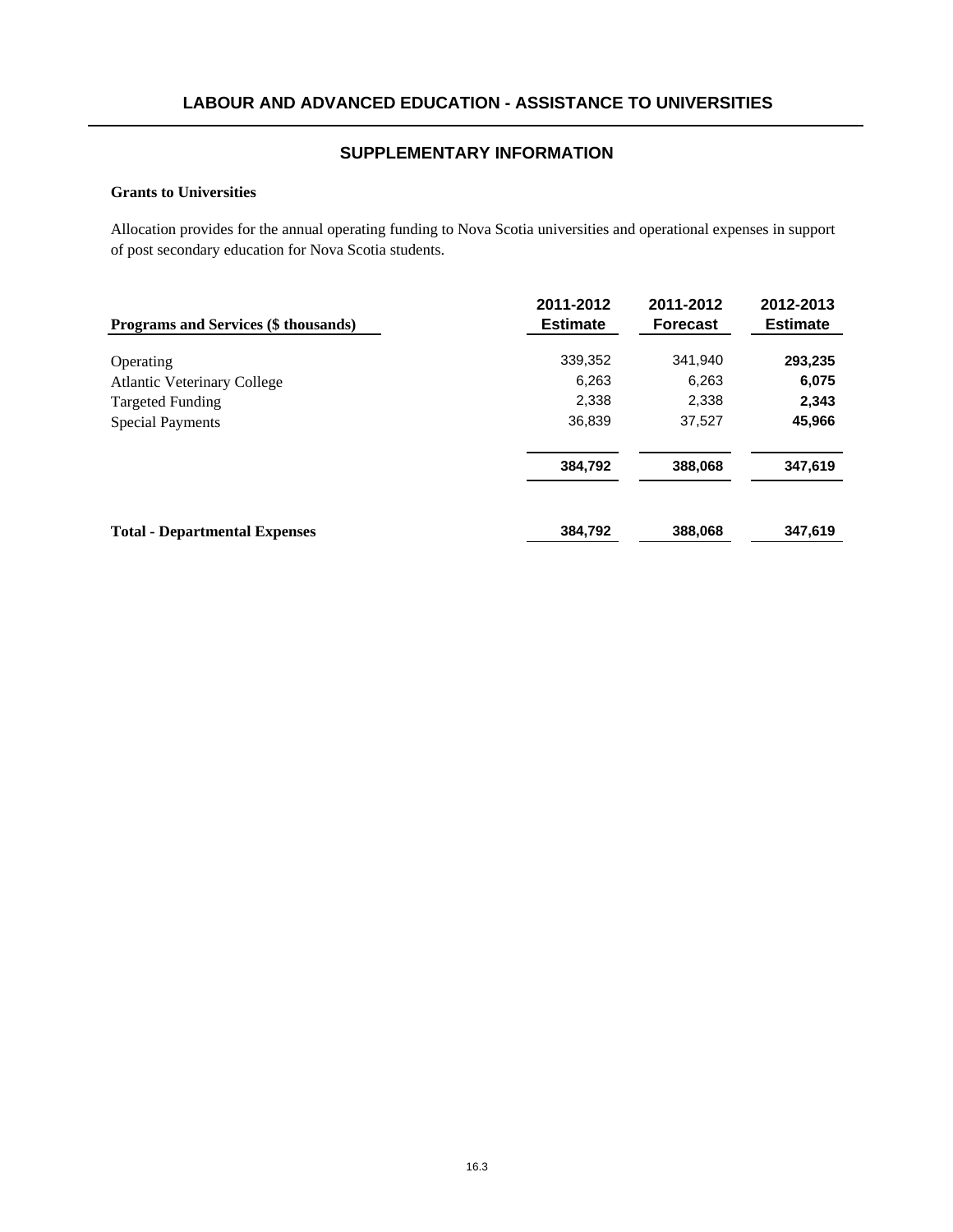## LABOUR AND ADVANCED EDUCATION - ASSISTANCE TO UNIVERSITIES

### SUPPLEMENTARY INFORMATION

**Grants to Universities**

Allocation provides for the annual operating funding to Nova Scotia universities and operational expenses in support of post secondary education for Nova Scotia students.

| Programs and Services ($ thousands) | 2011-2012 Estimate | 2011-2012 Forecast | 2012-2013 Estimate |
|---|---|---|---|
| Operating | 339,352 | 341,940 | **293,235** |
| Atlantic Veterinary College | 6,263 | 6,263 | **6,075** |
| Targeted Funding | 2,338 | 2,338 | **2,343** |
| Special Payments | 36,839 | 37,527 | **45,966** |
| | **384,792** | **388,068** | **347,619** |
| **Total - Departmental Expenses** | **384,792** | **388,068** | **347,619** |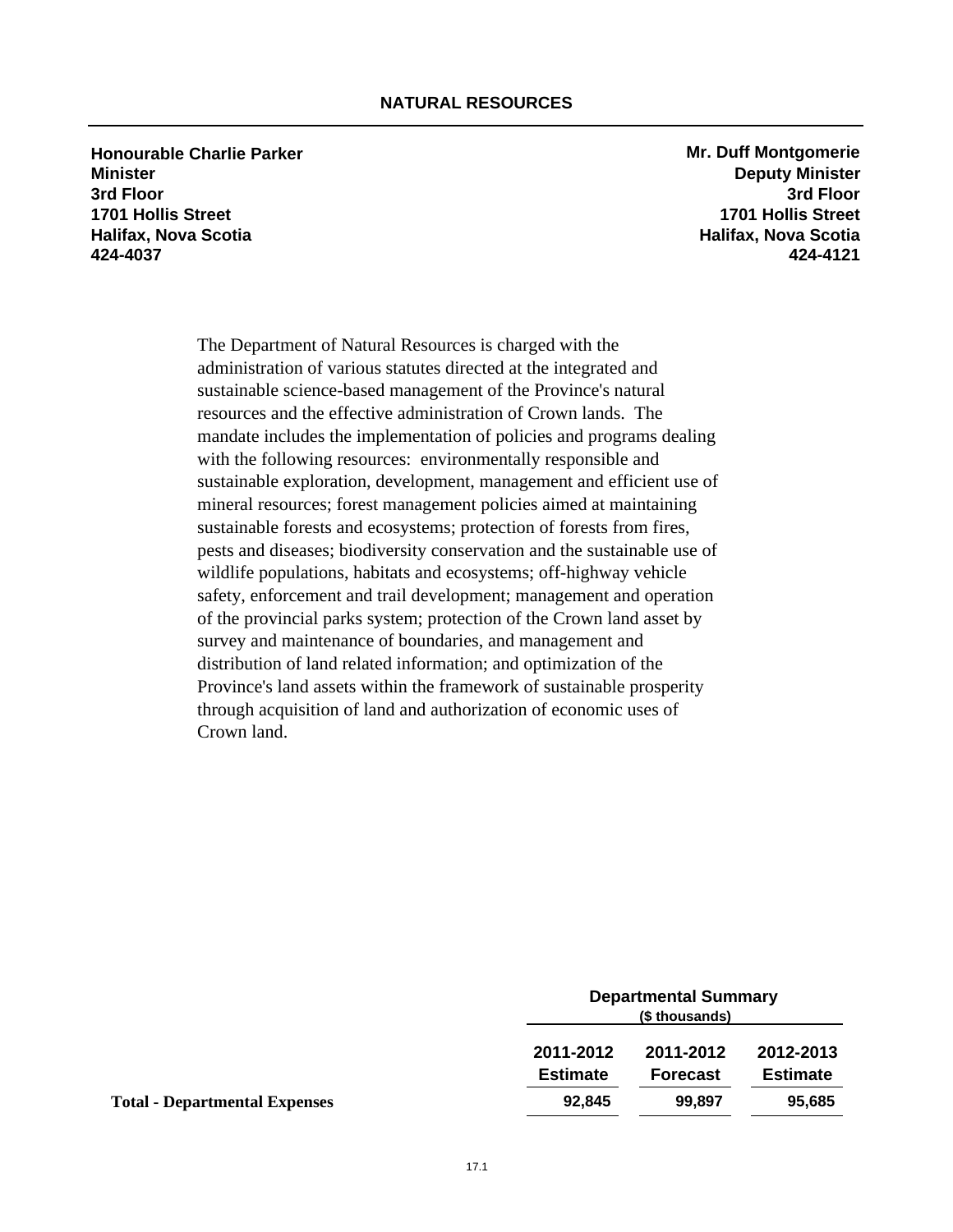# NATURAL RESOURCES

**Honourable Charlie Parker**
**Minister**
**3rd Floor**
**1701 Hollis Street**
**Halifax, Nova Scotia**
**424-4037**

**Mr. Duff Montgomerie**
**Deputy Minister**
**3rd Floor**
**1701 Hollis Street**
**Halifax, Nova Scotia**
**424-4121**

The Department of Natural Resources is charged with the administration of various statutes directed at the integrated and sustainable science-based management of the Province's natural resources and the effective administration of Crown lands. The mandate includes the implementation of policies and programs dealing with the following resources: environmentally responsible and sustainable exploration, development, management and efficient use of mineral resources; forest management policies aimed at maintaining sustainable forests and ecosystems; protection of forests from fires, pests and diseases; biodiversity conservation and the sustainable use of wildlife populations, habitats and ecosystems; off-highway vehicle safety, enforcement and trail development; management and operation of the provincial parks system; protection of the Crown land asset by survey and maintenance of boundaries, and management and distribution of land related information; and optimization of the Province's land assets within the framework of sustainable prosperity through acquisition of land and authorization of economic uses of Crown land.

| | Departmental Summary ($ thousands) | | |
|---|---|---|---|
| | 2011-2012 Estimate | 2011-2012 Forecast | 2012-2013 Estimate |
| **Total - Departmental Expenses** | 92,845 | 99,897 | 95,685 |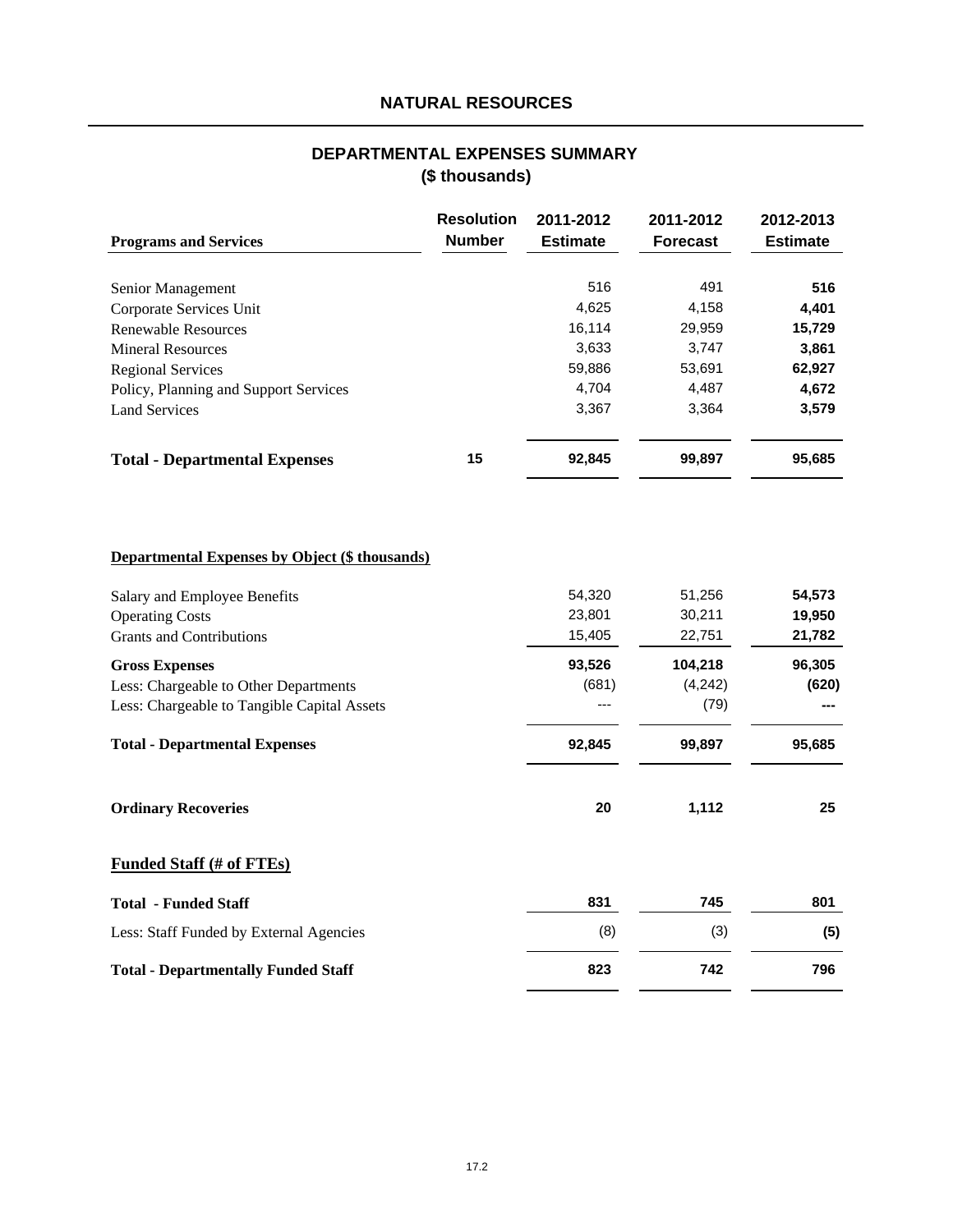## NATURAL RESOURCES

### DEPARTMENTAL EXPENSES SUMMARY
### ($ thousands)

| Programs and Services | Resolution Number | 2011-2012 Estimate | 2011-2012 Forecast | 2012-2013 Estimate |
|---|---|---|---|---|
| Senior Management | | 516 | 491 | **516** |
| Corporate Services Unit | | 4,625 | 4,158 | **4,401** |
| Renewable Resources | | 16,114 | 29,959 | **15,729** |
| Mineral Resources | | 3,633 | 3,747 | **3,861** |
| Regional Services | | 59,886 | 53,691 | **62,927** |
| Policy, Planning and Support Services | | 4,704 | 4,487 | **4,672** |
| Land Services | | 3,367 | 3,364 | **3,579** |
| **Total - Departmental Expenses** | **15** | **92,845** | **99,897** | **95,685** |

**Departmental Expenses by Object ($ thousands)**

| | 2011-2012 Estimate | 2011-2012 Forecast | 2012-2013 Estimate |
|---|---|---|---|
| Salary and Employee Benefits | 54,320 | 51,256 | **54,573** |
| Operating Costs | 23,801 | 30,211 | **19,950** |
| Grants and Contributions | 15,405 | 22,751 | **21,782** |
| **Gross Expenses** | **93,526** | **104,218** | **96,305** |
| Less: Chargeable to Other Departments | (681) | (4,242) | **(620)** |
| Less: Chargeable to Tangible Capital Assets | --- | (79) | **---** |
| **Total - Departmental Expenses** | **92,845** | **99,897** | **95,685** |
| **Ordinary Recoveries** | **20** | **1,112** | **25** |

**Funded Staff (# of FTEs)**

| | 2011-2012 Estimate | 2011-2012 Forecast | 2012-2013 Estimate |
|---|---|---|---|
| **Total - Funded Staff** | **831** | **745** | **801** |
| Less: Staff Funded by External Agencies | (8) | (3) | **(5)** |
| **Total - Departmentally Funded Staff** | **823** | **742** | **796** |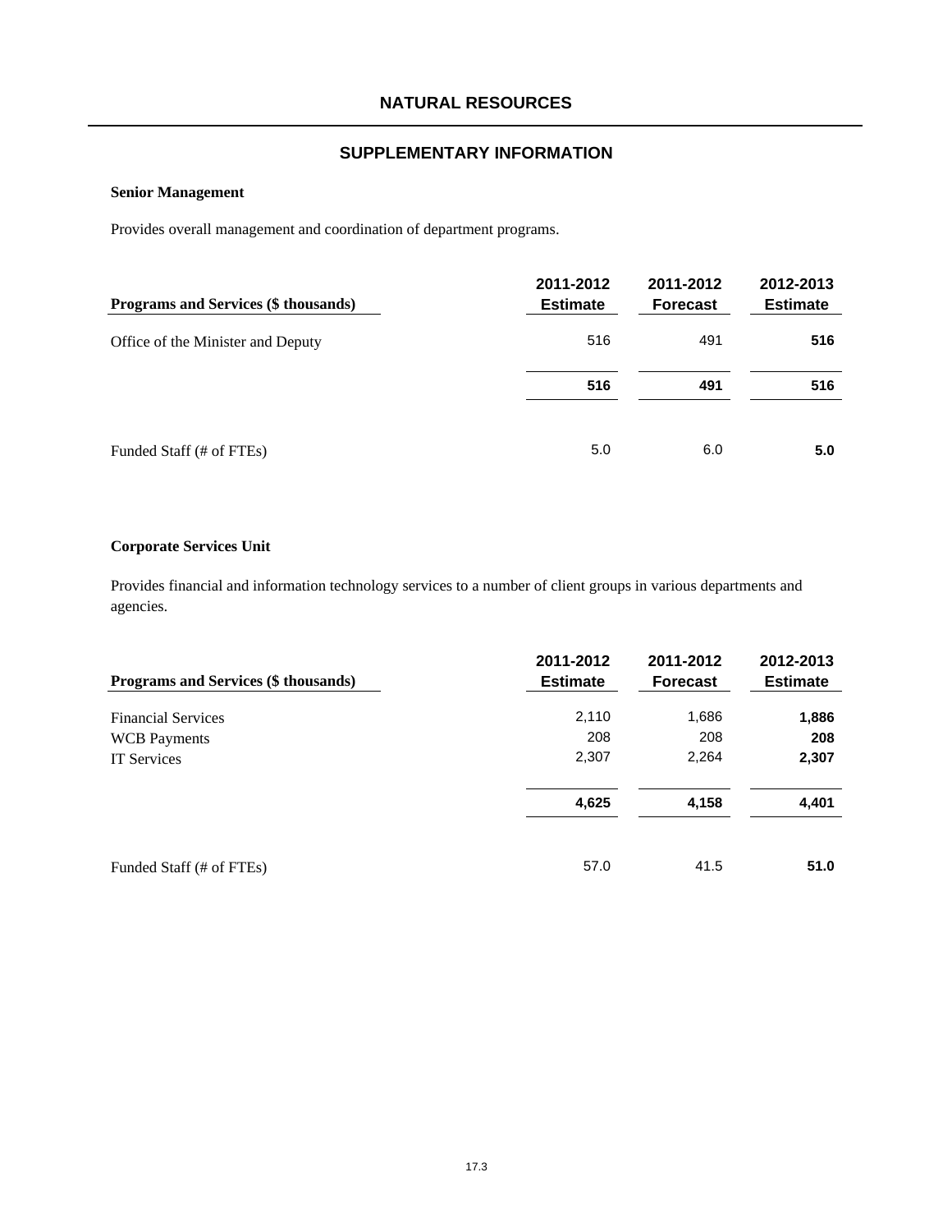# NATURAL RESOURCES

## SUPPLEMENTARY INFORMATION

### Senior Management

Provides overall management and coordination of department programs.

| Programs and Services ($ thousands) | 2011-2012 Estimate | 2011-2012 Forecast | 2012-2013 Estimate |
|---|---|---|---|
| Office of the Minister and Deputy | 516 | 491 | **516** |
| | **516** | **491** | **516** |
| Funded Staff (# of FTEs) | 5.0 | 6.0 | **5.0** |

### Corporate Services Unit

Provides financial and information technology services to a number of client groups in various departments and agencies.

| Programs and Services ($ thousands) | 2011-2012 Estimate | 2011-2012 Forecast | 2012-2013 Estimate |
|---|---|---|---|
| Financial Services | 2,110 | 1,686 | **1,886** |
| WCB Payments | 208 | 208 | **208** |
| IT Services | 2,307 | 2,264 | **2,307** |
| | **4,625** | **4,158** | **4,401** |
| Funded Staff (# of FTEs) | 57.0 | 41.5 | **51.0** |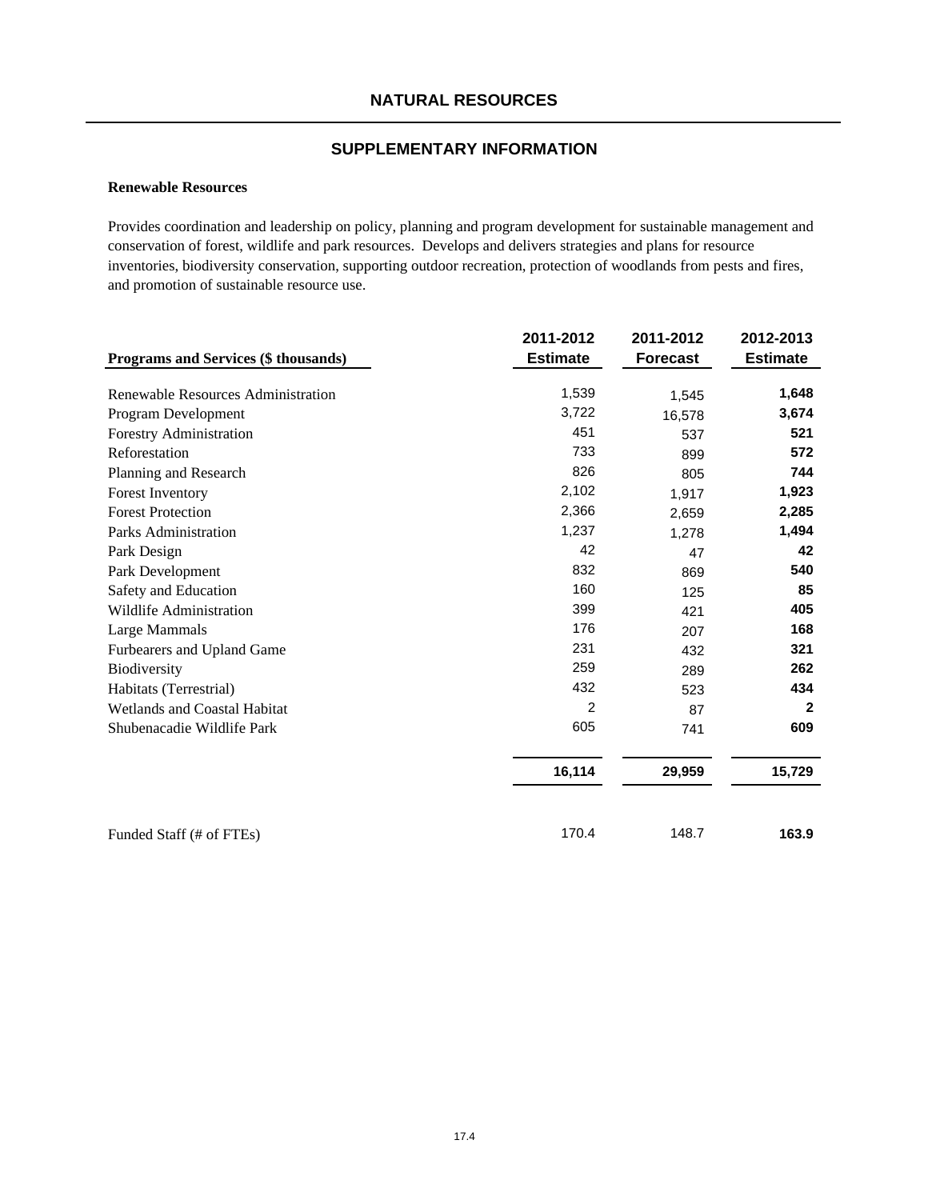# NATURAL RESOURCES

## SUPPLEMENTARY INFORMATION

**Renewable Resources**

Provides coordination and leadership on policy, planning and program development for sustainable management and conservation of forest, wildlife and park resources. Develops and delivers strategies and plans for resource inventories, biodiversity conservation, supporting outdoor recreation, protection of woodlands from pests and fires, and promotion of sustainable resource use.

| Programs and Services ($ thousands) | 2011-2012 Estimate | 2011-2012 Forecast | 2012-2013 Estimate |
|---|---|---|---|
| Renewable Resources Administration | 1,539 | 1,545 | **1,648** |
| Program Development | 3,722 | 16,578 | **3,674** |
| Forestry Administration | 451 | 537 | **521** |
| Reforestation | 733 | 899 | **572** |
| Planning and Research | 826 | 805 | **744** |
| Forest Inventory | 2,102 | 1,917 | **1,923** |
| Forest Protection | 2,366 | 2,659 | **2,285** |
| Parks Administration | 1,237 | 1,278 | **1,494** |
| Park Design | 42 | 47 | **42** |
| Park Development | 832 | 869 | **540** |
| Safety and Education | 160 | 125 | **85** |
| Wildlife Administration | 399 | 421 | **405** |
| Large Mammals | 176 | 207 | **168** |
| Furbearers and Upland Game | 231 | 432 | **321** |
| Biodiversity | 259 | 289 | **262** |
| Habitats (Terrestrial) | 432 | 523 | **434** |
| Wetlands and Coastal Habitat | 2 | 87 | **2** |
| Shubenacadie Wildlife Park | 605 | 741 | **609** |
| | **16,114** | **29,959** | **15,729** |
| Funded Staff (# of FTEs) | 170.4 | 148.7 | **163.9** |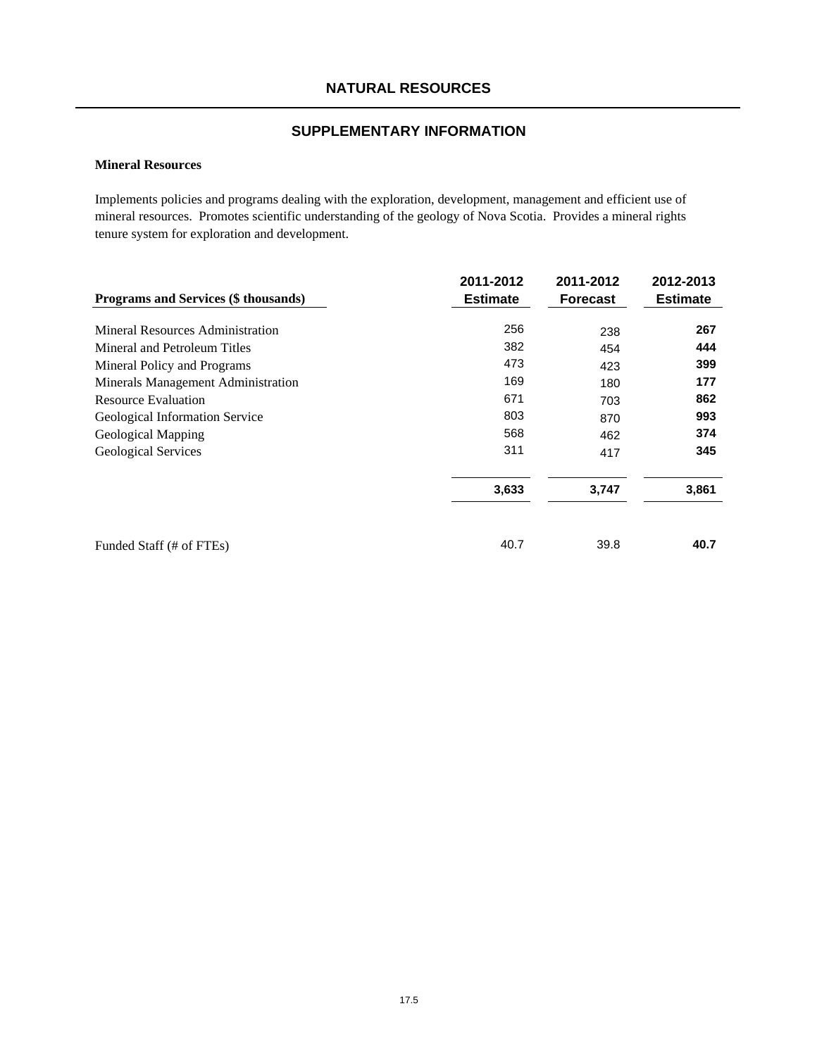# NATURAL RESOURCES

## SUPPLEMENTARY INFORMATION

### Mineral Resources

Implements policies and programs dealing with the exploration, development, management and efficient use of mineral resources. Promotes scientific understanding of the geology of Nova Scotia. Provides a mineral rights tenure system for exploration and development.

| Programs and Services ($ thousands) | 2011-2012 Estimate | 2011-2012 Forecast | 2012-2013 Estimate |
|---|---|---|---|
| Mineral Resources Administration | 256 | 238 | **267** |
| Mineral and Petroleum Titles | 382 | 454 | **444** |
| Mineral Policy and Programs | 473 | 423 | **399** |
| Minerals Management Administration | 169 | 180 | **177** |
| Resource Evaluation | 671 | 703 | **862** |
| Geological Information Service | 803 | 870 | **993** |
| Geological Mapping | 568 | 462 | **374** |
| Geological Services | 311 | 417 | **345** |
| | **3,633** | **3,747** | **3,861** |
| Funded Staff (# of FTEs) | 40.7 | 39.8 | **40.7** |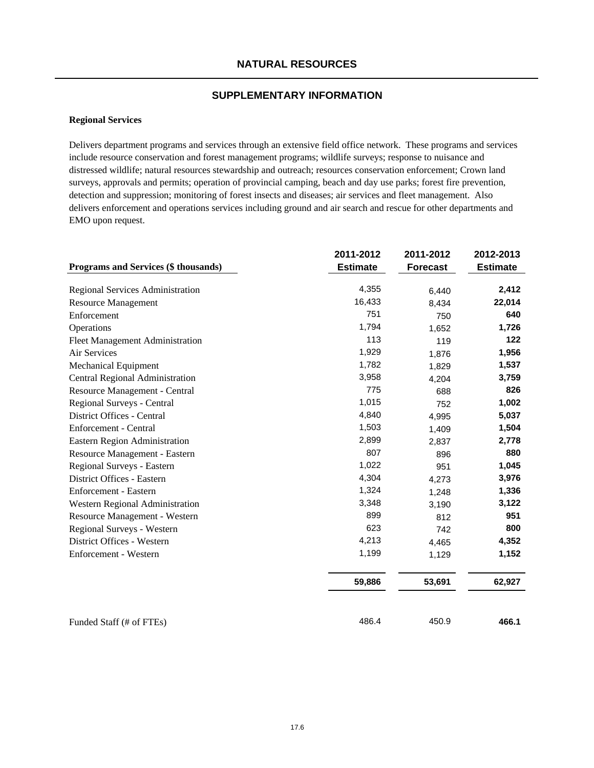## NATURAL RESOURCES

### SUPPLEMENTARY INFORMATION

**Regional Services**

Delivers department programs and services through an extensive field office network. These programs and services include resource conservation and forest management programs; wildlife surveys; response to nuisance and distressed wildlife; natural resources stewardship and outreach; resources conservation enforcement; Crown land surveys, approvals and permits; operation of provincial camping, beach and day use parks; forest fire prevention, detection and suppression; monitoring of forest insects and diseases; air services and fleet management. Also delivers enforcement and operations services including ground and air search and rescue for other departments and EMO upon request.

| Programs and Services ($ thousands) | 2011-2012 Estimate | 2011-2012 Forecast | 2012-2013 Estimate |
|---|---|---|---|
| Regional Services Administration | 4,355 | 6,440 | **2,412** |
| Resource Management | 16,433 | 8,434 | **22,014** |
| Enforcement | 751 | 750 | **640** |
| Operations | 1,794 | 1,652 | **1,726** |
| Fleet Management Administration | 113 | 119 | **122** |
| Air Services | 1,929 | 1,876 | **1,956** |
| Mechanical Equipment | 1,782 | 1,829 | **1,537** |
| Central Regional Administration | 3,958 | 4,204 | **3,759** |
| Resource Management - Central | 775 | 688 | **826** |
| Regional Surveys - Central | 1,015 | 752 | **1,002** |
| District Offices - Central | 4,840 | 4,995 | **5,037** |
| Enforcement - Central | 1,503 | 1,409 | **1,504** |
| Eastern Region Administration | 2,899 | 2,837 | **2,778** |
| Resource Management - Eastern | 807 | 896 | **880** |
| Regional Surveys - Eastern | 1,022 | 951 | **1,045** |
| District Offices - Eastern | 4,304 | 4,273 | **3,976** |
| Enforcement - Eastern | 1,324 | 1,248 | **1,336** |
| Western Regional Administration | 3,348 | 3,190 | **3,122** |
| Resource Management - Western | 899 | 812 | **951** |
| Regional Surveys - Western | 623 | 742 | **800** |
| District Offices - Western | 4,213 | 4,465 | **4,352** |
| Enforcement - Western | 1,199 | 1,129 | **1,152** |
| | **59,886** | **53,691** | **62,927** |
| | | | |
| Funded Staff (# of FTEs) | 486.4 | 450.9 | **466.1** |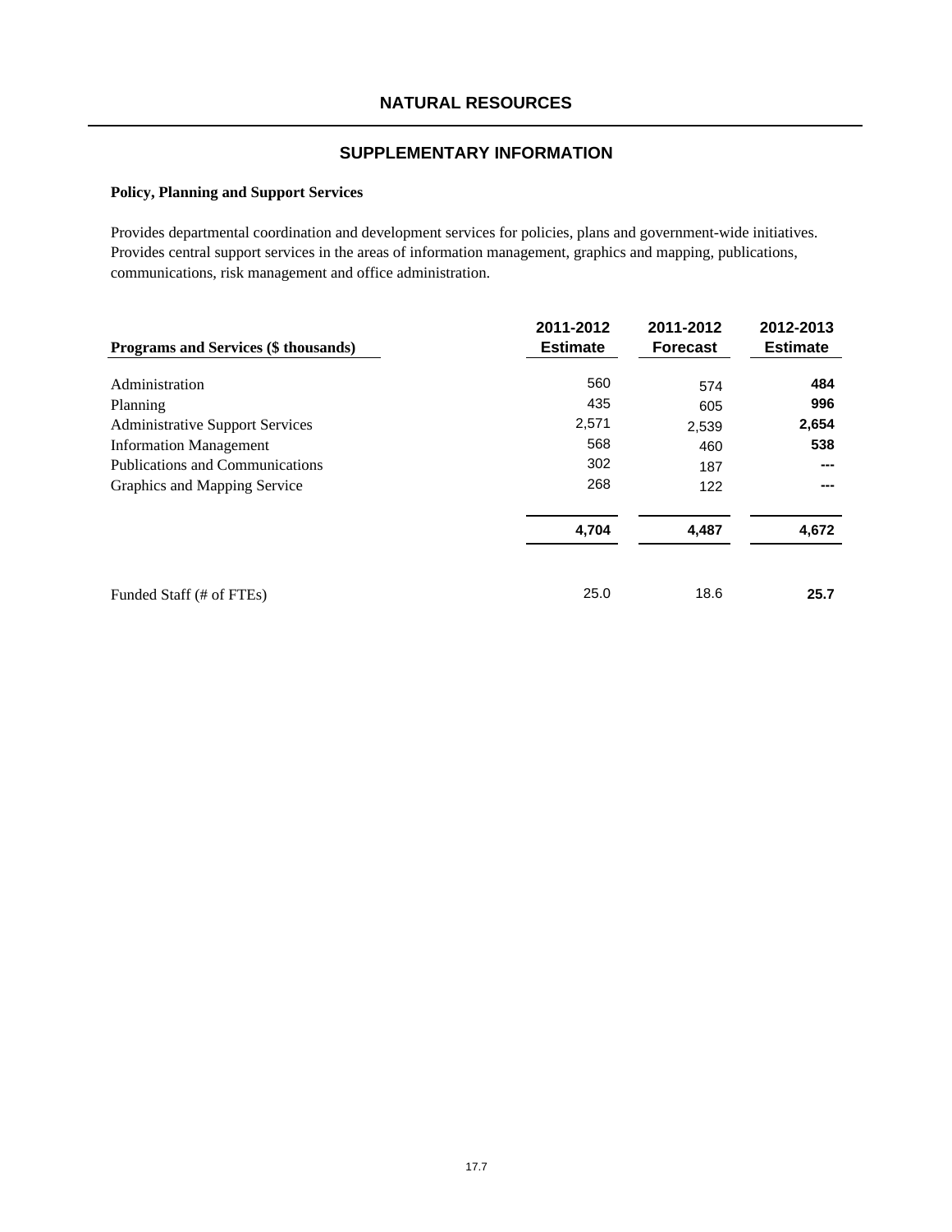# NATURAL RESOURCES

## SUPPLEMENTARY INFORMATION

### Policy, Planning and Support Services

Provides departmental coordination and development services for policies, plans and government-wide initiatives. Provides central support services in the areas of information management, graphics and mapping, publications, communications, risk management and office administration.

| Programs and Services ($ thousands) | 2011-2012 Estimate | 2011-2012 Forecast | 2012-2013 Estimate |
|---|---|---|---|
| Administration | 560 | 574 | **484** |
| Planning | 435 | 605 | **996** |
| Administrative Support Services | 2,571 | 2,539 | **2,654** |
| Information Management | 568 | 460 | **538** |
| Publications and Communications | 302 | 187 | **---** |
| Graphics and Mapping Service | 268 | 122 | **---** |
| | **4,704** | **4,487** | **4,672** |
| Funded Staff (# of FTEs) | 25.0 | 18.6 | **25.7** |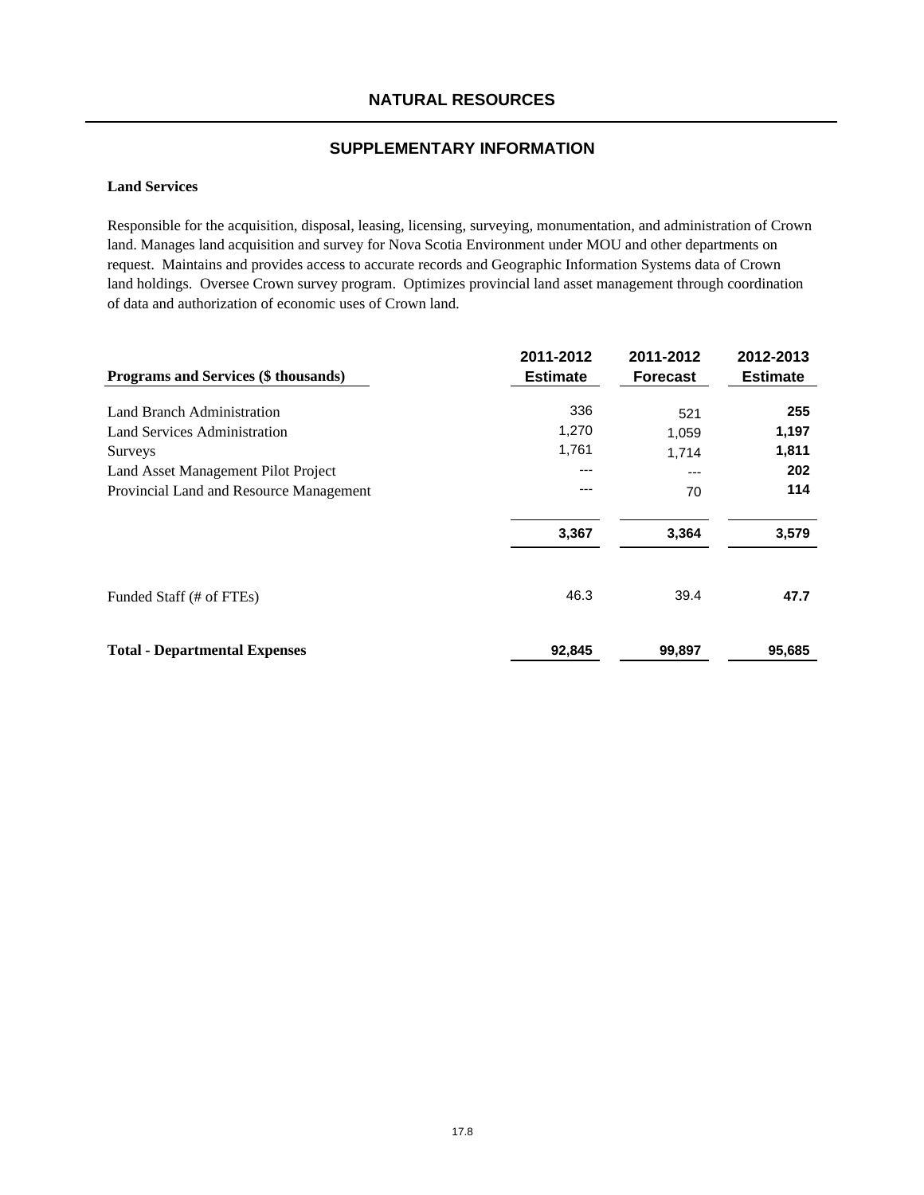# NATURAL RESOURCES

## SUPPLEMENTARY INFORMATION

**Land Services**

Responsible for the acquisition, disposal, leasing, licensing, surveying, monumentation, and administration of Crown land. Manages land acquisition and survey for Nova Scotia Environment under MOU and other departments on request. Maintains and provides access to accurate records and Geographic Information Systems data of Crown land holdings. Oversee Crown survey program. Optimizes provincial land asset management through coordination of data and authorization of economic uses of Crown land.

| Programs and Services ($ thousands) | 2011-2012 Estimate | 2011-2012 Forecast | 2012-2013 Estimate |
|---|---|---|---|
| Land Branch Administration | 336 | 521 | **255** |
| Land Services Administration | 1,270 | 1,059 | **1,197** |
| Surveys | 1,761 | 1,714 | **1,811** |
| Land Asset Management Pilot Project | --- | --- | **202** |
| Provincial Land and Resource Management | --- | 70 | **114** |
| | **3,367** | **3,364** | **3,579** |
| Funded Staff (# of FTEs) | 46.3 | 39.4 | **47.7** |
| **Total - Departmental Expenses** | **92,845** | **99,897** | **95,685** |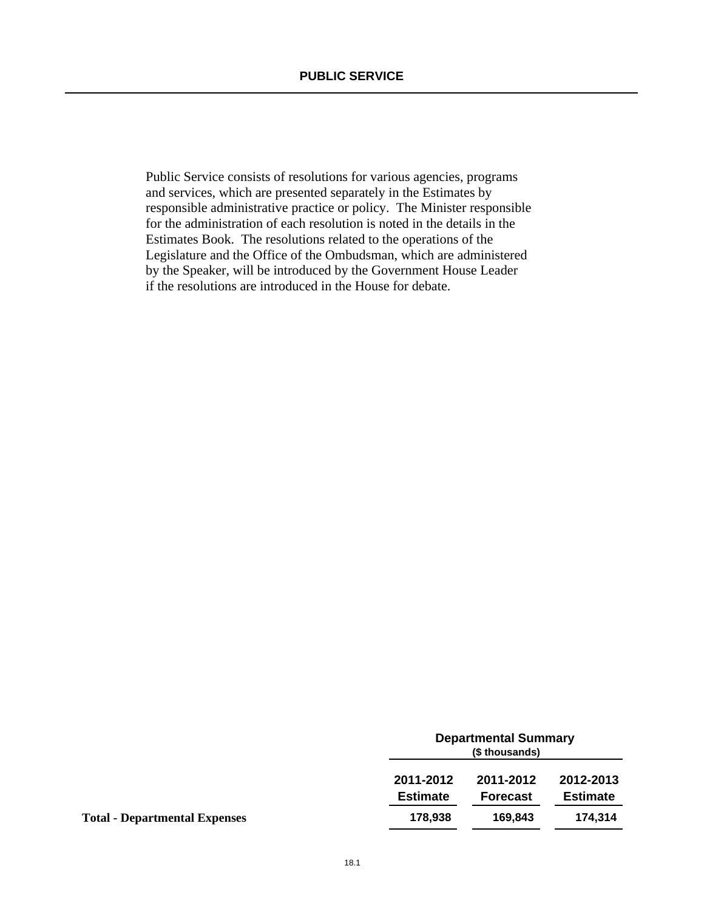# PUBLIC SERVICE

Public Service consists of resolutions for various agencies, programs and services, which are presented separately in the Estimates by responsible administrative practice or policy. The Minister responsible for the administration of each resolution is noted in the details in the Estimates Book. The resolutions related to the operations of the Legislature and the Office of the Ombudsman, which are administered by the Speaker, will be introduced by the Government House Leader if the resolutions are introduced in the House for debate.

| | Departmental Summary ($ thousands) | | |
|---|---|---|---|
| | **2011-2012 Estimate** | **2011-2012 Forecast** | **2012-2013 Estimate** |
| **Total - Departmental Expenses** | **178,938** | **169,843** | **174,314** |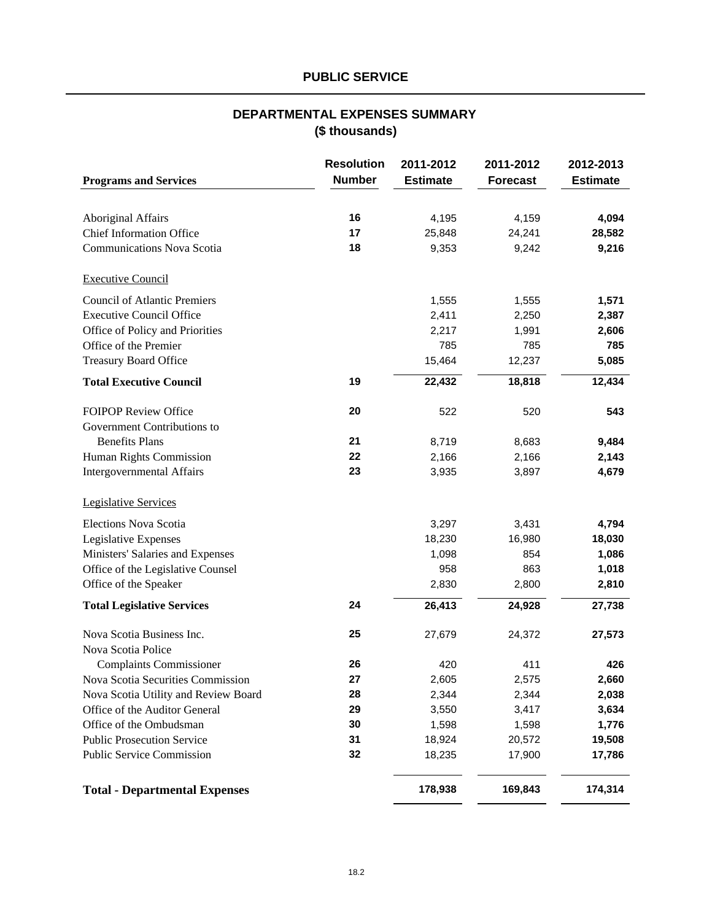## PUBLIC SERVICE

### DEPARTMENTAL EXPENSES SUMMARY
### ($ thousands)

| Programs and Services | Resolution Number | 2011-2012 Estimate | 2011-2012 Forecast | 2012-2013 Estimate |
|---|---|---|---|---|
| Aboriginal Affairs | 16 | 4,195 | 4,159 | **4,094** |
| Chief Information Office | 17 | 25,848 | 24,241 | **28,582** |
| Communications Nova Scotia | 18 | 9,353 | 9,242 | **9,216** |
| Executive Council | | | | |
| Council of Atlantic Premiers | | 1,555 | 1,555 | **1,571** |
| Executive Council Office | | 2,411 | 2,250 | **2,387** |
| Office of Policy and Priorities | | 2,217 | 1,991 | **2,606** |
| Office of the Premier | | 785 | 785 | **785** |
| Treasury Board Office | | 15,464 | 12,237 | **5,085** |
| **Total Executive Council** | 19 | **22,432** | **18,818** | **12,434** |
| FOIPOP Review Office | 20 | 522 | 520 | **543** |
| Government Contributions to Benefits Plans | 21 | 8,719 | 8,683 | **9,484** |
| Human Rights Commission | 22 | 2,166 | 2,166 | **2,143** |
| Intergovernmental Affairs | 23 | 3,935 | 3,897 | **4,679** |
| Legislative Services | | | | |
| Elections Nova Scotia | | 3,297 | 3,431 | **4,794** |
| Legislative Expenses | | 18,230 | 16,980 | **18,030** |
| Ministers' Salaries and Expenses | | 1,098 | 854 | **1,086** |
| Office of the Legislative Counsel | | 958 | 863 | **1,018** |
| Office of the Speaker | | 2,830 | 2,800 | **2,810** |
| **Total Legislative Services** | 24 | **26,413** | **24,928** | **27,738** |
| Nova Scotia Business Inc. | 25 | 27,679 | 24,372 | **27,573** |
| Nova Scotia Police Complaints Commissioner | 26 | 420 | 411 | **426** |
| Nova Scotia Securities Commission | 27 | 2,605 | 2,575 | **2,660** |
| Nova Scotia Utility and Review Board | 28 | 2,344 | 2,344 | **2,038** |
| Office of the Auditor General | 29 | 3,550 | 3,417 | **3,634** |
| Office of the Ombudsman | 30 | 1,598 | 1,598 | **1,776** |
| Public Prosecution Service | 31 | 18,924 | 20,572 | **19,508** |
| Public Service Commission | 32 | 18,235 | 17,900 | **17,786** |
| **Total - Departmental Expenses** | | **178,938** | **169,843** | **174,314** |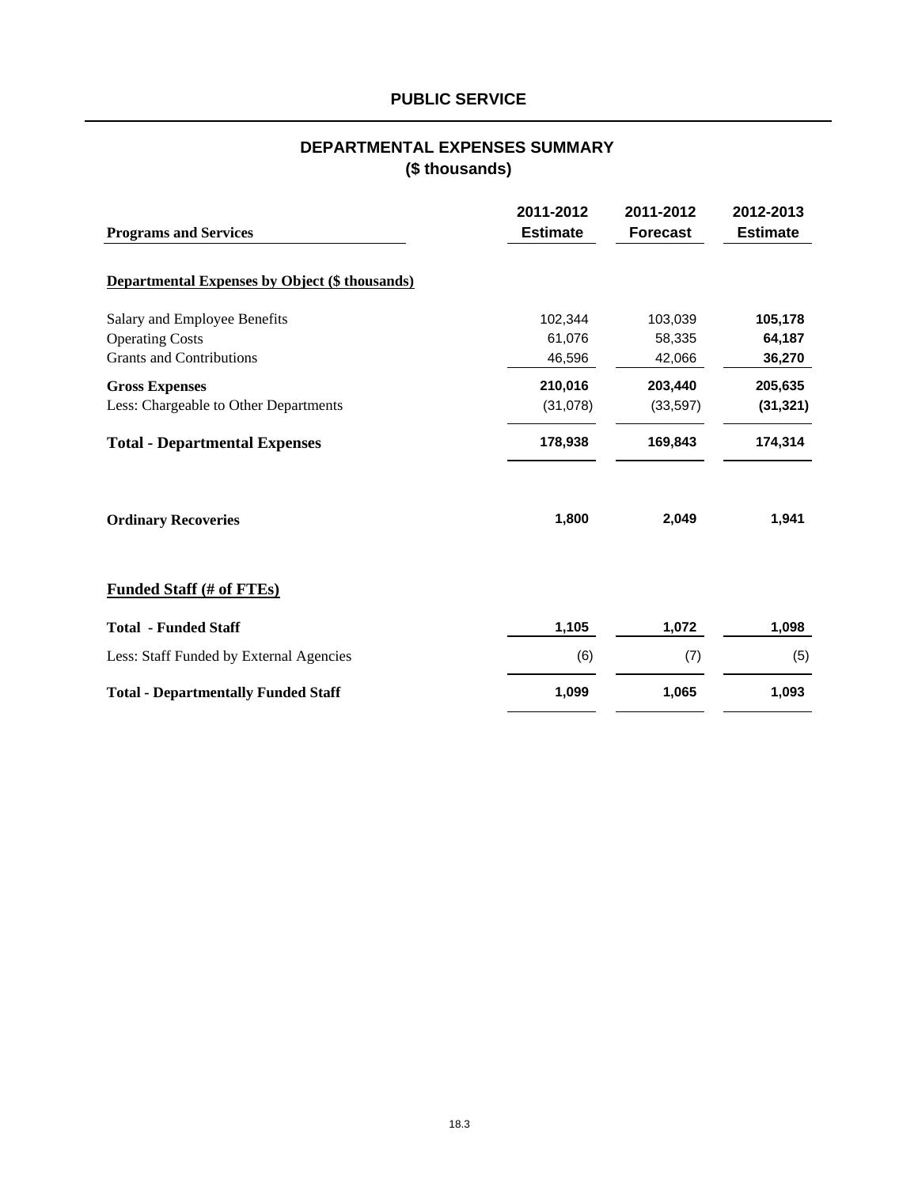## PUBLIC SERVICE

### DEPARTMENTAL EXPENSES SUMMARY
### ($ thousands)

| Programs and Services | 2011-2012 Estimate | 2011-2012 Forecast | 2012-2013 Estimate |
|---|---|---|---|
| **Departmental Expenses by Object ($ thousands)** | | | |
| Salary and Employee Benefits | 102,344 | 103,039 | **105,178** |
| Operating Costs | 61,076 | 58,335 | **64,187** |
| Grants and Contributions | 46,596 | 42,066 | **36,270** |
| **Gross Expenses** | **210,016** | **203,440** | **205,635** |
| Less: Chargeable to Other Departments | (31,078) | (33,597) | **(31,321)** |
| **Total - Departmental Expenses** | **178,938** | **169,843** | **174,314** |
| **Ordinary Recoveries** | **1,800** | **2,049** | **1,941** |
| **Funded Staff (# of FTEs)** | | | |
| **Total - Funded Staff** | **1,105** | **1,072** | **1,098** |
| Less: Staff Funded by External Agencies | (6) | (7) | (5) |
| **Total - Departmentally Funded Staff** | **1,099** | **1,065** | **1,093** |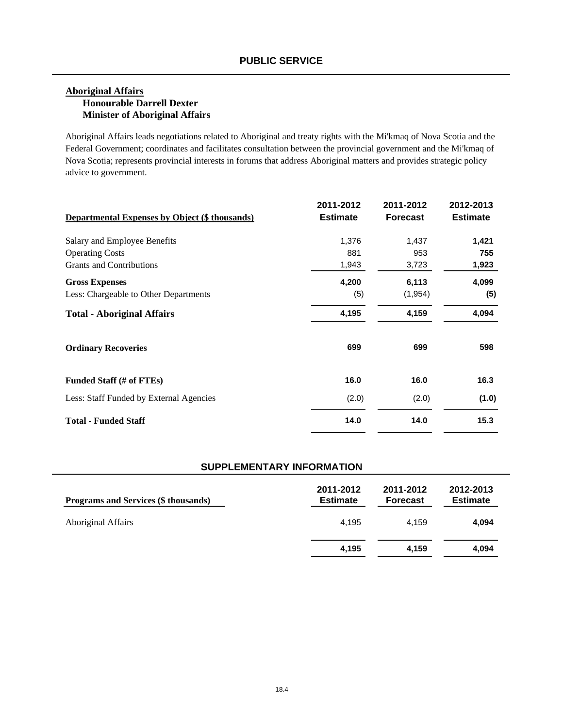# PUBLIC SERVICE

## Aboriginal Affairs

**Honourable Darrell Dexter**
**Minister of Aboriginal Affairs**

Aboriginal Affairs leads negotiations related to Aboriginal and treaty rights with the Mi'kmaq of Nova Scotia and the Federal Government; coordinates and facilitates consultation between the provincial government and the Mi'kmaq of Nova Scotia; represents provincial interests in forums that address Aboriginal matters and provides strategic policy advice to government.

| Departmental Expenses by Object ($ thousands) | 2011-2012 Estimate | 2011-2012 Forecast | 2012-2013 Estimate |
|---|---|---|---|
| Salary and Employee Benefits | 1,376 | 1,437 | **1,421** |
| Operating Costs | 881 | 953 | **755** |
| Grants and Contributions | 1,943 | 3,723 | **1,923** |
| **Gross Expenses** | **4,200** | **6,113** | **4,099** |
| Less: Chargeable to Other Departments | (5) | (1,954) | **(5)** |
| **Total - Aboriginal Affairs** | **4,195** | **4,159** | **4,094** |
| **Ordinary Recoveries** | **699** | **699** | **598** |
| **Funded Staff (# of FTEs)** | **16.0** | **16.0** | **16.3** |
| Less: Staff Funded by External Agencies | (2.0) | (2.0) | **(1.0)** |
| **Total - Funded Staff** | **14.0** | **14.0** | **15.3** |

## SUPPLEMENTARY INFORMATION

| Programs and Services ($ thousands) | 2011-2012 Estimate | 2011-2012 Forecast | 2012-2013 Estimate |
|---|---|---|---|
| Aboriginal Affairs | 4,195 | 4,159 | **4,094** |
| | **4,195** | **4,159** | **4,094** |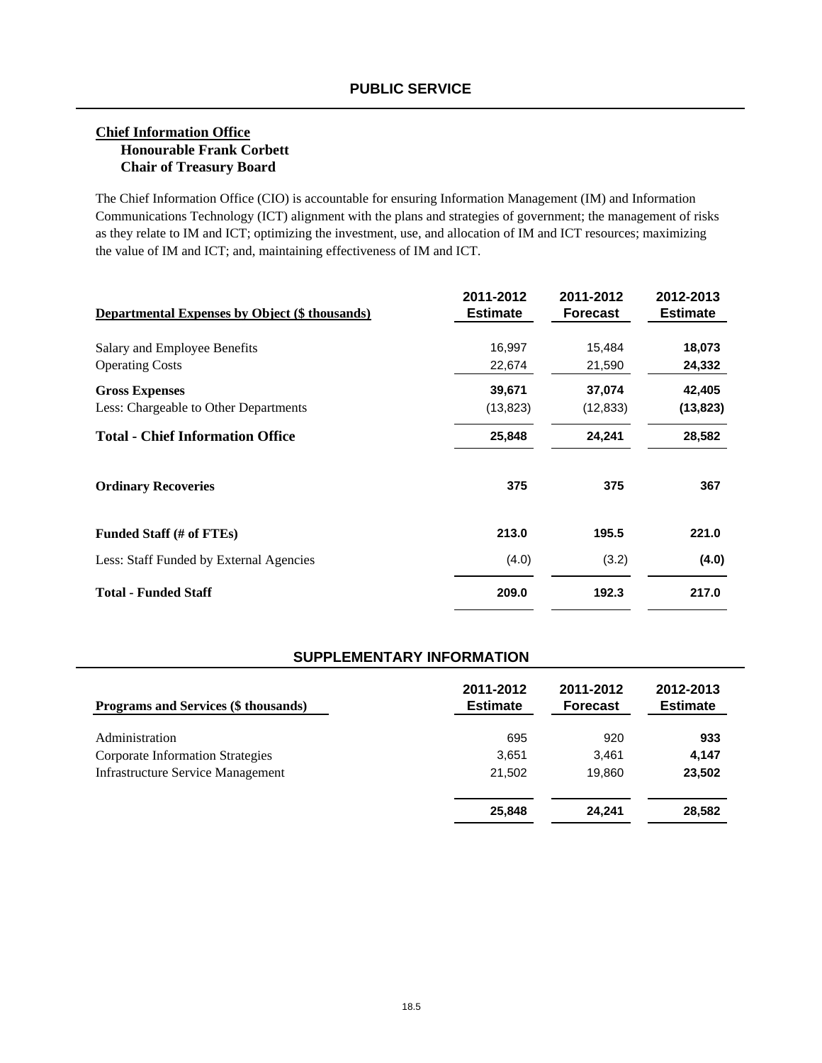## PUBLIC SERVICE

**Chief Information Office**
**Honourable Frank Corbett**
**Chair of Treasury Board**

The Chief Information Office (CIO) is accountable for ensuring Information Management (IM) and Information Communications Technology (ICT) alignment with the plans and strategies of government; the management of risks as they relate to IM and ICT; optimizing the investment, use, and allocation of IM and ICT resources; maximizing the value of IM and ICT; and, maintaining effectiveness of IM and ICT.

| Departmental Expenses by Object ($ thousands) | 2011-2012 Estimate | 2011-2012 Forecast | 2012-2013 Estimate |
|---|---|---|---|
| Salary and Employee Benefits | 16,997 | 15,484 | **18,073** |
| Operating Costs | 22,674 | 21,590 | **24,332** |
| **Gross Expenses** | **39,671** | **37,074** | **42,405** |
| Less: Chargeable to Other Departments | (13,823) | (12,833) | **(13,823)** |
| **Total - Chief Information Office** | **25,848** | **24,241** | **28,582** |
| **Ordinary Recoveries** | **375** | **375** | **367** |
| **Funded Staff (# of FTEs)** | **213.0** | **195.5** | **221.0** |
| Less: Staff Funded by External Agencies | (4.0) | (3.2) | **(4.0)** |
| **Total - Funded Staff** | **209.0** | **192.3** | **217.0** |

## SUPPLEMENTARY INFORMATION

| Programs and Services ($ thousands) | 2011-2012 Estimate | 2011-2012 Forecast | 2012-2013 Estimate |
|---|---|---|---|
| Administration | 695 | 920 | **933** |
| Corporate Information Strategies | 3,651 | 3,461 | **4,147** |
| Infrastructure Service Management | 21,502 | 19,860 | **23,502** |
| | **25,848** | **24,241** | **28,582** |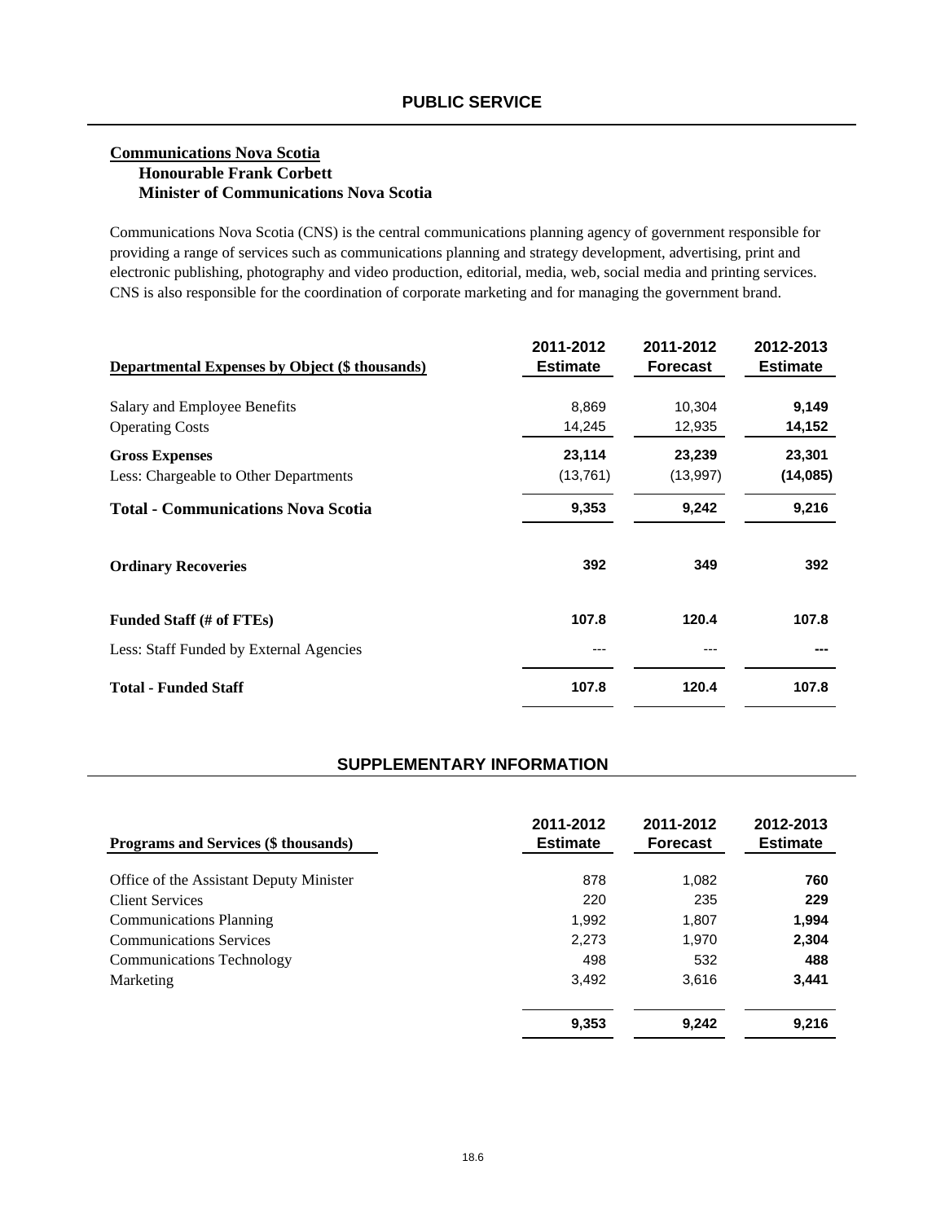## PUBLIC SERVICE

**Communications Nova Scotia**
**Honourable Frank Corbett**
**Minister of Communications Nova Scotia**

Communications Nova Scotia (CNS) is the central communications planning agency of government responsible for providing a range of services such as communications planning and strategy development, advertising, print and electronic publishing, photography and video production, editorial, media, web, social media and printing services. CNS is also responsible for the coordination of corporate marketing and for managing the government brand.

| Departmental Expenses by Object ($ thousands) | 2011-2012 Estimate | 2011-2012 Forecast | 2012-2013 Estimate |
|---|---|---|---|
| Salary and Employee Benefits | 8,869 | 10,304 | **9,149** |
| Operating Costs | 14,245 | 12,935 | **14,152** |
| **Gross Expenses** | **23,114** | **23,239** | **23,301** |
| Less: Chargeable to Other Departments | (13,761) | (13,997) | **(14,085)** |
| **Total - Communications Nova Scotia** | **9,353** | **9,242** | **9,216** |
| **Ordinary Recoveries** | **392** | **349** | **392** |
| **Funded Staff (# of FTEs)** | **107.8** | **120.4** | **107.8** |
| Less: Staff Funded by External Agencies | --- | --- | **---** |
| **Total - Funded Staff** | **107.8** | **120.4** | **107.8** |

## SUPPLEMENTARY INFORMATION

| Programs and Services ($ thousands) | 2011-2012 Estimate | 2011-2012 Forecast | 2012-2013 Estimate |
|---|---|---|---|
| Office of the Assistant Deputy Minister | 878 | 1,082 | **760** |
| Client Services | 220 | 235 | **229** |
| Communications Planning | 1,992 | 1,807 | **1,994** |
| Communications Services | 2,273 | 1,970 | **2,304** |
| Communications Technology | 498 | 532 | **488** |
| Marketing | 3,492 | 3,616 | **3,441** |
| | **9,353** | **9,242** | **9,216** |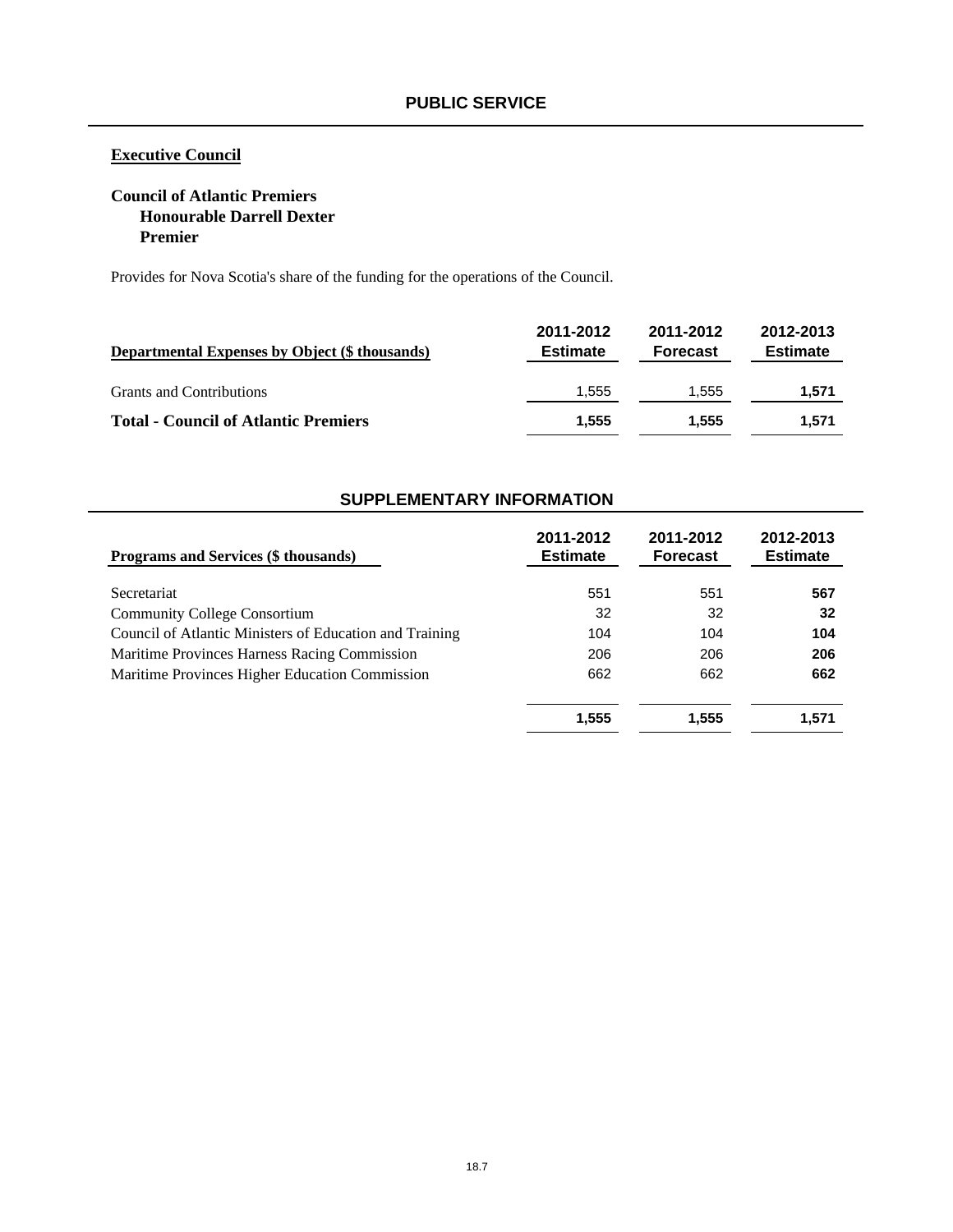# PUBLIC SERVICE

## Executive Council

### Council of Atlantic Premiers
**Honourable Darrell Dexter**
**Premier**

Provides for Nova Scotia's share of the funding for the operations of the Council.

| Departmental Expenses by Object ($ thousands) | 2011-2012 Estimate | 2011-2012 Forecast | 2012-2013 Estimate |
|---|---|---|---|
| Grants and Contributions | 1,555 | 1,555 | **1,571** |
| **Total - Council of Atlantic Premiers** | **1,555** | **1,555** | **1,571** |

## SUPPLEMENTARY INFORMATION

| Programs and Services ($ thousands) | 2011-2012 Estimate | 2011-2012 Forecast | 2012-2013 Estimate |
|---|---|---|---|
| Secretariat | 551 | 551 | **567** |
| Community College Consortium | 32 | 32 | **32** |
| Council of Atlantic Ministers of Education and Training | 104 | 104 | **104** |
| Maritime Provinces Harness Racing Commission | 206 | 206 | **206** |
| Maritime Provinces Higher Education Commission | 662 | 662 | **662** |
| | **1,555** | **1,555** | **1,571** |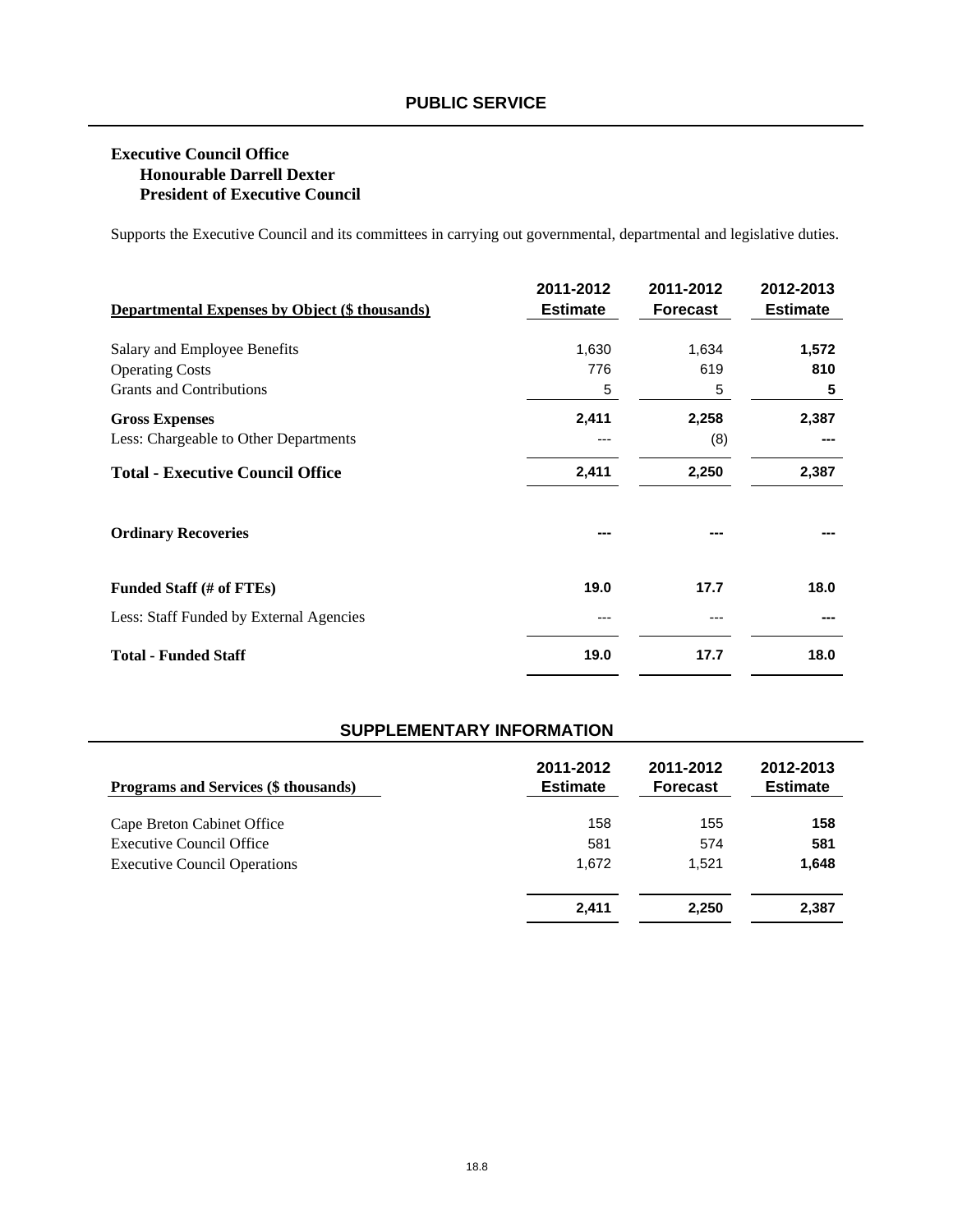## PUBLIC SERVICE

**Executive Council Office**
**Honourable Darrell Dexter**
**President of Executive Council**

Supports the Executive Council and its committees in carrying out governmental, departmental and legislative duties.

| Departmental Expenses by Object ($ thousands) | 2011-2012 Estimate | 2011-2012 Forecast | 2012-2013 Estimate |
|---|---|---|---|
| Salary and Employee Benefits | 1,630 | 1,634 | **1,572** |
| Operating Costs | 776 | 619 | **810** |
| Grants and Contributions | 5 | 5 | **5** |
| **Gross Expenses** | **2,411** | **2,258** | **2,387** |
| Less: Chargeable to Other Departments | --- | (8) | **---** |
| **Total - Executive Council Office** | **2,411** | **2,250** | **2,387** |
| **Ordinary Recoveries** | **---** | **---** | **---** |
| **Funded Staff (# of FTEs)** | **19.0** | **17.7** | **18.0** |
| Less: Staff Funded by External Agencies | --- | --- | **---** |
| **Total - Funded Staff** | **19.0** | **17.7** | **18.0** |

## SUPPLEMENTARY INFORMATION

| Programs and Services ($ thousands) | 2011-2012 Estimate | 2011-2012 Forecast | 2012-2013 Estimate |
|---|---|---|---|
| Cape Breton Cabinet Office | 158 | 155 | **158** |
| Executive Council Office | 581 | 574 | **581** |
| Executive Council Operations | 1,672 | 1,521 | **1,648** |
| | **2,411** | **2,250** | **2,387** |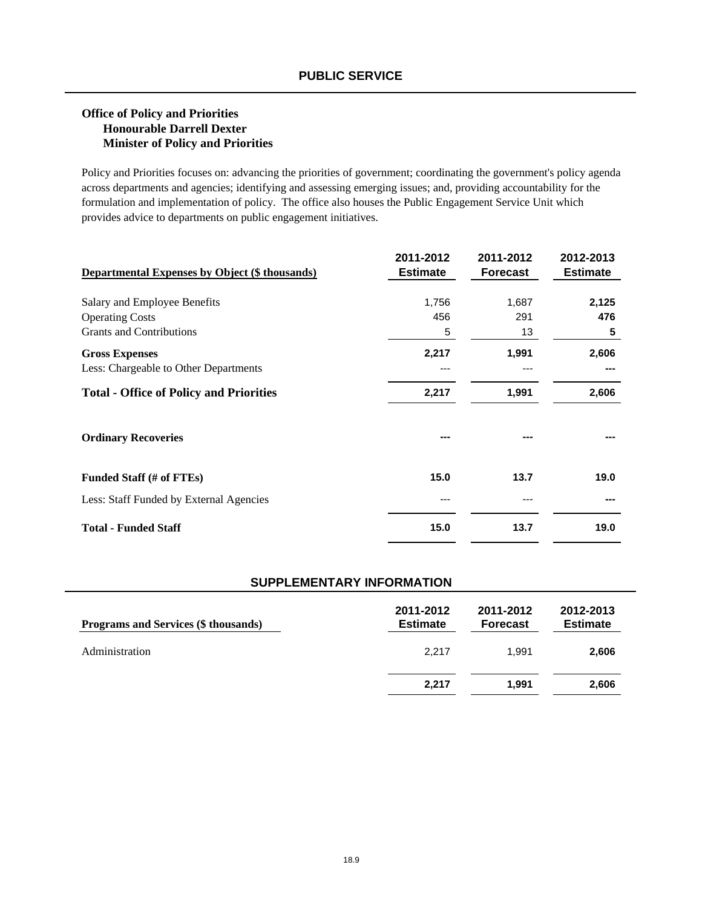## PUBLIC SERVICE

**Office of Policy and Priorities**
**Honourable Darrell Dexter**
**Minister of Policy and Priorities**

Policy and Priorities focuses on: advancing the priorities of government; coordinating the government's policy agenda across departments and agencies; identifying and assessing emerging issues; and, providing accountability for the formulation and implementation of policy. The office also houses the Public Engagement Service Unit which provides advice to departments on public engagement initiatives.

| Departmental Expenses by Object ($ thousands) | 2011-2012 Estimate | 2011-2012 Forecast | 2012-2013 Estimate |
|---|---|---|---|
| Salary and Employee Benefits | 1,756 | 1,687 | **2,125** |
| Operating Costs | 456 | 291 | **476** |
| Grants and Contributions | 5 | 13 | **5** |
| **Gross Expenses** | **2,217** | **1,991** | **2,606** |
| Less: Chargeable to Other Departments | --- | --- | **---** |
| **Total - Office of Policy and Priorities** | **2,217** | **1,991** | **2,606** |
| **Ordinary Recoveries** | **---** | **---** | **---** |
| **Funded Staff (# of FTEs)** | **15.0** | **13.7** | **19.0** |
| Less: Staff Funded by External Agencies | --- | --- | **---** |
| **Total - Funded Staff** | **15.0** | **13.7** | **19.0** |

## SUPPLEMENTARY INFORMATION

| Programs and Services ($ thousands) | 2011-2012 Estimate | 2011-2012 Forecast | 2012-2013 Estimate |
|---|---|---|---|
| Administration | 2,217 | 1,991 | **2,606** |
| | **2,217** | **1,991** | **2,606** |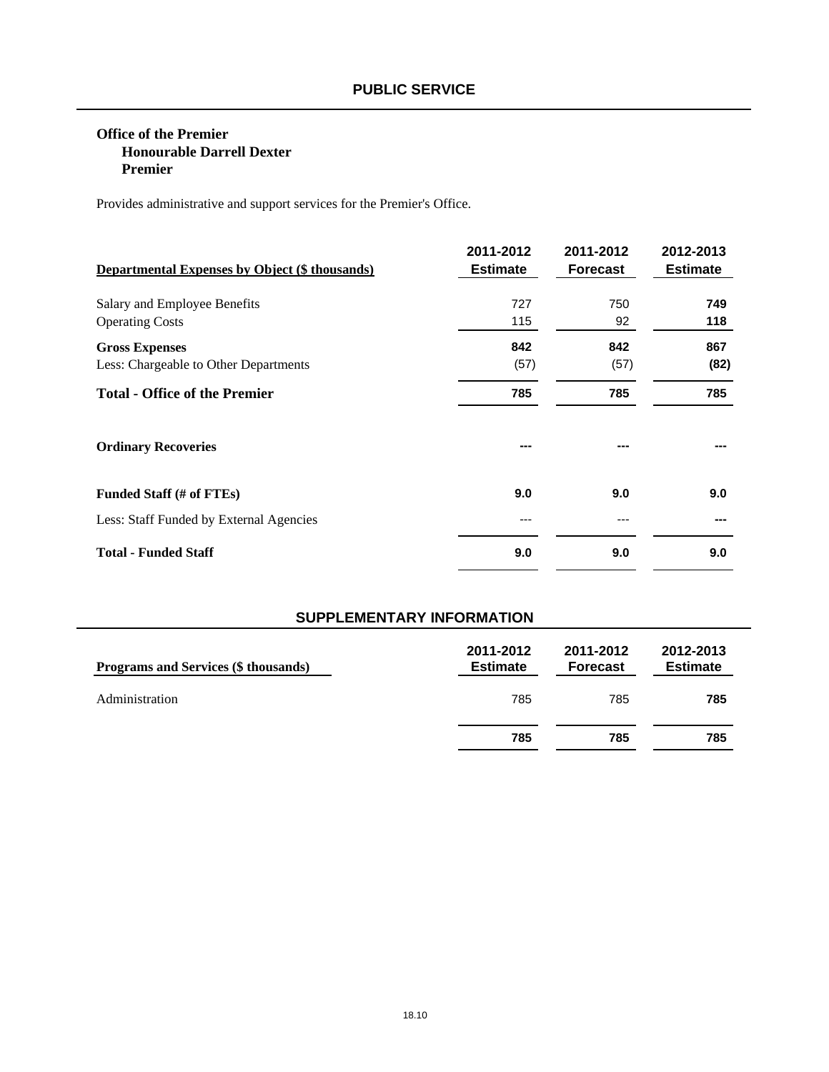## PUBLIC SERVICE

**Office of the Premier**
**Honourable Darrell Dexter**
**Premier**

Provides administrative and support services for the Premier's Office.

| Departmental Expenses by Object ($ thousands) | 2011-2012 Estimate | 2011-2012 Forecast | 2012-2013 Estimate |
|---|---|---|---|
| Salary and Employee Benefits | 727 | 750 | **749** |
| Operating Costs | 115 | 92 | **118** |
| **Gross Expenses** | **842** | **842** | **867** |
| Less: Chargeable to Other Departments | (57) | (57) | **(82)** |
| **Total - Office of the Premier** | **785** | **785** | **785** |
| | | | |
| **Ordinary Recoveries** | **---** | **---** | **---** |
| | | | |
| **Funded Staff (# of FTEs)** | **9.0** | **9.0** | **9.0** |
| Less: Staff Funded by External Agencies | --- | --- | **---** |
| **Total - Funded Staff** | **9.0** | **9.0** | **9.0** |

## SUPPLEMENTARY INFORMATION

| Programs and Services ($ thousands) | 2011-2012 Estimate | 2011-2012 Forecast | 2012-2013 Estimate |
|---|---|---|---|
| Administration | 785 | 785 | **785** |
| | **785** | **785** | **785** |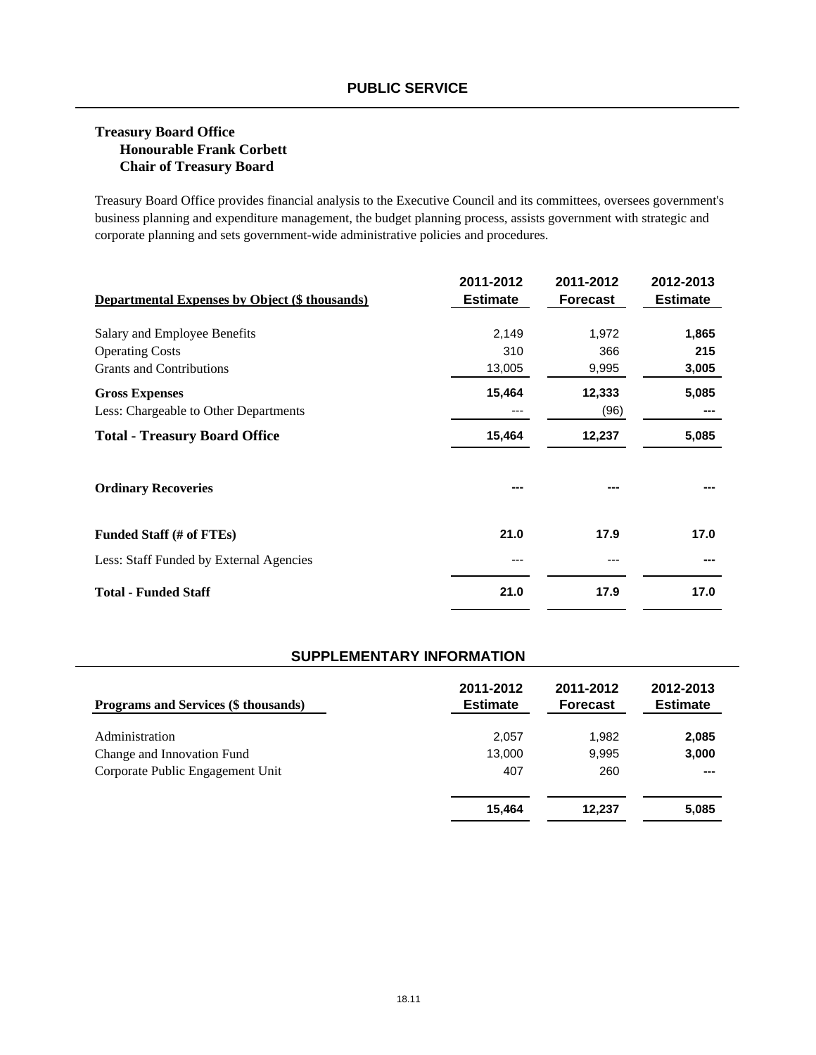## PUBLIC SERVICE

### Treasury Board Office
**Honourable Frank Corbett**
**Chair of Treasury Board**

Treasury Board Office provides financial analysis to the Executive Council and its committees, oversees government's business planning and expenditure management, the budget planning process, assists government with strategic and corporate planning and sets government-wide administrative policies and procedures.

| Departmental Expenses by Object ($ thousands) | 2011-2012 Estimate | 2011-2012 Forecast | 2012-2013 Estimate |
|---|---|---|---|
| Salary and Employee Benefits | 2,149 | 1,972 | **1,865** |
| Operating Costs | 310 | 366 | **215** |
| Grants and Contributions | 13,005 | 9,995 | **3,005** |
| **Gross Expenses** | **15,464** | **12,333** | **5,085** |
| Less: Chargeable to Other Departments | --- | (96) | **---** |
| **Total - Treasury Board Office** | **15,464** | **12,237** | **5,085** |
| | | | |
| **Ordinary Recoveries** | **---** | **---** | **---** |
| | | | |
| **Funded Staff (# of FTEs)** | **21.0** | **17.9** | **17.0** |
| Less: Staff Funded by External Agencies | --- | --- | **---** |
| **Total - Funded Staff** | **21.0** | **17.9** | **17.0** |

## SUPPLEMENTARY INFORMATION

| Programs and Services ($ thousands) | 2011-2012 Estimate | 2011-2012 Forecast | 2012-2013 Estimate |
|---|---|---|---|
| Administration | 2,057 | 1,982 | **2,085** |
| Change and Innovation Fund | 13,000 | 9,995 | **3,000** |
| Corporate Public Engagement Unit | 407 | 260 | **---** |
| | **15,464** | **12,237** | **5,085** |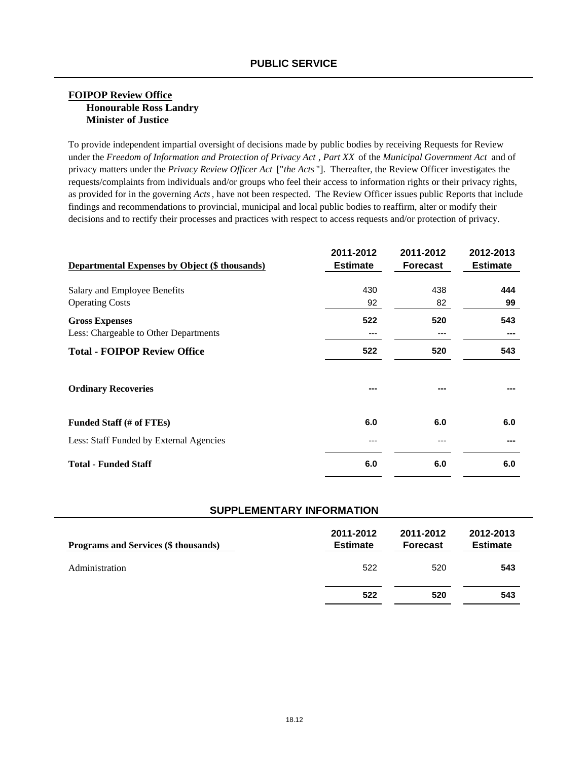## PUBLIC SERVICE

**FOIPOP Review Office**
**Honourable Ross Landry**
**Minister of Justice**

To provide independent impartial oversight of decisions made by public bodies by receiving Requests for Review under the *Freedom of Information and Protection of Privacy Act* , *Part XX* of the *Municipal Government Act* and of privacy matters under the *Privacy Review Officer Act* ["*the Acts* "]. Thereafter, the Review Officer investigates the requests/complaints from individuals and/or groups who feel their access to information rights or their privacy rights, as provided for in the governing *Acts* , have not been respected. The Review Officer issues public Reports that include findings and recommendations to provincial, municipal and local public bodies to reaffirm, alter or modify their decisions and to rectify their processes and practices with respect to access requests and/or protection of privacy.

| Departmental Expenses by Object ($ thousands) | 2011-2012 Estimate | 2011-2012 Forecast | 2012-2013 Estimate |
|---|---|---|---|
| Salary and Employee Benefits | 430 | 438 | **444** |
| Operating Costs | 92 | 82 | **99** |
| **Gross Expenses** | **522** | **520** | **543** |
| Less: Chargeable to Other Departments | --- | --- | **---** |
| **Total - FOIPOP Review Office** | **522** | **520** | **543** |
| **Ordinary Recoveries** | **---** | **---** | **---** |
| **Funded Staff (# of FTEs)** | **6.0** | **6.0** | **6.0** |
| Less: Staff Funded by External Agencies | --- | --- | **---** |
| **Total - Funded Staff** | **6.0** | **6.0** | **6.0** |

## SUPPLEMENTARY INFORMATION

| Programs and Services ($ thousands) | 2011-2012 Estimate | 2011-2012 Forecast | 2012-2013 Estimate |
|---|---|---|---|
| Administration | 522 | 520 | **543** |
| | **522** | **520** | **543** |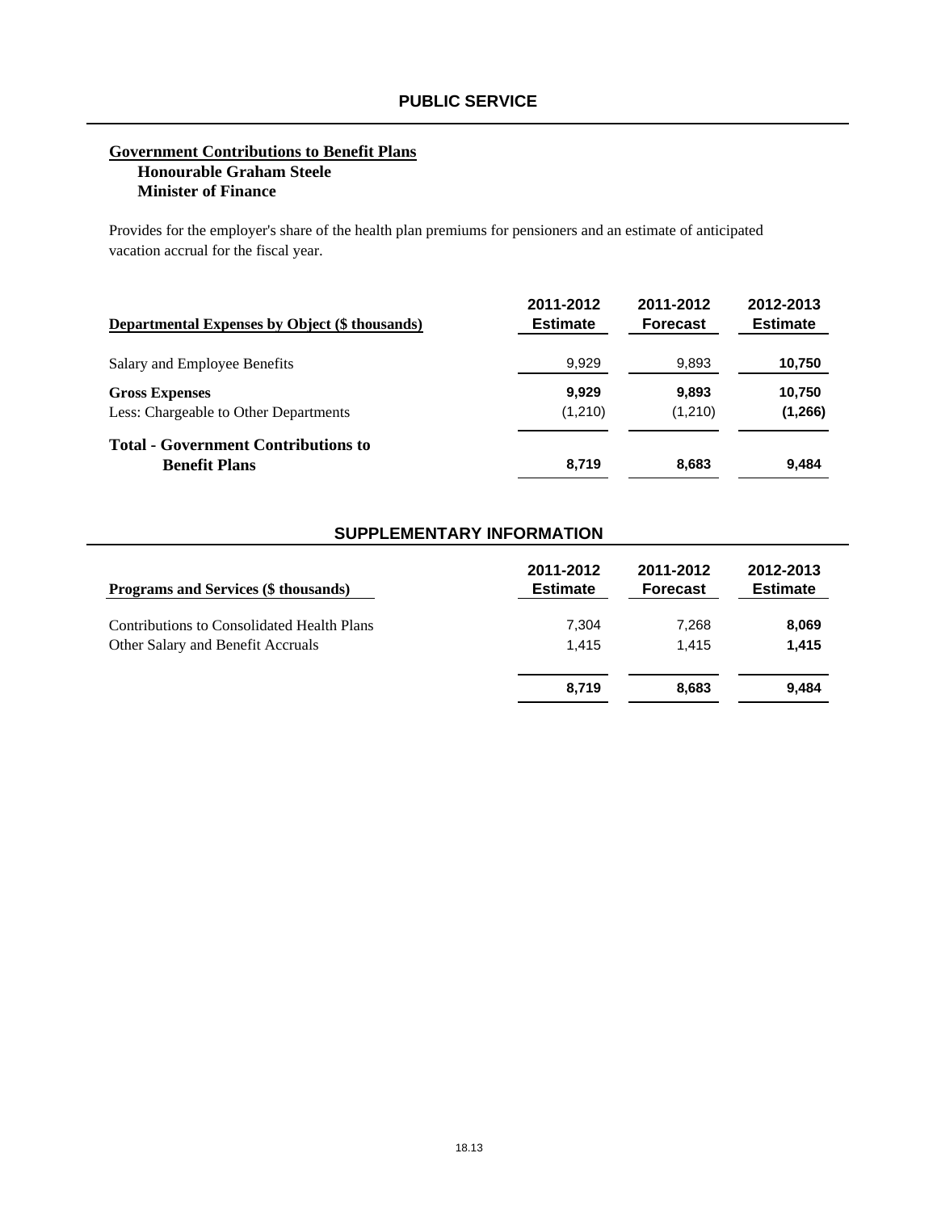## PUBLIC SERVICE

**Government Contributions to Benefit Plans**
**Honourable Graham Steele**
**Minister of Finance**

Provides for the employer's share of the health plan premiums for pensioners and an estimate of anticipated vacation accrual for the fiscal year.

| Departmental Expenses by Object ($ thousands) | 2011-2012 Estimate | 2011-2012 Forecast | 2012-2013 Estimate |
|---|---|---|---|
| Salary and Employee Benefits | 9,929 | 9,893 | **10,750** |
| **Gross Expenses** | **9,929** | **9,893** | **10,750** |
| Less: Chargeable to Other Departments | (1,210) | (1,210) | **(1,266)** |
| **Total - Government Contributions to Benefit Plans** | **8,719** | **8,683** | **9,484** |

## SUPPLEMENTARY INFORMATION

| Programs and Services ($ thousands) | 2011-2012 Estimate | 2011-2012 Forecast | 2012-2013 Estimate |
|---|---|---|---|
| Contributions to Consolidated Health Plans | 7,304 | 7,268 | **8,069** |
| Other Salary and Benefit Accruals | 1,415 | 1,415 | **1,415** |
| | **8,719** | **8,683** | **9,484** |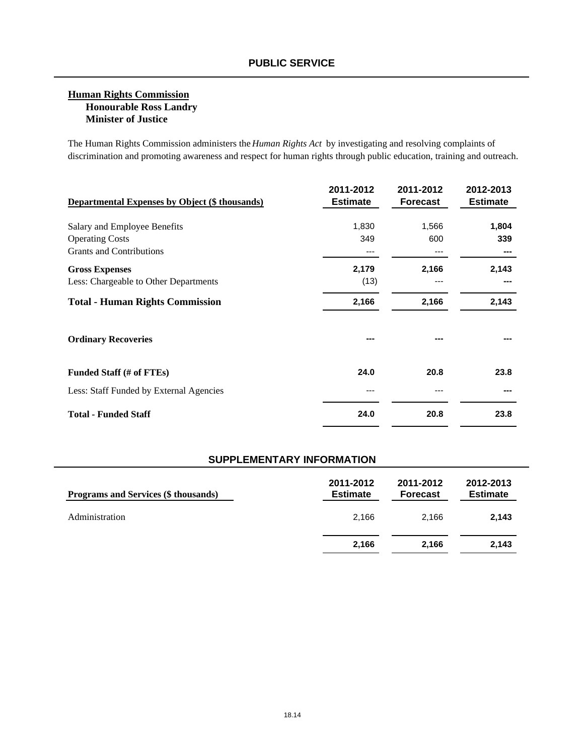## PUBLIC SERVICE

### Human Rights Commission

**Honourable Ross Landry**
**Minister of Justice**

The Human Rights Commission administers the *Human Rights Act* by investigating and resolving complaints of discrimination and promoting awareness and respect for human rights through public education, training and outreach.

| Departmental Expenses by Object ($ thousands) | 2011-2012 Estimate | 2011-2012 Forecast | 2012-2013 Estimate |
|---|---|---|---|
| Salary and Employee Benefits | 1,830 | 1,566 | **1,804** |
| Operating Costs | 349 | 600 | **339** |
| Grants and Contributions | --- | --- | **---** |
| **Gross Expenses** | **2,179** | **2,166** | **2,143** |
| Less: Chargeable to Other Departments | (13) | --- | **---** |
| **Total - Human Rights Commission** | **2,166** | **2,166** | **2,143** |
| **Ordinary Recoveries** | **---** | **---** | **---** |
| **Funded Staff (# of FTEs)** | **24.0** | **20.8** | **23.8** |
| Less: Staff Funded by External Agencies | --- | --- | **---** |
| **Total - Funded Staff** | **24.0** | **20.8** | **23.8** |

## SUPPLEMENTARY INFORMATION

| Programs and Services ($ thousands) | 2011-2012 Estimate | 2011-2012 Forecast | 2012-2013 Estimate |
|---|---|---|---|
| Administration | 2,166 | 2,166 | **2,143** |
| | **2,166** | **2,166** | **2,143** |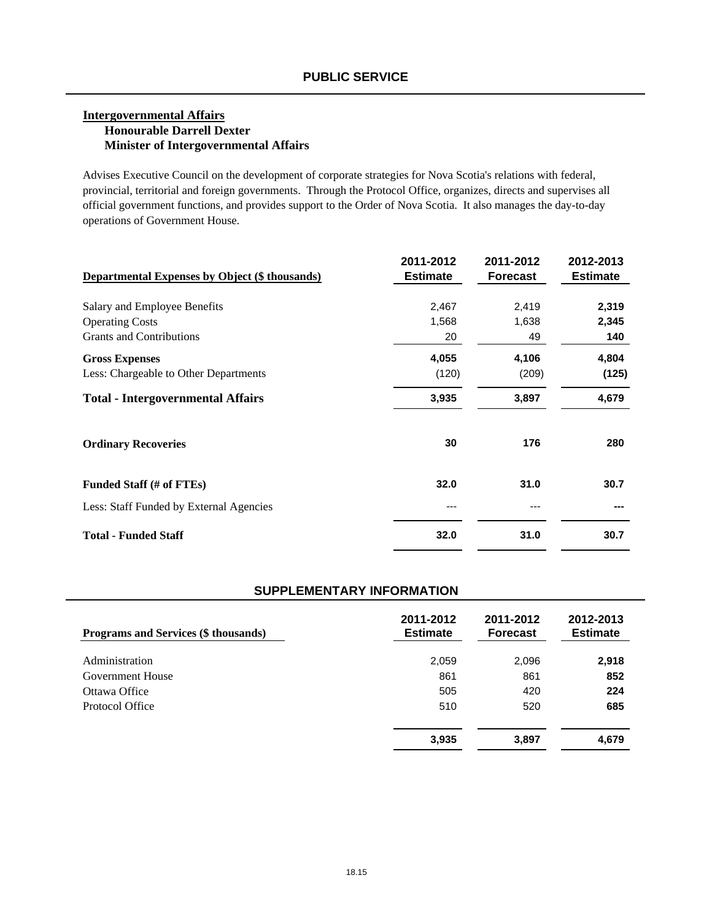# PUBLIC SERVICE

## Intergovernmental Affairs

**Honourable Darrell Dexter**
**Minister of Intergovernmental Affairs**

Advises Executive Council on the development of corporate strategies for Nova Scotia's relations with federal, provincial, territorial and foreign governments. Through the Protocol Office, organizes, directs and supervises all official government functions, and provides support to the Order of Nova Scotia. It also manages the day-to-day operations of Government House.

| Departmental Expenses by Object ($ thousands) | 2011-2012 Estimate | 2011-2012 Forecast | 2012-2013 Estimate |
|---|---|---|---|
| Salary and Employee Benefits | 2,467 | 2,419 | **2,319** |
| Operating Costs | 1,568 | 1,638 | **2,345** |
| Grants and Contributions | 20 | 49 | **140** |
| **Gross Expenses** | **4,055** | **4,106** | **4,804** |
| Less: Chargeable to Other Departments | (120) | (209) | **(125)** |
| **Total - Intergovernmental Affairs** | **3,935** | **3,897** | **4,679** |
| **Ordinary Recoveries** | **30** | **176** | **280** |
| **Funded Staff (# of FTEs)** | **32.0** | **31.0** | **30.7** |
| Less: Staff Funded by External Agencies | --- | --- | **---** |
| **Total - Funded Staff** | **32.0** | **31.0** | **30.7** |

## SUPPLEMENTARY INFORMATION

| Programs and Services ($ thousands) | 2011-2012 Estimate | 2011-2012 Forecast | 2012-2013 Estimate |
|---|---|---|---|
| Administration | 2,059 | 2,096 | **2,918** |
| Government House | 861 | 861 | **852** |
| Ottawa Office | 505 | 420 | **224** |
| Protocol Office | 510 | 520 | **685** |
| | **3,935** | **3,897** | **4,679** |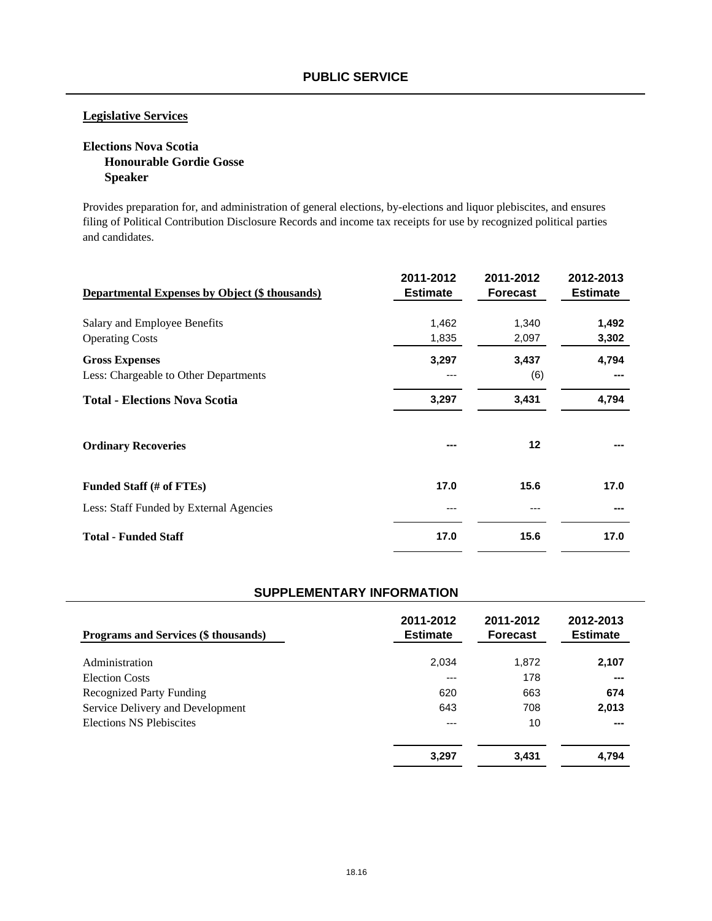# PUBLIC SERVICE

## Legislative Services

### Elections Nova Scotia
**Honourable Gordie Gosse**
**Speaker**

Provides preparation for, and administration of general elections, by-elections and liquor plebiscites, and ensures filing of Political Contribution Disclosure Records and income tax receipts for use by recognized political parties and candidates.

| Departmental Expenses by Object ($ thousands) | 2011-2012 Estimate | 2011-2012 Forecast | 2012-2013 Estimate |
|---|---|---|---|
| Salary and Employee Benefits | 1,462 | 1,340 | **1,492** |
| Operating Costs | 1,835 | 2,097 | **3,302** |
| **Gross Expenses** | **3,297** | **3,437** | **4,794** |
| Less: Chargeable to Other Departments | --- | (6) | **---** |
| **Total - Elections Nova Scotia** | **3,297** | **3,431** | **4,794** |
| **Ordinary Recoveries** | **---** | **12** | **---** |
| **Funded Staff (# of FTEs)** | **17.0** | **15.6** | **17.0** |
| Less: Staff Funded by External Agencies | --- | --- | **---** |
| **Total - Funded Staff** | **17.0** | **15.6** | **17.0** |

## SUPPLEMENTARY INFORMATION

| Programs and Services ($ thousands) | 2011-2012 Estimate | 2011-2012 Forecast | 2012-2013 Estimate |
|---|---|---|---|
| Administration | 2,034 | 1,872 | **2,107** |
| Election Costs | --- | 178 | **---** |
| Recognized Party Funding | 620 | 663 | **674** |
| Service Delivery and Development | 643 | 708 | **2,013** |
| Elections NS Plebiscites | --- | 10 | **---** |
| | **3,297** | **3,431** | **4,794** |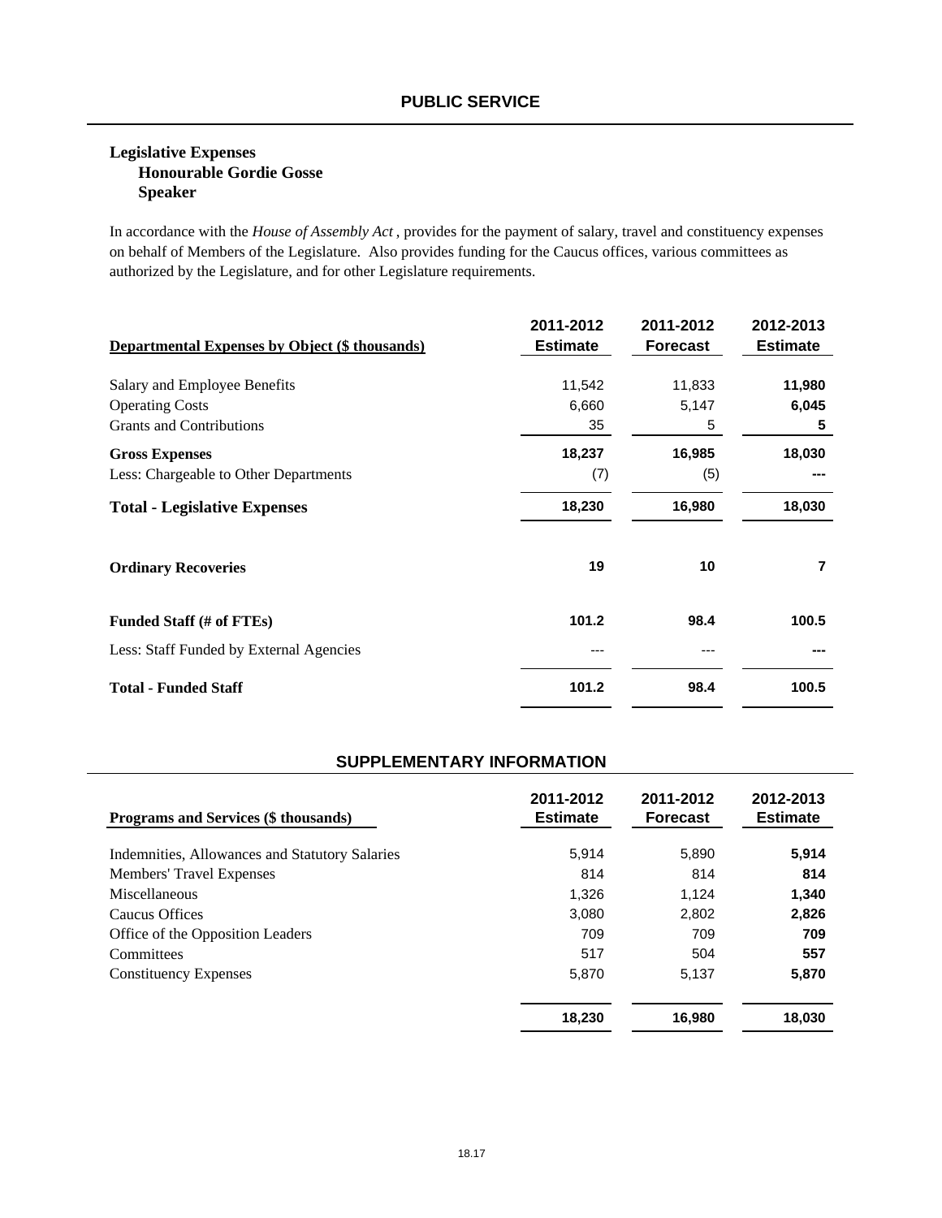## PUBLIC SERVICE

### Legislative Expenses
**Honourable Gordie Gosse**
**Speaker**

In accordance with the *House of Assembly Act* , provides for the payment of salary, travel and constituency expenses on behalf of Members of the Legislature. Also provides funding for the Caucus offices, various committees as authorized by the Legislature, and for other Legislature requirements.

| Departmental Expenses by Object ($ thousands) | 2011-2012 Estimate | 2011-2012 Forecast | 2012-2013 Estimate |
|---|---|---|---|
| Salary and Employee Benefits | 11,542 | 11,833 | **11,980** |
| Operating Costs | 6,660 | 5,147 | **6,045** |
| Grants and Contributions | 35 | 5 | **5** |
| **Gross Expenses** | **18,237** | **16,985** | **18,030** |
| Less: Chargeable to Other Departments | (7) | (5) | **---** |
| **Total - Legislative Expenses** | **18,230** | **16,980** | **18,030** |
| **Ordinary Recoveries** | **19** | **10** | **7** |
| **Funded Staff (# of FTEs)** | **101.2** | **98.4** | **100.5** |
| Less: Staff Funded by External Agencies | --- | --- | **---** |
| **Total - Funded Staff** | **101.2** | **98.4** | **100.5** |

## SUPPLEMENTARY INFORMATION

| Programs and Services ($ thousands) | 2011-2012 Estimate | 2011-2012 Forecast | 2012-2013 Estimate |
|---|---|---|---|
| Indemnities, Allowances and Statutory Salaries | 5,914 | 5,890 | **5,914** |
| Members' Travel Expenses | 814 | 814 | **814** |
| Miscellaneous | 1,326 | 1,124 | **1,340** |
| Caucus Offices | 3,080 | 2,802 | **2,826** |
| Office of the Opposition Leaders | 709 | 709 | **709** |
| Committees | 517 | 504 | **557** |
| Constituency Expenses | 5,870 | 5,137 | **5,870** |
| | **18,230** | **16,980** | **18,030** |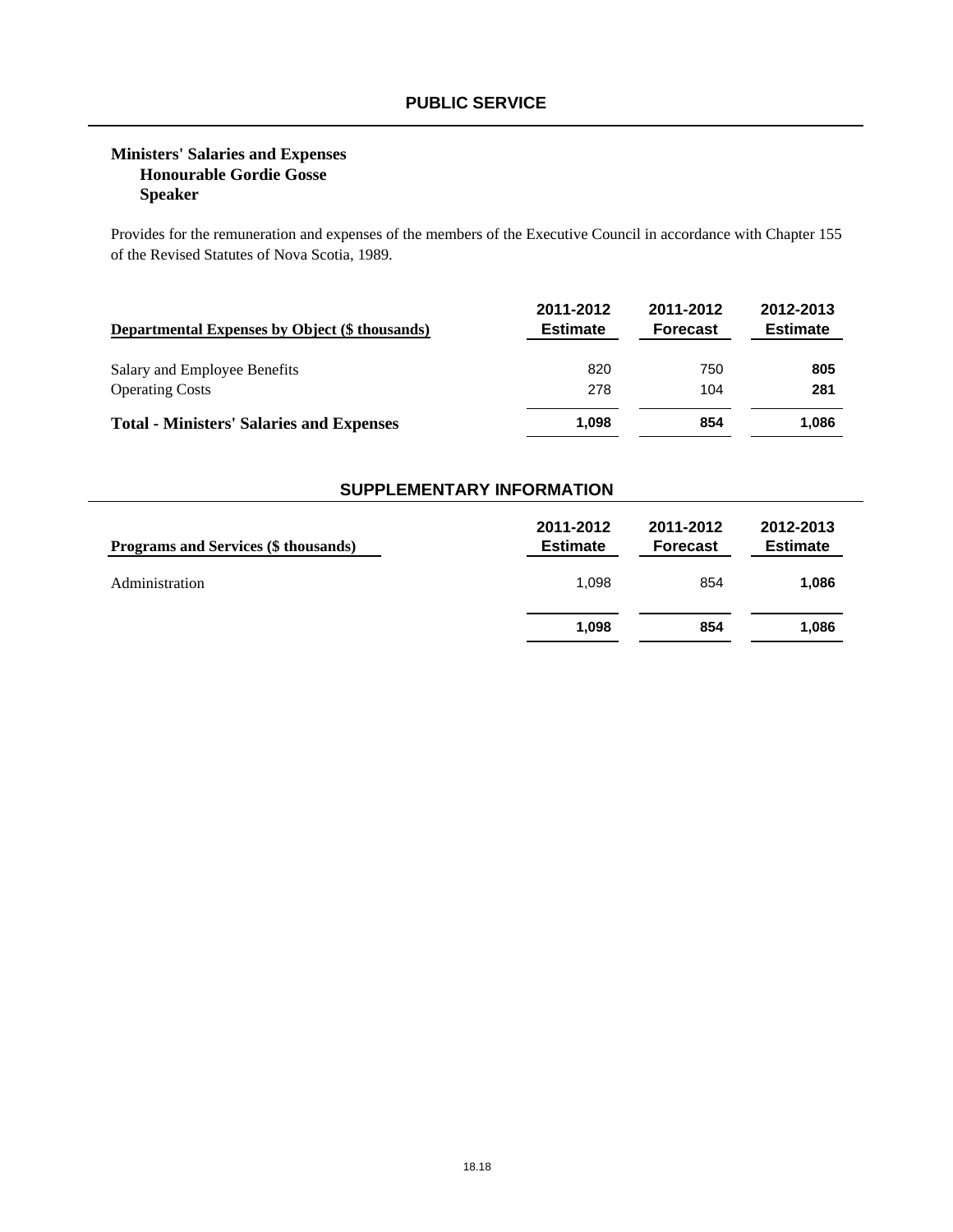# PUBLIC SERVICE

**Ministers' Salaries and Expenses**
**Honourable Gordie Gosse**
**Speaker**

Provides for the remuneration and expenses of the members of the Executive Council in accordance with Chapter 155 of the Revised Statutes of Nova Scotia, 1989.

| Departmental Expenses by Object ($ thousands) | 2011-2012 Estimate | 2011-2012 Forecast | 2012-2013 Estimate |
|---|---|---|---|
| Salary and Employee Benefits | 820 | 750 | **805** |
| Operating Costs | 278 | 104 | **281** |
| **Total - Ministers' Salaries and Expenses** | **1,098** | **854** | **1,086** |

## SUPPLEMENTARY INFORMATION

| Programs and Services ($ thousands) | 2011-2012 Estimate | 2011-2012 Forecast | 2012-2013 Estimate |
|---|---|---|---|
| Administration | 1,098 | 854 | **1,086** |
| | **1,098** | **854** | **1,086** |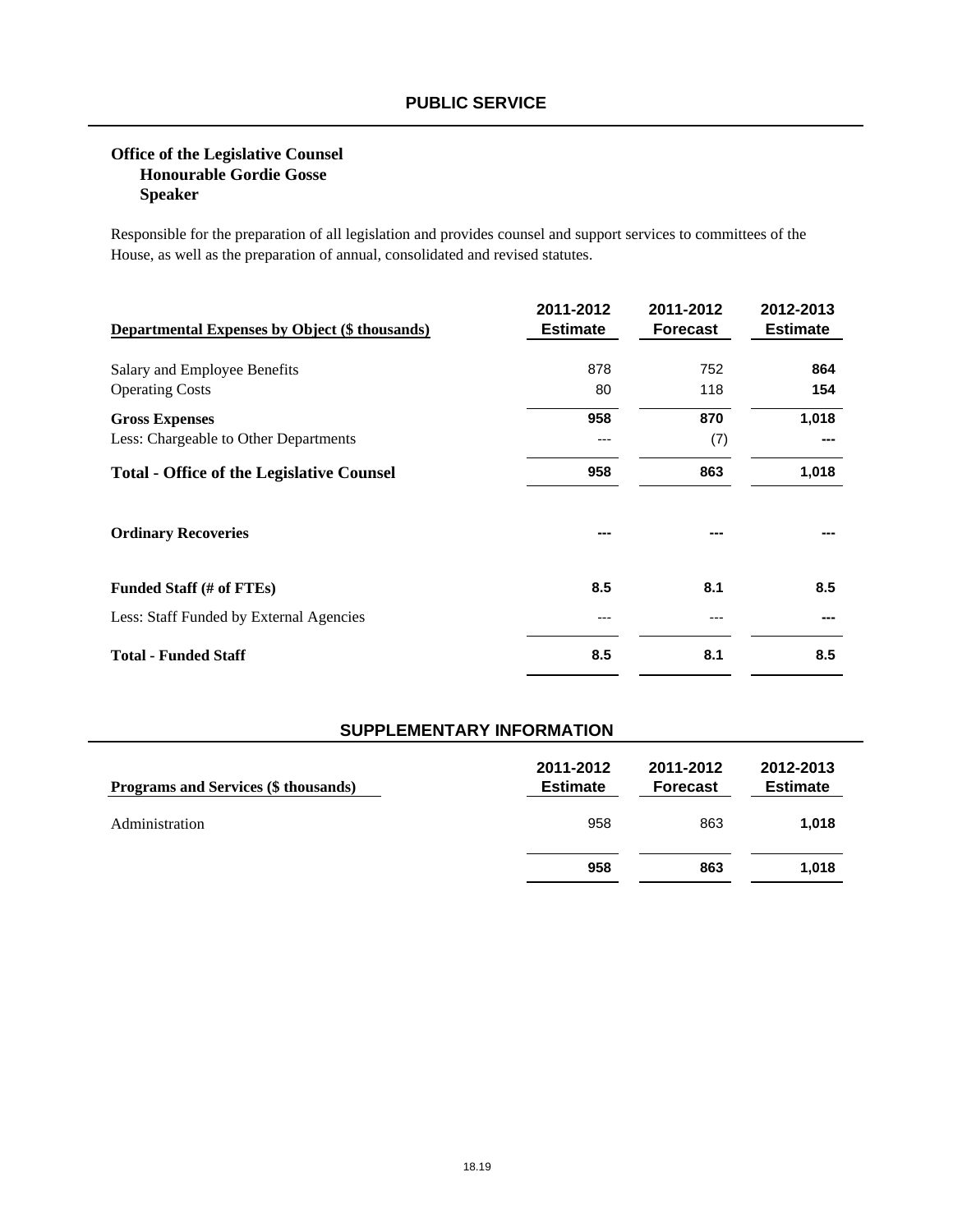# PUBLIC SERVICE

**Office of the Legislative Counsel**
**Honourable Gordie Gosse**
**Speaker**

Responsible for the preparation of all legislation and provides counsel and support services to committees of the House, as well as the preparation of annual, consolidated and revised statutes.

| Departmental Expenses by Object ($ thousands) | 2011-2012 Estimate | 2011-2012 Forecast | 2012-2013 Estimate |
|---|---|---|---|
| Salary and Employee Benefits | 878 | 752 | **864** |
| Operating Costs | 80 | 118 | **154** |
| **Gross Expenses** | **958** | **870** | **1,018** |
| Less: Chargeable to Other Departments | --- | (7) | **---** |
| **Total - Office of the Legislative Counsel** | **958** | **863** | **1,018** |
| **Ordinary Recoveries** | **---** | **---** | **---** |
| **Funded Staff (# of FTEs)** | **8.5** | **8.1** | **8.5** |
| Less: Staff Funded by External Agencies | --- | --- | **---** |
| **Total - Funded Staff** | **8.5** | **8.1** | **8.5** |

## SUPPLEMENTARY INFORMATION

| Programs and Services ($ thousands) | 2011-2012 Estimate | 2011-2012 Forecast | 2012-2013 Estimate |
|---|---|---|---|
| Administration | 958 | 863 | **1,018** |
| | **958** | **863** | **1,018** |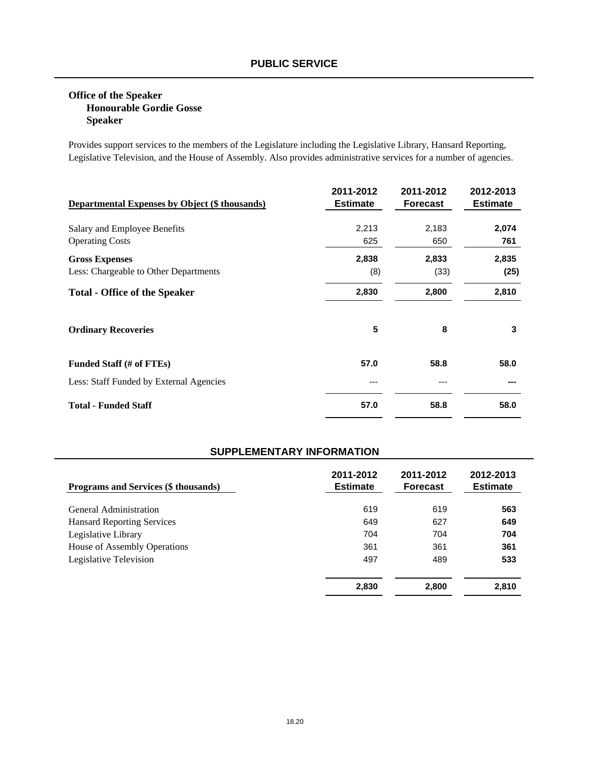## PUBLIC SERVICE

**Office of the Speaker**
**Honourable Gordie Gosse**
**Speaker**

Provides support services to the members of the Legislature including the Legislative Library, Hansard Reporting, Legislative Television, and the House of Assembly. Also provides administrative services for a number of agencies.

| Departmental Expenses by Object ($ thousands) | 2011-2012 Estimate | 2011-2012 Forecast | 2012-2013 Estimate |
|---|---|---|---|
| Salary and Employee Benefits | 2,213 | 2,183 | **2,074** |
| Operating Costs | 625 | 650 | **761** |
| **Gross Expenses** | **2,838** | **2,833** | **2,835** |
| Less: Chargeable to Other Departments | (8) | (33) | **(25)** |
| **Total - Office of the Speaker** | **2,830** | **2,800** | **2,810** |
| **Ordinary Recoveries** | **5** | **8** | **3** |
| **Funded Staff (# of FTEs)** | **57.0** | **58.8** | **58.0** |
| Less: Staff Funded by External Agencies | --- | --- | **---** |
| **Total - Funded Staff** | **57.0** | **58.8** | **58.0** |

## SUPPLEMENTARY INFORMATION

| Programs and Services ($ thousands) | 2011-2012 Estimate | 2011-2012 Forecast | 2012-2013 Estimate |
|---|---|---|---|
| General Administration | 619 | 619 | **563** |
| Hansard Reporting Services | 649 | 627 | **649** |
| Legislative Library | 704 | 704 | **704** |
| House of Assembly Operations | 361 | 361 | **361** |
| Legislative Television | 497 | 489 | **533** |
| | **2,830** | **2,800** | **2,810** |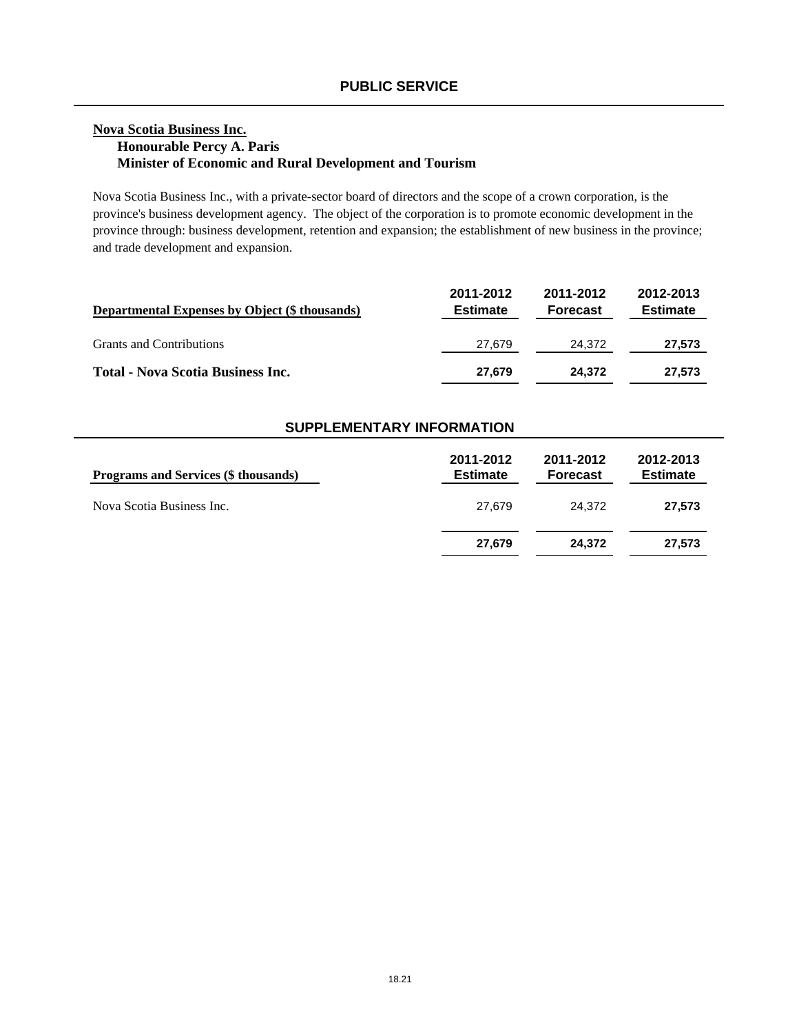# PUBLIC SERVICE

**Nova Scotia Business Inc.**

**Honourable Percy A. Paris**

**Minister of Economic and Rural Development and Tourism**

Nova Scotia Business Inc., with a private-sector board of directors and the scope of a crown corporation, is the province's business development agency. The object of the corporation is to promote economic development in the province through: business development, retention and expansion; the establishment of new business in the province; and trade development and expansion.

| Departmental Expenses by Object ($ thousands) | 2011-2012 Estimate | 2011-2012 Forecast | 2012-2013 Estimate |
|---|---|---|---|
| Grants and Contributions | 27,679 | 24,372 | **27,573** |
| **Total - Nova Scotia Business Inc.** | **27,679** | **24,372** | **27,573** |

## SUPPLEMENTARY INFORMATION

| Programs and Services ($ thousands) | 2011-2012 Estimate | 2011-2012 Forecast | 2012-2013 Estimate |
|---|---|---|---|
| Nova Scotia Business Inc. | 27,679 | 24,372 | **27,573** |
| | **27,679** | **24,372** | **27,573** |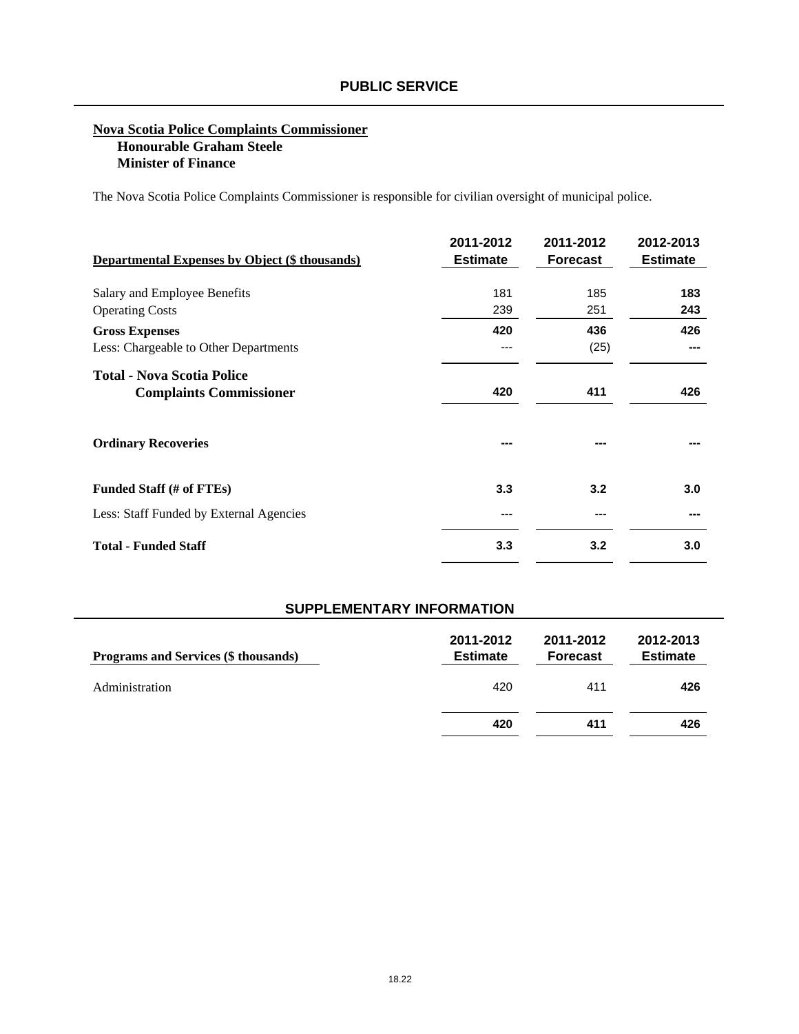# PUBLIC SERVICE

**Nova Scotia Police Complaints Commissioner**
**Honourable Graham Steele**
**Minister of Finance**

The Nova Scotia Police Complaints Commissioner is responsible for civilian oversight of municipal police.

| Departmental Expenses by Object ($ thousands) | 2011-2012 Estimate | 2011-2012 Forecast | 2012-2013 Estimate |
|---|---|---|---|
| Salary and Employee Benefits | 181 | 185 | **183** |
| Operating Costs | 239 | 251 | **243** |
| **Gross Expenses** | **420** | **436** | **426** |
| Less: Chargeable to Other Departments | --- | (25) | **---** |
| **Total - Nova Scotia Police Complaints Commissioner** | **420** | **411** | **426** |
| **Ordinary Recoveries** | **---** | **---** | **---** |
| **Funded Staff (# of FTEs)** | **3.3** | **3.2** | **3.0** |
| Less: Staff Funded by External Agencies | --- | --- | **---** |
| **Total - Funded Staff** | **3.3** | **3.2** | **3.0** |

## SUPPLEMENTARY INFORMATION

| Programs and Services ($ thousands) | 2011-2012 Estimate | 2011-2012 Forecast | 2012-2013 Estimate |
|---|---|---|---|
| Administration | 420 | 411 | **426** |
| | **420** | **411** | **426** |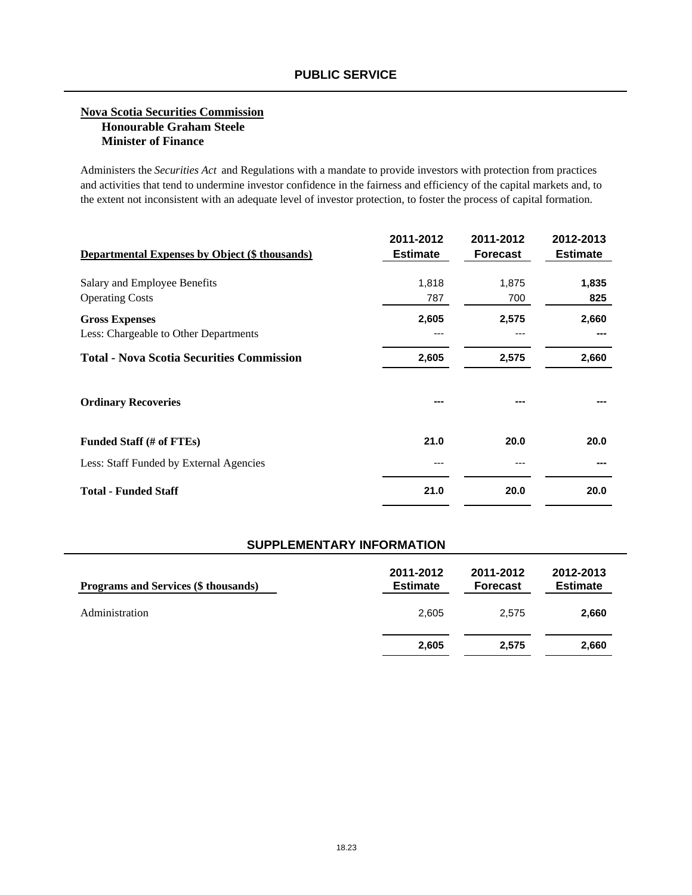## PUBLIC SERVICE

**Nova Scotia Securities Commission**
**Honourable Graham Steele**
**Minister of Finance**

Administers the *Securities Act* and Regulations with a mandate to provide investors with protection from practices and activities that tend to undermine investor confidence in the fairness and efficiency of the capital markets and, to the extent not inconsistent with an adequate level of investor protection, to foster the process of capital formation.

| Departmental Expenses by Object ($ thousands) | 2011-2012 Estimate | 2011-2012 Forecast | 2012-2013 Estimate |
|---|---|---|---|
| Salary and Employee Benefits | 1,818 | 1,875 | **1,835** |
| Operating Costs | 787 | 700 | **825** |
| **Gross Expenses** | **2,605** | **2,575** | **2,660** |
| Less: Chargeable to Other Departments | --- | --- | **---** |
| **Total - Nova Scotia Securities Commission** | **2,605** | **2,575** | **2,660** |
| **Ordinary Recoveries** | **---** | **---** | **---** |
| **Funded Staff (# of FTEs)** | **21.0** | **20.0** | **20.0** |
| Less: Staff Funded by External Agencies | --- | --- | **---** |
| **Total - Funded Staff** | **21.0** | **20.0** | **20.0** |

## SUPPLEMENTARY INFORMATION

| Programs and Services ($ thousands) | 2011-2012 Estimate | 2011-2012 Forecast | 2012-2013 Estimate |
|---|---|---|---|
| Administration | 2,605 | 2,575 | **2,660** |
| | **2,605** | **2,575** | **2,660** |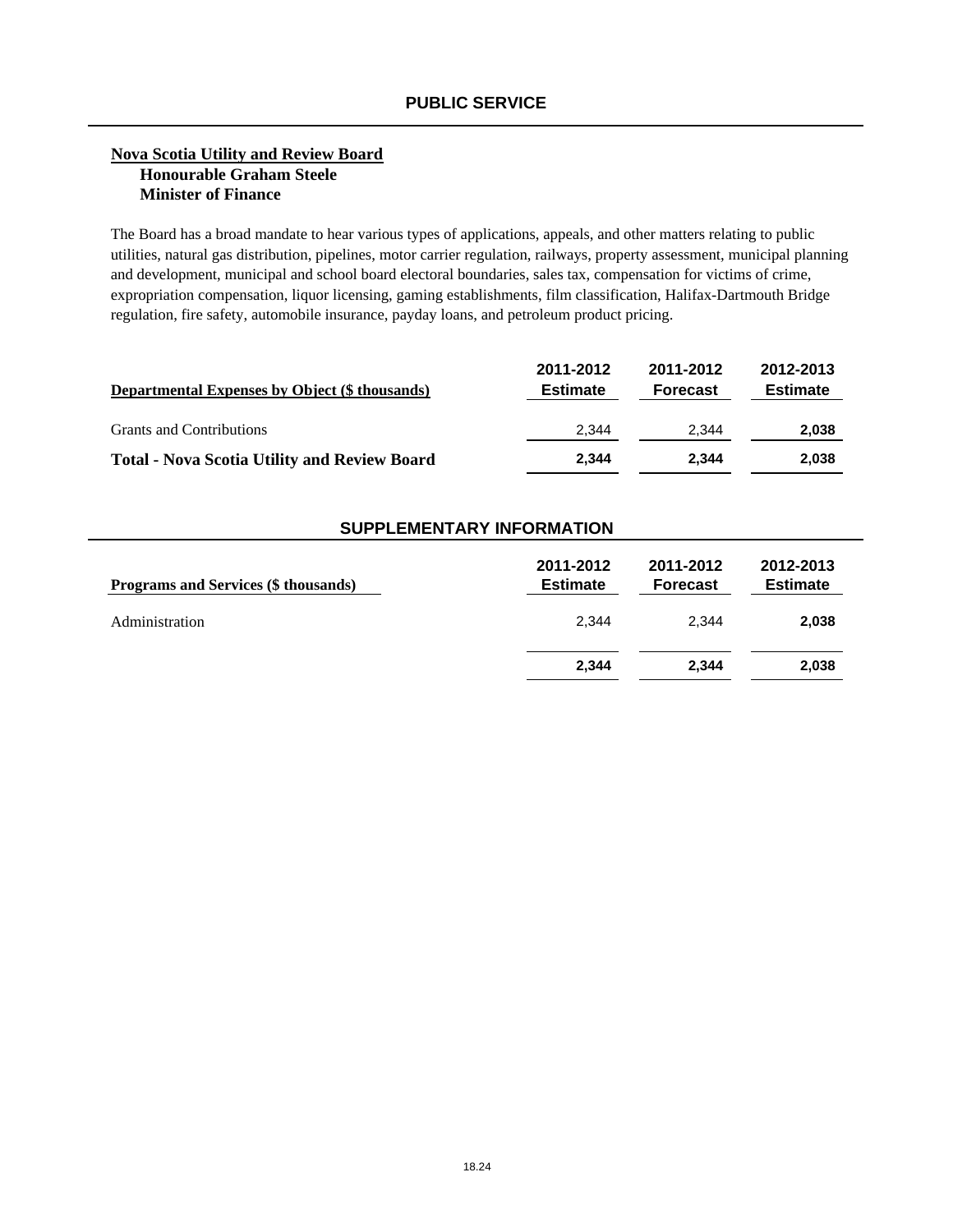# PUBLIC SERVICE

## Nova Scotia Utility and Review Board

**Honourable Graham Steele**
**Minister of Finance**

The Board has a broad mandate to hear various types of applications, appeals, and other matters relating to public utilities, natural gas distribution, pipelines, motor carrier regulation, railways, property assessment, municipal planning and development, municipal and school board electoral boundaries, sales tax, compensation for victims of crime, expropriation compensation, liquor licensing, gaming establishments, film classification, Halifax-Dartmouth Bridge regulation, fire safety, automobile insurance, payday loans, and petroleum product pricing.

| Departmental Expenses by Object ($ thousands) | 2011-2012 Estimate | 2011-2012 Forecast | 2012-2013 Estimate |
|---|---|---|---|
| Grants and Contributions | 2,344 | 2,344 | **2,038** |
| **Total - Nova Scotia Utility and Review Board** | **2,344** | **2,344** | **2,038** |

## SUPPLEMENTARY INFORMATION

| Programs and Services ($ thousands) | 2011-2012 Estimate | 2011-2012 Forecast | 2012-2013 Estimate |
|---|---|---|---|
| Administration | 2,344 | 2,344 | **2,038** |
| | **2,344** | **2,344** | **2,038** |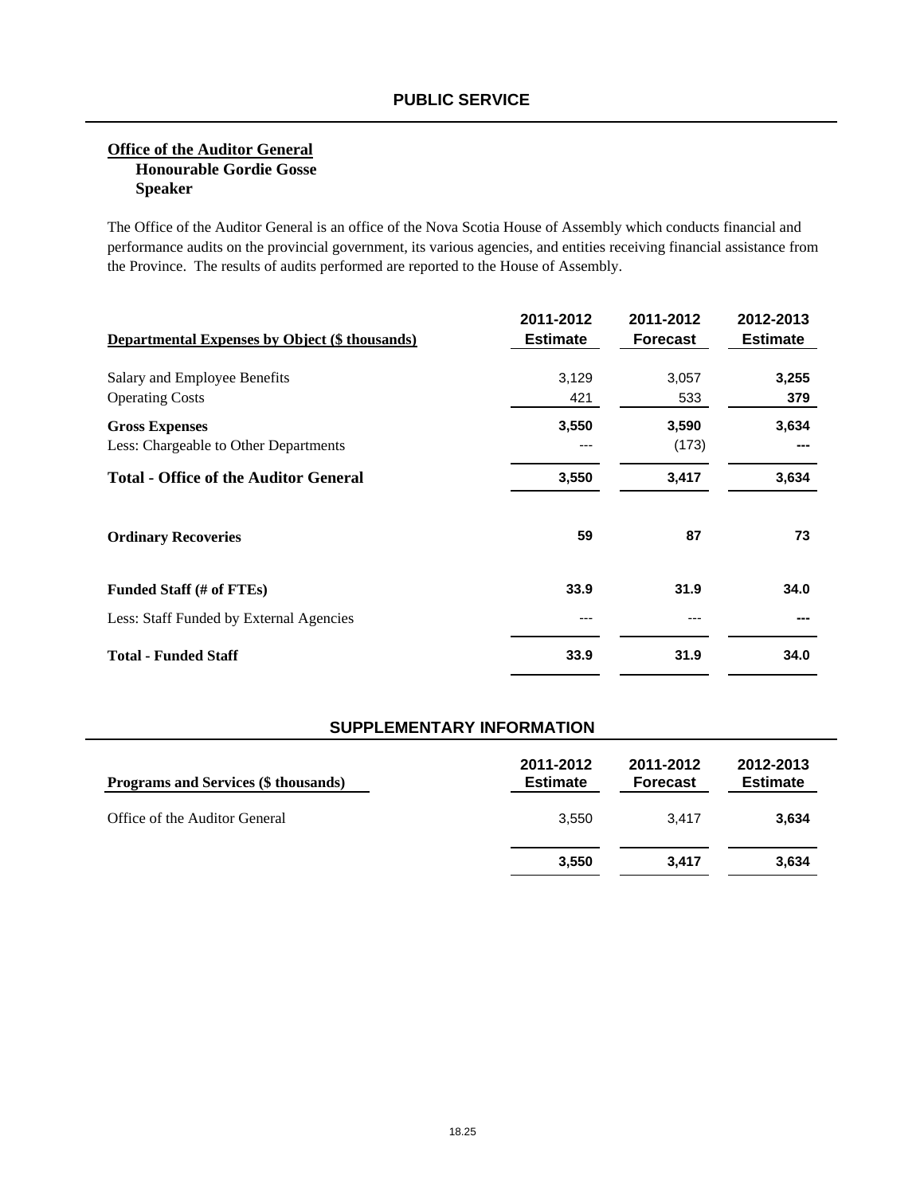## PUBLIC SERVICE

**Office of the Auditor General**
**Honourable Gordie Gosse**
**Speaker**

The Office of the Auditor General is an office of the Nova Scotia House of Assembly which conducts financial and performance audits on the provincial government, its various agencies, and entities receiving financial assistance from the Province. The results of audits performed are reported to the House of Assembly.

| Departmental Expenses by Object ($ thousands) | 2011-2012 Estimate | 2011-2012 Forecast | 2012-2013 Estimate |
|---|---|---|---|
| Salary and Employee Benefits | 3,129 | 3,057 | **3,255** |
| Operating Costs | 421 | 533 | **379** |
| **Gross Expenses** | **3,550** | **3,590** | **3,634** |
| Less: Chargeable to Other Departments | --- | (173) | **---** |
| **Total - Office of the Auditor General** | **3,550** | **3,417** | **3,634** |
| **Ordinary Recoveries** | **59** | **87** | **73** |
| **Funded Staff (# of FTEs)** | **33.9** | **31.9** | **34.0** |
| Less: Staff Funded by External Agencies | --- | --- | **---** |
| **Total - Funded Staff** | **33.9** | **31.9** | **34.0** |

## SUPPLEMENTARY INFORMATION

| Programs and Services ($ thousands) | 2011-2012 Estimate | 2011-2012 Forecast | 2012-2013 Estimate |
|---|---|---|---|
| Office of the Auditor General | 3,550 | 3,417 | **3,634** |
| | **3,550** | **3,417** | **3,634** |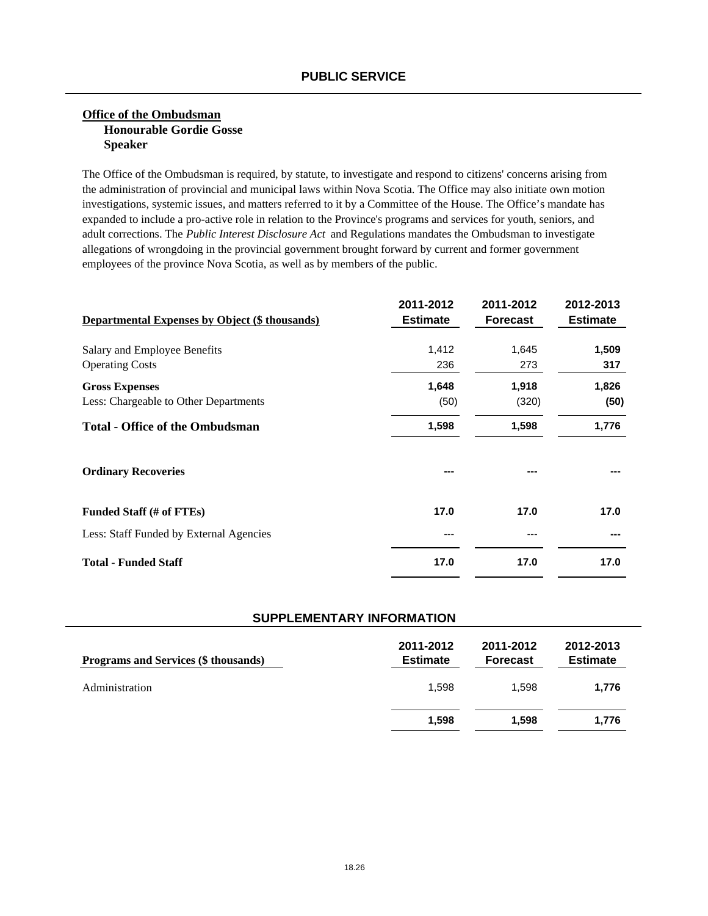## PUBLIC SERVICE

### Office of the Ombudsman

**Honourable Gordie Gosse**
**Speaker**

The Office of the Ombudsman is required, by statute, to investigate and respond to citizens' concerns arising from the administration of provincial and municipal laws within Nova Scotia. The Office may also initiate own motion investigations, systemic issues, and matters referred to it by a Committee of the House. The Office's mandate has expanded to include a pro-active role in relation to the Province's programs and services for youth, seniors, and adult corrections. The *Public Interest Disclosure Act* and Regulations mandates the Ombudsman to investigate allegations of wrongdoing in the provincial government brought forward by current and former government employees of the province Nova Scotia, as well as by members of the public.

| Departmental Expenses by Object ($ thousands) | 2011-2012 Estimate | 2011-2012 Forecast | 2012-2013 Estimate |
|---|---|---|---|
| Salary and Employee Benefits | 1,412 | 1,645 | **1,509** |
| Operating Costs | 236 | 273 | **317** |
| **Gross Expenses** | **1,648** | **1,918** | **1,826** |
| Less: Chargeable to Other Departments | (50) | (320) | **(50)** |
| **Total - Office of the Ombudsman** | **1,598** | **1,598** | **1,776** |
| **Ordinary Recoveries** | **---** | **---** | **---** |
| **Funded Staff (# of FTEs)** | **17.0** | **17.0** | **17.0** |
| Less: Staff Funded by External Agencies | --- | --- | **---** |
| **Total - Funded Staff** | **17.0** | **17.0** | **17.0** |

## SUPPLEMENTARY INFORMATION

| Programs and Services ($ thousands) | 2011-2012 Estimate | 2011-2012 Forecast | 2012-2013 Estimate |
|---|---|---|---|
| Administration | 1,598 | 1,598 | **1,776** |
| | **1,598** | **1,598** | **1,776** |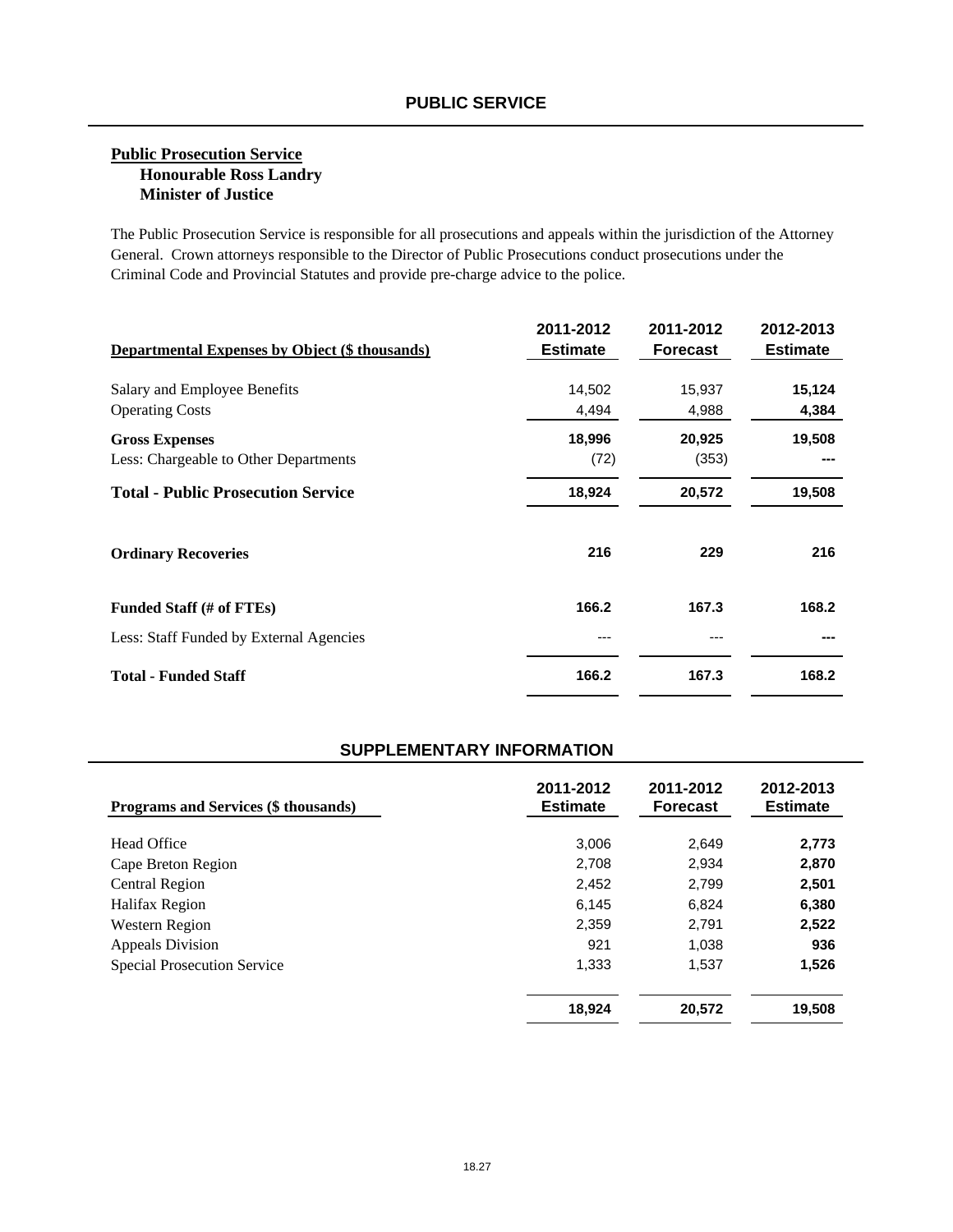## PUBLIC SERVICE

### Public Prosecution Service

**Honourable Ross Landry**
**Minister of Justice**

The Public Prosecution Service is responsible for all prosecutions and appeals within the jurisdiction of the Attorney General. Crown attorneys responsible to the Director of Public Prosecutions conduct prosecutions under the Criminal Code and Provincial Statutes and provide pre-charge advice to the police.

| Departmental Expenses by Object ($ thousands) | 2011-2012 Estimate | 2011-2012 Forecast | 2012-2013 Estimate |
|---|---|---|---|
| Salary and Employee Benefits | 14,502 | 15,937 | **15,124** |
| Operating Costs | 4,494 | 4,988 | **4,384** |
| **Gross Expenses** | **18,996** | **20,925** | **19,508** |
| Less: Chargeable to Other Departments | (72) | (353) | **---** |
| **Total - Public Prosecution Service** | **18,924** | **20,572** | **19,508** |
| **Ordinary Recoveries** | **216** | **229** | **216** |
| **Funded Staff (# of FTEs)** | **166.2** | **167.3** | **168.2** |
| Less: Staff Funded by External Agencies | --- | --- | **---** |
| **Total - Funded Staff** | **166.2** | **167.3** | **168.2** |

## SUPPLEMENTARY INFORMATION

| Programs and Services ($ thousands) | 2011-2012 Estimate | 2011-2012 Forecast | 2012-2013 Estimate |
|---|---|---|---|
| Head Office | 3,006 | 2,649 | **2,773** |
| Cape Breton Region | 2,708 | 2,934 | **2,870** |
| Central Region | 2,452 | 2,799 | **2,501** |
| Halifax Region | 6,145 | 6,824 | **6,380** |
| Western Region | 2,359 | 2,791 | **2,522** |
| Appeals Division | 921 | 1,038 | **936** |
| Special Prosecution Service | 1,333 | 1,537 | **1,526** |
| | **18,924** | **20,572** | **19,508** |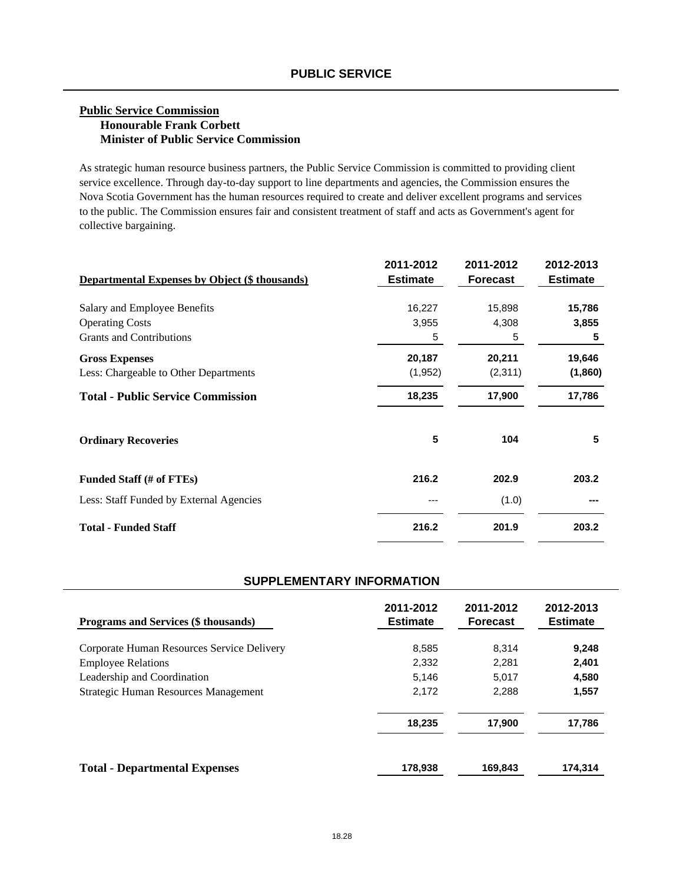# PUBLIC SERVICE

## Public Service Commission

**Honourable Frank Corbett**
**Minister of Public Service Commission**

As strategic human resource business partners, the Public Service Commission is committed to providing client service excellence. Through day-to-day support to line departments and agencies, the Commission ensures the Nova Scotia Government has the human resources required to create and deliver excellent programs and services to the public. The Commission ensures fair and consistent treatment of staff and acts as Government's agent for collective bargaining.

| Departmental Expenses by Object ($ thousands) | 2011-2012 Estimate | 2011-2012 Forecast | 2012-2013 Estimate |
|---|---|---|---|
| Salary and Employee Benefits | 16,227 | 15,898 | **15,786** |
| Operating Costs | 3,955 | 4,308 | **3,855** |
| Grants and Contributions | 5 | 5 | **5** |
| **Gross Expenses** | **20,187** | **20,211** | **19,646** |
| Less: Chargeable to Other Departments | (1,952) | (2,311) | **(1,860)** |
| **Total - Public Service Commission** | **18,235** | **17,900** | **17,786** |
| **Ordinary Recoveries** | **5** | **104** | **5** |
| **Funded Staff (# of FTEs)** | **216.2** | **202.9** | **203.2** |
| Less: Staff Funded by External Agencies | --- | (1.0) | **---** |
| **Total - Funded Staff** | **216.2** | **201.9** | **203.2** |

## SUPPLEMENTARY INFORMATION

| Programs and Services ($ thousands) | 2011-2012 Estimate | 2011-2012 Forecast | 2012-2013 Estimate |
|---|---|---|---|
| Corporate Human Resources Service Delivery | 8,585 | 8,314 | **9,248** |
| Employee Relations | 2,332 | 2,281 | **2,401** |
| Leadership and Coordination | 5,146 | 5,017 | **4,580** |
| Strategic Human Resources Management | 2,172 | 2,288 | **1,557** |
| | **18,235** | **17,900** | **17,786** |
| **Total - Departmental Expenses** | **178,938** | **169,843** | **174,314** |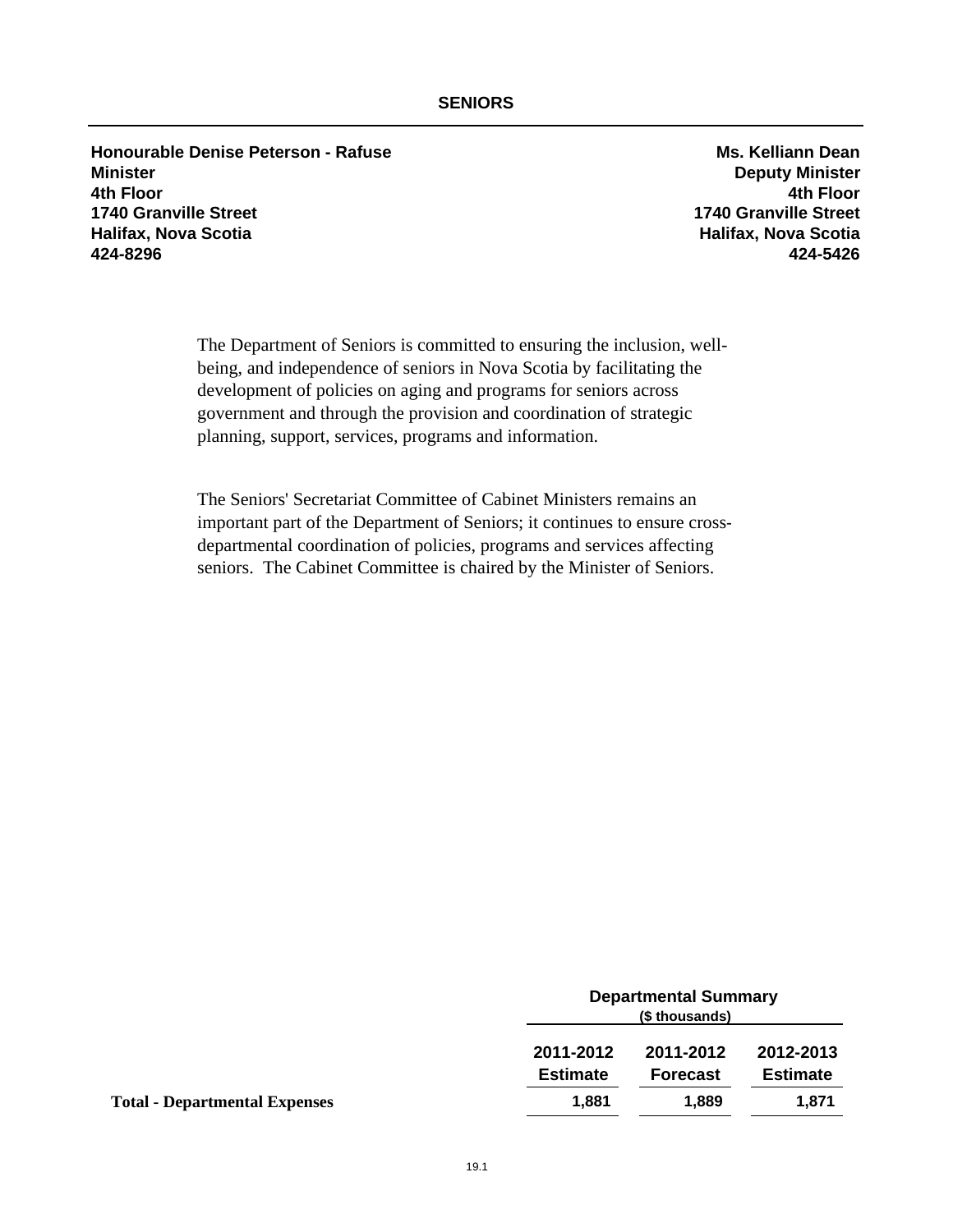# SENIORS

**Honourable Denise Peterson - Rafuse**
**Minister**
**4th Floor**
**1740 Granville Street**
**Halifax, Nova Scotia**
**424-8296**

**Ms. Kelliann Dean**
**Deputy Minister**
**4th Floor**
**1740 Granville Street**
**Halifax, Nova Scotia**
**424-5426**

The Department of Seniors is committed to ensuring the inclusion, well-being, and independence of seniors in Nova Scotia by facilitating the development of policies on aging and programs for seniors across government and through the provision and coordination of strategic planning, support, services, programs and information.

The Seniors' Secretariat Committee of Cabinet Ministers remains an important part of the Department of Seniors; it continues to ensure cross-departmental coordination of policies, programs and services affecting seniors. The Cabinet Committee is chaired by the Minister of Seniors.

| | Departmental Summary ($ thousands) | | |
|---|---|---|---|
| | **2011-2012 Estimate** | **2011-2012 Forecast** | **2012-2013 Estimate** |
| **Total - Departmental Expenses** | **1,881** | **1,889** | **1,871** |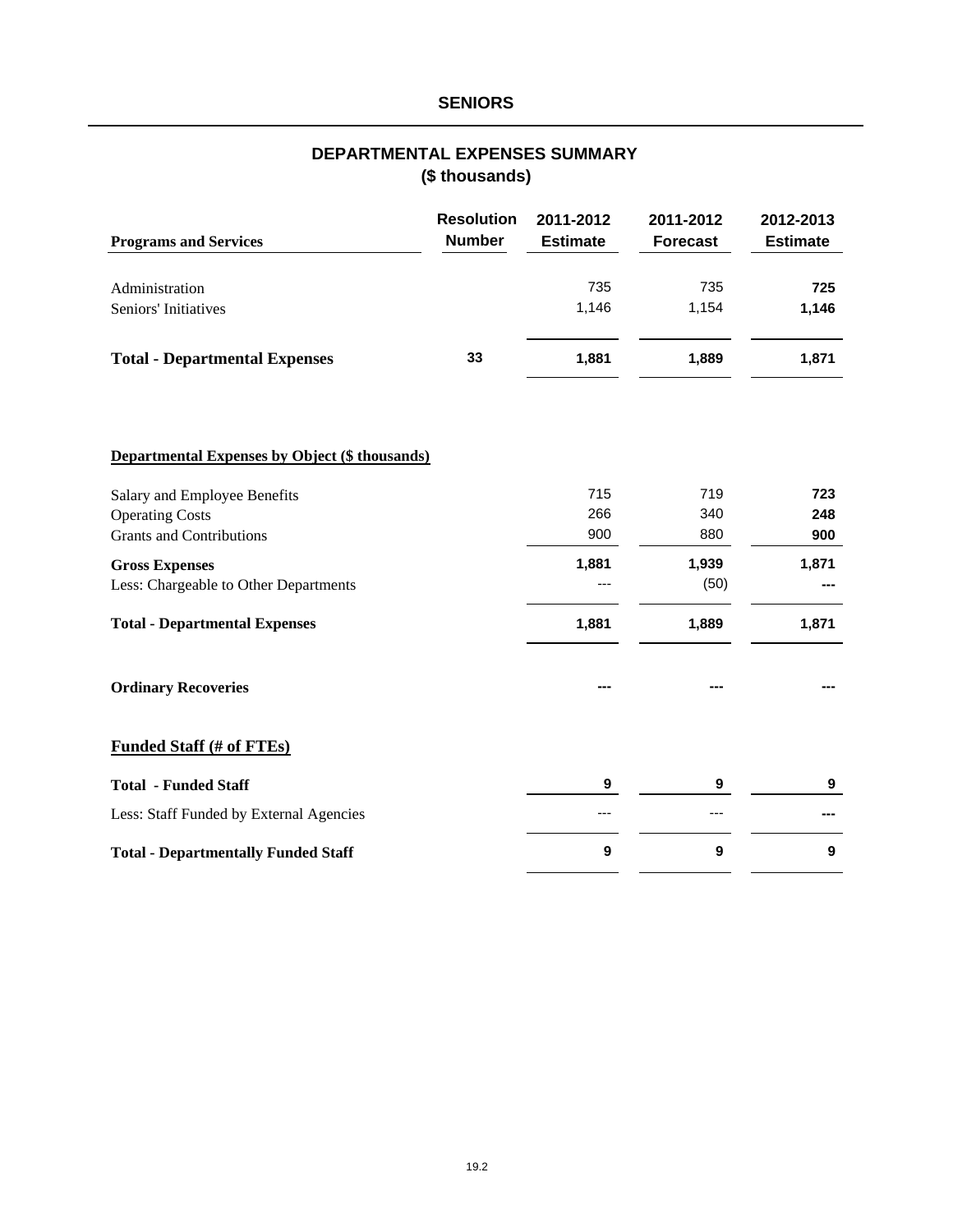# SENIORS

## DEPARTMENTAL EXPENSES SUMMARY
## ($ thousands)

| Programs and Services | Resolution Number | 2011-2012 Estimate | 2011-2012 Forecast | 2012-2013 Estimate |
|---|---|---|---|---|
| Administration | | 735 | 735 | **725** |
| Seniors' Initiatives | | 1,146 | 1,154 | **1,146** |
| **Total - Departmental Expenses** | **33** | **1,881** | **1,889** | **1,871** |

| **Departmental Expenses by Object ($ thousands)** | 2011-2012 Estimate | 2011-2012 Forecast | 2012-2013 Estimate |
|---|---|---|---|
| Salary and Employee Benefits | 715 | 719 | **723** |
| Operating Costs | 266 | 340 | **248** |
| Grants and Contributions | 900 | 880 | **900** |
| **Gross Expenses** | **1,881** | **1,939** | **1,871** |
| Less: Chargeable to Other Departments | --- | (50) | **---** |
| **Total - Departmental Expenses** | **1,881** | **1,889** | **1,871** |
| **Ordinary Recoveries** | **---** | **---** | **---** |

| **Funded Staff (# of FTEs)** | 2011-2012 Estimate | 2011-2012 Forecast | 2012-2013 Estimate |
|---|---|---|---|
| **Total - Funded Staff** | **9** | **9** | **9** |
| Less: Staff Funded by External Agencies | --- | --- | **---** |
| **Total - Departmentally Funded Staff** | **9** | **9** | **9** |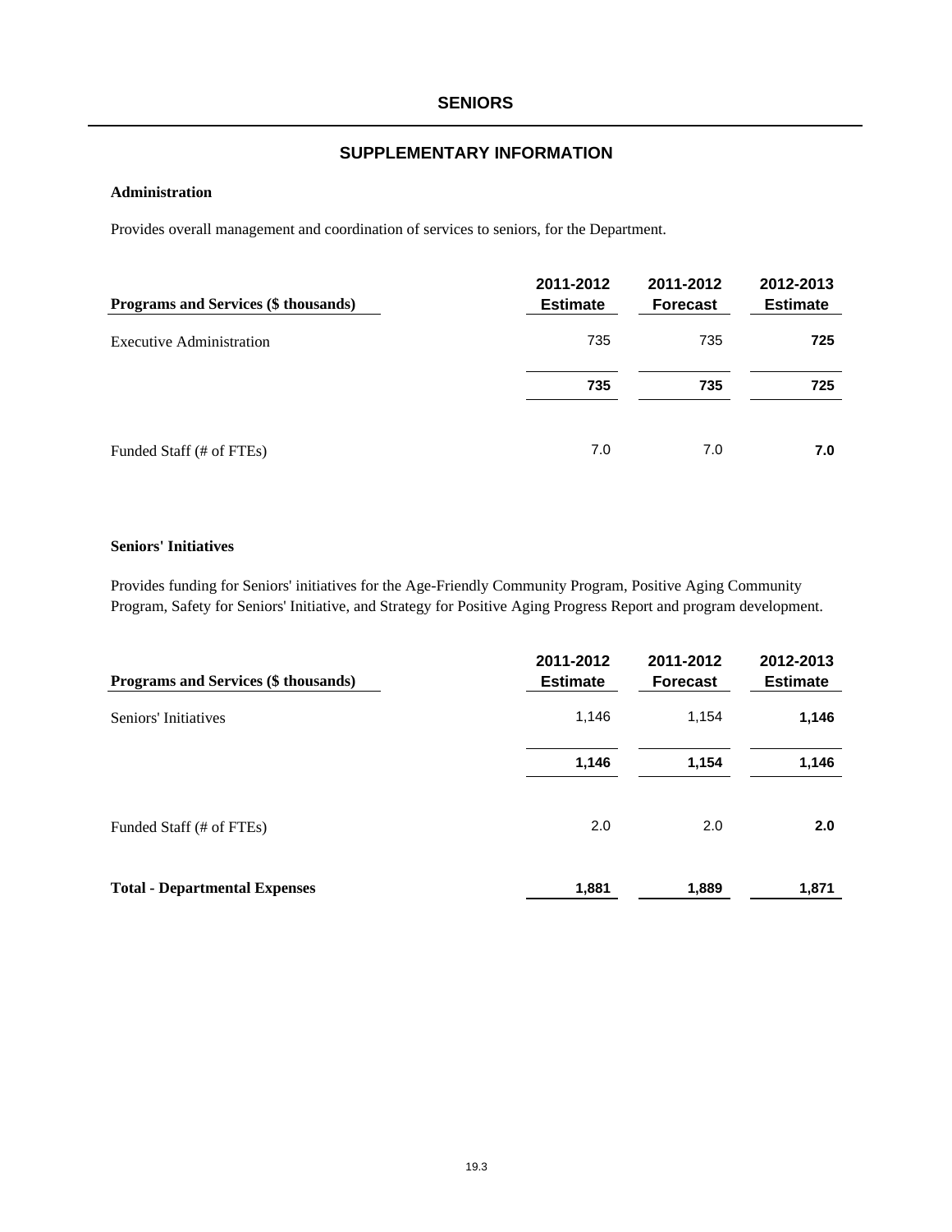# SENIORS

## SUPPLEMENTARY INFORMATION

### Administration

Provides overall management and coordination of services to seniors, for the Department.

| Programs and Services ($ thousands) | 2011-2012 Estimate | 2011-2012 Forecast | 2012-2013 Estimate |
|---|---|---|---|
| Executive Administration | 735 | 735 | **725** |
| | **735** | **735** | **725** |
| Funded Staff (# of FTEs) | 7.0 | 7.0 | **7.0** |

### Seniors' Initiatives

Provides funding for Seniors' initiatives for the Age-Friendly Community Program, Positive Aging Community Program, Safety for Seniors' Initiative, and Strategy for Positive Aging Progress Report and program development.

| Programs and Services ($ thousands) | 2011-2012 Estimate | 2011-2012 Forecast | 2012-2013 Estimate |
|---|---|---|---|
| Seniors' Initiatives | 1,146 | 1,154 | **1,146** |
| | **1,146** | **1,154** | **1,146** |
| Funded Staff (# of FTEs) | 2.0 | 2.0 | **2.0** |
| **Total - Departmental Expenses** | **1,881** | **1,889** | **1,871** |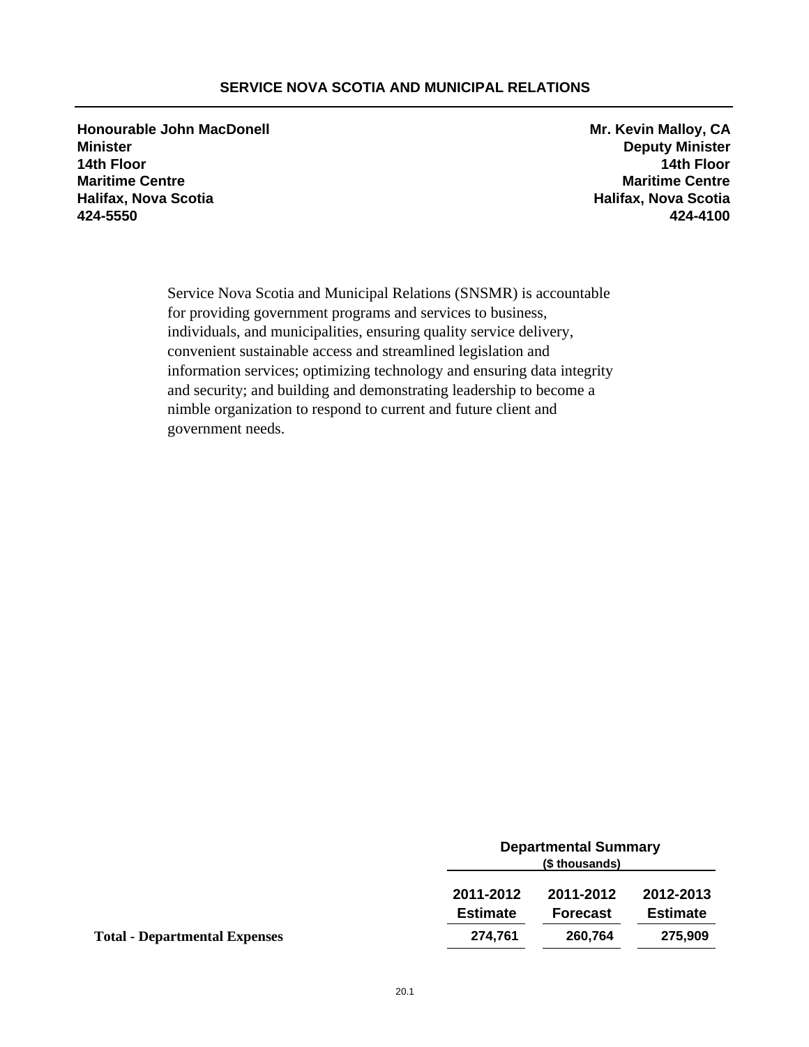# SERVICE NOVA SCOTIA AND MUNICIPAL RELATIONS

**Honourable John MacDonell**
**Minister**
**14th Floor**
**Maritime Centre**
**Halifax, Nova Scotia**
**424-5550**

**Mr. Kevin Malloy, CA**
**Deputy Minister**
**14th Floor**
**Maritime Centre**
**Halifax, Nova Scotia**
**424-4100**

Service Nova Scotia and Municipal Relations (SNSMR) is accountable for providing government programs and services to business, individuals, and municipalities, ensuring quality service delivery, convenient sustainable access and streamlined legislation and information services; optimizing technology and ensuring data integrity and security; and building and demonstrating leadership to become a nimble organization to respond to current and future client and government needs.

| | Departmental Summary ($ thousands) | | |
|---|---|---|---|
| | 2011-2012 Estimate | 2011-2012 Forecast | 2012-2013 Estimate |
| **Total - Departmental Expenses** | **274,761** | **260,764** | **275,909** |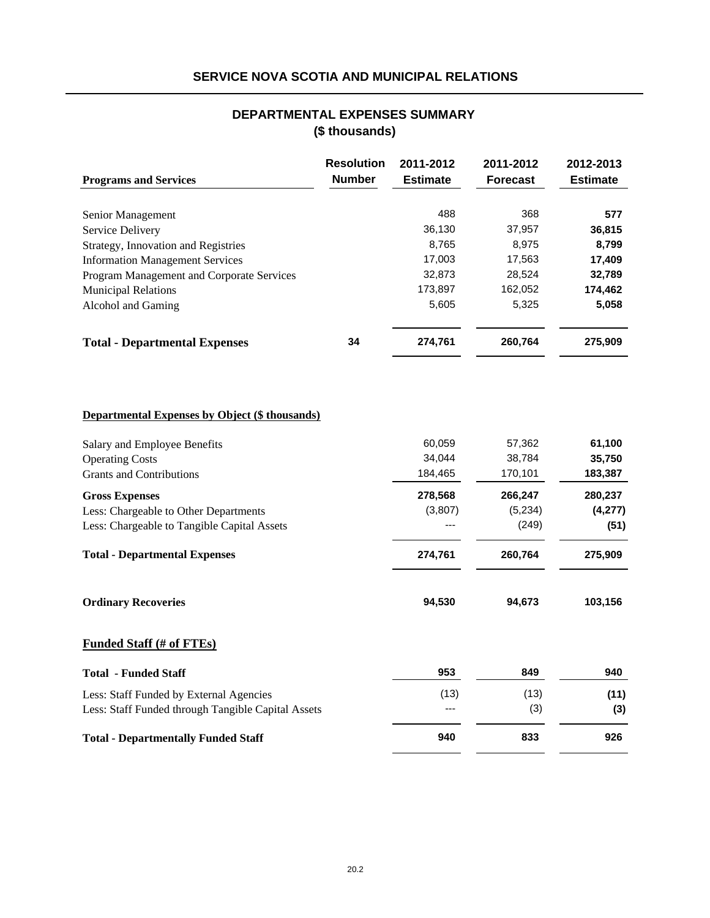## SERVICE NOVA SCOTIA AND MUNICIPAL RELATIONS

### DEPARTMENTAL EXPENSES SUMMARY
### ($ thousands)

| Programs and Services | Resolution Number | 2011-2012 Estimate | 2011-2012 Forecast | 2012-2013 Estimate |
|---|---|---|---|---|
| Senior Management | | 488 | 368 | **577** |
| Service Delivery | | 36,130 | 37,957 | **36,815** |
| Strategy, Innovation and Registries | | 8,765 | 8,975 | **8,799** |
| Information Management Services | | 17,003 | 17,563 | **17,409** |
| Program Management and Corporate Services | | 32,873 | 28,524 | **32,789** |
| Municipal Relations | | 173,897 | 162,052 | **174,462** |
| Alcohol and Gaming | | 5,605 | 5,325 | **5,058** |
| **Total - Departmental Expenses** | **34** | **274,761** | **260,764** | **275,909** |

**Departmental Expenses by Object ($ thousands)**

| | 2011-2012 Estimate | 2011-2012 Forecast | 2012-2013 Estimate |
|---|---|---|---|
| Salary and Employee Benefits | 60,059 | 57,362 | **61,100** |
| Operating Costs | 34,044 | 38,784 | **35,750** |
| Grants and Contributions | 184,465 | 170,101 | **183,387** |
| **Gross Expenses** | **278,568** | **266,247** | **280,237** |
| Less: Chargeable to Other Departments | (3,807) | (5,234) | **(4,277)** |
| Less: Chargeable to Tangible Capital Assets | --- | (249) | **(51)** |
| **Total - Departmental Expenses** | **274,761** | **260,764** | **275,909** |
| **Ordinary Recoveries** | **94,530** | **94,673** | **103,156** |

**Funded Staff (# of FTEs)**

| | 2011-2012 Estimate | 2011-2012 Forecast | 2012-2013 Estimate |
|---|---|---|---|
| **Total - Funded Staff** | **953** | **849** | **940** |
| Less: Staff Funded by External Agencies | (13) | (13) | **(11)** |
| Less: Staff Funded through Tangible Capital Assets | --- | (3) | **(3)** |
| **Total - Departmentally Funded Staff** | **940** | **833** | **926** |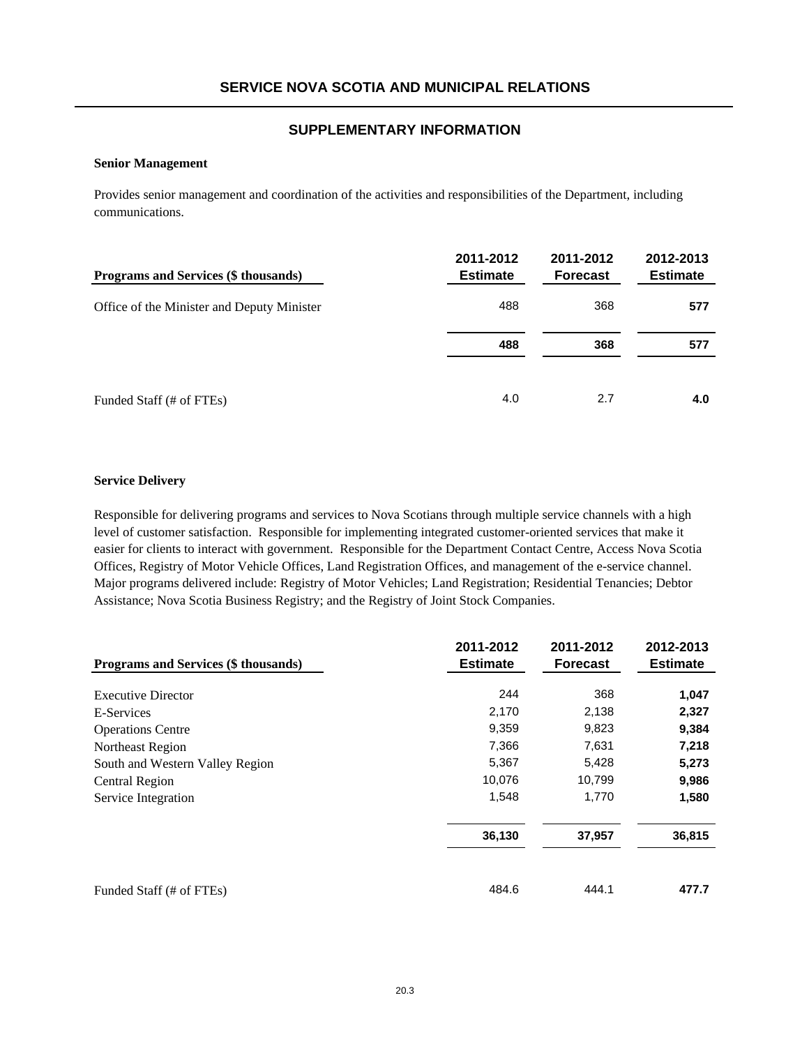# SERVICE NOVA SCOTIA AND MUNICIPAL RELATIONS

## SUPPLEMENTARY INFORMATION

**Senior Management**

Provides senior management and coordination of the activities and responsibilities of the Department, including communications.

| Programs and Services ($ thousands) | 2011-2012 Estimate | 2011-2012 Forecast | 2012-2013 Estimate |
|---|---|---|---|
| Office of the Minister and Deputy Minister | 488 | 368 | **577** |
| | **488** | **368** | **577** |
| Funded Staff (# of FTEs) | 4.0 | 2.7 | **4.0** |

**Service Delivery**

Responsible for delivering programs and services to Nova Scotians through multiple service channels with a high level of customer satisfaction. Responsible for implementing integrated customer-oriented services that make it easier for clients to interact with government. Responsible for the Department Contact Centre, Access Nova Scotia Offices, Registry of Motor Vehicle Offices, Land Registration Offices, and management of the e-service channel. Major programs delivered include: Registry of Motor Vehicles; Land Registration; Residential Tenancies; Debtor Assistance; Nova Scotia Business Registry; and the Registry of Joint Stock Companies.

| Programs and Services ($ thousands) | 2011-2012 Estimate | 2011-2012 Forecast | 2012-2013 Estimate |
|---|---|---|---|
| Executive Director | 244 | 368 | **1,047** |
| E-Services | 2,170 | 2,138 | **2,327** |
| Operations Centre | 9,359 | 9,823 | **9,384** |
| Northeast Region | 7,366 | 7,631 | **7,218** |
| South and Western Valley Region | 5,367 | 5,428 | **5,273** |
| Central Region | 10,076 | 10,799 | **9,986** |
| Service Integration | 1,548 | 1,770 | **1,580** |
| | **36,130** | **37,957** | **36,815** |
| Funded Staff (# of FTEs) | 484.6 | 444.1 | **477.7** |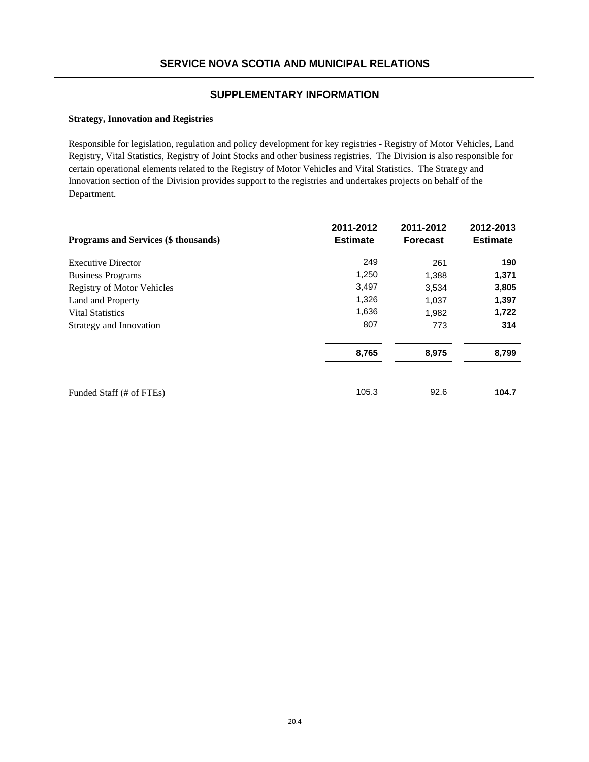# SERVICE NOVA SCOTIA AND MUNICIPAL RELATIONS

## SUPPLEMENTARY INFORMATION

**Strategy, Innovation and Registries**

Responsible for legislation, regulation and policy development for key registries - Registry of Motor Vehicles, Land Registry, Vital Statistics, Registry of Joint Stocks and other business registries. The Division is also responsible for certain operational elements related to the Registry of Motor Vehicles and Vital Statistics. The Strategy and Innovation section of the Division provides support to the registries and undertakes projects on behalf of the Department.

| Programs and Services ($ thousands) | 2011-2012 Estimate | 2011-2012 Forecast | 2012-2013 Estimate |
|---|---|---|---|
| Executive Director | 249 | 261 | **190** |
| Business Programs | 1,250 | 1,388 | **1,371** |
| Registry of Motor Vehicles | 3,497 | 3,534 | **3,805** |
| Land and Property | 1,326 | 1,037 | **1,397** |
| Vital Statistics | 1,636 | 1,982 | **1,722** |
| Strategy and Innovation | 807 | 773 | **314** |
| | **8,765** | **8,975** | **8,799** |
| Funded Staff (# of FTEs) | 105.3 | 92.6 | **104.7** |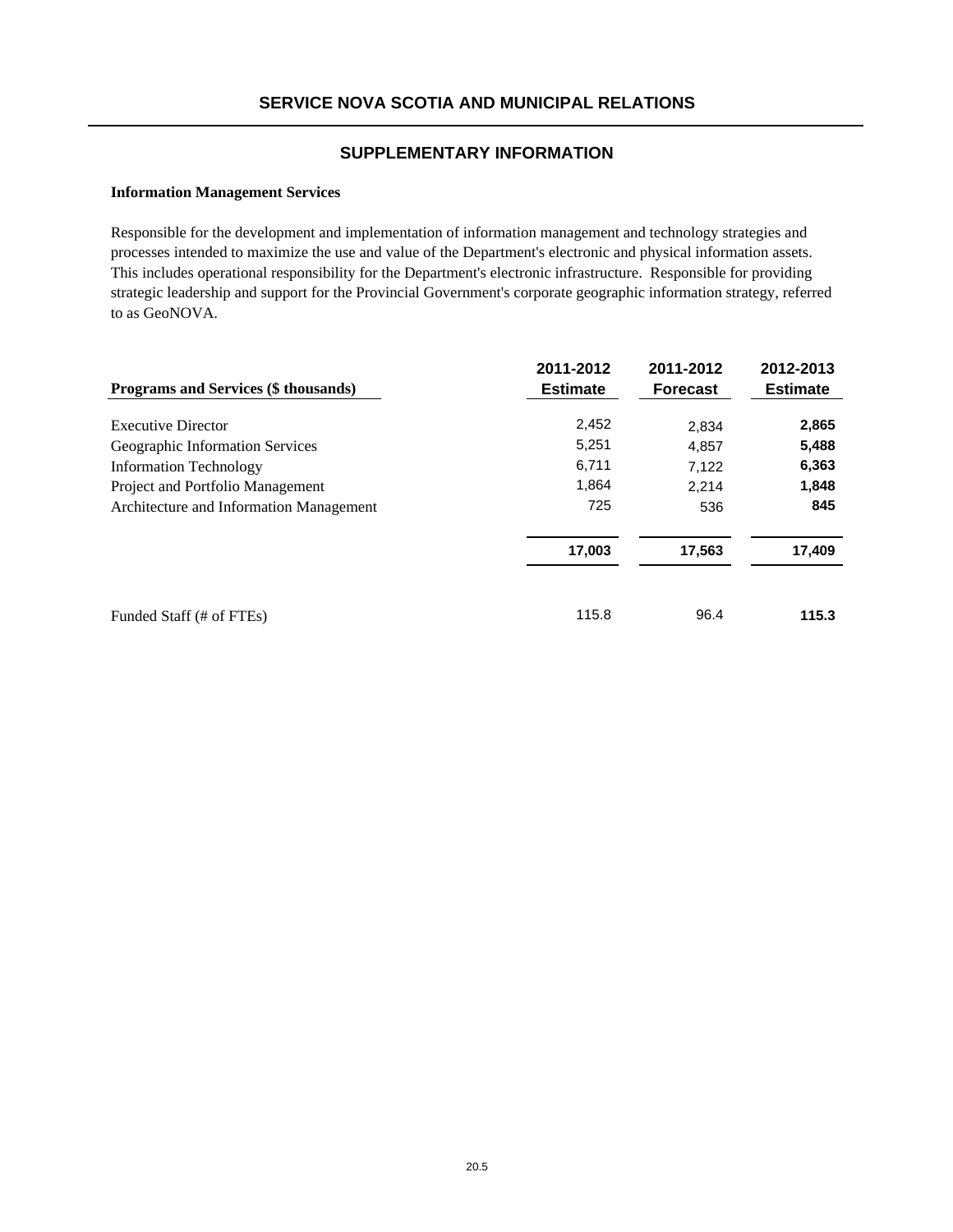## SERVICE NOVA SCOTIA AND MUNICIPAL RELATIONS

## SUPPLEMENTARY INFORMATION

**Information Management Services**

Responsible for the development and implementation of information management and technology strategies and processes intended to maximize the use and value of the Department's electronic and physical information assets. This includes operational responsibility for the Department's electronic infrastructure. Responsible for providing strategic leadership and support for the Provincial Government's corporate geographic information strategy, referred to as GeoNOVA.

| Programs and Services ($ thousands) | 2011-2012 Estimate | 2011-2012 Forecast | 2012-2013 Estimate |
|---|---|---|---|
| Executive Director | 2,452 | 2,834 | **2,865** |
| Geographic Information Services | 5,251 | 4,857 | **5,488** |
| Information Technology | 6,711 | 7,122 | **6,363** |
| Project and Portfolio Management | 1,864 | 2,214 | **1,848** |
| Architecture and Information Management | 725 | 536 | **845** |
| | **17,003** | **17,563** | **17,409** |
| Funded Staff (# of FTEs) | 115.8 | 96.4 | **115.3** |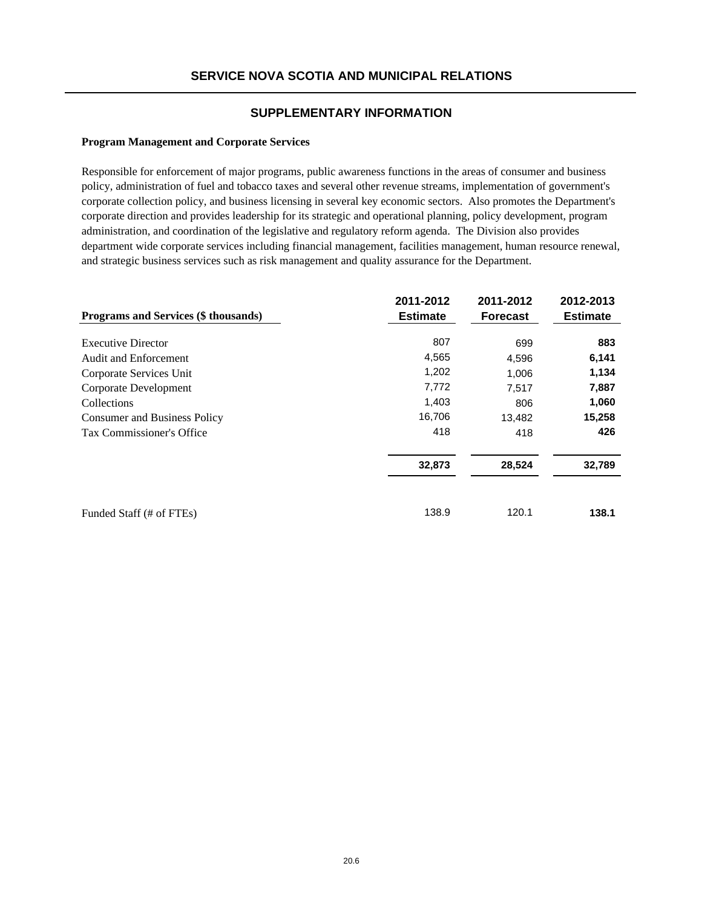## SERVICE NOVA SCOTIA AND MUNICIPAL RELATIONS

## SUPPLEMENTARY INFORMATION

**Program Management and Corporate Services**

Responsible for enforcement of major programs, public awareness functions in the areas of consumer and business policy, administration of fuel and tobacco taxes and several other revenue streams, implementation of government's corporate collection policy, and business licensing in several key economic sectors. Also promotes the Department's corporate direction and provides leadership for its strategic and operational planning, policy development, program administration, and coordination of the legislative and regulatory reform agenda. The Division also provides department wide corporate services including financial management, facilities management, human resource renewal, and strategic business services such as risk management and quality assurance for the Department.

| Programs and Services ($ thousands) | 2011-2012 Estimate | 2011-2012 Forecast | 2012-2013 Estimate |
|---|---|---|---|
| Executive Director | 807 | 699 | **883** |
| Audit and Enforcement | 4,565 | 4,596 | **6,141** |
| Corporate Services Unit | 1,202 | 1,006 | **1,134** |
| Corporate Development | 7,772 | 7,517 | **7,887** |
| Collections | 1,403 | 806 | **1,060** |
| Consumer and Business Policy | 16,706 | 13,482 | **15,258** |
| Tax Commissioner's Office | 418 | 418 | **426** |
| | **32,873** | **28,524** | **32,789** |
| Funded Staff (# of FTEs) | 138.9 | 120.1 | **138.1** |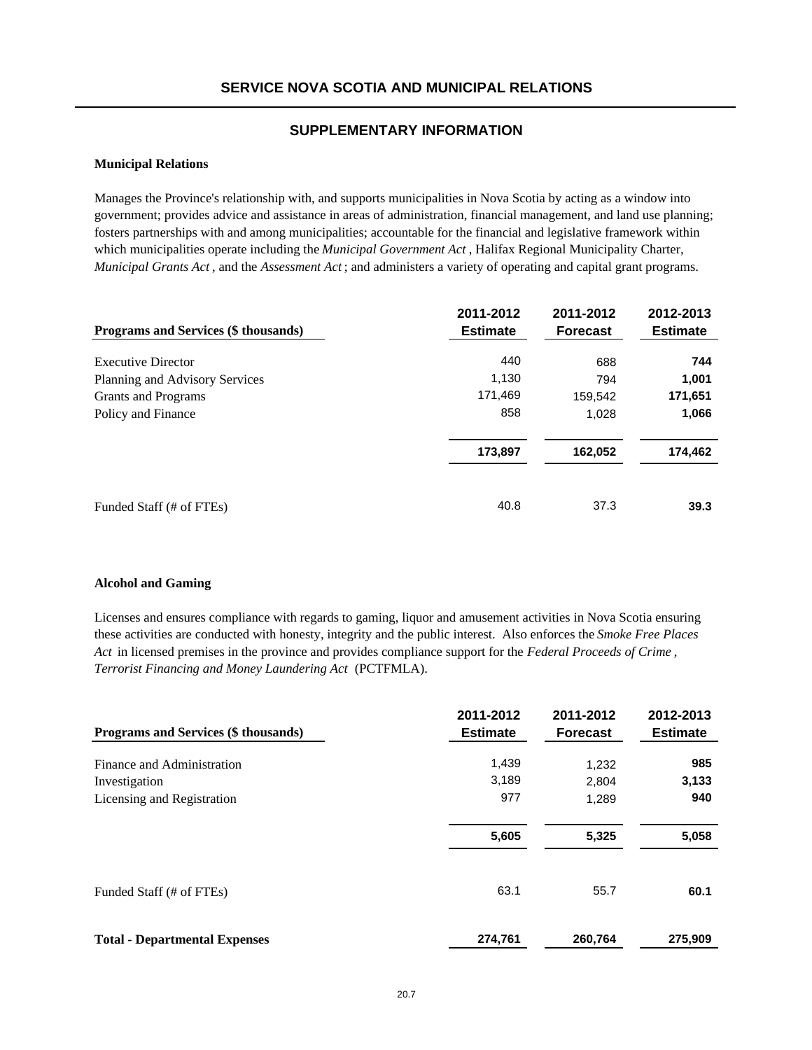# SERVICE NOVA SCOTIA AND MUNICIPAL RELATIONS

## SUPPLEMENTARY INFORMATION

**Municipal Relations**

Manages the Province's relationship with, and supports municipalities in Nova Scotia by acting as a window into government; provides advice and assistance in areas of administration, financial management, and land use planning; fosters partnerships with and among municipalities; accountable for the financial and legislative framework within which municipalities operate including the *Municipal Government Act* , Halifax Regional Municipality Charter, *Municipal Grants Act* , and the *Assessment Act* ; and administers a variety of operating and capital grant programs.

| Programs and Services ($ thousands) | 2011-2012 Estimate | 2011-2012 Forecast | 2012-2013 Estimate |
|---|---|---|---|
| Executive Director | 440 | 688 | **744** |
| Planning and Advisory Services | 1,130 | 794 | **1,001** |
| Grants and Programs | 171,469 | 159,542 | **171,651** |
| Policy and Finance | 858 | 1,028 | **1,066** |
| | **173,897** | **162,052** | **174,462** |
| Funded Staff (# of FTEs) | 40.8 | 37.3 | **39.3** |

**Alcohol and Gaming**

Licenses and ensures compliance with regards to gaming, liquor and amusement activities in Nova Scotia ensuring these activities are conducted with honesty, integrity and the public interest. Also enforces the *Smoke Free Places Act* in licensed premises in the province and provides compliance support for the *Federal Proceeds of Crime , Terrorist Financing and Money Laundering Act* (PCTFMLA).

| Programs and Services ($ thousands) | 2011-2012 Estimate | 2011-2012 Forecast | 2012-2013 Estimate |
|---|---|---|---|
| Finance and Administration | 1,439 | 1,232 | **985** |
| Investigation | 3,189 | 2,804 | **3,133** |
| Licensing and Registration | 977 | 1,289 | **940** |
| | **5,605** | **5,325** | **5,058** |
| Funded Staff (# of FTEs) | 63.1 | 55.7 | **60.1** |
| **Total - Departmental Expenses** | **274,761** | **260,764** | **275,909** |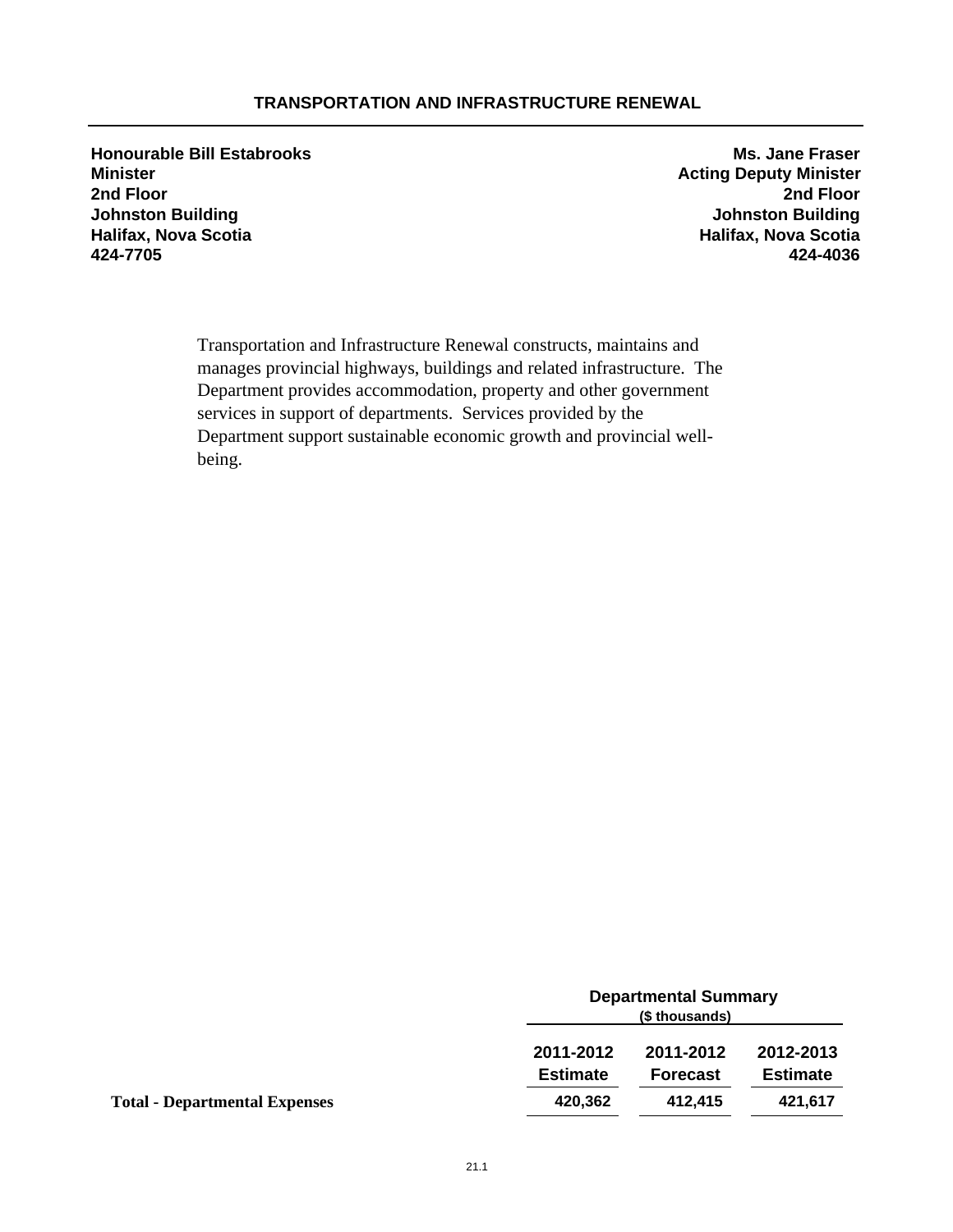# TRANSPORTATION AND INFRASTRUCTURE RENEWAL

**Honourable Bill Estabrooks**
**Minister**
**2nd Floor**
**Johnston Building**
**Halifax, Nova Scotia**
**424-7705**

**Ms. Jane Fraser**
**Acting Deputy Minister**
**2nd Floor**
**Johnston Building**
**Halifax, Nova Scotia**
**424-4036**

Transportation and Infrastructure Renewal constructs, maintains and manages provincial highways, buildings and related infrastructure. The Department provides accommodation, property and other government services in support of departments. Services provided by the Department support sustainable economic growth and provincial well-being.

**Departmental Summary**
**($ thousands)**

| | 2011-2012 Estimate | 2011-2012 Forecast | 2012-2013 Estimate |
|---|---|---|---|
| **Total - Departmental Expenses** | **420,362** | **412,415** | **421,617** |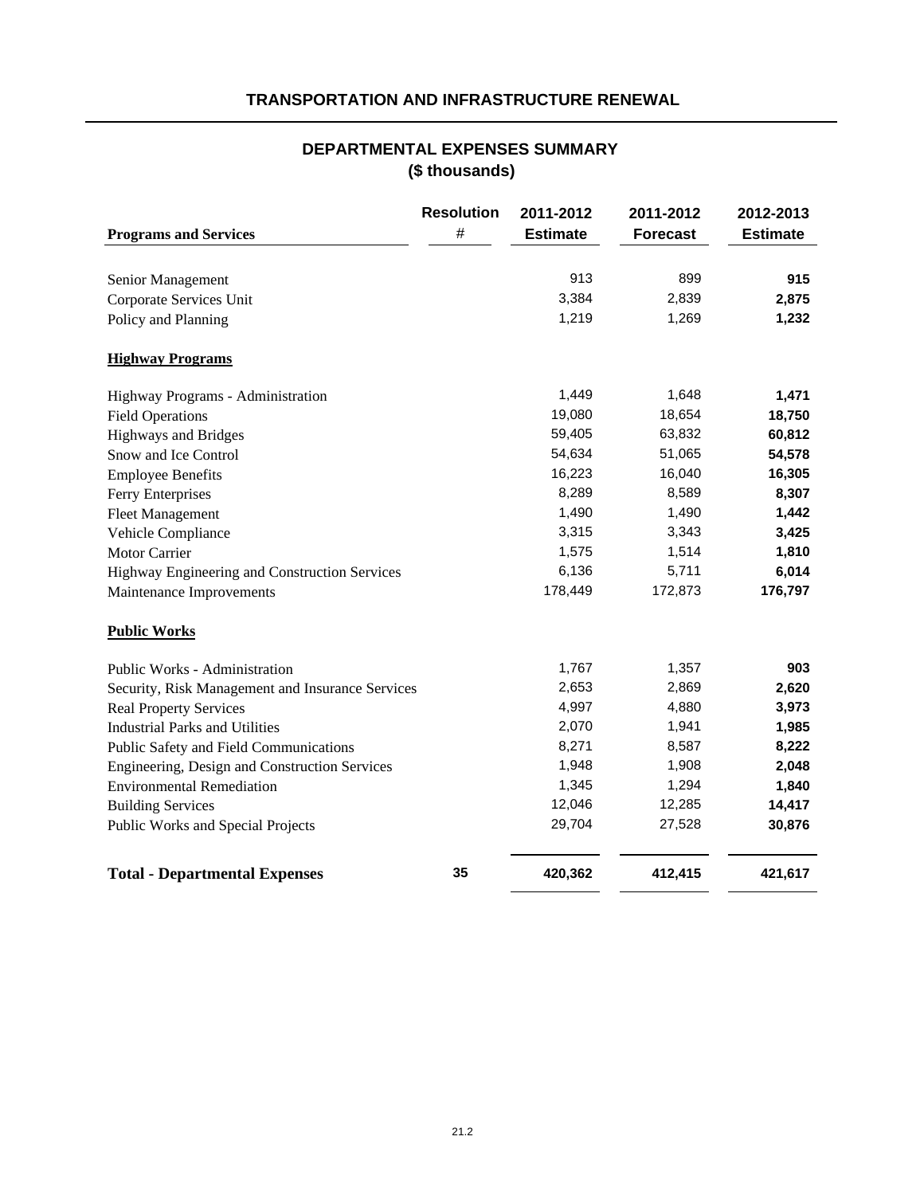## TRANSPORTATION AND INFRASTRUCTURE RENEWAL

### DEPARTMENTAL EXPENSES SUMMARY
### ($ thousands)

| Programs and Services | Resolution # | 2011-2012 Estimate | 2011-2012 Forecast | 2012-2013 Estimate |
|---|---|---|---|---|
| Senior Management | | 913 | 899 | **915** |
| Corporate Services Unit | | 3,384 | 2,839 | **2,875** |
| Policy and Planning | | 1,219 | 1,269 | **1,232** |
| **Highway Programs** | | | | |
| Highway Programs - Administration | | 1,449 | 1,648 | **1,471** |
| Field Operations | | 19,080 | 18,654 | **18,750** |
| Highways and Bridges | | 59,405 | 63,832 | **60,812** |
| Snow and Ice Control | | 54,634 | 51,065 | **54,578** |
| Employee Benefits | | 16,223 | 16,040 | **16,305** |
| Ferry Enterprises | | 8,289 | 8,589 | **8,307** |
| Fleet Management | | 1,490 | 1,490 | **1,442** |
| Vehicle Compliance | | 3,315 | 3,343 | **3,425** |
| Motor Carrier | | 1,575 | 1,514 | **1,810** |
| Highway Engineering and Construction Services | | 6,136 | 5,711 | **6,014** |
| Maintenance Improvements | | 178,449 | 172,873 | **176,797** |
| **Public Works** | | | | |
| Public Works - Administration | | 1,767 | 1,357 | **903** |
| Security, Risk Management and Insurance Services | | 2,653 | 2,869 | **2,620** |
| Real Property Services | | 4,997 | 4,880 | **3,973** |
| Industrial Parks and Utilities | | 2,070 | 1,941 | **1,985** |
| Public Safety and Field Communications | | 8,271 | 8,587 | **8,222** |
| Engineering, Design and Construction Services | | 1,948 | 1,908 | **2,048** |
| Environmental Remediation | | 1,345 | 1,294 | **1,840** |
| Building Services | | 12,046 | 12,285 | **14,417** |
| Public Works and Special Projects | | 29,704 | 27,528 | **30,876** |
| **Total - Departmental Expenses** | **35** | **420,362** | **412,415** | **421,617** |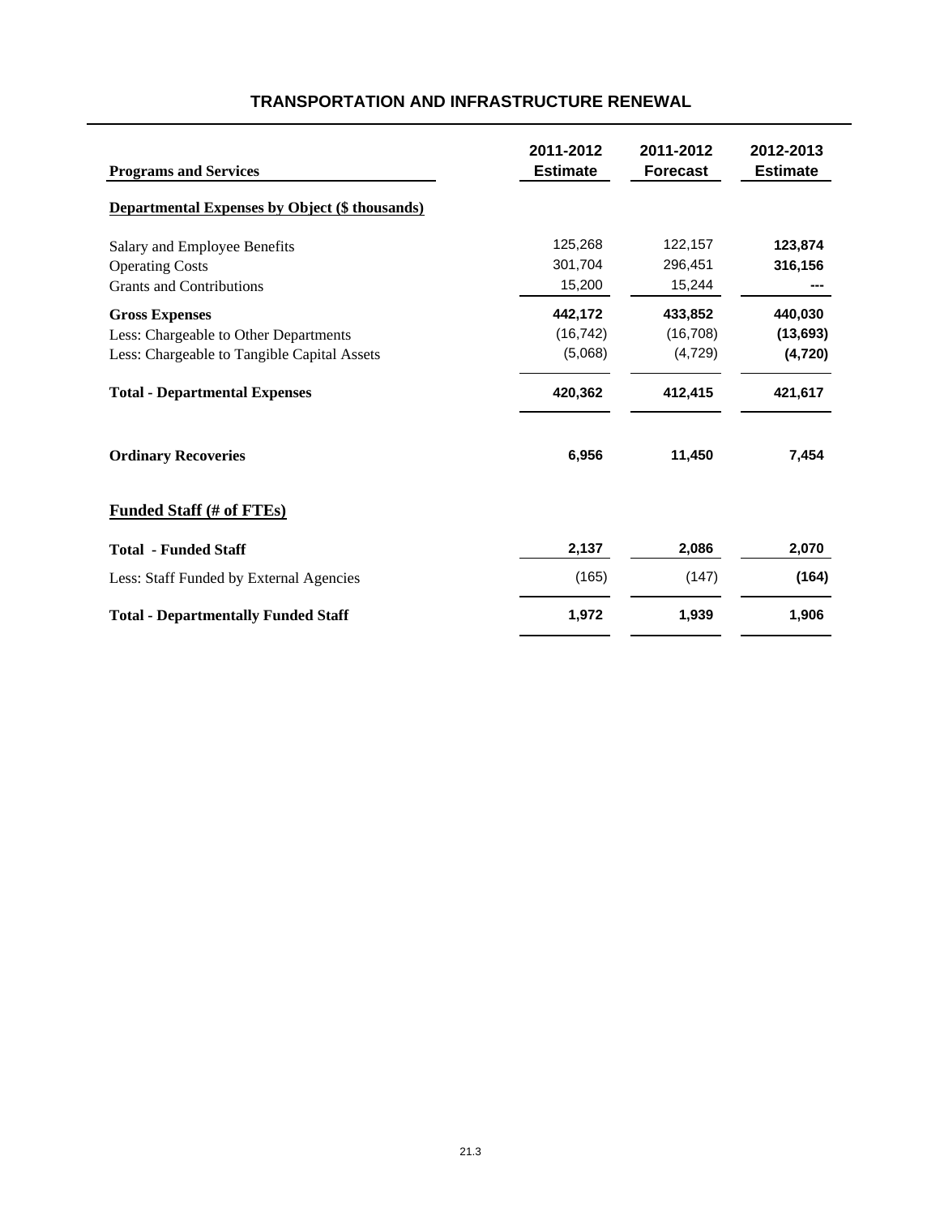# TRANSPORTATION AND INFRASTRUCTURE RENEWAL

| Programs and Services | 2011-2012 Estimate | 2011-2012 Forecast | 2012-2013 Estimate |
|---|---|---|---|
| **Departmental Expenses by Object ($ thousands)** | | | |
| Salary and Employee Benefits | 125,268 | 122,157 | **123,874** |
| Operating Costs | 301,704 | 296,451 | **316,156** |
| Grants and Contributions | 15,200 | 15,244 | **---** |
| **Gross Expenses** | **442,172** | **433,852** | **440,030** |
| Less: Chargeable to Other Departments | (16,742) | (16,708) | **(13,693)** |
| Less: Chargeable to Tangible Capital Assets | (5,068) | (4,729) | **(4,720)** |
| **Total - Departmental Expenses** | **420,362** | **412,415** | **421,617** |
| **Ordinary Recoveries** | **6,956** | **11,450** | **7,454** |
| **Funded Staff (# of FTEs)** | | | |
| **Total - Funded Staff** | **2,137** | **2,086** | **2,070** |
| Less: Staff Funded by External Agencies | (165) | (147) | **(164)** |
| **Total - Departmentally Funded Staff** | **1,972** | **1,939** | **1,906** |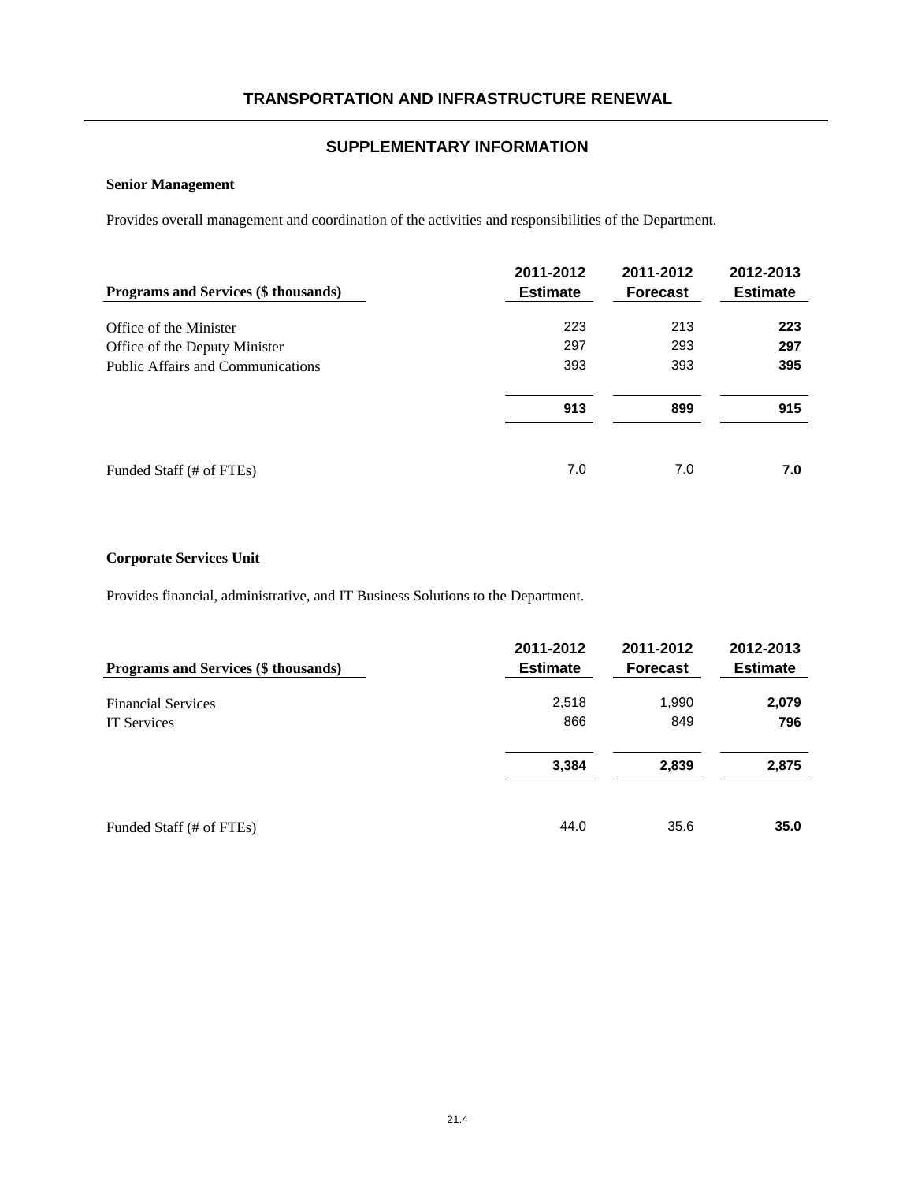# TRANSPORTATION AND INFRASTRUCTURE RENEWAL

## SUPPLEMENTARY INFORMATION

### Senior Management

Provides overall management and coordination of the activities and responsibilities of the Department.

| Programs and Services ($ thousands) | 2011-2012 Estimate | 2011-2012 Forecast | 2012-2013 Estimate |
|---|---|---|---|
| Office of the Minister | 223 | 213 | **223** |
| Office of the Deputy Minister | 297 | 293 | **297** |
| Public Affairs and Communications | 393 | 393 | **395** |
| | **913** | **899** | **915** |
| Funded Staff (# of FTEs) | 7.0 | 7.0 | **7.0** |

### Corporate Services Unit

Provides financial, administrative, and IT Business Solutions to the Department.

| Programs and Services ($ thousands) | 2011-2012 Estimate | 2011-2012 Forecast | 2012-2013 Estimate |
|---|---|---|---|
| Financial Services | 2,518 | 1,990 | **2,079** |
| IT Services | 866 | 849 | **796** |
| | **3,384** | **2,839** | **2,875** |
| Funded Staff (# of FTEs) | 44.0 | 35.6 | **35.0** |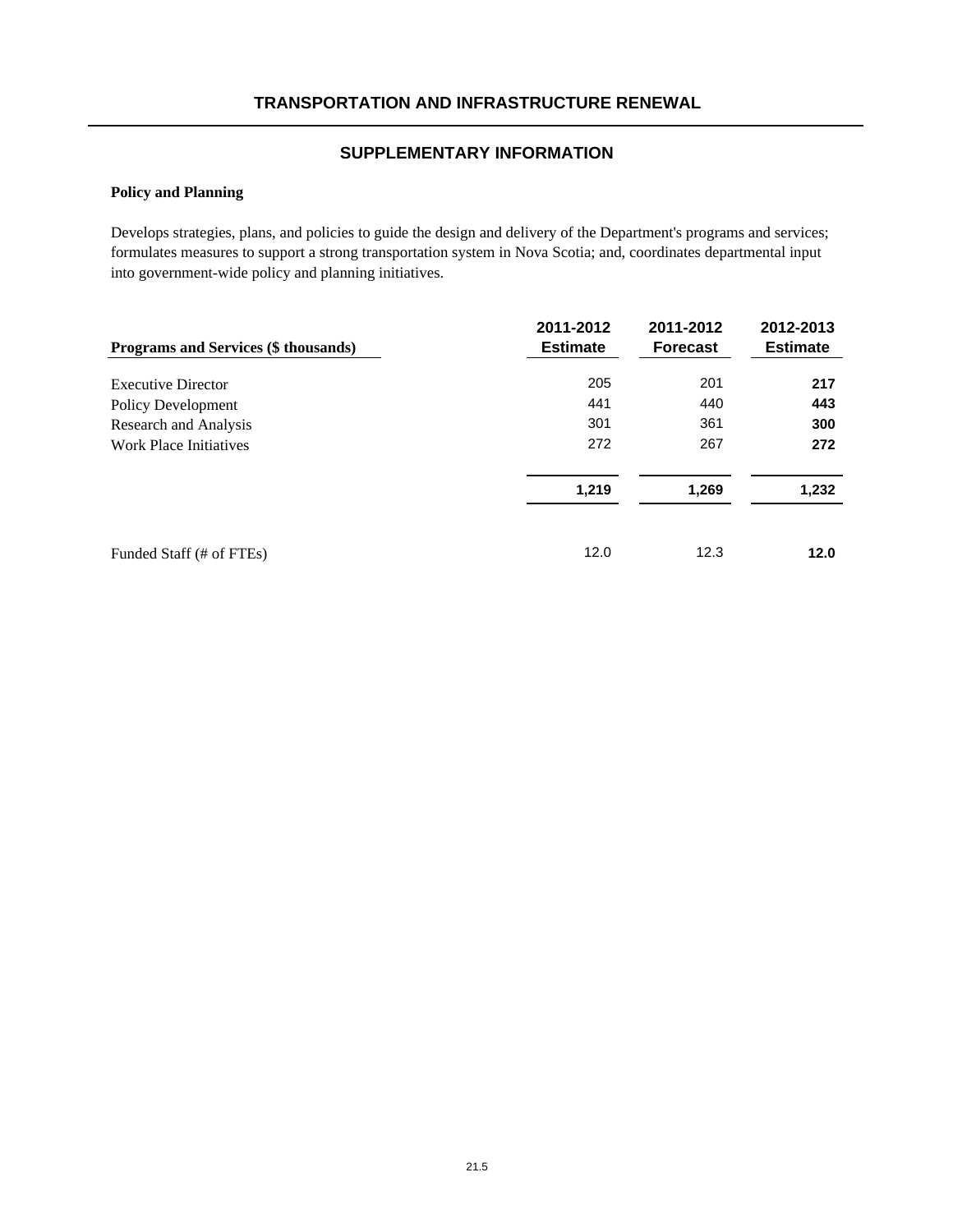## TRANSPORTATION AND INFRASTRUCTURE RENEWAL

## SUPPLEMENTARY INFORMATION

**Policy and Planning**

Develops strategies, plans, and policies to guide the design and delivery of the Department's programs and services; formulates measures to support a strong transportation system in Nova Scotia; and, coordinates departmental input into government-wide policy and planning initiatives.

| Programs and Services ($ thousands) | 2011-2012 Estimate | 2011-2012 Forecast | 2012-2013 Estimate |
|---|---|---|---|
| Executive Director | 205 | 201 | **217** |
| Policy Development | 441 | 440 | **443** |
| Research and Analysis | 301 | 361 | **300** |
| Work Place Initiatives | 272 | 267 | **272** |
| | **1,219** | **1,269** | **1,232** |
| Funded Staff (# of FTEs) | 12.0 | 12.3 | **12.0** |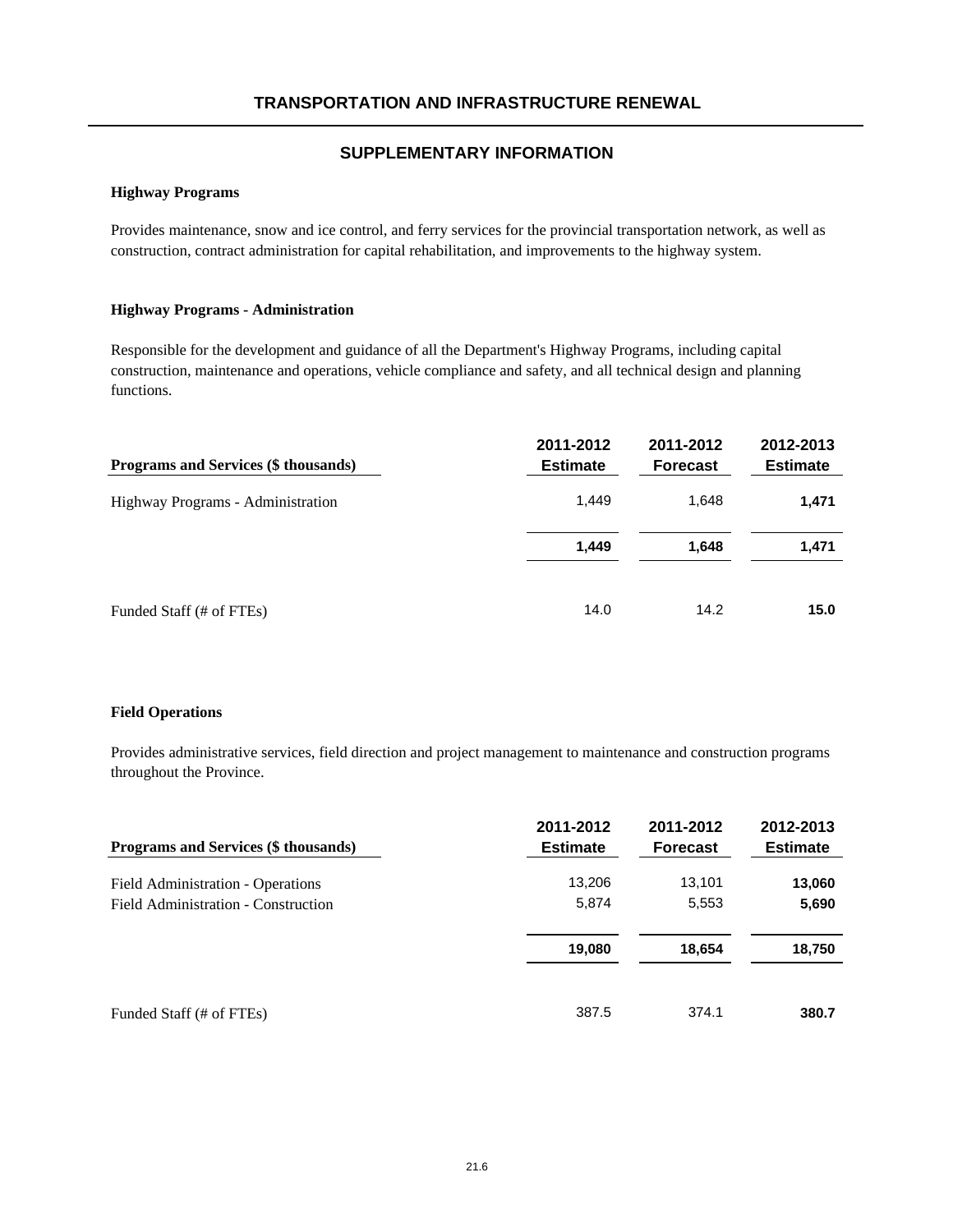## TRANSPORTATION AND INFRASTRUCTURE RENEWAL

### SUPPLEMENTARY INFORMATION

**Highway Programs**

Provides maintenance, snow and ice control, and ferry services for the provincial transportation network, as well as construction, contract administration for capital rehabilitation, and improvements to the highway system.

**Highway Programs - Administration**

Responsible for the development and guidance of all the Department's Highway Programs, including capital construction, maintenance and operations, vehicle compliance and safety, and all technical design and planning functions.

| Programs and Services ($ thousands) | 2011-2012 Estimate | 2011-2012 Forecast | 2012-2013 Estimate |
|---|---|---|---|
| Highway Programs - Administration | 1,449 | 1,648 | **1,471** |
| | **1,449** | **1,648** | **1,471** |
| Funded Staff (# of FTEs) | 14.0 | 14.2 | **15.0** |

**Field Operations**

Provides administrative services, field direction and project management to maintenance and construction programs throughout the Province.

| Programs and Services ($ thousands) | 2011-2012 Estimate | 2011-2012 Forecast | 2012-2013 Estimate |
|---|---|---|---|
| Field Administration - Operations | 13,206 | 13,101 | **13,060** |
| Field Administration - Construction | 5,874 | 5,553 | **5,690** |
| | **19,080** | **18,654** | **18,750** |
| Funded Staff (# of FTEs) | 387.5 | 374.1 | **380.7** |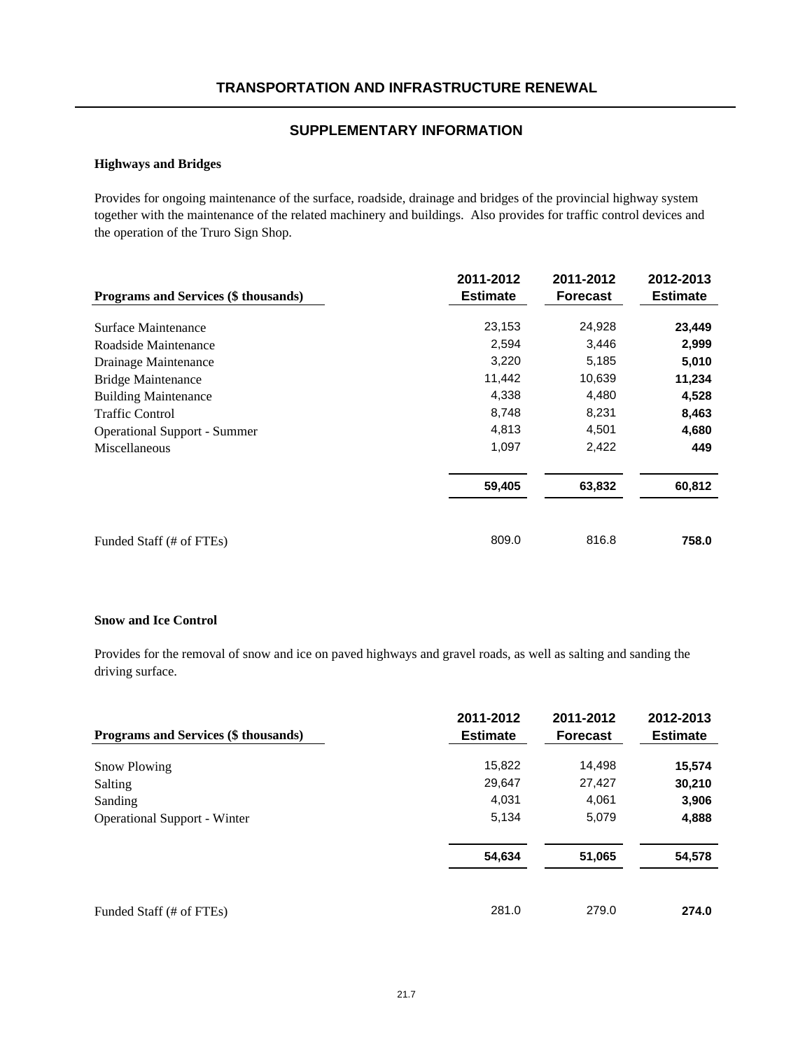# TRANSPORTATION AND INFRASTRUCTURE RENEWAL

## SUPPLEMENTARY INFORMATION

### Highways and Bridges

Provides for ongoing maintenance of the surface, roadside, drainage and bridges of the provincial highway system together with the maintenance of the related machinery and buildings. Also provides for traffic control devices and the operation of the Truro Sign Shop.

| Programs and Services ($ thousands) | 2011-2012 Estimate | 2011-2012 Forecast | 2012-2013 Estimate |
|---|---|---|---|
| Surface Maintenance | 23,153 | 24,928 | **23,449** |
| Roadside Maintenance | 2,594 | 3,446 | **2,999** |
| Drainage Maintenance | 3,220 | 5,185 | **5,010** |
| Bridge Maintenance | 11,442 | 10,639 | **11,234** |
| Building Maintenance | 4,338 | 4,480 | **4,528** |
| Traffic Control | 8,748 | 8,231 | **8,463** |
| Operational Support - Summer | 4,813 | 4,501 | **4,680** |
| Miscellaneous | 1,097 | 2,422 | **449** |
| | **59,405** | **63,832** | **60,812** |
| Funded Staff (# of FTEs) | 809.0 | 816.8 | **758.0** |

### Snow and Ice Control

Provides for the removal of snow and ice on paved highways and gravel roads, as well as salting and sanding the driving surface.

| Programs and Services ($ thousands) | 2011-2012 Estimate | 2011-2012 Forecast | 2012-2013 Estimate |
|---|---|---|---|
| Snow Plowing | 15,822 | 14,498 | **15,574** |
| Salting | 29,647 | 27,427 | **30,210** |
| Sanding | 4,031 | 4,061 | **3,906** |
| Operational Support - Winter | 5,134 | 5,079 | **4,888** |
| | **54,634** | **51,065** | **54,578** |
| Funded Staff (# of FTEs) | 281.0 | 279.0 | **274.0** |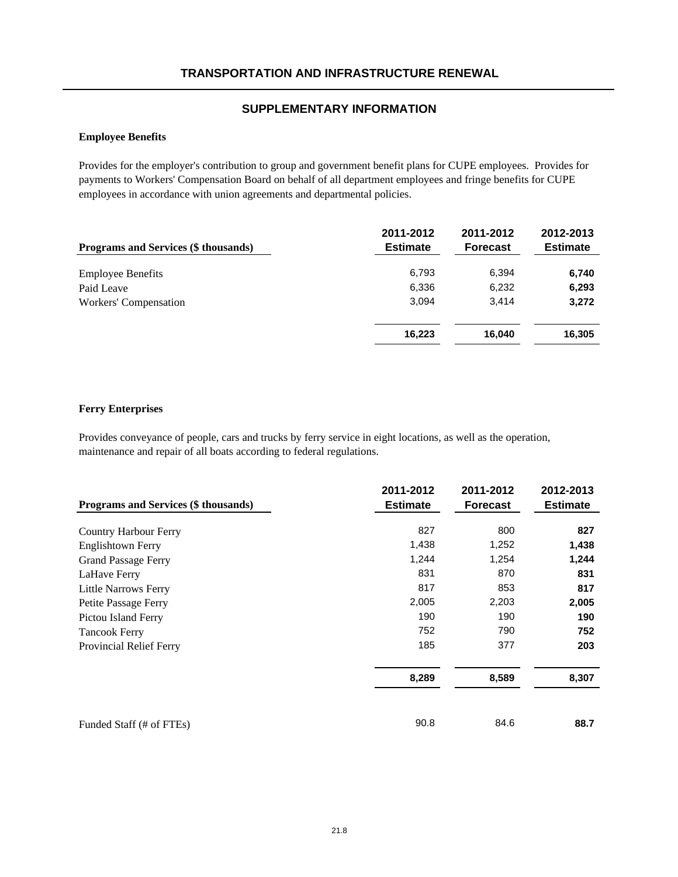# TRANSPORTATION AND INFRASTRUCTURE RENEWAL

## SUPPLEMENTARY INFORMATION

### Employee Benefits

Provides for the employer's contribution to group and government benefit plans for CUPE employees. Provides for payments to Workers' Compensation Board on behalf of all department employees and fringe benefits for CUPE employees in accordance with union agreements and departmental policies.

| Programs and Services ($ thousands) | 2011-2012 Estimate | 2011-2012 Forecast | 2012-2013 Estimate |
|---|---|---|---|
| Employee Benefits | 6,793 | 6,394 | **6,740** |
| Paid Leave | 6,336 | 6,232 | **6,293** |
| Workers' Compensation | 3,094 | 3,414 | **3,272** |
| | **16,223** | **16,040** | **16,305** |

### Ferry Enterprises

Provides conveyance of people, cars and trucks by ferry service in eight locations, as well as the operation, maintenance and repair of all boats according to federal regulations.

| Programs and Services ($ thousands) | 2011-2012 Estimate | 2011-2012 Forecast | 2012-2013 Estimate |
|---|---|---|---|
| Country Harbour Ferry | 827 | 800 | **827** |
| Englishtown Ferry | 1,438 | 1,252 | **1,438** |
| Grand Passage Ferry | 1,244 | 1,254 | **1,244** |
| LaHave Ferry | 831 | 870 | **831** |
| Little Narrows Ferry | 817 | 853 | **817** |
| Petite Passage Ferry | 2,005 | 2,203 | **2,005** |
| Pictou Island Ferry | 190 | 190 | **190** |
| Tancook Ferry | 752 | 790 | **752** |
| Provincial Relief Ferry | 185 | 377 | **203** |
| | **8,289** | **8,589** | **8,307** |
| Funded Staff (# of FTEs) | 90.8 | 84.6 | **88.7** |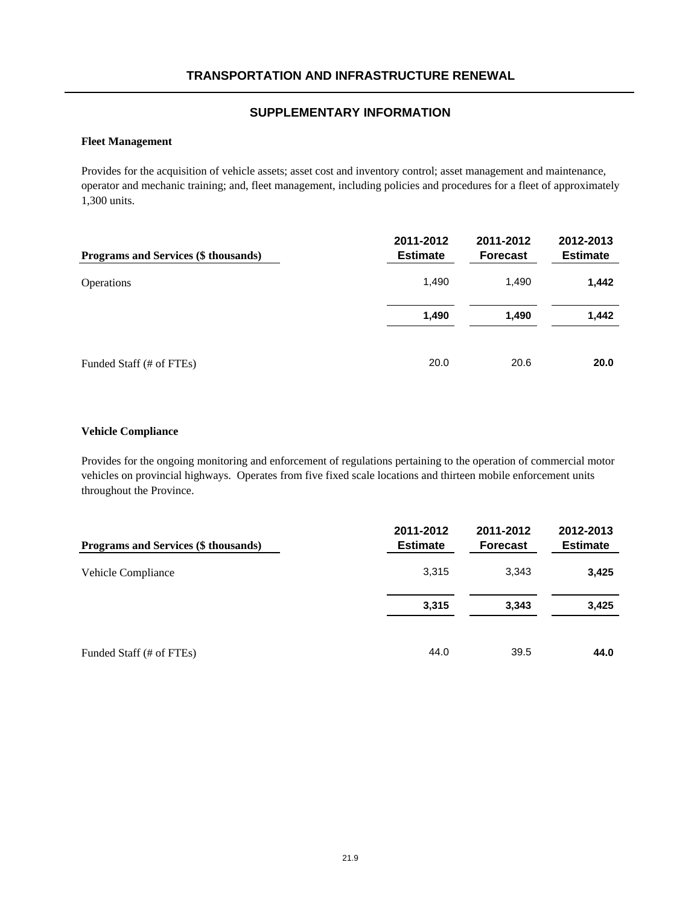## TRANSPORTATION AND INFRASTRUCTURE RENEWAL

### SUPPLEMENTARY INFORMATION

**Fleet Management**

Provides for the acquisition of vehicle assets; asset cost and inventory control; asset management and maintenance, operator and mechanic training; and, fleet management, including policies and procedures for a fleet of approximately 1,300 units.

| Programs and Services ($ thousands) | 2011-2012 Estimate | 2011-2012 Forecast | 2012-2013 Estimate |
|---|---|---|---|
| Operations | 1,490 | 1,490 | **1,442** |
| | **1,490** | **1,490** | **1,442** |
| Funded Staff (# of FTEs) | 20.0 | 20.6 | **20.0** |

**Vehicle Compliance**

Provides for the ongoing monitoring and enforcement of regulations pertaining to the operation of commercial motor vehicles on provincial highways. Operates from five fixed scale locations and thirteen mobile enforcement units throughout the Province.

| Programs and Services ($ thousands) | 2011-2012 Estimate | 2011-2012 Forecast | 2012-2013 Estimate |
|---|---|---|---|
| Vehicle Compliance | 3,315 | 3,343 | **3,425** |
| | **3,315** | **3,343** | **3,425** |
| Funded Staff (# of FTEs) | 44.0 | 39.5 | **44.0** |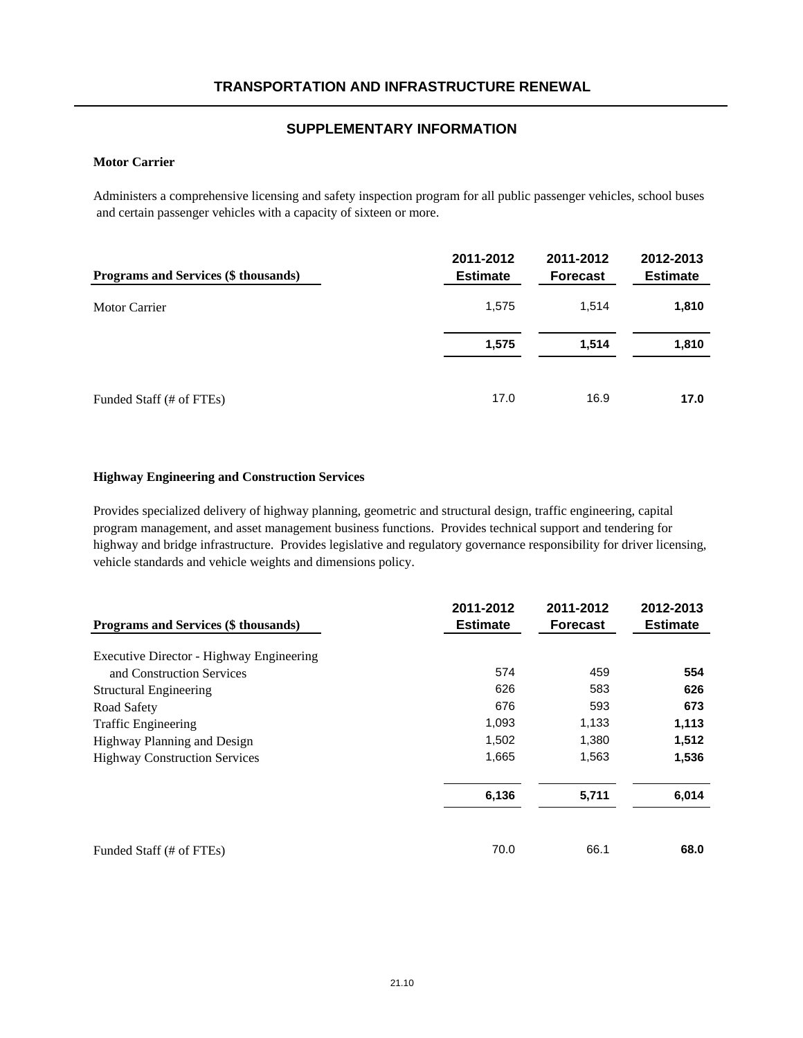# TRANSPORTATION AND INFRASTRUCTURE RENEWAL

## SUPPLEMENTARY INFORMATION

### Motor Carrier

Administers a comprehensive licensing and safety inspection program for all public passenger vehicles, school buses and certain passenger vehicles with a capacity of sixteen or more.

| Programs and Services ($ thousands) | 2011-2012 Estimate | 2011-2012 Forecast | 2012-2013 Estimate |
|---|---|---|---|
| Motor Carrier | 1,575 | 1,514 | **1,810** |
| | **1,575** | **1,514** | **1,810** |
| Funded Staff (# of FTEs) | 17.0 | 16.9 | **17.0** |

### Highway Engineering and Construction Services

Provides specialized delivery of highway planning, geometric and structural design, traffic engineering, capital program management, and asset management business functions. Provides technical support and tendering for highway and bridge infrastructure. Provides legislative and regulatory governance responsibility for driver licensing, vehicle standards and vehicle weights and dimensions policy.

| Programs and Services ($ thousands) | 2011-2012 Estimate | 2011-2012 Forecast | 2012-2013 Estimate |
|---|---|---|---|
| Executive Director - Highway Engineering and Construction Services | 574 | 459 | **554** |
| Structural Engineering | 626 | 583 | **626** |
| Road Safety | 676 | 593 | **673** |
| Traffic Engineering | 1,093 | 1,133 | **1,113** |
| Highway Planning and Design | 1,502 | 1,380 | **1,512** |
| Highway Construction Services | 1,665 | 1,563 | **1,536** |
| | **6,136** | **5,711** | **6,014** |
| Funded Staff (# of FTEs) | 70.0 | 66.1 | **68.0** |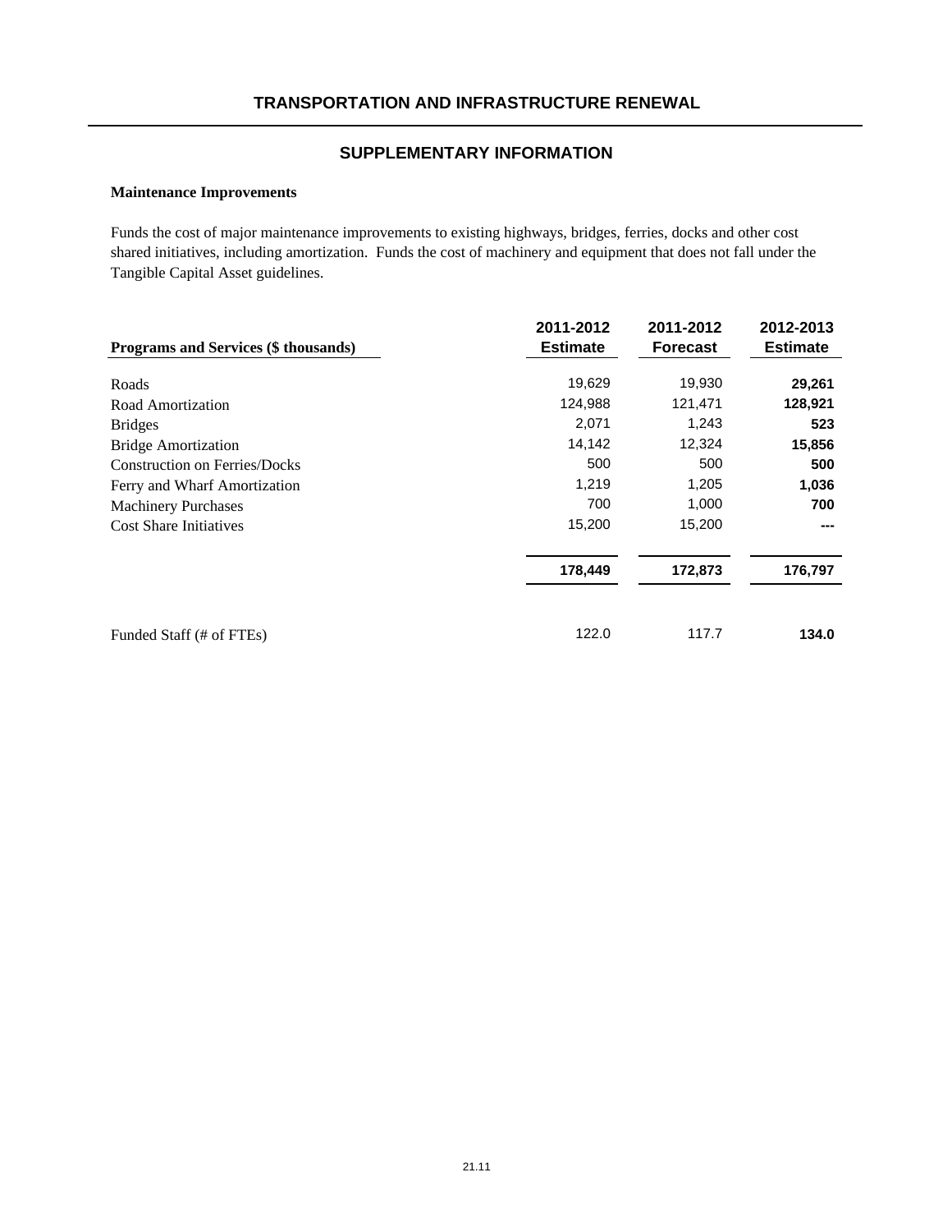# TRANSPORTATION AND INFRASTRUCTURE RENEWAL

## SUPPLEMENTARY INFORMATION

**Maintenance Improvements**

Funds the cost of major maintenance improvements to existing highways, bridges, ferries, docks and other cost shared initiatives, including amortization. Funds the cost of machinery and equipment that does not fall under the Tangible Capital Asset guidelines.

| Programs and Services ($ thousands) | 2011-2012 Estimate | 2011-2012 Forecast | 2012-2013 Estimate |
|---|---|---|---|
| Roads | 19,629 | 19,930 | **29,261** |
| Road Amortization | 124,988 | 121,471 | **128,921** |
| Bridges | 2,071 | 1,243 | **523** |
| Bridge Amortization | 14,142 | 12,324 | **15,856** |
| Construction on Ferries/Docks | 500 | 500 | **500** |
| Ferry and Wharf Amortization | 1,219 | 1,205 | **1,036** |
| Machinery Purchases | 700 | 1,000 | **700** |
| Cost Share Initiatives | 15,200 | 15,200 | **---** |
| | **178,449** | **172,873** | **176,797** |
| Funded Staff (# of FTEs) | 122.0 | 117.7 | **134.0** |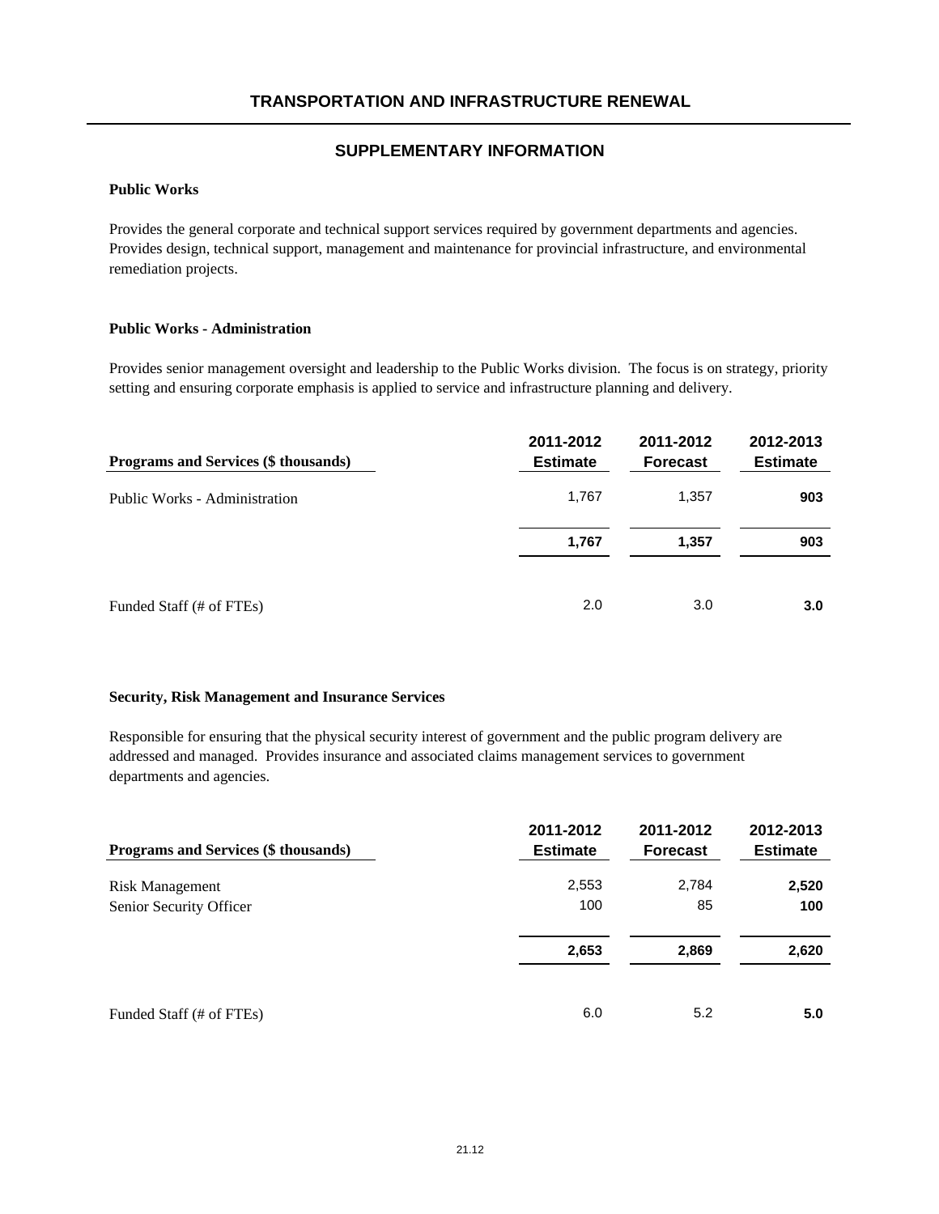# TRANSPORTATION AND INFRASTRUCTURE RENEWAL

## SUPPLEMENTARY INFORMATION

### Public Works

Provides the general corporate and technical support services required by government departments and agencies. Provides design, technical support, management and maintenance for provincial infrastructure, and environmental remediation projects.

### Public Works - Administration

Provides senior management oversight and leadership to the Public Works division. The focus is on strategy, priority setting and ensuring corporate emphasis is applied to service and infrastructure planning and delivery.

| Programs and Services ($ thousands) | 2011-2012 Estimate | 2011-2012 Forecast | 2012-2013 Estimate |
|---|---|---|---|
| Public Works - Administration | 1,767 | 1,357 | **903** |
| | **1,767** | **1,357** | **903** |
| Funded Staff (# of FTEs) | 2.0 | 3.0 | **3.0** |

### Security, Risk Management and Insurance Services

Responsible for ensuring that the physical security interest of government and the public program delivery are addressed and managed. Provides insurance and associated claims management services to government departments and agencies.

| Programs and Services ($ thousands) | 2011-2012 Estimate | 2011-2012 Forecast | 2012-2013 Estimate |
|---|---|---|---|
| Risk Management | 2,553 | 2,784 | **2,520** |
| Senior Security Officer | 100 | 85 | **100** |
| | **2,653** | **2,869** | **2,620** |
| Funded Staff (# of FTEs) | 6.0 | 5.2 | **5.0** |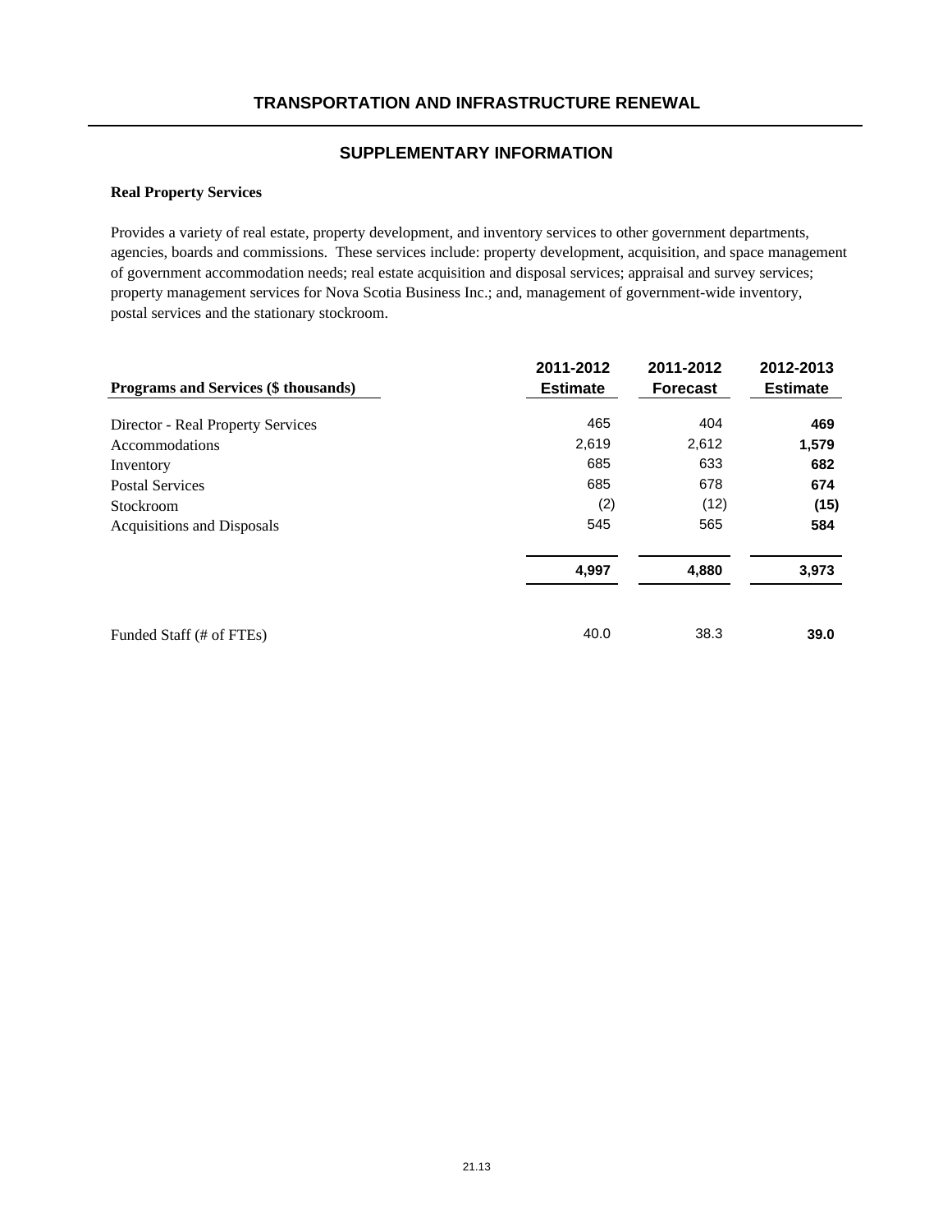## TRANSPORTATION AND INFRASTRUCTURE RENEWAL

### SUPPLEMENTARY INFORMATION

**Real Property Services**

Provides a variety of real estate, property development, and inventory services to other government departments, agencies, boards and commissions. These services include: property development, acquisition, and space management of government accommodation needs; real estate acquisition and disposal services; appraisal and survey services; property management services for Nova Scotia Business Inc.; and, management of government-wide inventory, postal services and the stationary stockroom.

| Programs and Services ($ thousands) | 2011-2012 Estimate | 2011-2012 Forecast | 2012-2013 Estimate |
|---|---|---|---|
| Director - Real Property Services | 465 | 404 | **469** |
| Accommodations | 2,619 | 2,612 | **1,579** |
| Inventory | 685 | 633 | **682** |
| Postal Services | 685 | 678 | **674** |
| Stockroom | (2) | (12) | **(15)** |
| Acquisitions and Disposals | 545 | 565 | **584** |
| | **4,997** | **4,880** | **3,973** |
| Funded Staff (# of FTEs) | 40.0 | 38.3 | **39.0** |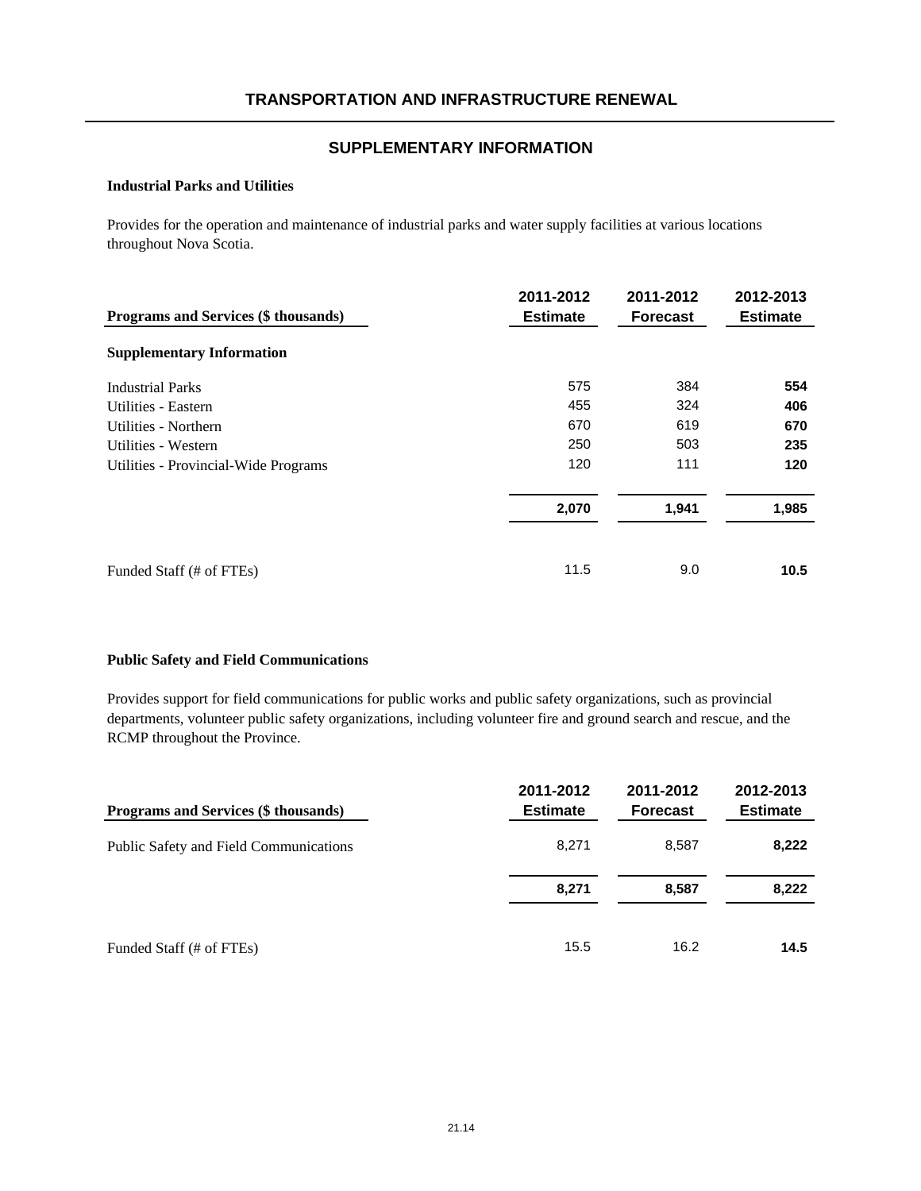## TRANSPORTATION AND INFRASTRUCTURE RENEWAL

## SUPPLEMENTARY INFORMATION

### Industrial Parks and Utilities

Provides for the operation and maintenance of industrial parks and water supply facilities at various locations throughout Nova Scotia.

| Programs and Services ($ thousands) | 2011-2012 Estimate | 2011-2012 Forecast | 2012-2013 Estimate |
|---|---|---|---|
| **Supplementary Information** | | | |
| Industrial Parks | 575 | 384 | **554** |
| Utilities - Eastern | 455 | 324 | **406** |
| Utilities - Northern | 670 | 619 | **670** |
| Utilities - Western | 250 | 503 | **235** |
| Utilities - Provincial-Wide Programs | 120 | 111 | **120** |
| | **2,070** | **1,941** | **1,985** |
| Funded Staff (# of FTEs) | 11.5 | 9.0 | **10.5** |

### Public Safety and Field Communications

Provides support for field communications for public works and public safety organizations, such as provincial departments, volunteer public safety organizations, including volunteer fire and ground search and rescue, and the RCMP throughout the Province.

| Programs and Services ($ thousands) | 2011-2012 Estimate | 2011-2012 Forecast | 2012-2013 Estimate |
|---|---|---|---|
| Public Safety and Field Communications | 8,271 | 8,587 | **8,222** |
| | **8,271** | **8,587** | **8,222** |
| Funded Staff (# of FTEs) | 15.5 | 16.2 | **14.5** |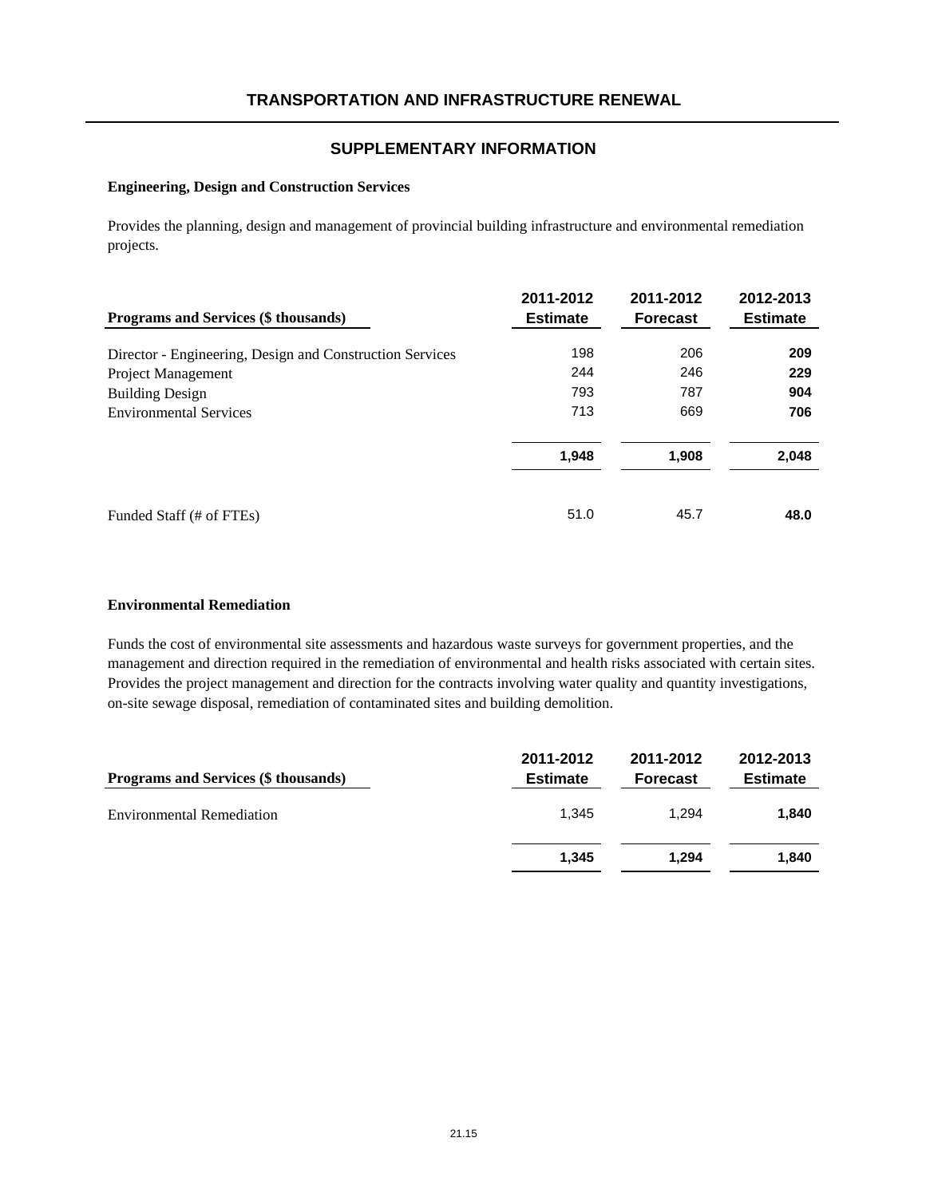# TRANSPORTATION AND INFRASTRUCTURE RENEWAL

## SUPPLEMENTARY INFORMATION

### Engineering, Design and Construction Services

Provides the planning, design and management of provincial building infrastructure and environmental remediation projects.

| Programs and Services ($ thousands) | 2011-2012 Estimate | 2011-2012 Forecast | 2012-2013 Estimate |
|---|---|---|---|
| Director - Engineering, Design and Construction Services | 198 | 206 | **209** |
| Project Management | 244 | 246 | **229** |
| Building Design | 793 | 787 | **904** |
| Environmental Services | 713 | 669 | **706** |
| | **1,948** | **1,908** | **2,048** |
| Funded Staff (# of FTEs) | 51.0 | 45.7 | **48.0** |

### Environmental Remediation

Funds the cost of environmental site assessments and hazardous waste surveys for government properties, and the management and direction required in the remediation of environmental and health risks associated with certain sites. Provides the project management and direction for the contracts involving water quality and quantity investigations, on-site sewage disposal, remediation of contaminated sites and building demolition.

| Programs and Services ($ thousands) | 2011-2012 Estimate | 2011-2012 Forecast | 2012-2013 Estimate |
|---|---|---|---|
| Environmental Remediation | 1,345 | 1,294 | **1,840** |
| | **1,345** | **1,294** | **1,840** |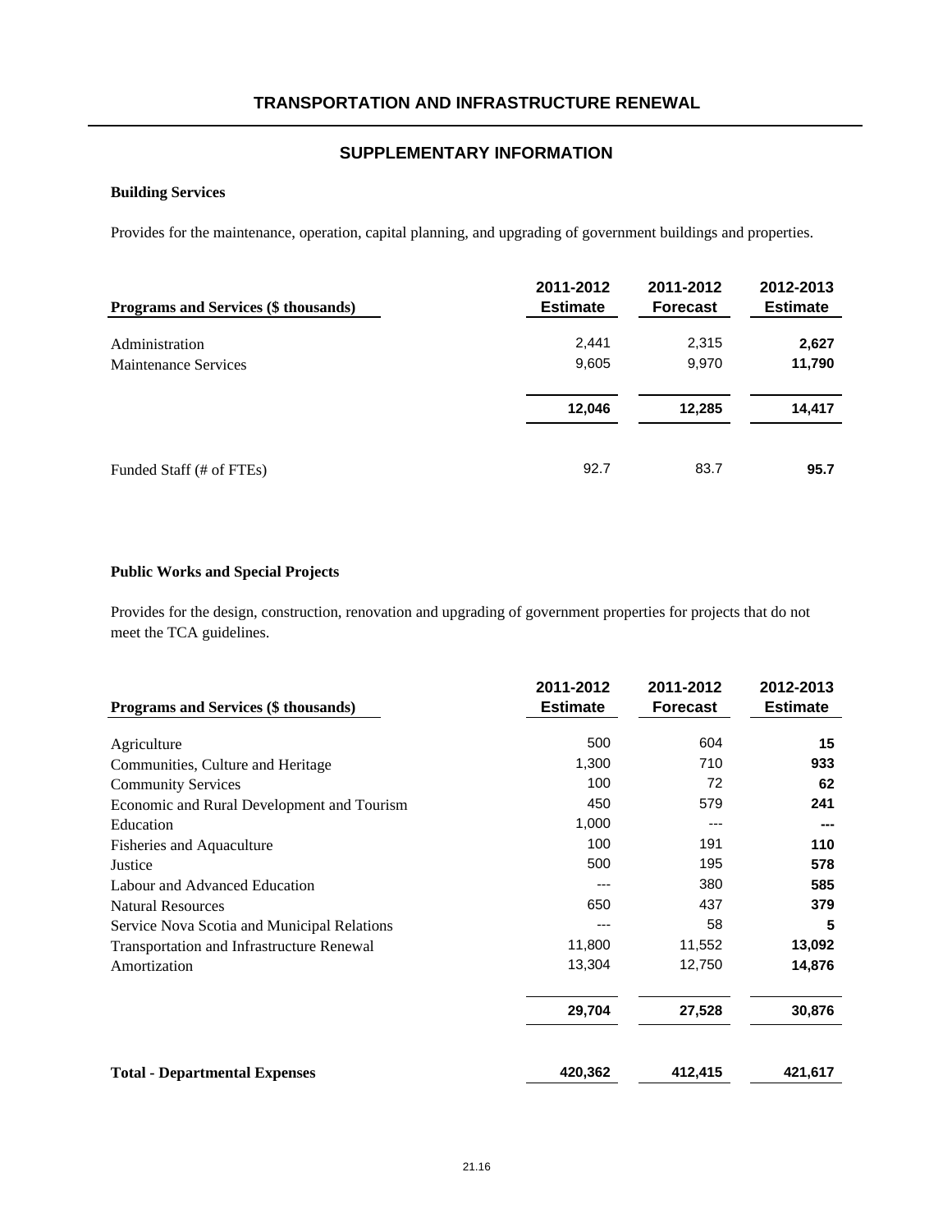# TRANSPORTATION AND INFRASTRUCTURE RENEWAL

## SUPPLEMENTARY INFORMATION

### Building Services

Provides for the maintenance, operation, capital planning, and upgrading of government buildings and properties.

| Programs and Services ($ thousands) | 2011-2012 Estimate | 2011-2012 Forecast | 2012-2013 Estimate |
|---|---|---|---|
| Administration | 2,441 | 2,315 | **2,627** |
| Maintenance Services | 9,605 | 9,970 | **11,790** |
| | **12,046** | **12,285** | **14,417** |
| Funded Staff (# of FTEs) | 92.7 | 83.7 | **95.7** |

### Public Works and Special Projects

Provides for the design, construction, renovation and upgrading of government properties for projects that do not meet the TCA guidelines.

| Programs and Services ($ thousands) | 2011-2012 Estimate | 2011-2012 Forecast | 2012-2013 Estimate |
|---|---|---|---|
| Agriculture | 500 | 604 | **15** |
| Communities, Culture and Heritage | 1,300 | 710 | **933** |
| Community Services | 100 | 72 | **62** |
| Economic and Rural Development and Tourism | 450 | 579 | **241** |
| Education | 1,000 | --- | **---** |
| Fisheries and Aquaculture | 100 | 191 | **110** |
| Justice | 500 | 195 | **578** |
| Labour and Advanced Education | --- | 380 | **585** |
| Natural Resources | 650 | 437 | **379** |
| Service Nova Scotia and Municipal Relations | --- | 58 | **5** |
| Transportation and Infrastructure Renewal | 11,800 | 11,552 | **13,092** |
| Amortization | 13,304 | 12,750 | **14,876** |
| | **29,704** | **27,528** | **30,876** |
| **Total - Departmental Expenses** | **420,362** | **412,415** | **421,617** |